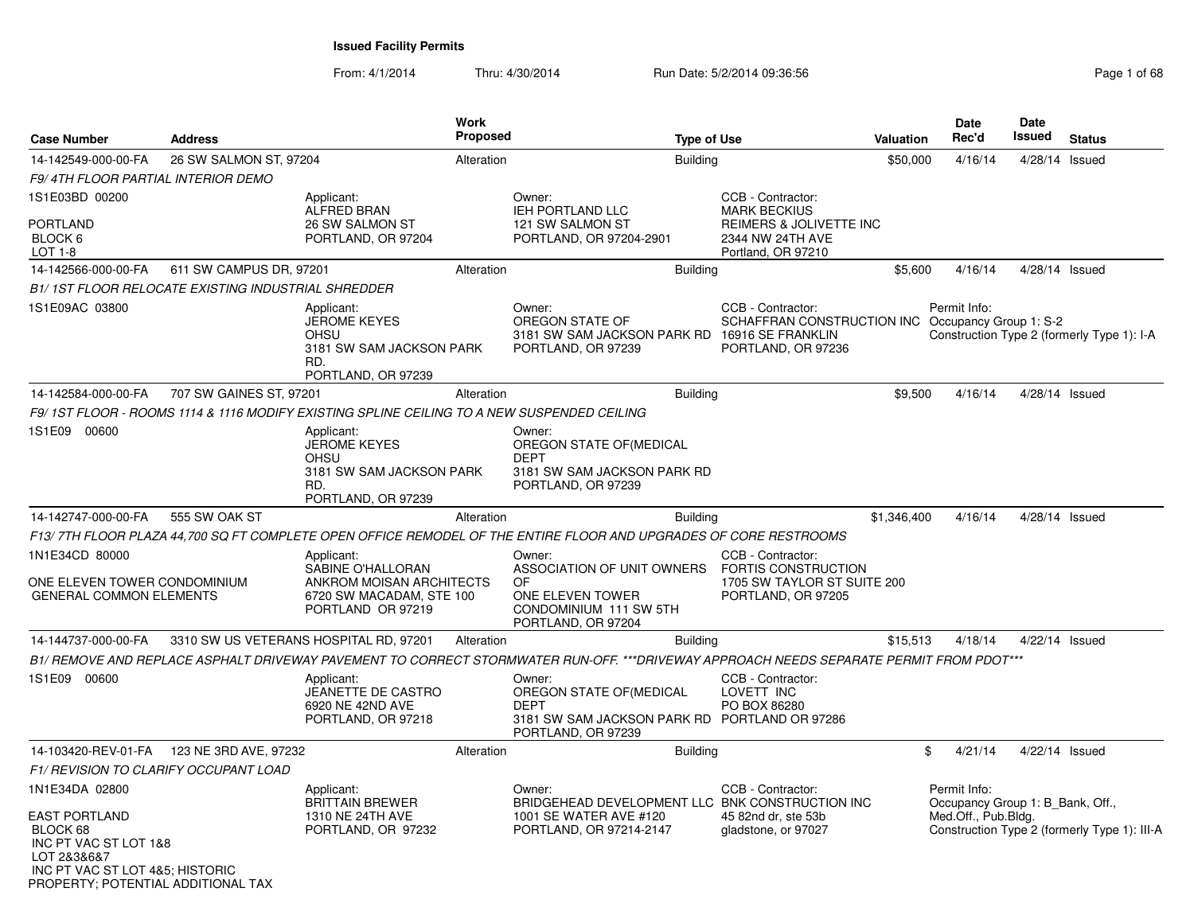# Issued Facility Permits

From: 4/1/2014 Thru: 4/30/2014 Run Date: 5/2/2014 09:36:56

| Case Number | Address | Work Proposed | Type of Use | Valuation | Date Rec'd | Date Issued | Status |
|---|---|---|---|---|---|---|---|
| 14-142549-000-00-FA | 26 SW SALMON ST, 97204 | Alteration | Building | $50,000 | 4/16/14 | 4/28/14 | Issued |

*F9/ 4TH FLOOR PARTIAL INTERIOR DEMO*

1S1E03BD 00200

PORTLAND
BLOCK 6
LOT 1-8

Applicant:
ALFRED BRAN
26 SW SALMON ST
PORTLAND, OR 97204

Owner:
IEH PORTLAND LLC
121 SW SALMON ST
PORTLAND, OR 97204-2901

CCB - Contractor:
MARK BECKIUS
REIMERS & JOLIVETTE INC
2344 NW 24TH AVE
Portland, OR 97210

| Case Number | Address | Work Proposed | Type of Use | Valuation | Date Rec'd | Date Issued | Status |
|---|---|---|---|---|---|---|---|
| 14-142566-000-00-FA | 611 SW CAMPUS DR, 97201 | Alteration | Building | $5,600 | 4/16/14 | 4/28/14 | Issued |

*B1/ 1ST FLOOR RELOCATE EXISTING INDUSTRIAL SHREDDER*

1S1E09AC 03800

Applicant:
JEROME KEYES
OHSU
3181 SW SAM JACKSON PARK RD.
PORTLAND, OR 97239

Owner:
OREGON STATE OF
3181 SW SAM JACKSON PARK RD
PORTLAND, OR 97239

CCB - Contractor:
SCHAFFRAN CONSTRUCTION INC
16916 SE FRANKLIN
PORTLAND, OR 97236

Permit Info:
Occupancy Group 1: S-2
Construction Type 2 (formerly Type 1): I-A

| Case Number | Address | Work Proposed | Type of Use | Valuation | Date Rec'd | Date Issued | Status |
|---|---|---|---|---|---|---|---|
| 14-142584-000-00-FA | 707 SW GAINES ST, 97201 | Alteration | Building | $9,500 | 4/16/14 | 4/28/14 | Issued |

*F9/ 1ST FLOOR - ROOMS 1114 & 1116 MODIFY EXISTING SPLINE CEILING TO A NEW SUSPENDED CEILING*

1S1E09 00600

Applicant:
JEROME KEYES
OHSU
3181 SW SAM JACKSON PARK RD.
PORTLAND, OR 97239

Owner:
OREGON STATE OF(MEDICAL DEPT
3181 SW SAM JACKSON PARK RD
PORTLAND, OR 97239

| Case Number | Address | Work Proposed | Type of Use | Valuation | Date Rec'd | Date Issued | Status |
|---|---|---|---|---|---|---|---|
| 14-142747-000-00-FA | 555 SW OAK ST | Alteration | Building | $1,346,400 | 4/16/14 | 4/28/14 | Issued |

*F13/ 7TH FLOOR PLAZA 44,700 SQ FT COMPLETE OPEN OFFICE REMODEL OF THE ENTIRE FLOOR AND UPGRADES OF CORE RESTROOMS*

1N1E34CD 80000

ONE ELEVEN TOWER CONDOMINIUM
GENERAL COMMON ELEMENTS

Applicant:
SABINE O'HALLORAN
ANKROM MOISAN ARCHITECTS
6720 SW MACADAM, STE 100
PORTLAND OR 97219

Owner:
ASSOCIATION OF UNIT OWNERS OF
ONE ELEVEN TOWER CONDOMINIUM 111 SW 5TH
PORTLAND, OR 97204

CCB - Contractor:
FORTIS CONSTRUCTION
1705 SW TAYLOR ST SUITE 200
PORTLAND, OR 97205

| Case Number | Address | Work Proposed | Type of Use | Valuation | Date Rec'd | Date Issued | Status |
|---|---|---|---|---|---|---|---|
| 14-144737-000-00-FA | 3310 SW US VETERANS HOSPITAL RD, 97201 | Alteration | Building | $15,513 | 4/18/14 | 4/22/14 | Issued |

*B1/ REMOVE AND REPLACE ASPHALT DRIVEWAY PAVEMENT TO CORRECT STORMWATER RUN-OFF. ***DRIVEWAY APPROACH NEEDS SEPARATE PERMIT FROM PDOT****

1S1E09 00600

Applicant:
JEANETTE DE CASTRO
6920 NE 42ND AVE
PORTLAND, OR 97218

Owner:
OREGON STATE OF(MEDICAL DEPT
3181 SW SAM JACKSON PARK RD
PORTLAND, OR 97239

CCB - Contractor:
LOVETT INC
PO BOX 86280
PORTLAND OR 97286

| Case Number | Address | Work Proposed | Type of Use | Valuation | Date Rec'd | Date Issued | Status |
|---|---|---|---|---|---|---|---|
| 14-103420-REV-01-FA | 123 NE 3RD AVE, 97232 | Alteration | Building | $ | 4/21/14 | 4/22/14 | Issued |

*F1/ REVISION TO CLARIFY OCCUPANT LOAD*

1N1E34DA 02800

EAST PORTLAND
BLOCK 68
INC PT VAC ST LOT 1&8
LOT 2&3&6&7
INC PT VAC ST LOT 4&5; HISTORIC PROPERTY; POTENTIAL ADDITIONAL TAX

Applicant:
BRITTAIN BREWER
1310 NE 24TH AVE
PORTLAND, OR 97232

Owner:
BRIDGEHEAD DEVELOPMENT LLC
1001 SE WATER AVE #120
PORTLAND, OR 97214-2147

CCB - Contractor:
BNK CONSTRUCTION INC
45 82nd dr, ste 53b
gladstone, or 97027

Permit Info:
Occupancy Group 1: B_Bank, Off., Med.Off., Pub.Bldg.
Construction Type 2 (formerly Type 1): III-A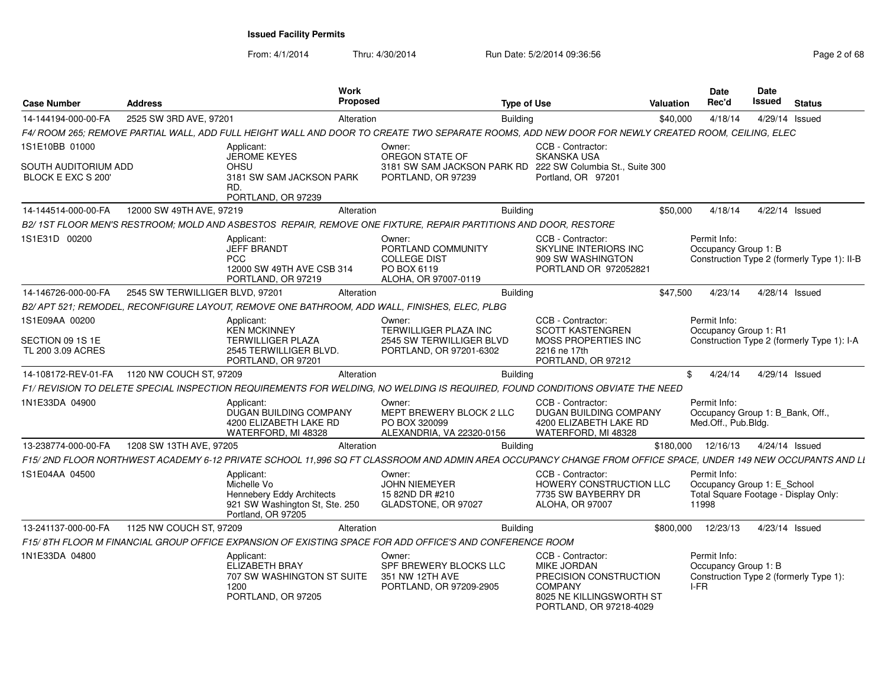**Issued Facility Permits**

From: 4/1/2014 Thru: 4/30/2014 Run Date: 5/2/2014 09:36:56

| Case Number | Address | Work Proposed | Type of Use | Valuation | Date Rec'd | Date Issued | Status |
|---|---|---|---|---|---|---|---|
| 14-144194-000-00-FA | 2525 SW 3RD AVE, 97201 | Alteration | Building | $40,000 | 4/18/14 | 4/29/14 | Issued |

*F4/ ROOM 265; REMOVE PARTIAL WALL, ADD FULL HEIGHT WALL AND DOOR TO CREATE TWO SEPARATE ROOMS, ADD NEW DOOR FOR NEWLY CREATED ROOM, CEILING, ELEC*

1S1E10BB 01000

SOUTH AUDITORIUM ADD BLOCK E EXC S 200'

Applicant: JEROME KEYES, OHSU, 3181 SW SAM JACKSON PARK RD., PORTLAND, OR 97239

Owner: OREGON STATE OF, 3181 SW SAM JACKSON PARK RD, PORTLAND, OR 97239

CCB - Contractor: SKANSKA USA, 222 SW Columbia St., Suite 300, Portland, OR 97201

---

| Case Number | Address | Work Proposed | Type of Use | Valuation | Date Rec'd | Date Issued | Status |
|---|---|---|---|---|---|---|---|
| 14-144514-000-00-FA | 12000 SW 49TH AVE, 97219 | Alteration | Building | $50,000 | 4/18/14 | 4/22/14 | Issued |

*B2/ 1ST FLOOR MEN'S RESTROOM; MOLD AND ASBESTOS REPAIR, REMOVE ONE FIXTURE, REPAIR PARTITIONS AND DOOR, RESTORE*

1S1E31D 00200

Applicant: JEFF BRANDT, PCC, 12000 SW 49TH AVE CSB 314, PORTLAND, OR 97219

Owner: PORTLAND COMMUNITY COLLEGE DIST, PO BOX 6119, ALOHA, OR 97007-0119

CCB - Contractor: SKYLINE INTERIORS INC, 909 SW WASHINGTON, PORTLAND OR 972052821

Permit Info: Occupancy Group 1: B; Construction Type 2 (formerly Type 1): II-B

---

| Case Number | Address | Work Proposed | Type of Use | Valuation | Date Rec'd | Date Issued | Status |
|---|---|---|---|---|---|---|---|
| 14-146726-000-00-FA | 2545 SW TERWILLIGER BLVD, 97201 | Alteration | Building | $47,500 | 4/23/14 | 4/28/14 | Issued |

*B2/ APT 521; REMODEL, RECONFIGURE LAYOUT, REMOVE ONE BATHROOM, ADD WALL, FINISHES, ELEC, PLBG*

1S1E09AA 00200

SECTION 09 1S 1E TL 200 3.09 ACRES

Applicant: KEN MCKINNEY, TERWILLIGER PLAZA, 2545 TERWILLIGER BLVD., PORTLAND, OR 97201

Owner: TERWILLIGER PLAZA INC, 2545 SW TERWILLIGER BLVD, PORTLAND, OR 97201-6302

CCB - Contractor: SCOTT KASTENGREN, MOSS PROPERTIES INC, 2216 ne 17th, PORTLAND, OR 97212

Permit Info: Occupancy Group 1: R1; Construction Type 2 (formerly Type 1): I-A

---

| Case Number | Address | Work Proposed | Type of Use | Valuation | Date Rec'd | Date Issued | Status |
|---|---|---|---|---|---|---|---|
| 14-108172-REV-01-FA | 1120 NW COUCH ST, 97209 | Alteration | Building | $ | 4/24/14 | 4/29/14 | Issued |

*F1/ REVISION TO DELETE SPECIAL INSPECTION REQUIREMENTS FOR WELDING, NO WELDING IS REQUIRED, FOUND CONDITIONS OBVIATE THE NEED*

1N1E33DA 04900

Applicant: DUGAN BUILDING COMPANY, 4200 ELIZABETH LAKE RD, WATERFORD, MI 48328

Owner: MEPT BREWERY BLOCK 2 LLC, PO BOX 320099, ALEXANDRIA, VA 22320-0156

CCB - Contractor: DUGAN BUILDING COMPANY, 4200 ELIZABETH LAKE RD, WATERFORD, MI 48328

Permit Info: Occupancy Group 1: B_Bank, Off., Med.Off., Pub.Bldg.

---

| Case Number | Address | Work Proposed | Type of Use | Valuation | Date Rec'd | Date Issued | Status |
|---|---|---|---|---|---|---|---|
| 13-238774-000-00-FA | 1208 SW 13TH AVE, 97205 | Alteration | Building | $180,000 | 12/16/13 | 4/24/14 | Issued |

*F15/ 2ND FLOOR NORTHWEST ACADEMY 6-12 PRIVATE SCHOOL 11,996 SQ FT CLASSROOM AND ADMIN AREA OCCUPANCY CHANGE FROM OFFICE SPACE, UNDER 149 NEW OCCUPANTS AND LI*

1S1E04AA 04500

Applicant: Michelle Vo, Hennebery Eddy Architects, 921 SW Washington St, Ste. 250, Portland, OR 97205

Owner: JOHN NIEMEYER, 15 82ND DR #210, GLADSTONE, OR 97027

CCB - Contractor: HOWERY CONSTRUCTION LLC, 7735 SW BAYBERRY DR, ALOHA, OR 97007

Permit Info: Occupancy Group 1: E_School; Total Square Footage - Display Only: 11998

---

| Case Number | Address | Work Proposed | Type of Use | Valuation | Date Rec'd | Date Issued | Status |
|---|---|---|---|---|---|---|---|
| 13-241137-000-00-FA | 1125 NW COUCH ST, 97209 | Alteration | Building | $800,000 | 12/23/13 | 4/23/14 | Issued |

*F15/ 8TH FLOOR M FINANCIAL GROUP OFFICE EXPANSION OF EXISTING SPACE FOR ADD OFFICE'S AND CONFERENCE ROOM*

1N1E33DA 04800

Applicant: ELIZABETH BRAY, 707 SW WASHINGTON ST SUITE 1200, PORTLAND, OR 97205

Owner: SPF BREWERY BLOCKS LLC, 351 NW 12TH AVE, PORTLAND, OR 97209-2905

CCB - Contractor: MIKE JORDAN, PRECISION CONSTRUCTION COMPANY, 8025 NE KILLINGSWORTH ST, PORTLAND, OR 97218-4029

Permit Info: Occupancy Group 1: B; Construction Type 2 (formerly Type 1): I-FR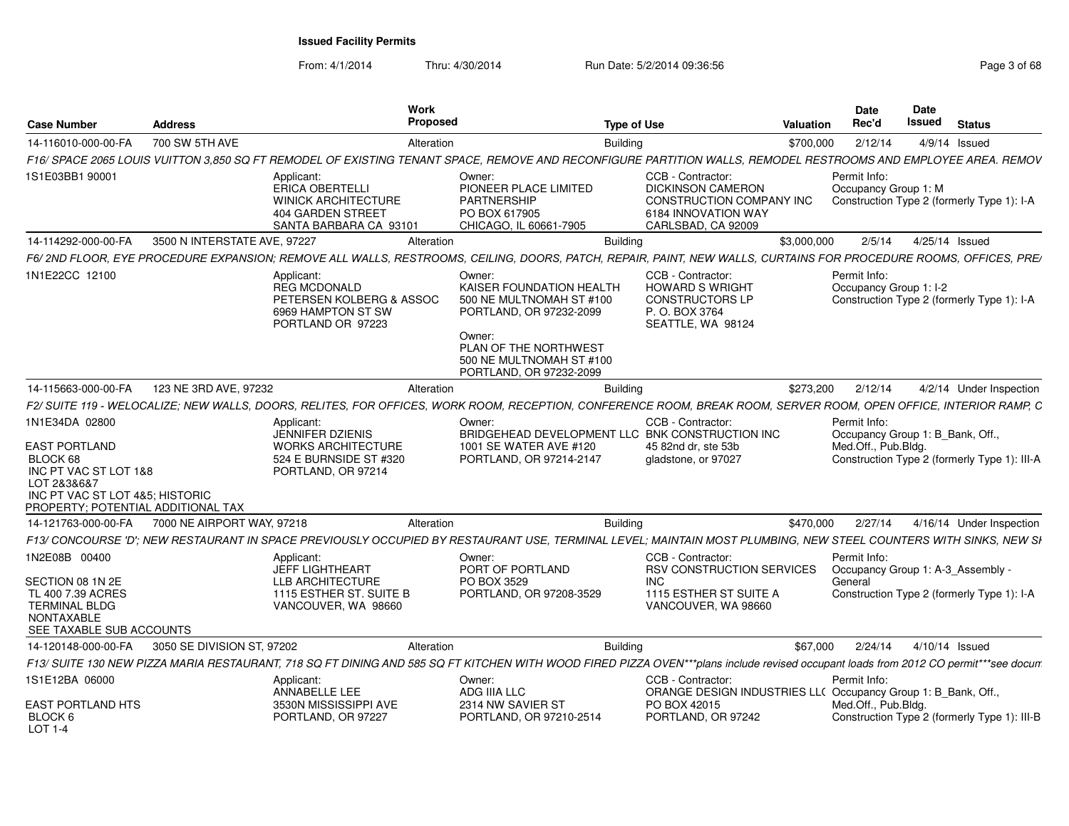**Issued Facility Permits**

From: 4/1/2014 Thru: 4/30/2014 Run Date: 5/2/2014 09:36:56

| Case Number | Address | Work Proposed | Type of Use | Valuation | Date Rec'd | Date Issued | Status |
|---|---|---|---|---|---|---|---|
| 14-116010-000-00-FA | 700 SW 5TH AVE | Alteration | Building | $700,000 | 2/12/14 | 4/9/14 | Issued |

F16/ SPACE 2065 LOUIS VUITTON 3,850 SQ FT REMODEL OF EXISTING TENANT SPACE, REMOVE AND RECONFIGURE PARTITION WALLS, REMODEL RESTROOMS AND EMPLOYEE AREA. REMOV

1S1E03BB1 90001

Applicant: ERICA OBERTELLI, WINICK ARCHITECTURE, 404 GARDEN STREET, SANTA BARBARA CA 93101

Owner: PIONEER PLACE LIMITED PARTNERSHIP, PO BOX 617905, CHICAGO, IL 60661-7905

CCB - Contractor: DICKINSON CAMERON CONSTRUCTION COMPANY INC, 6184 INNOVATION WAY, CARLSBAD, CA 92009

Permit Info: Occupancy Group 1: M; Construction Type 2 (formerly Type 1): I-A

| Case Number | Address | Work Proposed | Type of Use | Valuation | Date Rec'd | Date Issued | Status |
|---|---|---|---|---|---|---|---|
| 14-114292-000-00-FA | 3500 N INTERSTATE AVE, 97227 | Alteration | Building | $3,000,000 | 2/5/14 | 4/25/14 | Issued |

F6/ 2ND FLOOR, EYE PROCEDURE EXPANSION; REMOVE ALL WALLS, RESTROOMS, CEILING, DOORS, PATCH, REPAIR, PAINT, NEW WALLS, CURTAINS FOR PROCEDURE ROOMS, OFFICES, PRE/

1N1E22CC 12100

Applicant: REG MCDONALD, PETERSEN KOLBERG & ASSOC, 6969 HAMPTON ST SW, PORTLAND OR 97223

Owner: KAISER FOUNDATION HEALTH, 500 NE MULTNOMAH ST #100, PORTLAND, OR 97232-2099

Owner: PLAN OF THE NORTHWEST, 500 NE MULTNOMAH ST #100, PORTLAND, OR 97232-2099

CCB - Contractor: HOWARD S WRIGHT CONSTRUCTORS LP, P. O. BOX 3764, SEATTLE, WA 98124

Permit Info: Occupancy Group 1: I-2; Construction Type 2 (formerly Type 1): I-A

| Case Number | Address | Work Proposed | Type of Use | Valuation | Date Rec'd | Date Issued | Status |
|---|---|---|---|---|---|---|---|
| 14-115663-000-00-FA | 123 NE 3RD AVE, 97232 | Alteration | Building | $273,200 | 2/12/14 | 4/2/14 | Under Inspection |

F2/ SUITE 119 - WELOCALIZE; NEW WALLS, DOORS, RELITES, FOR OFFICES, WORK ROOM, RECEPTION, CONFERENCE ROOM, BREAK ROOM, SERVER ROOM, OPEN OFFICE, INTERIOR RAMP, C

1N1E34DA 02800

EAST PORTLAND
BLOCK 68
INC PT VAC ST LOT 1&8
LOT 2&3&6&7
INC PT VAC ST LOT 4&5; HISTORIC PROPERTY; POTENTIAL ADDITIONAL TAX

Applicant: JENNIFER DZIENIS, WORKS ARCHITECTURE, 524 E BURNSIDE ST #320, PORTLAND, OR 97214

Owner: BRIDGEHEAD DEVELOPMENT LLC, 1001 SE WATER AVE #120, PORTLAND, OR 97214-2147

CCB - Contractor: BNK CONSTRUCTION INC, 45 82nd dr, ste 53b, gladstone, or 97027

Permit Info: Occupancy Group 1: B_Bank, Off., Med.Off., Pub.Bldg.; Construction Type 2 (formerly Type 1): III-A

| Case Number | Address | Work Proposed | Type of Use | Valuation | Date Rec'd | Date Issued | Status |
|---|---|---|---|---|---|---|---|
| 14-121763-000-00-FA | 7000 NE AIRPORT WAY, 97218 | Alteration | Building | $470,000 | 2/27/14 | 4/16/14 | Under Inspection |

F13/ CONCOURSE 'D'; NEW RESTAURANT IN SPACE PREVIOUSLY OCCUPIED BY RESTAURANT USE, TERMINAL LEVEL; MAINTAIN MOST PLUMBING, NEW STEEL COUNTERS WITH SINKS, NEW SI

1N2E08B 00400

SECTION 08 1N 2E
TL 400 7.39 ACRES
TERMINAL BLDG
NONTAXABLE
SEE TAXABLE SUB ACCOUNTS

Applicant: JEFF LIGHTHEART, LLB ARCHITECTURE, 1115 ESTHER ST. SUITE B, VANCOUVER, WA 98660

Owner: PORT OF PORTLAND, PO BOX 3529, PORTLAND, OR 97208-3529

CCB - Contractor: RSV CONSTRUCTION SERVICES INC, 1115 ESTHER ST SUITE A, VANCOUVER, WA 98660

Permit Info: Occupancy Group 1: A-3_Assembly - General; Construction Type 2 (formerly Type 1): I-A

| Case Number | Address | Work Proposed | Type of Use | Valuation | Date Rec'd | Date Issued | Status |
|---|---|---|---|---|---|---|---|
| 14-120148-000-00-FA | 3050 SE DIVISION ST, 97202 | Alteration | Building | $67,000 | 2/24/14 | 4/10/14 | Issued |

F13/ SUITE 130 NEW PIZZA MARIA RESTAURANT, 718 SQ FT DINING AND 585 SQ FT KITCHEN WITH WOOD FIRED PIZZA OVEN***plans include revised occupant loads from 2012 CO permit***see docum

1S1E12BA 06000

EAST PORTLAND HTS
BLOCK 6
LOT 1-4

Applicant: ANNABELLE LEE, 3530N MISSISSIPPI AVE, PORTLAND, OR 97227

Owner: ADG IIIA LLC, 2314 NW SAVIER ST, PORTLAND, OR 97210-2514

CCB - Contractor: ORANGE DESIGN INDUSTRIES LLC, PO BOX 42015, PORTLAND, OR 97242

Permit Info: Occupancy Group 1: B_Bank, Off., Med.Off., Pub.Bldg.; Construction Type 2 (formerly Type 1): III-B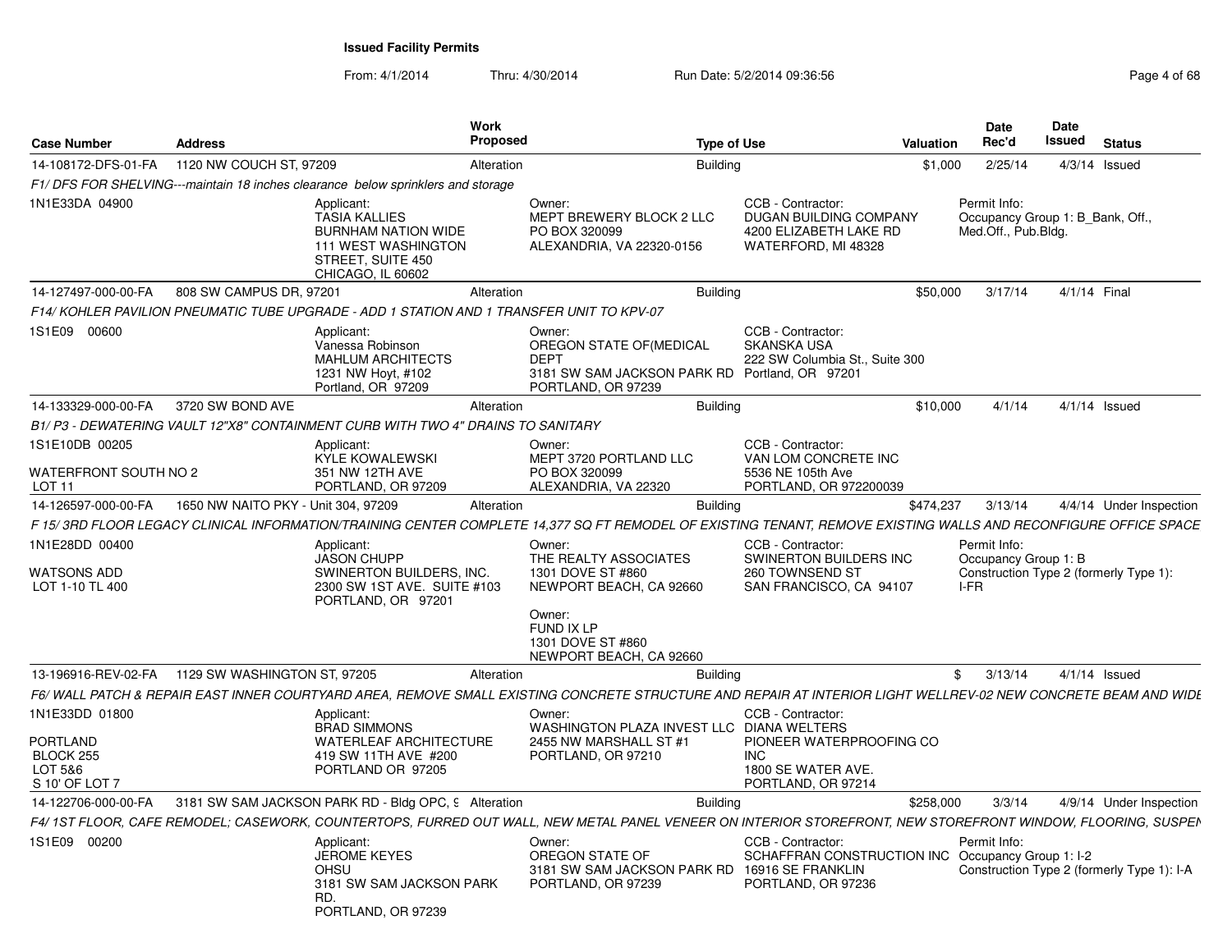**Issued Facility Permits**

From: 4/1/2014 Thru: 4/30/2014 Run Date: 5/2/2014 09:36:56

| Case Number | Address | Work Proposed | Type of Use | Valuation | Date Rec'd | Date Issued | Status |
|---|---|---|---|---|---|---|---|
| 14-108172-DFS-01-FA | 1120 NW COUCH ST, 97209 | Alteration | Building | $1,000 | 2/25/14 | 4/3/14 | Issued |

*F1/ DFS FOR SHELVING---maintain 18 inches clearance below sprinklers and storage*

1N1E33DA 04900

Applicant: TASIA KALLIES, BURNHAM NATION WIDE, 111 WEST WASHINGTON STREET, SUITE 450, CHICAGO, IL 60602

Owner: MEPT BREWERY BLOCK 2 LLC, PO BOX 320099, ALEXANDRIA, VA 22320-0156

CCB - Contractor: DUGAN BUILDING COMPANY, 4200 ELIZABETH LAKE RD, WATERFORD, MI 48328

Permit Info: Occupancy Group 1: B_Bank, Off., Med.Off., Pub.Bldg.

| Case Number | Address | Work Proposed | Type of Use | Valuation | Date Rec'd | Date Issued | Status |
|---|---|---|---|---|---|---|---|
| 14-127497-000-00-FA | 808 SW CAMPUS DR, 97201 | Alteration | Building | $50,000 | 3/17/14 | 4/1/14 | Final |

*F14/ KOHLER PAVILION PNEUMATIC TUBE UPGRADE - ADD 1 STATION AND 1 TRANSFER UNIT TO KPV-07*

1S1E09 00600

Applicant: Vanessa Robinson, MAHLUM ARCHITECTS, 1231 NW Hoyt, #102, Portland, OR 97209

Owner: OREGON STATE OF(MEDICAL DEPT, 3181 SW SAM JACKSON PARK RD, PORTLAND, OR 97239

CCB - Contractor: SKANSKA USA, 222 SW Columbia St., Suite 300, Portland, OR 97201

| Case Number | Address | Work Proposed | Type of Use | Valuation | Date Rec'd | Date Issued | Status |
|---|---|---|---|---|---|---|---|
| 14-133329-000-00-FA | 3720 SW BOND AVE | Alteration | Building | $10,000 | 4/1/14 | 4/1/14 | Issued |

*B1/ P3 - DEWATERING VAULT 12"X8" CONTAINMENT CURB WITH TWO 4" DRAINS TO SANITARY*

1S1E10DB 00205
WATERFRONT SOUTH NO 2
LOT 11

Applicant: KYLE KOWALEWSKI, 351 NW 12TH AVE, PORTLAND, OR 97209

Owner: MEPT 3720 PORTLAND LLC, PO BOX 320099, ALEXANDRIA, VA 22320

CCB - Contractor: VAN LOM CONCRETE INC, 5536 NE 105th Ave, PORTLAND, OR 972200039

| Case Number | Address | Work Proposed | Type of Use | Valuation | Date Rec'd | Date Issued | Status |
|---|---|---|---|---|---|---|---|
| 14-126597-000-00-FA | 1650 NW NAITO PKY - Unit 304, 97209 | Alteration | Building | $474,237 | 3/13/14 | 4/4/14 | Under Inspection |

*F 15/ 3RD FLOOR LEGACY CLINICAL INFORMATION/TRAINING CENTER COMPLETE 14,377 SQ FT REMODEL OF EXISTING TENANT, REMOVE EXISTING WALLS AND RECONFIGURE OFFICE SPACE*

1N1E28DD 00400
WATSONS ADD
LOT 1-10 TL 400

Applicant: JASON CHUPP, SWINERTON BUILDERS, INC., 2300 SW 1ST AVE. SUITE #103, PORTLAND, OR 97201

Owner: THE REALTY ASSOCIATES, 1301 DOVE ST #860, NEWPORT BEACH, CA 92660

Owner: FUND IX LP, 1301 DOVE ST #860, NEWPORT BEACH, CA 92660

CCB - Contractor: SWINERTON BUILDERS INC, 260 TOWNSEND ST, SAN FRANCISCO, CA 94107

Permit Info: Occupancy Group 1: B; Construction Type 2 (formerly Type 1): I-FR

| Case Number | Address | Work Proposed | Type of Use | Valuation | Date Rec'd | Date Issued | Status |
|---|---|---|---|---|---|---|---|
| 13-196916-REV-02-FA | 1129 SW WASHINGTON ST, 97205 | Alteration | Building | $ | 3/13/14 | 4/1/14 | Issued |

*F6/ WALL PATCH & REPAIR EAST INNER COURTYARD AREA, REMOVE SMALL EXISTING CONCRETE STRUCTURE AND REPAIR AT INTERIOR LIGHT WELLREV-02 NEW CONCRETE BEAM AND WIDE*

1N1E33DD 01800
PORTLAND
BLOCK 255
LOT 5&6
S 10' OF LOT 7

Applicant: BRAD SIMMONS, WATERLEAF ARCHITECTURE, 419 SW 11TH AVE #200, PORTLAND OR 97205

Owner: WASHINGTON PLAZA INVEST LLC, 2455 NW MARSHALL ST #1, PORTLAND, OR 97210

CCB - Contractor: DIANA WELTERS, PIONEER WATERPROOFING CO INC, 1800 SE WATER AVE., PORTLAND, OR 97214

| Case Number | Address | Work Proposed | Type of Use | Valuation | Date Rec'd | Date Issued | Status |
|---|---|---|---|---|---|---|---|
| 14-122706-000-00-FA | 3181 SW SAM JACKSON PARK RD - Bldg OPC, 9 | Alteration | Building | $258,000 | 3/3/14 | 4/9/14 | Under Inspection |

*F4/ 1ST FLOOR, CAFE REMODEL; CASEWORK, COUNTERTOPS, FURRED OUT WALL, NEW METAL PANEL VENEER ON INTERIOR STOREFRONT, NEW STOREFRONT WINDOW, FLOORING, SUSPEN*

1S1E09 00200

Applicant: JEROME KEYES, OHSU, 3181 SW SAM JACKSON PARK RD., PORTLAND, OR 97239

Owner: OREGON STATE OF, 3181 SW SAM JACKSON PARK RD, PORTLAND, OR 97239

CCB - Contractor: SCHAFFRAN CONSTRUCTION INC, 16916 SE FRANKLIN, PORTLAND, OR 97236

Permit Info: Occupancy Group 1: I-2; Construction Type 2 (formerly Type 1): I-A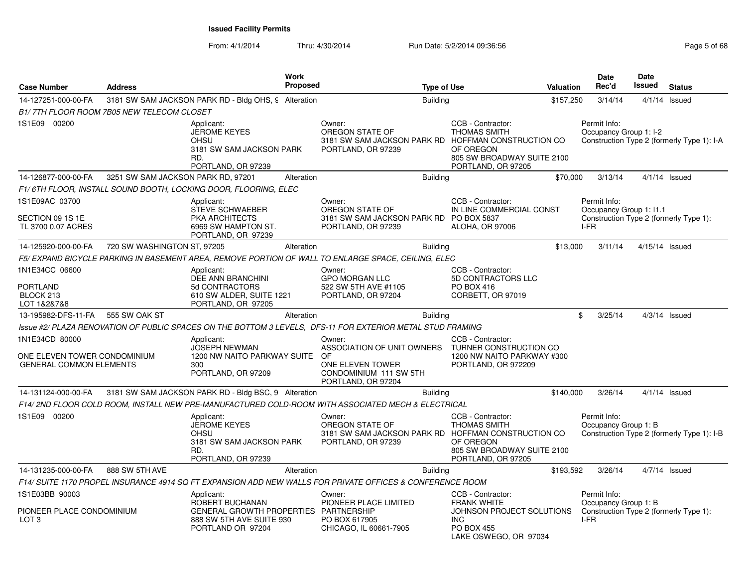**Issued Facility Permits**

From: 4/1/2014 Thru: 4/30/2014 Run Date: 5/2/2014 09:36:56

| Case Number | Address | Work Proposed | Type of Use | Valuation | Date Rec'd | Date Issued | Status |
|---|---|---|---|---|---|---|---|
| 14-127251-000-00-FA | 3181 SW SAM JACKSON PARK RD - Bldg OHS, 9 | Alteration | Building | $157,250 | 3/14/14 | 4/1/14 | Issued |
| 14-126877-000-00-FA | 3251 SW SAM JACKSON PARK RD, 97201 | Alteration | Building | $70,000 | 3/13/14 | 4/1/14 | Issued |
| 14-125920-000-00-FA | 720 SW WASHINGTON ST, 97205 | Alteration | Building | $13,000 | 3/11/14 | 4/15/14 | Issued |
| 13-195982-DFS-11-FA | 555 SW OAK ST | Alteration | Building | $ | 3/25/14 | 4/3/14 | Issued |
| 14-131124-000-00-FA | 3181 SW SAM JACKSON PARK RD - Bldg BSC, 9 | Alteration | Building | $140,000 | 3/26/14 | 4/1/14 | Issued |
| 14-131235-000-00-FA | 888 SW 5TH AVE | Alteration | Building | $193,592 | 3/26/14 | 4/7/14 | Issued |

**14-127251-000-00-FA** — *B1/ 7TH FLOOR ROOM 7B05 NEW TELECOM CLOSET*

1S1E09 00200

Applicant: JEROME KEYES, OHSU, 3181 SW SAM JACKSON PARK RD., PORTLAND, OR 97239

Owner: OREGON STATE OF, 3181 SW SAM JACKSON PARK RD, PORTLAND, OR 97239

CCB - Contractor: THOMAS SMITH, HOFFMAN CONSTRUCTION CO OF OREGON, 805 SW BROADWAY SUITE 2100, PORTLAND, OR 97205

Permit Info: Occupancy Group 1: I-2; Construction Type 2 (formerly Type 1): I-A

**14-126877-000-00-FA** — *F1/ 6TH FLOOR, INSTALL SOUND BOOTH, LOCKING DOOR, FLOORING, ELEC*

1S1E09AC 03700; SECTION 09 1S 1E; TL 3700 0.07 ACRES

Applicant: STEVE SCHWAEBER, PKA ARCHITECTS, 6969 SW HAMPTON ST., PORTLAND, OR 97239

Owner: OREGON STATE OF, 3181 SW SAM JACKSON PARK RD, PORTLAND, OR 97239

CCB - Contractor: IN LINE COMMERCIAL CONST, PO BOX 5837, ALOHA, OR 97006

Permit Info: Occupancy Group 1: I1.1; Construction Type 2 (formerly Type 1): I-FR

**14-125920-000-00-FA** — *F5/ EXPAND BICYCLE PARKING IN BASEMENT AREA, REMOVE PORTION OF WALL TO ENLARGE SPACE, CEILING, ELEC*

1N1E34CC 06600; PORTLAND; BLOCK 213; LOT 1&2&7&8

Applicant: DEE ANN BRANCHINI, 5d CONTRACTORS, 610 SW ALDER, SUITE 1221, PORTLAND, OR 97205

Owner: GPO MORGAN LLC, 522 SW 5TH AVE #1105, PORTLAND, OR 97204

CCB - Contractor: 5D CONTRACTORS LLC, PO BOX 416, CORBETT, OR 97019

**13-195982-DFS-11-FA** — *Issue #2/ PLAZA RENOVATION OF PUBLIC SPACES ON THE BOTTOM 3 LEVELS, DFS-11 FOR EXTERIOR METAL STUD FRAMING*

1N1E34CD 80000; ONE ELEVEN TOWER CONDOMINIUM; GENERAL COMMON ELEMENTS

Applicant: JOSEPH NEWMAN, 1200 NW NAITO PARKWAY SUITE 300, PORTLAND, OR 97209

Owner: ASSOCIATION OF UNIT OWNERS OF ONE ELEVEN TOWER CONDOMINIUM 111 SW 5TH, PORTLAND, OR 97204

CCB - Contractor: TURNER CONSTRUCTION CO, 1200 NW NAITO PARKWAY #300, PORTLAND, OR 972209

**14-131124-000-00-FA** — *F14/ 2ND FLOOR COLD ROOM, INSTALL NEW PRE-MANUFACTURED COLD-ROOM WITH ASSOCIATED MECH & ELECTRICAL*

1S1E09 00200

Applicant: JEROME KEYES, OHSU, 3181 SW SAM JACKSON PARK RD., PORTLAND, OR 97239

Owner: OREGON STATE OF, 3181 SW SAM JACKSON PARK RD, PORTLAND, OR 97239

CCB - Contractor: THOMAS SMITH, HOFFMAN CONSTRUCTION CO OF OREGON, 805 SW BROADWAY SUITE 2100, PORTLAND, OR 97205

Permit Info: Occupancy Group 1: B; Construction Type 2 (formerly Type 1): I-B

**14-131235-000-00-FA** — *F14/ SUITE 1170 PROPEL INSURANCE 4914 SQ FT EXPANSION ADD NEW WALLS FOR PRIVATE OFFICES & CONFERENCE ROOM*

1S1E03BB 90003; PIONEER PLACE CONDOMINIUM; LOT 3

Applicant: ROBERT BUCHANAN, GENERAL GROWTH PROPERTIES, 888 SW 5TH AVE SUITE 930, PORTLAND OR 97204

Owner: PIONEER PLACE LIMITED PARTNERSHIP, PO BOX 617905, CHICAGO, IL 60661-7905

CCB - Contractor: FRANK WHITE, JOHNSON PROJECT SOLUTIONS INC, PO BOX 455, LAKE OSWEGO, OR 97034

Permit Info: Occupancy Group 1: B; Construction Type 2 (formerly Type 1): I-FR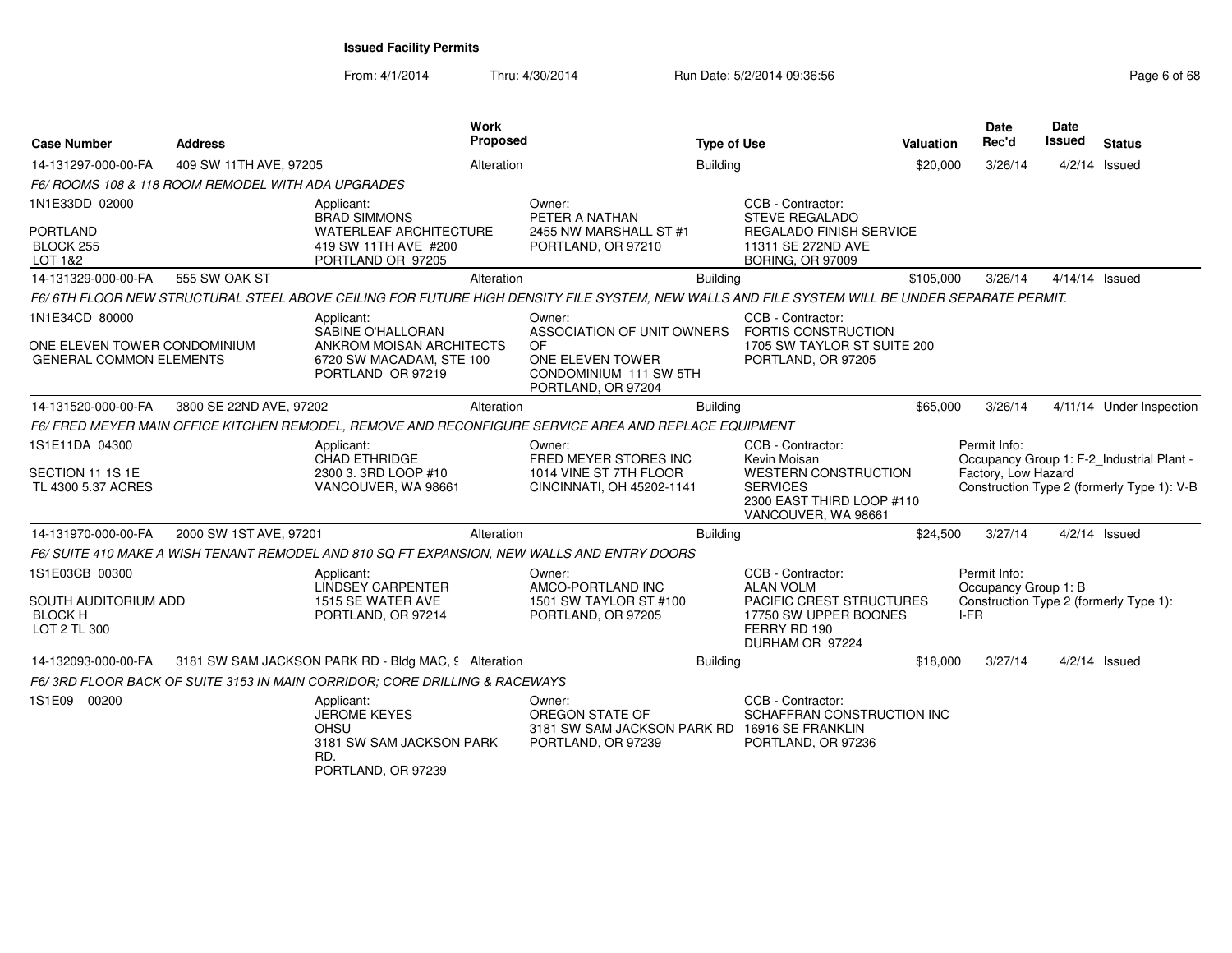# Issued Facility Permits

From: 4/1/2014 Thru: 4/30/2014 Run Date: 5/2/2014 09:36:56

| Case Number | Address | Work Proposed | Type of Use | Valuation | Date Rec'd | Date Issued | Status |
|---|---|---|---|---|---|---|---|
| 14-131297-000-00-FA | 409 SW 11TH AVE, 97205 | Alteration | Building | $20,000 | 3/26/14 | 4/2/14 | Issued |
| 14-131329-000-00-FA | 555 SW OAK ST | Alteration | Building | $105,000 | 3/26/14 | 4/14/14 | Issued |
| 14-131520-000-00-FA | 3800 SE 22ND AVE, 97202 | Alteration | Building | $65,000 | 3/26/14 | 4/11/14 | Under Inspection |
| 14-131970-000-00-FA | 2000 SW 1ST AVE, 97201 | Alteration | Building | $24,500 | 3/27/14 | 4/2/14 | Issued |
| 14-132093-000-00-FA | 3181 SW SAM JACKSON PARK RD - Bldg MAC, 9 | Alteration | Building | $18,000 | 3/27/14 | 4/2/14 | Issued |

**14-131297-000-00-FA** — 409 SW 11TH AVE, 97205

*F6/ ROOMS 108 & 118 ROOM REMODEL WITH ADA UPGRADES*

1N1E33DD 02000
PORTLAND
BLOCK 255
LOT 1&2

Applicant:
BRAD SIMMONS
WATERLEAF ARCHITECTURE
419 SW 11TH AVE #200
PORTLAND OR 97205

Owner:
PETER A NATHAN
2455 NW MARSHALL ST #1
PORTLAND, OR 97210

CCB - Contractor:
STEVE REGALADO
REGALADO FINISH SERVICE
11311 SE 272ND AVE
BORING, OR 97009

**14-131329-000-00-FA** — 555 SW OAK ST

*F6/ 6TH FLOOR NEW STRUCTURAL STEEL ABOVE CEILING FOR FUTURE HIGH DENSITY FILE SYSTEM, NEW WALLS AND FILE SYSTEM WILL BE UNDER SEPARATE PERMIT.*

1N1E34CD 80000
ONE ELEVEN TOWER CONDOMINIUM
GENERAL COMMON ELEMENTS

Applicant:
SABINE O'HALLORAN
ANKROM MOISAN ARCHITECTS
6720 SW MACADAM, STE 100
PORTLAND OR 97219

Owner:
ASSOCIATION OF UNIT OWNERS OF
ONE ELEVEN TOWER
CONDOMINIUM 111 SW 5TH
PORTLAND, OR 97204

CCB - Contractor:
FORTIS CONSTRUCTION
1705 SW TAYLOR ST SUITE 200
PORTLAND, OR 97205

**14-131520-000-00-FA** — 3800 SE 22ND AVE, 97202

*F6/ FRED MEYER MAIN OFFICE KITCHEN REMODEL, REMOVE AND RECONFIGURE SERVICE AREA AND REPLACE EQUIPMENT*

1S1E11DA 04300
SECTION 11 1S 1E
TL 4300 5.37 ACRES

Applicant:
CHAD ETHRIDGE
2300 3. 3RD LOOP #10
VANCOUVER, WA 98661

Owner:
FRED MEYER STORES INC
1014 VINE ST 7TH FLOOR
CINCINNATI, OH 45202-1141

CCB - Contractor:
Kevin Moisan
WESTERN CONSTRUCTION SERVICES
2300 EAST THIRD LOOP #110
VANCOUVER, WA 98661

Permit Info:
Occupancy Group 1: F-2_Industrial Plant - Factory, Low Hazard
Construction Type 2 (formerly Type 1): V-B

**14-131970-000-00-FA** — 2000 SW 1ST AVE, 97201

*F6/ SUITE 410 MAKE A WISH TENANT REMODEL AND 810 SQ FT EXPANSION, NEW WALLS AND ENTRY DOORS*

1S1E03CB 00300
SOUTH AUDITORIUM ADD
BLOCK H
LOT 2 TL 300

Applicant:
LINDSEY CARPENTER
1515 SE WATER AVE
PORTLAND, OR 97214

Owner:
AMCO-PORTLAND INC
1501 SW TAYLOR ST #100
PORTLAND, OR 97205

CCB - Contractor:
ALAN VOLM
PACIFIC CREST STRUCTURES
17750 SW UPPER BOONES FERRY RD 190
DURHAM OR 97224

Permit Info:
Occupancy Group 1: B
Construction Type 2 (formerly Type 1): I-FR

**14-132093-000-00-FA** — 3181 SW SAM JACKSON PARK RD - Bldg MAC, 9

*F6/ 3RD FLOOR BACK OF SUITE 3153 IN MAIN CORRIDOR; CORE DRILLING & RACEWAYS*

1S1E09 00200

Applicant:
JEROME KEYES
OHSU
3181 SW SAM JACKSON PARK RD.
PORTLAND, OR 97239

Owner:
OREGON STATE OF
3181 SW SAM JACKSON PARK RD
PORTLAND, OR 97239

CCB - Contractor:
SCHAFFRAN CONSTRUCTION INC
16916 SE FRANKLIN
PORTLAND, OR 97236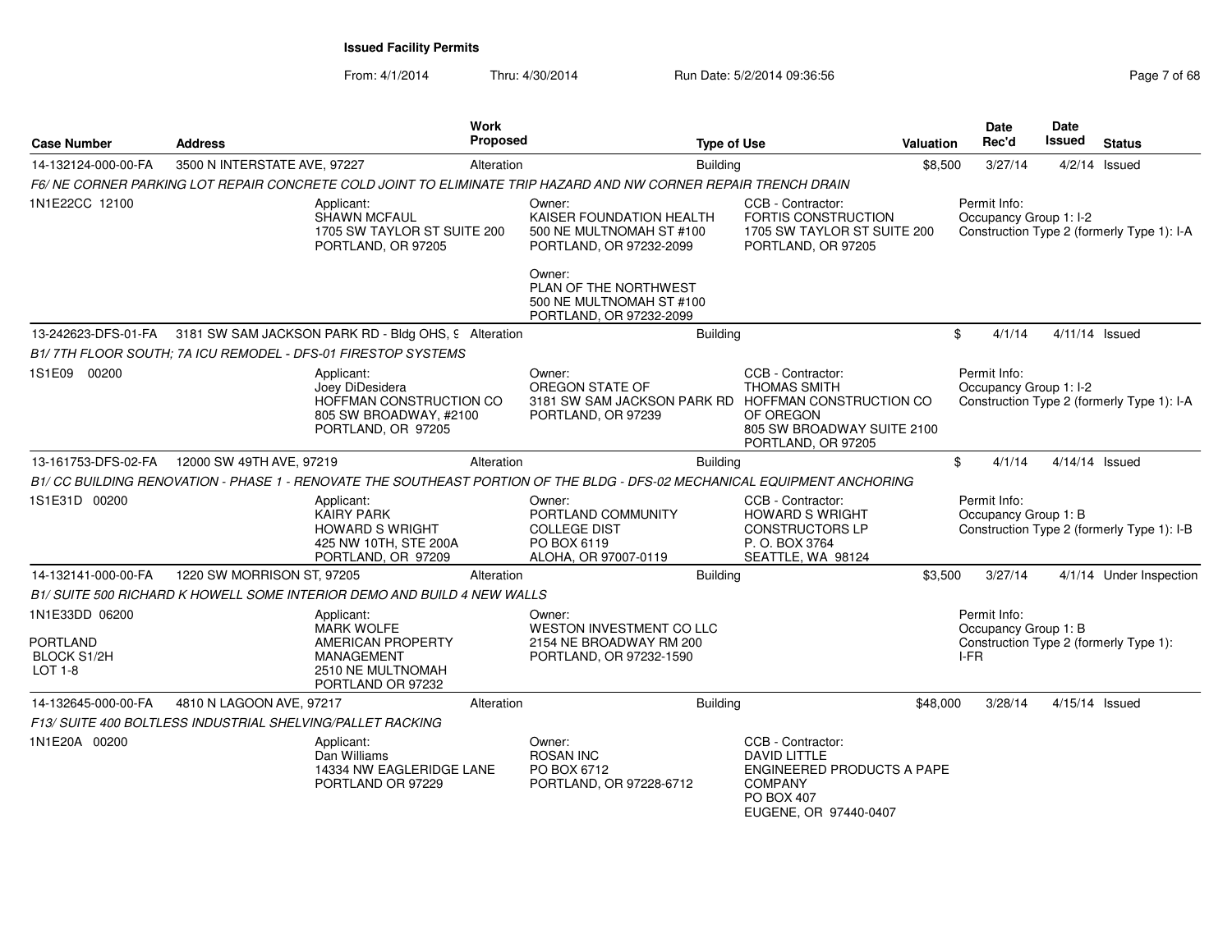**Issued Facility Permits**

From: 4/1/2014 Thru: 4/30/2014 Run Date: 5/2/2014 09:36:56

| Case Number | Address | Work Proposed | Type of Use | Valuation | Date Rec'd | Date Issued | Status |
|---|---|---|---|---|---|---|---|
| 14-132124-000-00-FA | 3500 N INTERSTATE AVE, 97227 | Alteration | Building | $8,500 | 3/27/14 | 4/2/14 | Issued |

*F6/ NE CORNER PARKING LOT REPAIR CONCRETE COLD JOINT TO ELIMINATE TRIP HAZARD AND NW CORNER REPAIR TRENCH DRAIN*

1N1E22CC 12100

Applicant: SHAWN MCFAUL, 1705 SW TAYLOR ST SUITE 200, PORTLAND, OR 97205

Owner: KAISER FOUNDATION HEALTH, 500 NE MULTNOMAH ST #100, PORTLAND, OR 97232-2099

Owner: PLAN OF THE NORTHWEST, 500 NE MULTNOMAH ST #100, PORTLAND, OR 97232-2099

CCB - Contractor: FORTIS CONSTRUCTION, 1705 SW TAYLOR ST SUITE 200, PORTLAND, OR 97205

Permit Info: Occupancy Group 1: I-2, Construction Type 2 (formerly Type 1): I-A

---

| Case Number | Address | Work Proposed | Type of Use | Valuation | Date Rec'd | Date Issued | Status |
|---|---|---|---|---|---|---|---|
| 13-242623-DFS-01-FA | 3181 SW SAM JACKSON PARK RD - Bldg OHS, 9 | Alteration | Building | $ | 4/1/14 | 4/11/14 | Issued |

*B1/ 7TH FLOOR SOUTH; 7A ICU REMODEL - DFS-01 FIRESTOP SYSTEMS*

1S1E09 00200

Applicant: Joey DiDesidera, HOFFMAN CONSTRUCTION CO, 805 SW BROADWAY, #2100, PORTLAND, OR 97205

Owner: OREGON STATE OF, 3181 SW SAM JACKSON PARK RD, PORTLAND, OR 97239

CCB - Contractor: THOMAS SMITH, HOFFMAN CONSTRUCTION CO OF OREGON, 805 SW BROADWAY SUITE 2100, PORTLAND, OR 97205

Permit Info: Occupancy Group 1: I-2, Construction Type 2 (formerly Type 1): I-A

---

| Case Number | Address | Work Proposed | Type of Use | Valuation | Date Rec'd | Date Issued | Status |
|---|---|---|---|---|---|---|---|
| 13-161753-DFS-02-FA | 12000 SW 49TH AVE, 97219 | Alteration | Building | $ | 4/1/14 | 4/14/14 | Issued |

*B1/ CC BUILDING RENOVATION - PHASE 1 - RENOVATE THE SOUTHEAST PORTION OF THE BLDG - DFS-02 MECHANICAL EQUIPMENT ANCHORING*

1S1E31D 00200

Applicant: KAIRY PARK, HOWARD S WRIGHT, 425 NW 10TH, STE 200A, PORTLAND, OR 97209

Owner: PORTLAND COMMUNITY COLLEGE DIST, PO BOX 6119, ALOHA, OR 97007-0119

CCB - Contractor: HOWARD S WRIGHT CONSTRUCTORS LP, P. O. BOX 3764, SEATTLE, WA 98124

Permit Info: Occupancy Group 1: B, Construction Type 2 (formerly Type 1): I-B

---

| Case Number | Address | Work Proposed | Type of Use | Valuation | Date Rec'd | Date Issued | Status |
|---|---|---|---|---|---|---|---|
| 14-132141-000-00-FA | 1220 SW MORRISON ST, 97205 | Alteration | Building | $3,500 | 3/27/14 | 4/1/14 | Under Inspection |

*B1/ SUITE 500 RICHARD K HOWELL SOME INTERIOR DEMO AND BUILD 4 NEW WALLS*

1N1E33DD 06200

PORTLAND
BLOCK S1/2H
LOT 1-8

Applicant: MARK WOLFE, AMERICAN PROPERTY MANAGEMENT, 2510 NE MULTNOMAH, PORTLAND OR 97232

Owner: WESTON INVESTMENT CO LLC, 2154 NE BROADWAY RM 200, PORTLAND, OR 97232-1590

Permit Info: Occupancy Group 1: B, Construction Type 2 (formerly Type 1): I-FR

---

| Case Number | Address | Work Proposed | Type of Use | Valuation | Date Rec'd | Date Issued | Status |
|---|---|---|---|---|---|---|---|
| 14-132645-000-00-FA | 4810 N LAGOON AVE, 97217 | Alteration | Building | $48,000 | 3/28/14 | 4/15/14 | Issued |

*F13/ SUITE 400 BOLTLESS INDUSTRIAL SHELVING/PALLET RACKING*

1N1E20A 00200

Applicant: Dan Williams, 14334 NW EAGLERIDGE LANE, PORTLAND OR 97229

Owner: ROSAN INC, PO BOX 6712, PORTLAND, OR 97228-6712

CCB - Contractor: DAVID LITTLE, ENGINEERED PRODUCTS A PAPE COMPANY, PO BOX 407, EUGENE, OR 97440-0407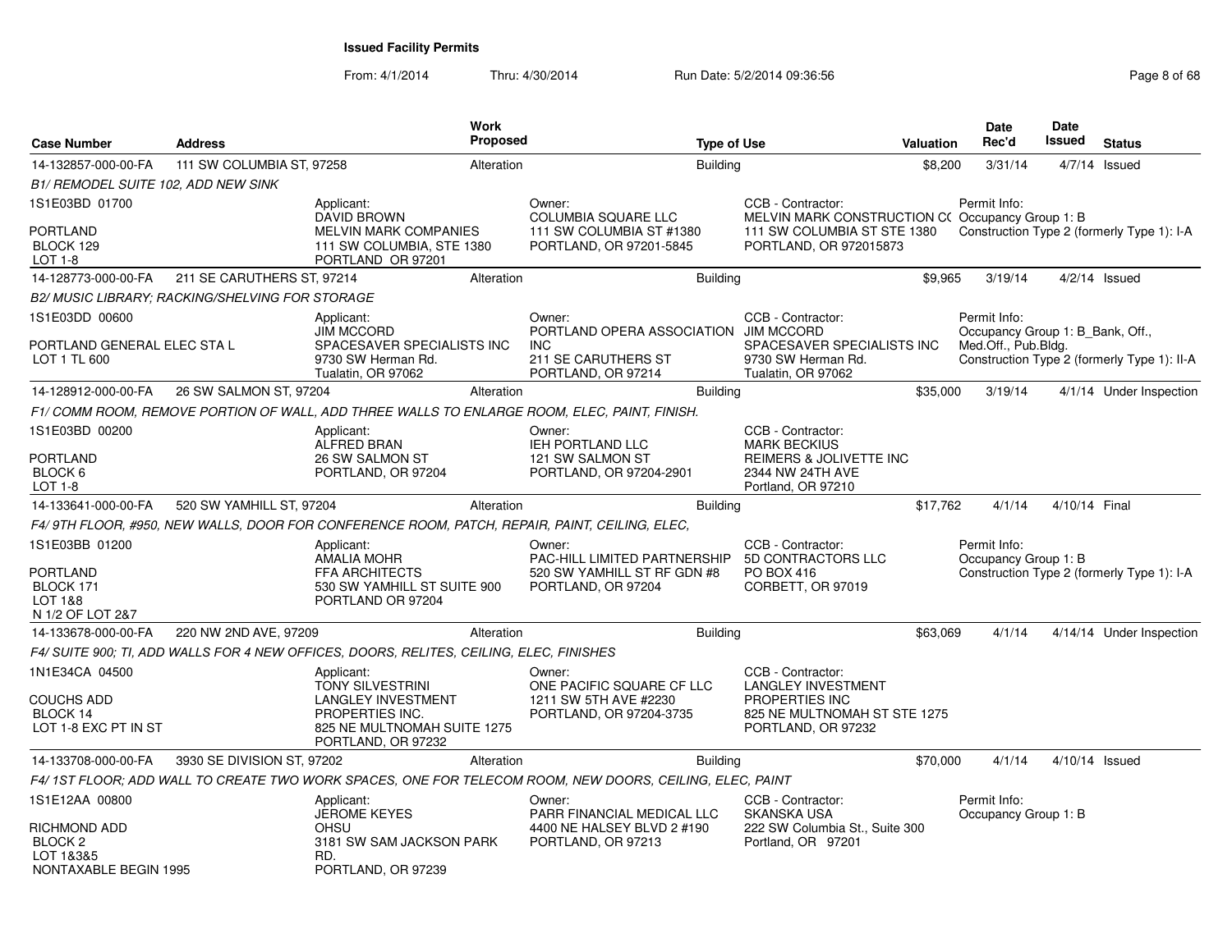# Issued Facility Permits

From: 4/1/2014 Thru: 4/30/2014 Run Date: 5/2/2014 09:36:56

| Case Number | Address | Work Proposed | Type of Use | Valuation | Date Rec'd | Date Issued | Status |
|---|---|---|---|---|---|---|---|
| 14-132857-000-00-FA | 111 SW COLUMBIA ST, 97258 | Alteration | Building | $8,200 | 3/31/14 | 4/7/14 | Issued |

B1/ REMODEL SUITE 102, ADD NEW SINK

1S1E03BD 01700
PORTLAND
BLOCK 129
LOT 1-8

Applicant:
DAVID BROWN
MELVIN MARK COMPANIES
111 SW COLUMBIA, STE 1380
PORTLAND OR 97201

Owner:
COLUMBIA SQUARE LLC
111 SW COLUMBIA ST #1380
PORTLAND, OR 97201-5845

CCB - Contractor:
MELVIN MARK CONSTRUCTION CO
111 SW COLUMBIA ST STE 1380
PORTLAND, OR 972015873

Permit Info:
Occupancy Group 1: B
Construction Type 2 (formerly Type 1): I-A

| Case Number | Address | Work Proposed | Type of Use | Valuation | Date Rec'd | Date Issued | Status |
|---|---|---|---|---|---|---|---|
| 14-128773-000-00-FA | 211 SE CARUTHERS ST, 97214 | Alteration | Building | $9,965 | 3/19/14 | 4/2/14 | Issued |

B2/ MUSIC LIBRARY; RACKING/SHELVING FOR STORAGE

1S1E03DD 00600
PORTLAND GENERAL ELEC STA L
LOT 1 TL 600

Applicant:
JIM MCCORD
SPACESAVER SPECIALISTS INC
9730 SW Herman Rd.
Tualatin, OR 97062

Owner:
PORTLAND OPERA ASSOCIATION INC
211 SE CARUTHERS ST
PORTLAND, OR 97214

CCB - Contractor:
JIM MCCORD
SPACESAVER SPECIALISTS INC
9730 SW Herman Rd.
Tualatin, OR 97062

Permit Info:
Occupancy Group 1: B_Bank, Off., Med.Off., Pub.Bldg.
Construction Type 2 (formerly Type 1): II-A

| Case Number | Address | Work Proposed | Type of Use | Valuation | Date Rec'd | Date Issued | Status |
|---|---|---|---|---|---|---|---|
| 14-128912-000-00-FA | 26 SW SALMON ST, 97204 | Alteration | Building | $35,000 | 3/19/14 | 4/1/14 | Under Inspection |

F1/ COMM ROOM, REMOVE PORTION OF WALL, ADD THREE WALLS TO ENLARGE ROOM, ELEC, PAINT, FINISH.

1S1E03BD 00200
PORTLAND
BLOCK 6
LOT 1-8

Applicant:
ALFRED BRAN
26 SW SALMON ST
PORTLAND, OR 97204

Owner:
IEH PORTLAND LLC
121 SW SALMON ST
PORTLAND, OR 97204-2901

CCB - Contractor:
MARK BECKIUS
REIMERS & JOLIVETTE INC
2344 NW 24TH AVE
Portland, OR 97210

| Case Number | Address | Work Proposed | Type of Use | Valuation | Date Rec'd | Date Issued | Status |
|---|---|---|---|---|---|---|---|
| 14-133641-000-00-FA | 520 SW YAMHILL ST, 97204 | Alteration | Building | $17,762 | 4/1/14 | 4/10/14 | Final |

F4/ 9TH FLOOR, #950, NEW WALLS, DOOR FOR CONFERENCE ROOM, PATCH, REPAIR, PAINT, CEILING, ELEC,

1S1E03BB 01200
PORTLAND
BLOCK 171
LOT 1&8
N 1/2 OF LOT 2&7

Applicant:
AMALIA MOHR
FFA ARCHITECTS
530 SW YAMHILL ST SUITE 900
PORTLAND OR 97204

Owner:
PAC-HILL LIMITED PARTNERSHIP
520 SW YAMHILL ST RF GDN #8
PORTLAND, OR 97204

CCB - Contractor:
5D CONTRACTORS LLC
PO BOX 416
CORBETT, OR 97019

Permit Info:
Occupancy Group 1: B
Construction Type 2 (formerly Type 1): I-A

| Case Number | Address | Work Proposed | Type of Use | Valuation | Date Rec'd | Date Issued | Status |
|---|---|---|---|---|---|---|---|
| 14-133678-000-00-FA | 220 NW 2ND AVE, 97209 | Alteration | Building | $63,069 | 4/1/14 | 4/14/14 | Under Inspection |

F4/ SUITE 900; TI, ADD WALLS FOR 4 NEW OFFICES, DOORS, RELITES, CEILING, ELEC, FINISHES

1N1E34CA 04500
COUCHS ADD
BLOCK 14
LOT 1-8 EXC PT IN ST

Applicant:
TONY SILVESTRINI
LANGLEY INVESTMENT PROPERTIES INC.
825 NE MULTNOMAH SUITE 1275
PORTLAND, OR 97232

Owner:
ONE PACIFIC SQUARE CF LLC
1211 SW 5TH AVE #2230
PORTLAND, OR 97204-3735

CCB - Contractor:
LANGLEY INVESTMENT PROPERTIES INC
825 NE MULTNOMAH ST STE 1275
PORTLAND, OR 97232

| Case Number | Address | Work Proposed | Type of Use | Valuation | Date Rec'd | Date Issued | Status |
|---|---|---|---|---|---|---|---|
| 14-133708-000-00-FA | 3930 SE DIVISION ST, 97202 | Alteration | Building | $70,000 | 4/1/14 | 4/10/14 | Issued |

F4/ 1ST FLOOR; ADD WALL TO CREATE TWO WORK SPACES, ONE FOR TELECOM ROOM, NEW DOORS, CEILING, ELEC, PAINT

1S1E12AA 00800
RICHMOND ADD
BLOCK 2
LOT 1&3&5
NONTAXABLE BEGIN 1995

Applicant:
JEROME KEYES
OHSU
3181 SW SAM JACKSON PARK RD.
PORTLAND, OR 97239

Owner:
PARR FINANCIAL MEDICAL LLC
4400 NE HALSEY BLVD 2 #190
PORTLAND, OR 97213

CCB - Contractor:
SKANSKA USA
222 SW Columbia St., Suite 300
Portland, OR 97201

Permit Info:
Occupancy Group 1: B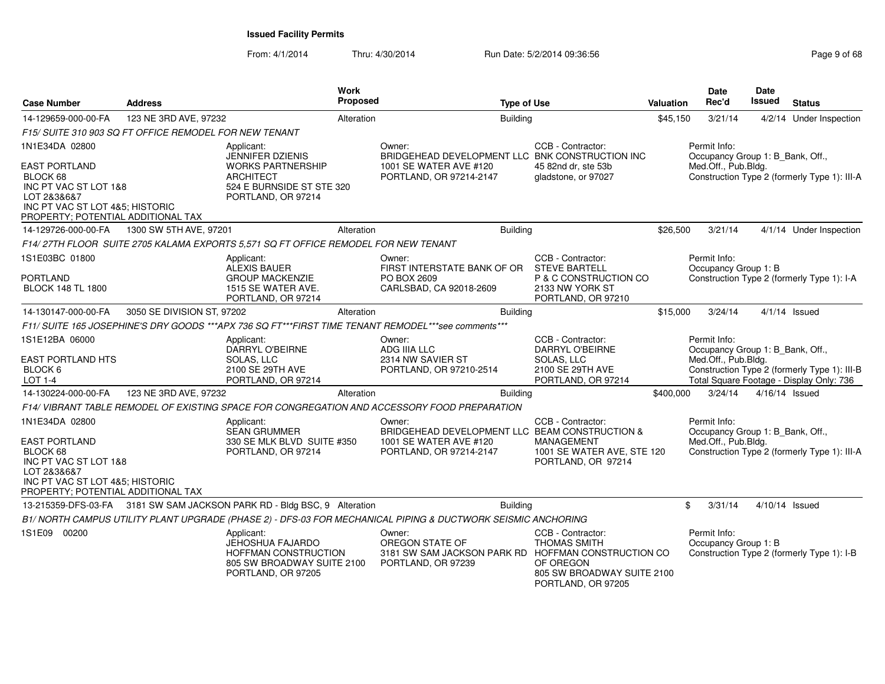# Issued Facility Permits

From: 4/1/2014 Thru: 4/30/2014 Run Date: 5/2/2014 09:36:56

| Case Number | Address | Work Proposed | Type of Use | Valuation | Date Rec'd | Date Issued | Status |
|---|---|---|---|---|---|---|---|
| 14-129659-000-00-FA | 123 NE 3RD AVE, 97232 | Alteration | Building | $45,150 | 3/21/14 | 4/2/14 | Under Inspection |

*F15/ SUITE 310 903 SQ FT OFFICE REMODEL FOR NEW TENANT*

1N1E34DA 02800

EAST PORTLAND
BLOCK 68
INC PT VAC ST LOT 1&8
LOT 2&3&6&7
INC PT VAC ST LOT 4&5; HISTORIC
PROPERTY; POTENTIAL ADDITIONAL TAX

Applicant:
JENNIFER DZIENIS
WORKS PARTNERSHIP
ARCHITECT
524 E BURNSIDE ST STE 320
PORTLAND, OR 97214

Owner:
BRIDGEHEAD DEVELOPMENT LLC
1001 SE WATER AVE #120
PORTLAND, OR 97214-2147

CCB - Contractor:
BNK CONSTRUCTION INC
45 82nd dr, ste 53b
gladstone, or 97027

Permit Info:
Occupancy Group 1: B_Bank, Off., Med.Off., Pub.Bldg.
Construction Type 2 (formerly Type 1): III-A

| Case Number | Address | Work Proposed | Type of Use | Valuation | Date Rec'd | Date Issued | Status |
|---|---|---|---|---|---|---|---|
| 14-129726-000-00-FA | 1300 SW 5TH AVE, 97201 | Alteration | Building | $26,500 | 3/21/14 | 4/1/14 | Under Inspection |

*F14/ 27TH FLOOR SUITE 2705 KALAMA EXPORTS 5,571 SQ FT OFFICE REMODEL FOR NEW TENANT*

1S1E03BC 01800

PORTLAND
BLOCK 148 TL 1800

Applicant:
ALEXIS BAUER
GROUP MACKENZIE
1515 SE WATER AVE.
PORTLAND, OR 97214

Owner:
FIRST INTERSTATE BANK OF OR
PO BOX 2609
CARLSBAD, CA 92018-2609

CCB - Contractor:
STEVE BARTELL
P & C CONSTRUCTION CO
2133 NW YORK ST
PORTLAND, OR 97210

Permit Info:
Occupancy Group 1: B
Construction Type 2 (formerly Type 1): I-A

| Case Number | Address | Work Proposed | Type of Use | Valuation | Date Rec'd | Date Issued | Status |
|---|---|---|---|---|---|---|---|
| 14-130147-000-00-FA | 3050 SE DIVISION ST, 97202 | Alteration | Building | $15,000 | 3/24/14 | 4/1/14 | Issued |

*F11/ SUITE 165 JOSEPHINE'S DRY GOODS ***APX 736 SQ FT***FIRST TIME TENANT REMODEL***see comments****

1S1E12BA 06000

EAST PORTLAND HTS
BLOCK 6
LOT 1-4

Applicant:
DARRYL O'BEIRNE
SOLAS, LLC
2100 SE 29TH AVE
PORTLAND, OR 97214

Owner:
ADG IIIA LLC
2314 NW SAVIER ST
PORTLAND, OR 97210-2514

CCB - Contractor:
DARRYL O'BEIRNE
SOLAS, LLC
2100 SE 29TH AVE
PORTLAND, OR 97214

Permit Info:
Occupancy Group 1: B_Bank, Off., Med.Off., Pub.Bldg.
Construction Type 2 (formerly Type 1): III-B
Total Square Footage - Display Only: 736

| Case Number | Address | Work Proposed | Type of Use | Valuation | Date Rec'd | Date Issued | Status |
|---|---|---|---|---|---|---|---|
| 14-130224-000-00-FA | 123 NE 3RD AVE, 97232 | Alteration | Building | $400,000 | 3/24/14 | 4/16/14 | Issued |

*F14/ VIBRANT TABLE REMODEL OF EXISTING SPACE FOR CONGREGATION AND ACCESSORY FOOD PREPARATION*

1N1E34DA 02800

EAST PORTLAND
BLOCK 68
INC PT VAC ST LOT 1&8
LOT 2&3&6&7
INC PT VAC ST LOT 4&5; HISTORIC
PROPERTY; POTENTIAL ADDITIONAL TAX

Applicant:
SEAN GRUMMER
330 SE MLK BLVD SUITE #350
PORTLAND, OR 97214

Owner:
BRIDGEHEAD DEVELOPMENT LLC
1001 SE WATER AVE #120
PORTLAND, OR 97214-2147

CCB - Contractor:
BEAM CONSTRUCTION & MANAGEMENT
1001 SE WATER AVE, STE 120
PORTLAND, OR 97214

Permit Info:
Occupancy Group 1: B_Bank, Off., Med.Off., Pub.Bldg.
Construction Type 2 (formerly Type 1): III-A

| Case Number | Address | Work Proposed | Type of Use | Valuation | Date Rec'd | Date Issued | Status |
|---|---|---|---|---|---|---|---|
| 13-215359-DFS-03-FA | 3181 SW SAM JACKSON PARK RD - Bldg BSC, 9 | Alteration | Building | $ | 3/31/14 | 4/10/14 | Issued |

*B1/ NORTH CAMPUS UTILITY PLANT UPGRADE (PHASE 2) - DFS-03 FOR MECHANICAL PIPING & DUCTWORK SEISMIC ANCHORING*

1S1E09 00200

Applicant:
JEHOSHUA FAJARDO
HOFFMAN CONSTRUCTION
805 SW BROADWAY SUITE 2100
PORTLAND, OR 97205

Owner:
OREGON STATE OF
3181 SW SAM JACKSON PARK RD
PORTLAND, OR 97239

CCB - Contractor:
THOMAS SMITH
HOFFMAN CONSTRUCTION CO OF OREGON
805 SW BROADWAY SUITE 2100
PORTLAND, OR 97205

Permit Info:
Occupancy Group 1: B
Construction Type 2 (formerly Type 1): I-B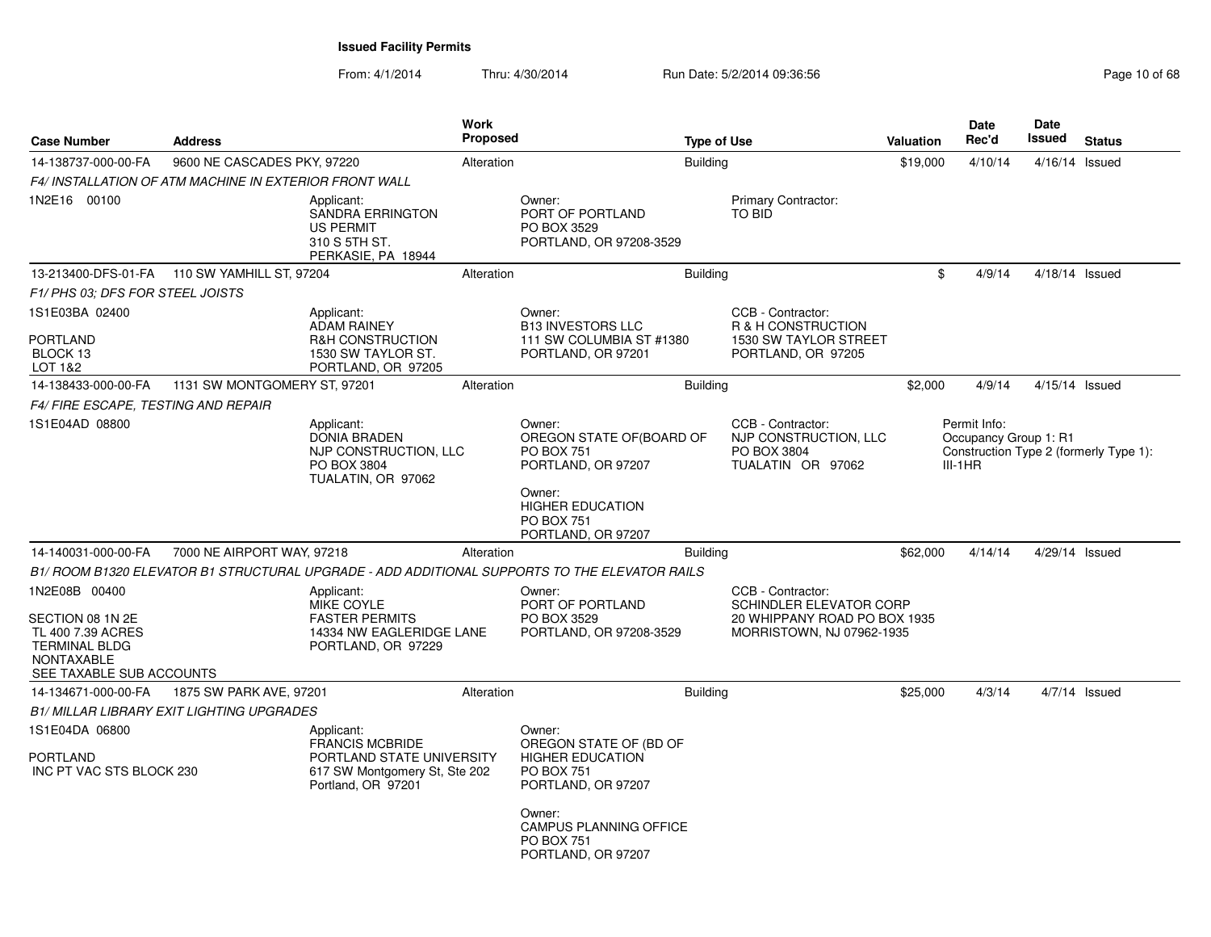**Issued Facility Permits**

From: 4/1/2014 Thru: 4/30/2014 Run Date: 5/2/2014 09:36:56

| Case Number | Address | Work Proposed | Type of Use | Valuation | Date Rec'd | Date Issued | Status |
|---|---|---|---|---|---|---|---|
| 14-138737-000-00-FA | 9600 NE CASCADES PKY, 97220 | Alteration | Building | $19,000 | 4/10/14 | 4/16/14 | Issued |

*F4/ INSTALLATION OF ATM MACHINE IN EXTERIOR FRONT WALL*

1N2E16 00100

Applicant: SANDRA ERRINGTON, US PERMIT, 310 S 5TH ST., PERKASIE, PA 18944

Owner: PORT OF PORTLAND, PO BOX 3529, PORTLAND, OR 97208-3529

Primary Contractor: TO BID

---

| Case Number | Address | Work Proposed | Type of Use | Valuation | Date Rec'd | Date Issued | Status |
|---|---|---|---|---|---|---|---|
| 13-213400-DFS-01-FA | 110 SW YAMHILL ST, 97204 | Alteration | Building | $ | 4/9/14 | 4/18/14 | Issued |

*F1/ PHS 03; DFS FOR STEEL JOISTS*

1S1E03BA 02400

PORTLAND
BLOCK 13
LOT 1&2

Applicant: ADAM RAINEY, R&H CONSTRUCTION, 1530 SW TAYLOR ST., PORTLAND, OR 97205

Owner: B13 INVESTORS LLC, 111 SW COLUMBIA ST #1380, PORTLAND, OR 97201

CCB - Contractor: R & H CONSTRUCTION, 1530 SW TAYLOR STREET, PORTLAND, OR 97205

---

| Case Number | Address | Work Proposed | Type of Use | Valuation | Date Rec'd | Date Issued | Status |
|---|---|---|---|---|---|---|---|
| 14-138433-000-00-FA | 1131 SW MONTGOMERY ST, 97201 | Alteration | Building | $2,000 | 4/9/14 | 4/15/14 | Issued |

*F4/ FIRE ESCAPE, TESTING AND REPAIR*

1S1E04AD 08800

Applicant: DONIA BRADEN, NJP CONSTRUCTION, LLC, PO BOX 3804, TUALATIN, OR 97062

Owner: OREGON STATE OF(BOARD OF, PO BOX 751, PORTLAND, OR 97207

Owner: HIGHER EDUCATION, PO BOX 751, PORTLAND, OR 97207

CCB - Contractor: NJP CONSTRUCTION, LLC, PO BOX 3804, TUALATIN OR 97062

Permit Info: Occupancy Group 1: R1, Construction Type 2 (formerly Type 1): III-1HR

---

| Case Number | Address | Work Proposed | Type of Use | Valuation | Date Rec'd | Date Issued | Status |
|---|---|---|---|---|---|---|---|
| 14-140031-000-00-FA | 7000 NE AIRPORT WAY, 97218 | Alteration | Building | $62,000 | 4/14/14 | 4/29/14 | Issued |

*B1/ ROOM B1320 ELEVATOR B1 STRUCTURAL UPGRADE - ADD ADDITIONAL SUPPORTS TO THE ELEVATOR RAILS*

1N2E08B 00400

SECTION 08 1N 2E
TL 400 7.39 ACRES
TERMINAL BLDG
NONTAXABLE
SEE TAXABLE SUB ACCOUNTS

Applicant: MIKE COYLE, FASTER PERMITS, 14334 NW EAGLERIDGE LANE, PORTLAND, OR 97229

Owner: PORT OF PORTLAND, PO BOX 3529, PORTLAND, OR 97208-3529

CCB - Contractor: SCHINDLER ELEVATOR CORP, 20 WHIPPANY ROAD PO BOX 1935, MORRISTOWN, NJ 07962-1935

---

| Case Number | Address | Work Proposed | Type of Use | Valuation | Date Rec'd | Date Issued | Status |
|---|---|---|---|---|---|---|---|
| 14-134671-000-00-FA | 1875 SW PARK AVE, 97201 | Alteration | Building | $25,000 | 4/3/14 | 4/7/14 | Issued |

*B1/ MILLAR LIBRARY EXIT LIGHTING UPGRADES*

1S1E04DA 06800

PORTLAND
INC PT VAC STS BLOCK 230

Applicant: FRANCIS MCBRIDE, PORTLAND STATE UNIVERSITY, 617 SW Montgomery St, Ste 202, Portland, OR 97201

Owner: OREGON STATE OF (BD OF, HIGHER EDUCATION, PO BOX 751, PORTLAND, OR 97207

Owner: CAMPUS PLANNING OFFICE, PO BOX 751, PORTLAND, OR 97207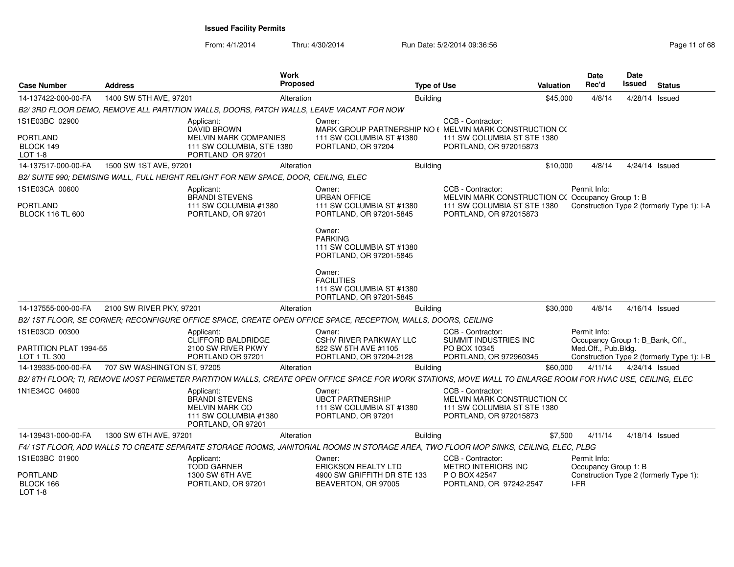**Issued Facility Permits**

From: 4/1/2014 Thru: 4/30/2014 Run Date: 5/2/2014 09:36:56

| Case Number | Address | Work Proposed | Type of Use | Valuation | Date Rec'd | Date Issued | Status |
|---|---|---|---|---|---|---|---|
| 14-137422-000-00-FA | 1400 SW 5TH AVE, 97201 | Alteration | Building | $45,000 | 4/8/14 | 4/28/14 | Issued |

*B2/ 3RD FLOOR DEMO, REMOVE ALL PARTITION WALLS, DOORS, PATCH WALLS, LEAVE VACANT FOR NOW*

1S1E03BC 02900
PORTLAND
BLOCK 149
LOT 1-8

Applicant: DAVID BROWN, MELVIN MARK COMPANIES, 111 SW COLUMBIA, STE 1380, PORTLAND OR 97201

Owner: MARK GROUP PARTNERSHIP NO ( 111 SW COLUMBIA ST #1380, PORTLAND, OR 97204

CCB - Contractor: MELVIN MARK CONSTRUCTION C( 111 SW COLUMBIA ST STE 1380, PORTLAND, OR 972015873

| Case Number | Address | Work Proposed | Type of Use | Valuation | Date Rec'd | Date Issued | Status |
|---|---|---|---|---|---|---|---|
| 14-137517-000-00-FA | 1500 SW 1ST AVE, 97201 | Alteration | Building | $10,000 | 4/8/14 | 4/24/14 | Issued |

*B2/ SUITE 990; DEMISING WALL, FULL HEIGHT RELIGHT FOR NEW SPACE, DOOR, CEILING, ELEC*

1S1E03CA 00600
PORTLAND
BLOCK 116 TL 600

Applicant: BRANDI STEVENS, 111 SW COLUMBIA #1380, PORTLAND, OR 97201

Owner: URBAN OFFICE, 111 SW COLUMBIA ST #1380, PORTLAND, OR 97201-5845

Owner: PARKING, 111 SW COLUMBIA ST #1380, PORTLAND, OR 97201-5845

Owner: FACILITIES, 111 SW COLUMBIA ST #1380, PORTLAND, OR 97201-5845

CCB - Contractor: MELVIN MARK CONSTRUCTION C( 111 SW COLUMBIA ST STE 1380, PORTLAND, OR 972015873

Permit Info: Occupancy Group 1: B; Construction Type 2 (formerly Type 1): I-A

| Case Number | Address | Work Proposed | Type of Use | Valuation | Date Rec'd | Date Issued | Status |
|---|---|---|---|---|---|---|---|
| 14-137555-000-00-FA | 2100 SW RIVER PKY, 97201 | Alteration | Building | $30,000 | 4/8/14 | 4/16/14 | Issued |

*B2/ 1ST FLOOR, SE CORNER; RECONFIGURE OFFICE SPACE, CREATE OPEN OFFICE SPACE, RECEPTION, WALLS, DOORS, CEILING*

1S1E03CD 00300
PARTITION PLAT 1994-55
LOT 1 TL 300

Applicant: CLIFFORD BALDRIDGE, 2100 SW RIVER PKWY, PORTLAND OR 97201

Owner: CSHV RIVER PARKWAY LLC, 522 SW 5TH AVE #1105, PORTLAND, OR 97204-2128

CCB - Contractor: SUMMIT INDUSTRIES INC, PO BOX 10345, PORTLAND, OR 972960345

Permit Info: Occupancy Group 1: B_Bank, Off., Med.Off., Pub.Bldg.; Construction Type 2 (formerly Type 1): I-B

| Case Number | Address | Work Proposed | Type of Use | Valuation | Date Rec'd | Date Issued | Status |
|---|---|---|---|---|---|---|---|
| 14-139335-000-00-FA | 707 SW WASHINGTON ST, 97205 | Alteration | Building | $60,000 | 4/11/14 | 4/24/14 | Issued |

*B2/ 8TH FLOOR; TI, REMOVE MOST PERIMETER PARTITION WALLS, CREATE OPEN OFFICE SPACE FOR WORK STATIONS, MOVE WALL TO ENLARGE ROOM FOR HVAC USE, CEILING, ELEC*

1N1E34CC 04600

Applicant: BRANDI STEVENS, MELVIN MARK CO, 111 SW COLUMBIA #1380, PORTLAND, OR 97201

Owner: UBCT PARTNERSHIP, 111 SW COLUMBIA ST #1380, PORTLAND, OR 97201

CCB - Contractor: MELVIN MARK CONSTRUCTION C( 111 SW COLUMBIA ST STE 1380, PORTLAND, OR 972015873

| Case Number | Address | Work Proposed | Type of Use | Valuation | Date Rec'd | Date Issued | Status |
|---|---|---|---|---|---|---|---|
| 14-139431-000-00-FA | 1300 SW 6TH AVE, 97201 | Alteration | Building | $7,500 | 4/11/14 | 4/18/14 | Issued |

*F4/ 1ST FLOOR, ADD WALLS TO CREATE SEPARATE STORAGE ROOMS, JANITORIAL ROOMS IN STORAGE AREA, TWO FLOOR MOP SINKS, CEILING, ELEC, PLBG*

1S1E03BC 01900
PORTLAND
BLOCK 166
LOT 1-8

Applicant: TODD GARNER, 1300 SW 6TH AVE, PORTLAND, OR 97201

Owner: ERICKSON REALTY LTD, 4900 SW GRIFFITH DR STE 133, BEAVERTON, OR 97005

CCB - Contractor: METRO INTERIORS INC, P O BOX 42547, PORTLAND, OR 97242-2547

Permit Info: Occupancy Group 1: B; Construction Type 2 (formerly Type 1): I-FR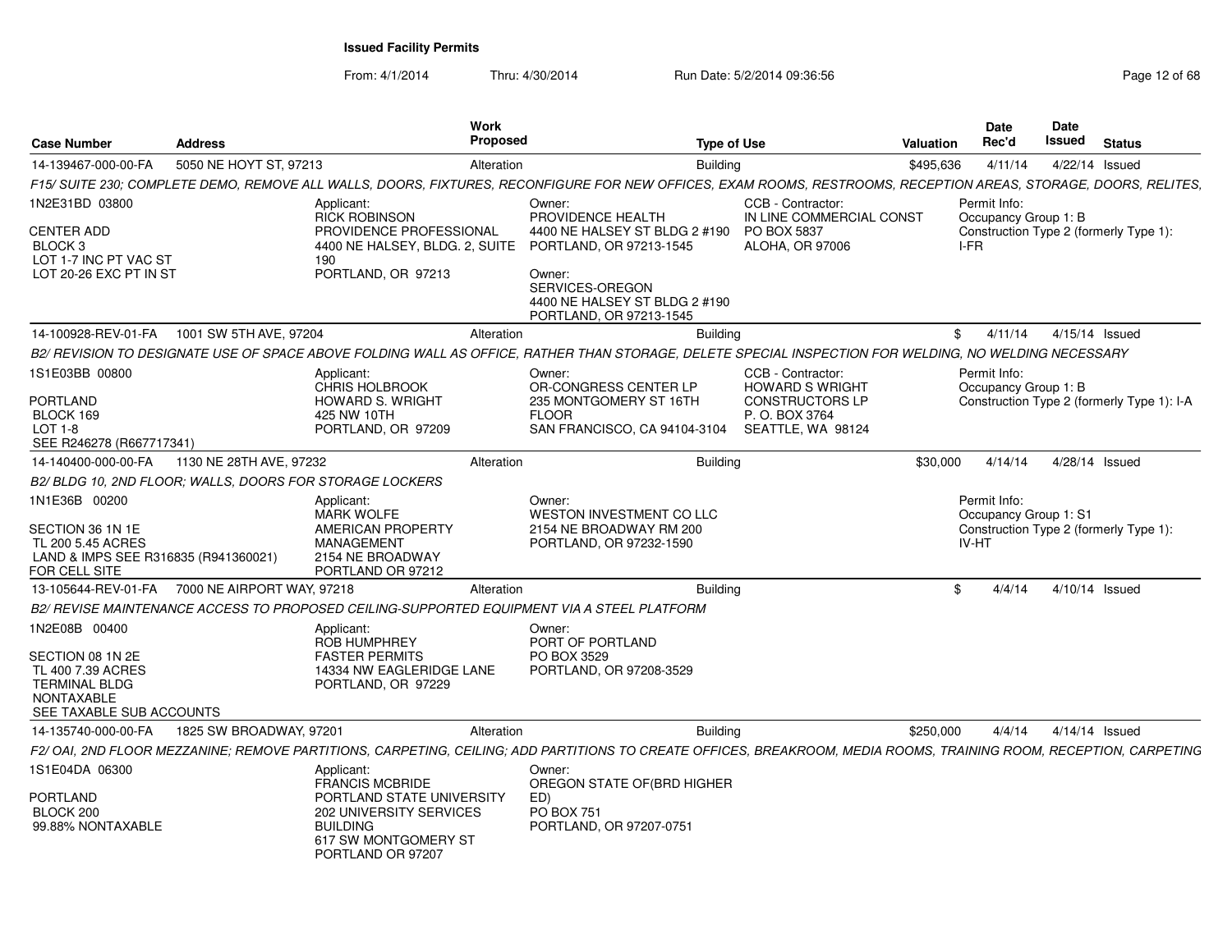**Issued Facility Permits**

From: 4/1/2014 Thru: 4/30/2014 Run Date: 5/2/2014 09:36:56

| Case Number | Address | Work Proposed | Type of Use | Valuation | Date Rec'd | Date Issued | Status |
|---|---|---|---|---|---|---|---|
| 14-139467-000-00-FA | 5050 NE HOYT ST, 97213 | Alteration | Building | $495,636 | 4/11/14 | 4/22/14 | Issued |

*F15/ SUITE 230; COMPLETE DEMO, REMOVE ALL WALLS, DOORS, FIXTURES, RECONFIGURE FOR NEW OFFICES, EXAM ROOMS, RESTROOMS, RECEPTION AREAS, STORAGE, DOORS, RELITES,*

1N2E31BD 03800

CENTER ADD
BLOCK 3
LOT 1-7 INC PT VAC ST
LOT 20-26 EXC PT IN ST

Applicant:
RICK ROBINSON
PROVIDENCE PROFESSIONAL
4400 NE HALSEY, BLDG. 2, SUITE 190
PORTLAND, OR 97213

Owner:
PROVIDENCE HEALTH
4400 NE HALSEY ST BLDG 2 #190
PORTLAND, OR 97213-1545

Owner:
SERVICES-OREGON
4400 NE HALSEY ST BLDG 2 #190
PORTLAND, OR 97213-1545

CCB - Contractor:
IN LINE COMMERCIAL CONST
PO BOX 5837
ALOHA, OR 97006

Permit Info:
Occupancy Group 1: B
Construction Type 2 (formerly Type 1): I-FR

| Case Number | Address | Work Proposed | Type of Use | Valuation | Date Rec'd | Date Issued | Status |
|---|---|---|---|---|---|---|---|
| 14-100928-REV-01-FA | 1001 SW 5TH AVE, 97204 | Alteration | Building | $ | 4/11/14 | 4/15/14 | Issued |

*B2/ REVISION TO DESIGNATE USE OF SPACE ABOVE FOLDING WALL AS OFFICE, RATHER THAN STORAGE, DELETE SPECIAL INSPECTION FOR WELDING, NO WELDING NECESSARY*

1S1E03BB 00800

PORTLAND
BLOCK 169
LOT 1-8
SEE R246278 (R667717341)

Applicant:
CHRIS HOLBROOK
HOWARD S. WRIGHT
425 NW 10TH
PORTLAND, OR 97209

Owner:
OR-CONGRESS CENTER LP
235 MONTGOMERY ST 16TH FLOOR
SAN FRANCISCO, CA 94104-3104

CCB - Contractor:
HOWARD S WRIGHT
CONSTRUCTORS LP
P. O. BOX 3764
SEATTLE, WA 98124

Permit Info:
Occupancy Group 1: B
Construction Type 2 (formerly Type 1): I-A

| Case Number | Address | Work Proposed | Type of Use | Valuation | Date Rec'd | Date Issued | Status |
|---|---|---|---|---|---|---|---|
| 14-140400-000-00-FA | 1130 NE 28TH AVE, 97232 | Alteration | Building | $30,000 | 4/14/14 | 4/28/14 | Issued |

*B2/ BLDG 10, 2ND FLOOR; WALLS, DOORS FOR STORAGE LOCKERS*

1N1E36B 00200

SECTION 36 1N 1E
TL 200 5.45 ACRES
LAND & IMPS SEE R316835 (R941360021)
FOR CELL SITE

Applicant:
MARK WOLFE
AMERICAN PROPERTY MANAGEMENT
2154 NE BROADWAY
PORTLAND OR 97212

Owner:
WESTON INVESTMENT CO LLC
2154 NE BROADWAY RM 200
PORTLAND, OR 97232-1590

Permit Info:
Occupancy Group 1: S1
Construction Type 2 (formerly Type 1): IV-HT

| Case Number | Address | Work Proposed | Type of Use | Valuation | Date Rec'd | Date Issued | Status |
|---|---|---|---|---|---|---|---|
| 13-105644-REV-01-FA | 7000 NE AIRPORT WAY, 97218 | Alteration | Building | $ | 4/4/14 | 4/10/14 | Issued |

*B2/ REVISE MAINTENANCE ACCESS TO PROPOSED CEILING-SUPPORTED EQUIPMENT VIA A STEEL PLATFORM*

1N2E08B 00400

SECTION 08 1N 2E
TL 400 7.39 ACRES
TERMINAL BLDG
NONTAXABLE
SEE TAXABLE SUB ACCOUNTS

Applicant:
ROB HUMPHREY
FASTER PERMITS
14334 NW EAGLERIDGE LANE
PORTLAND, OR 97229

Owner:
PORT OF PORTLAND
PO BOX 3529
PORTLAND, OR 97208-3529

| Case Number | Address | Work Proposed | Type of Use | Valuation | Date Rec'd | Date Issued | Status |
|---|---|---|---|---|---|---|---|
| 14-135740-000-00-FA | 1825 SW BROADWAY, 97201 | Alteration | Building | $250,000 | 4/4/14 | 4/14/14 | Issued |

*F2/ OAI, 2ND FLOOR MEZZANINE; REMOVE PARTITIONS, CARPETING, CEILING; ADD PARTITIONS TO CREATE OFFICES, BREAKROOM, MEDIA ROOMS, TRAINING ROOM, RECEPTION, CARPETING*

1S1E04DA 06300

PORTLAND
BLOCK 200
99.88% NONTAXABLE

Applicant:
FRANCIS MCBRIDE
PORTLAND STATE UNIVERSITY
202 UNIVERSITY SERVICES BUILDING
617 SW MONTGOMERY ST
PORTLAND OR 97207

Owner:
OREGON STATE OF(BRD HIGHER ED)
PO BOX 751
PORTLAND, OR 97207-0751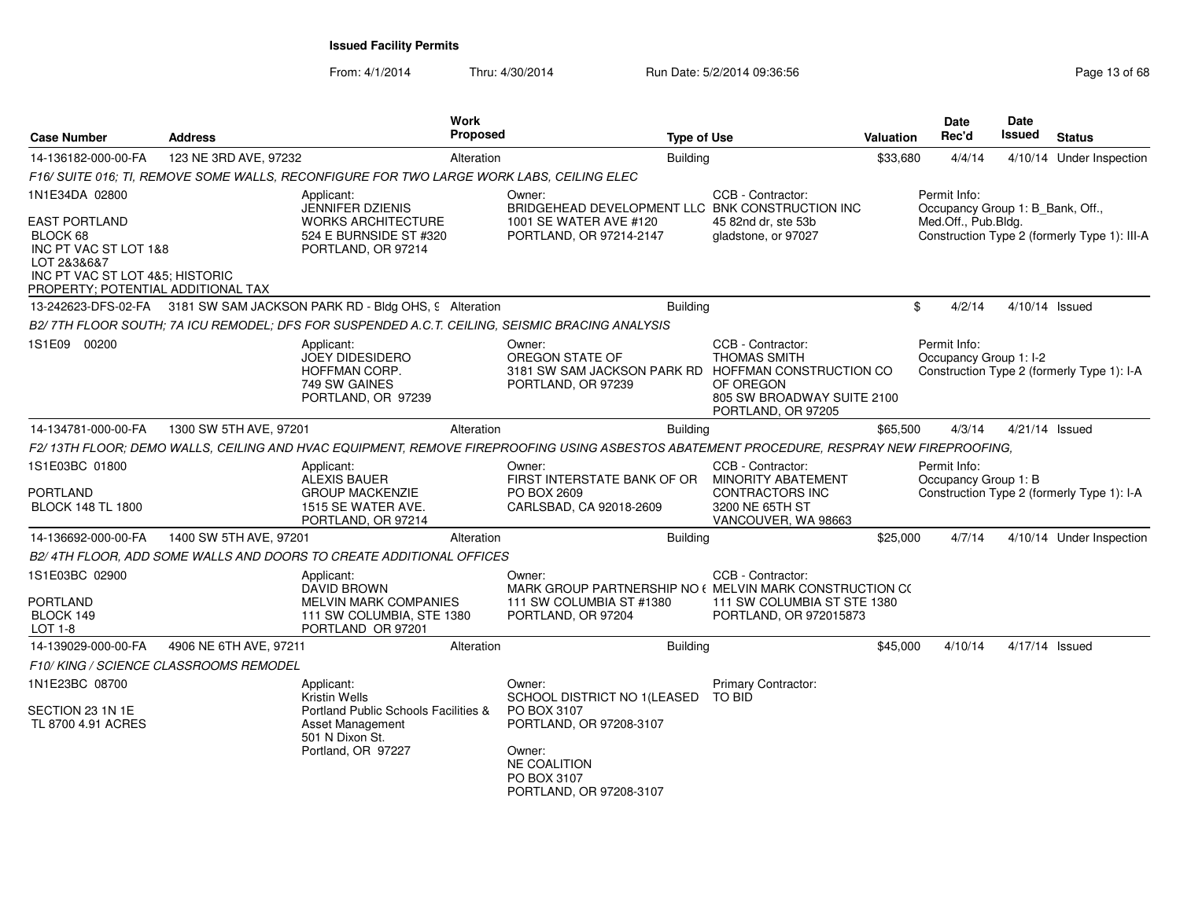# Issued Facility Permits

From: 4/1/2014 Thru: 4/30/2014 Run Date: 5/2/2014 09:36:56

| Case Number | Address | Work Proposed | Type of Use | Valuation | Date Rec'd | Date Issued | Status |
|---|---|---|---|---|---|---|---|
| 14-136182-000-00-FA | 123 NE 3RD AVE, 97232 | Alteration | Building | $33,680 | 4/4/14 | 4/10/14 | Under Inspection |

F16/ SUITE 016; TI, REMOVE SOME WALLS, RECONFIGURE FOR TWO LARGE WORK LABS, CEILING ELEC

1N1E34DA 02800

EAST PORTLAND
BLOCK 68
INC PT VAC ST LOT 1&8
LOT 2&3&6&7
INC PT VAC ST LOT 4&5; HISTORIC
PROPERTY; POTENTIAL ADDITIONAL TAX

Applicant:
JENNIFER DZIENIS
WORKS ARCHITECTURE
524 E BURNSIDE ST #320
PORTLAND, OR 97214

Owner:
BRIDGEHEAD DEVELOPMENT LLC
1001 SE WATER AVE #120
PORTLAND, OR 97214-2147

CCB - Contractor:
BNK CONSTRUCTION INC
45 82nd dr, ste 53b
gladstone, or 97027

Permit Info:
Occupancy Group 1: B_Bank, Off., Med.Off., Pub.Bldg.
Construction Type 2 (formerly Type 1): III-A

| Case Number | Address | Work Proposed | Type of Use | Valuation | Date Rec'd | Date Issued | Status |
|---|---|---|---|---|---|---|---|
| 13-242623-DFS-02-FA | 3181 SW SAM JACKSON PARK RD - Bldg OHS, 9 | Alteration | Building | $ | 4/2/14 | 4/10/14 | Issued |

B2/ 7TH FLOOR SOUTH; 7A ICU REMODEL; DFS FOR SUSPENDED A.C.T. CEILING, SEISMIC BRACING ANALYSIS

1S1E09 00200

Applicant:
JOEY DIDESIDERO
HOFFMAN CORP.
749 SW GAINES
PORTLAND, OR 97239

Owner:
OREGON STATE OF
3181 SW SAM JACKSON PARK RD
PORTLAND, OR 97239

CCB - Contractor:
THOMAS SMITH
HOFFMAN CONSTRUCTION CO OF OREGON
805 SW BROADWAY SUITE 2100
PORTLAND, OR 97205

Permit Info:
Occupancy Group 1: I-2
Construction Type 2 (formerly Type 1): I-A

| Case Number | Address | Work Proposed | Type of Use | Valuation | Date Rec'd | Date Issued | Status |
|---|---|---|---|---|---|---|---|
| 14-134781-000-00-FA | 1300 SW 5TH AVE, 97201 | Alteration | Building | $65,500 | 4/3/14 | 4/21/14 | Issued |

F2/ 13TH FLOOR; DEMO WALLS, CEILING AND HVAC EQUIPMENT, REMOVE FIREPROOFING USING ASBESTOS ABATEMENT PROCEDURE, RESPRAY NEW FIREPROOFING,

1S1E03BC 01800

PORTLAND
BLOCK 148 TL 1800

Applicant:
ALEXIS BAUER
GROUP MACKENZIE
1515 SE WATER AVE.
PORTLAND, OR 97214

Owner:
FIRST INTERSTATE BANK OF OR
PO BOX 2609
CARLSBAD, CA 92018-2609

CCB - Contractor:
MINORITY ABATEMENT CONTRACTORS INC
3200 NE 65TH ST
VANCOUVER, WA 98663

Permit Info:
Occupancy Group 1: B
Construction Type 2 (formerly Type 1): I-A

| Case Number | Address | Work Proposed | Type of Use | Valuation | Date Rec'd | Date Issued | Status |
|---|---|---|---|---|---|---|---|
| 14-136692-000-00-FA | 1400 SW 5TH AVE, 97201 | Alteration | Building | $25,000 | 4/7/14 | 4/10/14 | Under Inspection |

B2/ 4TH FLOOR, ADD SOME WALLS AND DOORS TO CREATE ADDITIONAL OFFICES

1S1E03BC 02900

PORTLAND
BLOCK 149
LOT 1-8

Applicant:
DAVID BROWN
MELVIN MARK COMPANIES
111 SW COLUMBIA, STE 1380
PORTLAND OR 97201

Owner:
MARK GROUP PARTNERSHIP NO (
111 SW COLUMBIA ST #1380
PORTLAND, OR 97204

CCB - Contractor:
MELVIN MARK CONSTRUCTION C(
111 SW COLUMBIA ST STE 1380
PORTLAND, OR 972015873

| Case Number | Address | Work Proposed | Type of Use | Valuation | Date Rec'd | Date Issued | Status |
|---|---|---|---|---|---|---|---|
| 14-139029-000-00-FA | 4906 NE 6TH AVE, 97211 | Alteration | Building | $45,000 | 4/10/14 | 4/17/14 | Issued |

F10/ KING / SCIENCE CLASSROOMS REMODEL

1N1E23BC 08700

SECTION 23 1N 1E
TL 8700 4.91 ACRES

Applicant:
Kristin Wells
Portland Public Schools Facilities & Asset Management
501 N Dixon St.
Portland, OR 97227

Owner:
SCHOOL DISTRICT NO 1(LEASED
PO BOX 3107
PORTLAND, OR 97208-3107

Owner:
NE COALITION
PO BOX 3107
PORTLAND, OR 97208-3107

Primary Contractor:
TO BID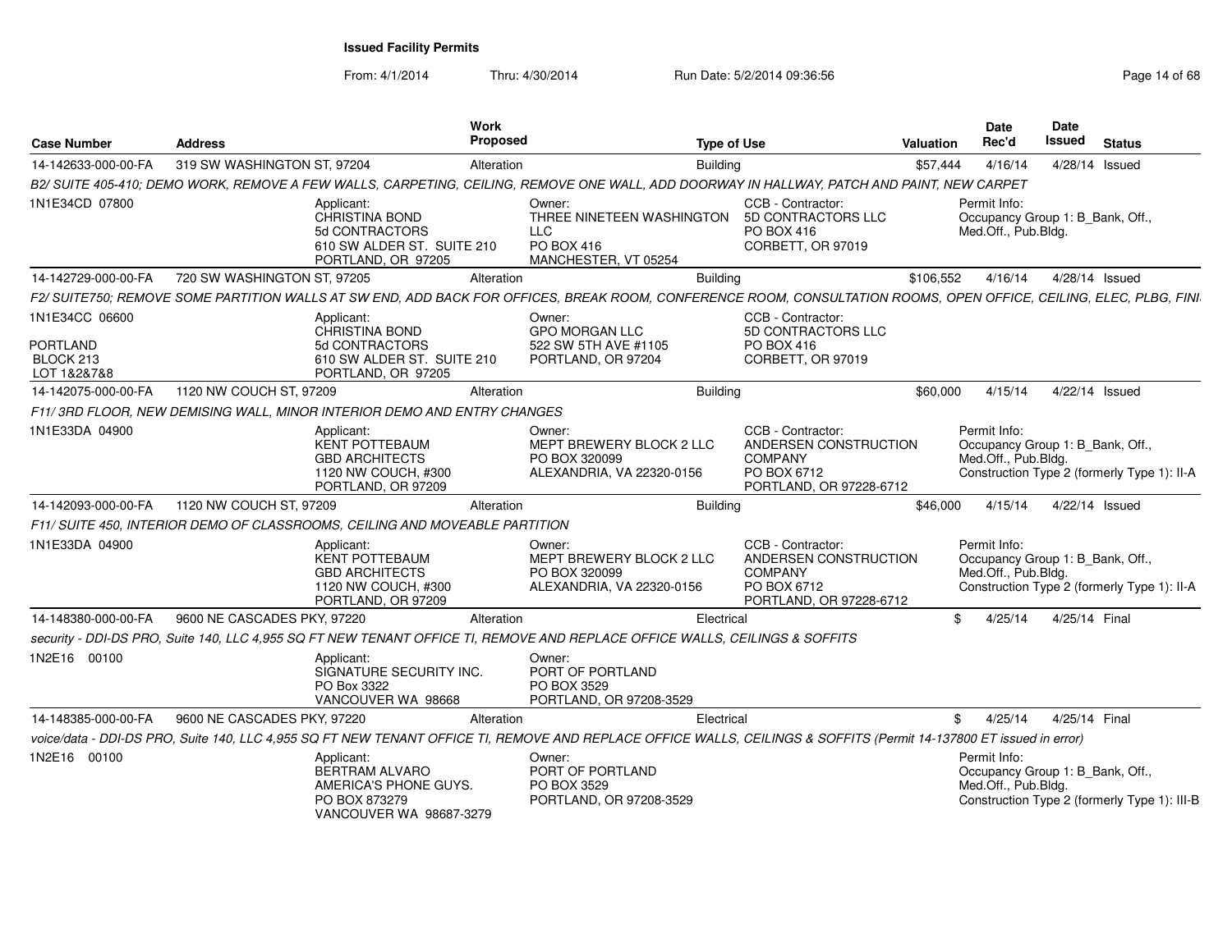**Issued Facility Permits**

From: 4/1/2014 Thru: 4/30/2014 Run Date: 5/2/2014 09:36:56

| Case Number | Address | Work Proposed | Type of Use | Valuation | Date Rec'd | Date Issued | Status |
|---|---|---|---|---|---|---|---|
| 14-142633-000-00-FA | 319 SW WASHINGTON ST, 97204 | Alteration | Building | $57,444 | 4/16/14 | 4/28/14 | Issued |

*B2/ SUITE 405-410; DEMO WORK, REMOVE A FEW WALLS, CARPETING, CEILING, REMOVE ONE WALL, ADD DOORWAY IN HALLWAY, PATCH AND PAINT, NEW CARPET*

1N1E34CD 07800

Applicant: CHRISTINA BOND, 5d CONTRACTORS, 610 SW ALDER ST. SUITE 210, PORTLAND, OR 97205

Owner: THREE NINETEEN WASHINGTON LLC, PO BOX 416, MANCHESTER, VT 05254

CCB - Contractor: 5D CONTRACTORS LLC, PO BOX 416, CORBETT, OR 97019

Permit Info: Occupancy Group 1: B_Bank, Off., Med.Off., Pub.Bldg.

| Case Number | Address | Work Proposed | Type of Use | Valuation | Date Rec'd | Date Issued | Status |
|---|---|---|---|---|---|---|---|
| 14-142729-000-00-FA | 720 SW WASHINGTON ST, 97205 | Alteration | Building | $106,552 | 4/16/14 | 4/28/14 | Issued |

*F2/ SUITE750; REMOVE SOME PARTITION WALLS AT SW END, ADD BACK FOR OFFICES, BREAK ROOM, CONFERENCE ROOM, CONSULTATION ROOMS, OPEN OFFICE, CEILING, ELEC, PLBG, FINI*

1N1E34CC 06600
PORTLAND
BLOCK 213
LOT 1&2&7&8

Applicant: CHRISTINA BOND, 5d CONTRACTORS, 610 SW ALDER ST. SUITE 210, PORTLAND, OR 97205

Owner: GPO MORGAN LLC, 522 SW 5TH AVE #1105, PORTLAND, OR 97204

CCB - Contractor: 5D CONTRACTORS LLC, PO BOX 416, CORBETT, OR 97019

| Case Number | Address | Work Proposed | Type of Use | Valuation | Date Rec'd | Date Issued | Status |
|---|---|---|---|---|---|---|---|
| 14-142075-000-00-FA | 1120 NW COUCH ST, 97209 | Alteration | Building | $60,000 | 4/15/14 | 4/22/14 | Issued |

*F11/ 3RD FLOOR, NEW DEMISING WALL, MINOR INTERIOR DEMO AND ENTRY CHANGES*

1N1E33DA 04900

Applicant: KENT POTTEBAUM, GBD ARCHITECTS, 1120 NW COUCH, #300, PORTLAND, OR 97209

Owner: MEPT BREWERY BLOCK 2 LLC, PO BOX 320099, ALEXANDRIA, VA 22320-0156

CCB - Contractor: ANDERSEN CONSTRUCTION COMPANY, PO BOX 6712, PORTLAND, OR 97228-6712

Permit Info: Occupancy Group 1: B_Bank, Off., Med.Off., Pub.Bldg. Construction Type 2 (formerly Type 1): II-A

| Case Number | Address | Work Proposed | Type of Use | Valuation | Date Rec'd | Date Issued | Status |
|---|---|---|---|---|---|---|---|
| 14-142093-000-00-FA | 1120 NW COUCH ST, 97209 | Alteration | Building | $46,000 | 4/15/14 | 4/22/14 | Issued |

*F11/ SUITE 450, INTERIOR DEMO OF CLASSROOMS, CEILING AND MOVEABLE PARTITION*

1N1E33DA 04900

Applicant: KENT POTTEBAUM, GBD ARCHITECTS, 1120 NW COUCH, #300, PORTLAND, OR 97209

Owner: MEPT BREWERY BLOCK 2 LLC, PO BOX 320099, ALEXANDRIA, VA 22320-0156

CCB - Contractor: ANDERSEN CONSTRUCTION COMPANY, PO BOX 6712, PORTLAND, OR 97228-6712

Permit Info: Occupancy Group 1: B_Bank, Off., Med.Off., Pub.Bldg. Construction Type 2 (formerly Type 1): II-A

| Case Number | Address | Work Proposed | Type of Use | Valuation | Date Rec'd | Date Issued | Status |
|---|---|---|---|---|---|---|---|
| 14-148380-000-00-FA | 9600 NE CASCADES PKY, 97220 | Alteration | Electrical | $ | 4/25/14 | 4/25/14 | Final |

*security - DDI-DS PRO, Suite 140, LLC 4,955 SQ FT NEW TENANT OFFICE TI, REMOVE AND REPLACE OFFICE WALLS, CEILINGS & SOFFITS*

1N2E16 00100

Applicant: SIGNATURE SECURITY INC., PO Box 3322, VANCOUVER WA 98668

Owner: PORT OF PORTLAND, PO BOX 3529, PORTLAND, OR 97208-3529

| Case Number | Address | Work Proposed | Type of Use | Valuation | Date Rec'd | Date Issued | Status |
|---|---|---|---|---|---|---|---|
| 14-148385-000-00-FA | 9600 NE CASCADES PKY, 97220 | Alteration | Electrical | $ | 4/25/14 | 4/25/14 | Final |

*voice/data - DDI-DS PRO, Suite 140, LLC 4,955 SQ FT NEW TENANT OFFICE TI, REMOVE AND REPLACE OFFICE WALLS, CEILINGS & SOFFITS (Permit 14-137800 ET issued in error)*

1N2E16 00100

Applicant: BERTRAM ALVARO, AMERICA'S PHONE GUYS., PO BOX 873279, VANCOUVER WA 98687-3279

Owner: PORT OF PORTLAND, PO BOX 3529, PORTLAND, OR 97208-3529

Permit Info: Occupancy Group 1: B_Bank, Off., Med.Off., Pub.Bldg. Construction Type 2 (formerly Type 1): III-B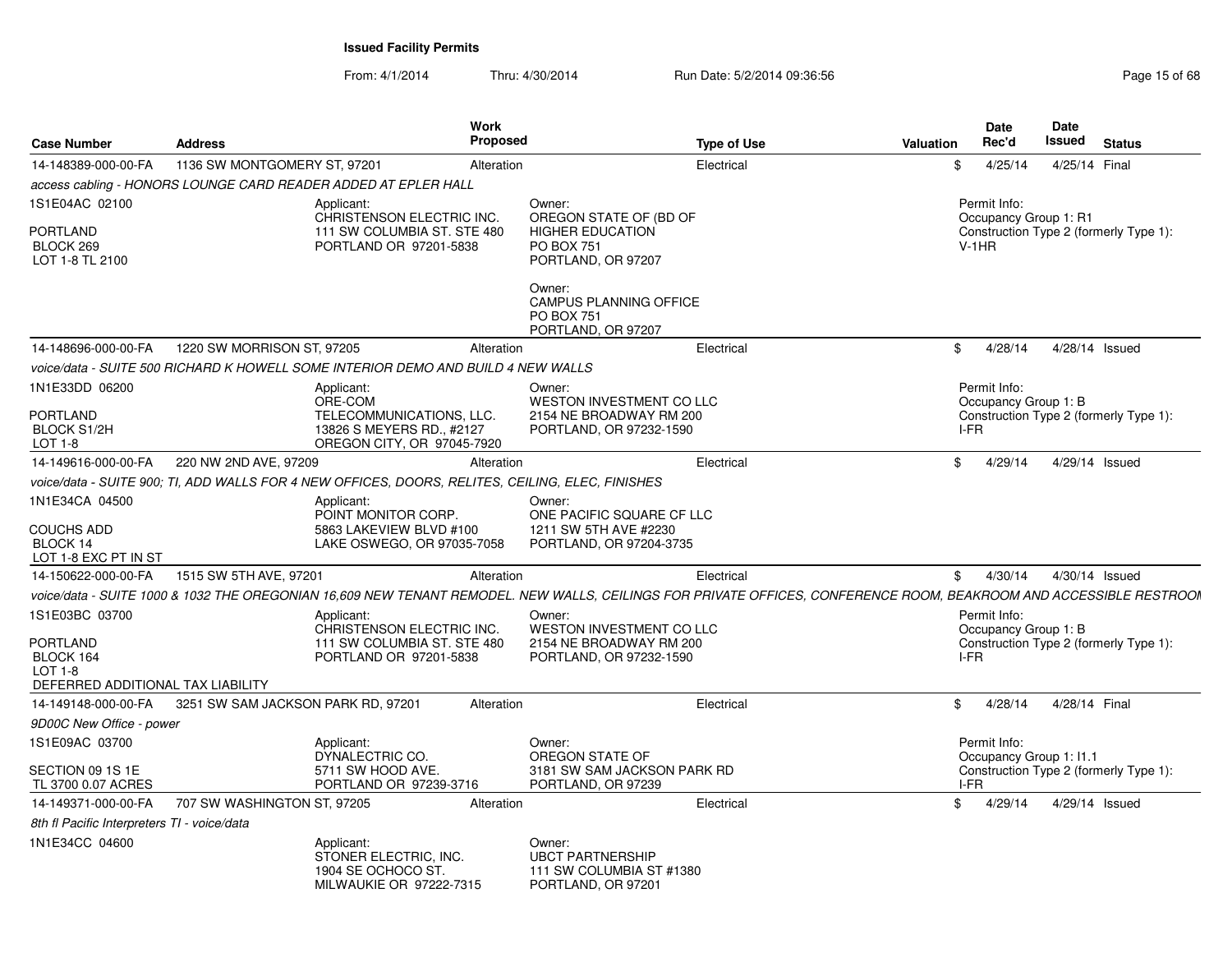**Issued Facility Permits**

From: 4/1/2014 Thru: 4/30/2014 Run Date: 5/2/2014 09:36:56

| Case Number | Address | Work Proposed | Type of Use | Valuation | Date Rec'd | Date Issued | Status |
|---|---|---|---|---|---|---|---|
| 14-148389-000-00-FA | 1136 SW MONTGOMERY ST, 97201 | Alteration | Electrical | $ | 4/25/14 | 4/25/14 | Final |

*access cabling - HONORS LOUNGE CARD READER ADDED AT EPLER HALL*

1S1E04AC 02100
PORTLAND
BLOCK 269
LOT 1-8 TL 2100

Applicant:
CHRISTENSON ELECTRIC INC.
111 SW COLUMBIA ST. STE 480
PORTLAND OR 97201-5838

Owner:
OREGON STATE OF (BD OF
HIGHER EDUCATION
PO BOX 751
PORTLAND, OR 97207

Owner:
CAMPUS PLANNING OFFICE
PO BOX 751
PORTLAND, OR 97207

Permit Info:
Occupancy Group 1: R1
Construction Type 2 (formerly Type 1): V-1HR

| Case Number | Address | Work Proposed | Type of Use | Valuation | Date Rec'd | Date Issued | Status |
|---|---|---|---|---|---|---|---|
| 14-148696-000-00-FA | 1220 SW MORRISON ST, 97205 | Alteration | Electrical | $ | 4/28/14 | 4/28/14 | Issued |

*voice/data - SUITE 500 RICHARD K HOWELL SOME INTERIOR DEMO AND BUILD 4 NEW WALLS*

1N1E33DD 06200
PORTLAND
BLOCK S1/2H
LOT 1-8

Applicant:
ORE-COM
TELECOMMUNICATIONS, LLC.
13826 S MEYERS RD., #2127
OREGON CITY, OR 97045-7920

Owner:
WESTON INVESTMENT CO LLC
2154 NE BROADWAY RM 200
PORTLAND, OR 97232-1590

Permit Info:
Occupancy Group 1: B
Construction Type 2 (formerly Type 1): I-FR

| Case Number | Address | Work Proposed | Type of Use | Valuation | Date Rec'd | Date Issued | Status |
|---|---|---|---|---|---|---|---|
| 14-149616-000-00-FA | 220 NW 2ND AVE, 97209 | Alteration | Electrical | $ | 4/29/14 | 4/29/14 | Issued |

*voice/data - SUITE 900; TI, ADD WALLS FOR 4 NEW OFFICES, DOORS, RELITES, CEILING, ELEC, FINISHES*

1N1E34CA 04500
COUCHS ADD
BLOCK 14
LOT 1-8 EXC PT IN ST

Applicant:
POINT MONITOR CORP.
5863 LAKEVIEW BLVD #100
LAKE OSWEGO, OR 97035-7058

Owner:
ONE PACIFIC SQUARE CF LLC
1211 SW 5TH AVE #2230
PORTLAND, OR 97204-3735

| Case Number | Address | Work Proposed | Type of Use | Valuation | Date Rec'd | Date Issued | Status |
|---|---|---|---|---|---|---|---|
| 14-150622-000-00-FA | 1515 SW 5TH AVE, 97201 | Alteration | Electrical | $ | 4/30/14 | 4/30/14 | Issued |

*voice/data - SUITE 1000 & 1032 THE OREGONIAN 16,609 NEW TENANT REMODEL. NEW WALLS, CEILINGS FOR PRIVATE OFFICES, CONFERENCE ROOM, BEAKROOM AND ACCESSIBLE RESTROOM*

1S1E03BC 03700
PORTLAND
BLOCK 164
LOT 1-8
DEFERRED ADDITIONAL TAX LIABILITY

Applicant:
CHRISTENSON ELECTRIC INC.
111 SW COLUMBIA ST. STE 480
PORTLAND OR 97201-5838

Owner:
WESTON INVESTMENT CO LLC
2154 NE BROADWAY RM 200
PORTLAND, OR 97232-1590

Permit Info:
Occupancy Group 1: B
Construction Type 2 (formerly Type 1): I-FR

| Case Number | Address | Work Proposed | Type of Use | Valuation | Date Rec'd | Date Issued | Status |
|---|---|---|---|---|---|---|---|
| 14-149148-000-00-FA | 3251 SW SAM JACKSON PARK RD, 97201 | Alteration | Electrical | $ | 4/28/14 | 4/28/14 | Final |

*9D00C New Office - power*

1S1E09AC 03700
SECTION 09 1S 1E
TL 3700 0.07 ACRES

Applicant:
DYNALECTRIC CO.
5711 SW HOOD AVE.
PORTLAND OR 97239-3716

Owner:
OREGON STATE OF
3181 SW SAM JACKSON PARK RD
PORTLAND, OR 97239

Permit Info:
Occupancy Group 1: I1.1
Construction Type 2 (formerly Type 1): I-FR

| Case Number | Address | Work Proposed | Type of Use | Valuation | Date Rec'd | Date Issued | Status |
|---|---|---|---|---|---|---|---|
| 14-149371-000-00-FA | 707 SW WASHINGTON ST, 97205 | Alteration | Electrical | $ | 4/29/14 | 4/29/14 | Issued |

*8th fl Pacific Interpreters TI - voice/data*

1N1E34CC 04600

Applicant:
STONER ELECTRIC, INC.
1904 SE OCHOCO ST.
MILWAUKIE OR 97222-7315

Owner:
UBCT PARTNERSHIP
111 SW COLUMBIA ST #1380
PORTLAND, OR 97201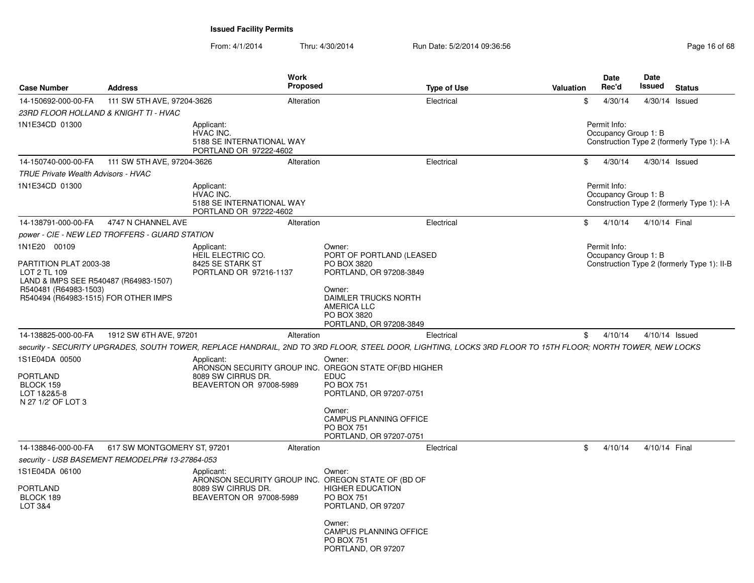**Issued Facility Permits**

From: 4/1/2014 Thru: 4/30/2014 Run Date: 5/2/2014 09:36:56

| Case Number | Address | Work Proposed | Type of Use | Valuation | Date Rec'd | Date Issued | Status |
|---|---|---|---|---|---|---|---|
| 14-150692-000-00-FA | 111 SW 5TH AVE, 97204-3626 | Alteration | Electrical | $ | 4/30/14 | 4/30/14 | Issued |

*23RD FLOOR HOLLAND & KNIGHT TI - HVAC*

1N1E34CD 01300

Applicant:
HVAC INC.
5188 SE INTERNATIONAL WAY
PORTLAND OR 97222-4602

Permit Info:
Occupancy Group 1: B
Construction Type 2 (formerly Type 1): I-A

| Case Number | Address | Work Proposed | Type of Use | Valuation | Date Rec'd | Date Issued | Status |
|---|---|---|---|---|---|---|---|
| 14-150740-000-00-FA | 111 SW 5TH AVE, 97204-3626 | Alteration | Electrical | $ | 4/30/14 | 4/30/14 | Issued |

*TRUE Private Wealth Advisors - HVAC*

1N1E34CD 01300

Applicant:
HVAC INC.
5188 SE INTERNATIONAL WAY
PORTLAND OR 97222-4602

Permit Info:
Occupancy Group 1: B
Construction Type 2 (formerly Type 1): I-A

| Case Number | Address | Work Proposed | Type of Use | Valuation | Date Rec'd | Date Issued | Status |
|---|---|---|---|---|---|---|---|
| 14-138791-000-00-FA | 4747 N CHANNEL AVE | Alteration | Electrical | $ | 4/10/14 | 4/10/14 | Final |

*power - CIE - NEW LED TROFFERS - GUARD STATION*

1N1E20 00109

PARTITION PLAT 2003-38
LOT 2 TL 109
LAND & IMPS SEE R540487 (R64983-1507)
R540481 (R64983-1503)
R540494 (R64983-1515) FOR OTHER IMPS

Applicant:
HEIL ELECTRIC CO.
8425 SE STARK ST
PORTLAND OR 97216-1137

Owner:
PORT OF PORTLAND (LEASED
PO BOX 3820
PORTLAND, OR 97208-3849

Owner:
DAIMLER TRUCKS NORTH AMERICA LLC
PO BOX 3820
PORTLAND, OR 97208-3849

Permit Info:
Occupancy Group 1: B
Construction Type 2 (formerly Type 1): II-B

| Case Number | Address | Work Proposed | Type of Use | Valuation | Date Rec'd | Date Issued | Status |
|---|---|---|---|---|---|---|---|
| 14-138825-000-00-FA | 1912 SW 6TH AVE, 97201 | Alteration | Electrical | $ | 4/10/14 | 4/10/14 | Issued |

*security - SECURITY UPGRADES, SOUTH TOWER, REPLACE HANDRAIL, 2ND TO 3RD FLOOR, STEEL DOOR, LIGHTING, LOCKS 3RD FLOOR TO 15TH FLOOR; NORTH TOWER, NEW LOCKS*

1S1E04DA 00500

PORTLAND
BLOCK 159
LOT 1&2&5-8
N 27 1/2' OF LOT 3

Applicant:
ARONSON SECURITY GROUP INC.
8089 SW CIRRUS DR.
BEAVERTON OR 97008-5989

Owner:
OREGON STATE OF(BD HIGHER EDUC
PO BOX 751
PORTLAND, OR 97207-0751

Owner:
CAMPUS PLANNING OFFICE
PO BOX 751
PORTLAND, OR 97207-0751

| Case Number | Address | Work Proposed | Type of Use | Valuation | Date Rec'd | Date Issued | Status |
|---|---|---|---|---|---|---|---|
| 14-138846-000-00-FA | 617 SW MONTGOMERY ST, 97201 | Alteration | Electrical | $ | 4/10/14 | 4/10/14 | Final |

*security - USB BASEMENT REMODELPR# 13-27864-053*

1S1E04DA 06100

PORTLAND
BLOCK 189
LOT 3&4

Applicant:
ARONSON SECURITY GROUP INC.
8089 SW CIRRUS DR.
BEAVERTON OR 97008-5989

Owner:
OREGON STATE OF (BD OF HIGHER EDUCATION
PO BOX 751
PORTLAND, OR 97207

Owner:
CAMPUS PLANNING OFFICE
PO BOX 751
PORTLAND, OR 97207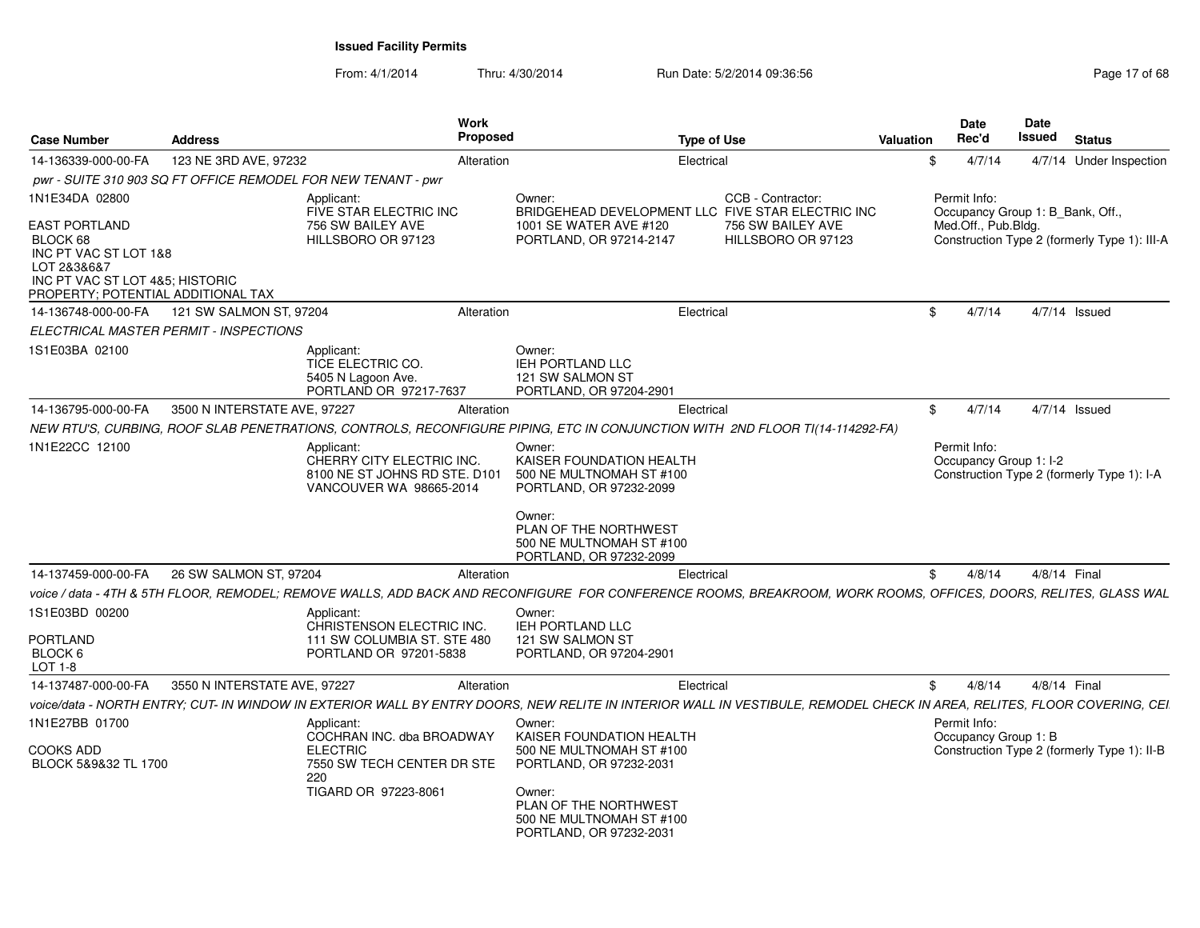**Issued Facility Permits**

From: 4/1/2014 Thru: 4/30/2014 Run Date: 5/2/2014 09:36:56

| Case Number | Address | Work Proposed | Type of Use | Valuation | Date Rec'd | Date Issued | Status |
|---|---|---|---|---|---|---|---|
| 14-136339-000-00-FA | 123 NE 3RD AVE, 97232 | Alteration | Electrical | $ | 4/7/14 | 4/7/14 | Under Inspection |

*pwr - SUITE 310 903 SQ FT OFFICE REMODEL FOR NEW TENANT - pwr*

1N1E34DA 02800

EAST PORTLAND
BLOCK 68
INC PT VAC ST LOT 1&8
LOT 2&3&6&7
INC PT VAC ST LOT 4&5; HISTORIC
PROPERTY; POTENTIAL ADDITIONAL TAX

Applicant:
FIVE STAR ELECTRIC INC
756 SW BAILEY AVE
HILLSBORO OR 97123

Owner:
BRIDGEHEAD DEVELOPMENT LLC
1001 SE WATER AVE #120
PORTLAND, OR 97214-2147

CCB - Contractor:
FIVE STAR ELECTRIC INC
756 SW BAILEY AVE
HILLSBORO OR 97123

Permit Info:
Occupancy Group 1: B_Bank, Off., Med.Off., Pub.Bldg.
Construction Type 2 (formerly Type 1): III-A

---

| Case Number | Address | Work Proposed | Type of Use | Valuation | Date Rec'd | Date Issued | Status |
|---|---|---|---|---|---|---|---|
| 14-136748-000-00-FA | 121 SW SALMON ST, 97204 | Alteration | Electrical | $ | 4/7/14 | 4/7/14 | Issued |

*ELECTRICAL MASTER PERMIT - INSPECTIONS*

1S1E03BA 02100

Applicant:
TICE ELECTRIC CO.
5405 N Lagoon Ave.
PORTLAND OR 97217-7637

Owner:
IEH PORTLAND LLC
121 SW SALMON ST
PORTLAND, OR 97204-2901

---

| Case Number | Address | Work Proposed | Type of Use | Valuation | Date Rec'd | Date Issued | Status |
|---|---|---|---|---|---|---|---|
| 14-136795-000-00-FA | 3500 N INTERSTATE AVE, 97227 | Alteration | Electrical | $ | 4/7/14 | 4/7/14 | Issued |

*NEW RTU'S, CURBING, ROOF SLAB PENETRATIONS, CONTROLS, RECONFIGURE PIPING, ETC IN CONJUNCTION WITH 2ND FLOOR TI(14-114292-FA)*

1N1E22CC 12100

Applicant:
CHERRY CITY ELECTRIC INC.
8100 NE ST JOHNS RD STE. D101
VANCOUVER WA 98665-2014

Owner:
KAISER FOUNDATION HEALTH
500 NE MULTNOMAH ST #100
PORTLAND, OR 97232-2099

Owner:
PLAN OF THE NORTHWEST
500 NE MULTNOMAH ST #100
PORTLAND, OR 97232-2099

Permit Info:
Occupancy Group 1: I-2
Construction Type 2 (formerly Type 1): I-A

---

| Case Number | Address | Work Proposed | Type of Use | Valuation | Date Rec'd | Date Issued | Status |
|---|---|---|---|---|---|---|---|
| 14-137459-000-00-FA | 26 SW SALMON ST, 97204 | Alteration | Electrical | $ | 4/8/14 | 4/8/14 | Final |

*voice / data - 4TH & 5TH FLOOR, REMODEL; REMOVE WALLS, ADD BACK AND RECONFIGURE FOR CONFERENCE ROOMS, BREAKROOM, WORK ROOMS, OFFICES, DOORS, RELITES, GLASS WAL*

1S1E03BD 00200

PORTLAND
BLOCK 6
LOT 1-8

Applicant:
CHRISTENSON ELECTRIC INC.
111 SW COLUMBIA ST. STE 480
PORTLAND OR 97201-5838

Owner:
IEH PORTLAND LLC
121 SW SALMON ST
PORTLAND, OR 97204-2901

---

| Case Number | Address | Work Proposed | Type of Use | Valuation | Date Rec'd | Date Issued | Status |
|---|---|---|---|---|---|---|---|
| 14-137487-000-00-FA | 3550 N INTERSTATE AVE, 97227 | Alteration | Electrical | $ | 4/8/14 | 4/8/14 | Final |

*voice/data - NORTH ENTRY; CUT- IN WINDOW IN EXTERIOR WALL BY ENTRY DOORS, NEW RELITE IN INTERIOR WALL IN VESTIBULE, REMODEL CHECK IN AREA, RELITES, FLOOR COVERING, CEI*

1N1E27BB 01700

COOKS ADD
BLOCK 5&9&32 TL 1700

Applicant:
COCHRAN INC. dba BROADWAY ELECTRIC
7550 SW TECH CENTER DR STE 220
TIGARD OR 97223-8061

Owner:
KAISER FOUNDATION HEALTH
500 NE MULTNOMAH ST #100
PORTLAND, OR 97232-2031

Owner:
PLAN OF THE NORTHWEST
500 NE MULTNOMAH ST #100
PORTLAND, OR 97232-2031

Permit Info:
Occupancy Group 1: B
Construction Type 2 (formerly Type 1): II-B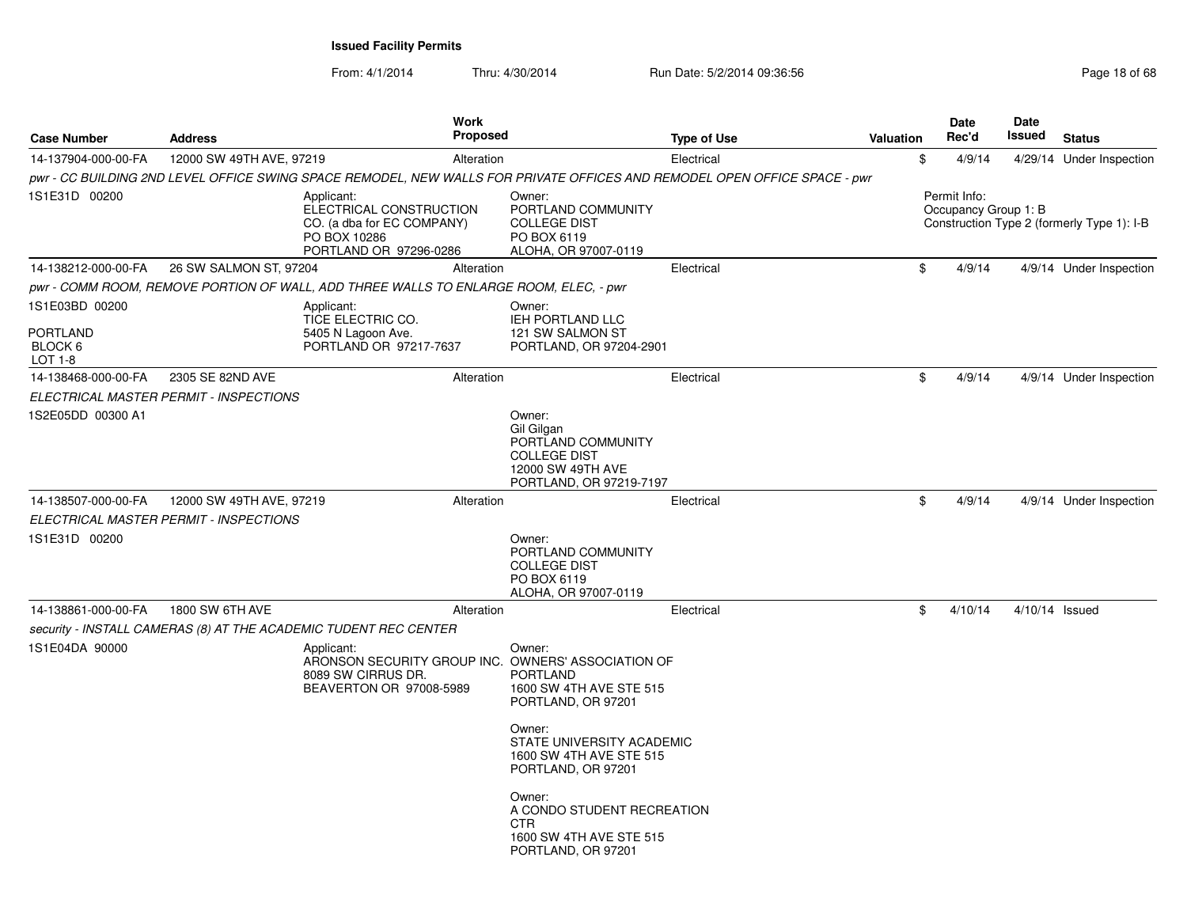**Issued Facility Permits**

From: 4/1/2014 Thru: 4/30/2014 Run Date: 5/2/2014 09:36:56

| Case Number | Address | Work Proposed | Type of Use | Valuation | Date Rec'd | Date Issued | Status |
|---|---|---|---|---|---|---|---|
| 14-137904-000-00-FA | 12000 SW 49TH AVE, 97219 | Alteration | Electrical | $ | 4/9/14 | 4/29/14 | Under Inspection |

*pwr - CC BUILDING 2ND LEVEL OFFICE SWING SPACE REMODEL, NEW WALLS FOR PRIVATE OFFICES AND REMODEL OPEN OFFICE SPACE - pwr*

1S1E31D 00200

Applicant:
ELECTRICAL CONSTRUCTION CO. (a dba for EC COMPANY)
PO BOX 10286
PORTLAND OR 97296-0286

Owner:
PORTLAND COMMUNITY COLLEGE DIST
PO BOX 6119
ALOHA, OR 97007-0119

Permit Info:
Occupancy Group 1: B
Construction Type 2 (formerly Type 1): I-B

---

| Case Number | Address | Work Proposed | Type of Use | Valuation | Date Rec'd | Date Issued | Status |
|---|---|---|---|---|---|---|---|
| 14-138212-000-00-FA | 26 SW SALMON ST, 97204 | Alteration | Electrical | $ | 4/9/14 | 4/9/14 | Under Inspection |

*pwr - COMM ROOM, REMOVE PORTION OF WALL, ADD THREE WALLS TO ENLARGE ROOM, ELEC, - pwr*

1S1E03BD 00200

PORTLAND
BLOCK 6
LOT 1-8

Applicant:
TICE ELECTRIC CO.
5405 N Lagoon Ave.
PORTLAND OR 97217-7637

Owner:
IEH PORTLAND LLC
121 SW SALMON ST
PORTLAND, OR 97204-2901

---

| Case Number | Address | Work Proposed | Type of Use | Valuation | Date Rec'd | Date Issued | Status |
|---|---|---|---|---|---|---|---|
| 14-138468-000-00-FA | 2305 SE 82ND AVE | Alteration | Electrical | $ | 4/9/14 | 4/9/14 | Under Inspection |

*ELECTRICAL MASTER PERMIT - INSPECTIONS*

1S2E05DD 00300 A1

Owner:
Gil Gilgan
PORTLAND COMMUNITY COLLEGE DIST
12000 SW 49TH AVE
PORTLAND, OR 97219-7197

---

| Case Number | Address | Work Proposed | Type of Use | Valuation | Date Rec'd | Date Issued | Status |
|---|---|---|---|---|---|---|---|
| 14-138507-000-00-FA | 12000 SW 49TH AVE, 97219 | Alteration | Electrical | $ | 4/9/14 | 4/9/14 | Under Inspection |

*ELECTRICAL MASTER PERMIT - INSPECTIONS*

1S1E31D 00200

Owner:
PORTLAND COMMUNITY COLLEGE DIST
PO BOX 6119
ALOHA, OR 97007-0119

---

| Case Number | Address | Work Proposed | Type of Use | Valuation | Date Rec'd | Date Issued | Status |
|---|---|---|---|---|---|---|---|
| 14-138861-000-00-FA | 1800 SW 6TH AVE | Alteration | Electrical | $ | 4/10/14 | 4/10/14 | Issued |

*security - INSTALL CAMERAS (8) AT THE ACADEMIC TUDENT REC CENTER*

1S1E04DA 90000

Applicant:
ARONSON SECURITY GROUP INC.
8089 SW CIRRUS DR.
BEAVERTON OR 97008-5989

Owner:
OWNERS' ASSOCIATION OF PORTLAND
1600 SW 4TH AVE STE 515
PORTLAND, OR 97201

Owner:
STATE UNIVERSITY ACADEMIC
1600 SW 4TH AVE STE 515
PORTLAND, OR 97201

Owner:
A CONDO STUDENT RECREATION CTR
1600 SW 4TH AVE STE 515
PORTLAND, OR 97201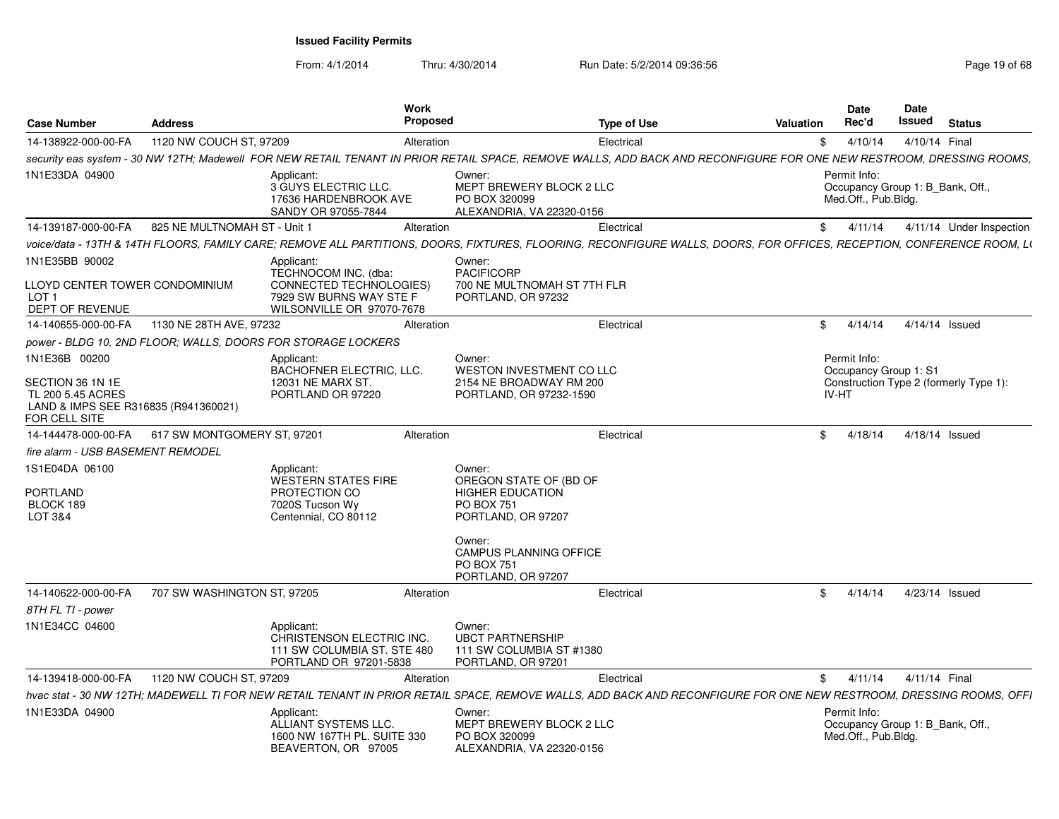**Issued Facility Permits**

From: 4/1/2014 Thru: 4/30/2014 Run Date: 5/2/2014 09:36:56

| Case Number | Address | Work Proposed | Type of Use | Valuation | Date Rec'd | Date Issued | Status |
|---|---|---|---|---|---|---|---|
| 14-138922-000-00-FA | 1120 NW COUCH ST, 97209 | Alteration | Electrical | $ | 4/10/14 | 4/10/14 | Final |

*security eas system - 30 NW 12TH; Madewell FOR NEW RETAIL TENANT IN PRIOR RETAIL SPACE, REMOVE WALLS, ADD BACK AND RECONFIGURE FOR ONE NEW RESTROOM, DRESSING ROOMS,*

1N1E33DA 04900

Applicant: 3 GUYS ELECTRIC LLC. 17636 HARDENBROOK AVE SANDY OR 97055-7844

Owner: MEPT BREWERY BLOCK 2 LLC PO BOX 320099 ALEXANDRIA, VA 22320-0156

Permit Info: Occupancy Group 1: B_Bank, Off., Med.Off., Pub.Bldg.

| Case Number | Address | Work Proposed | Type of Use | Valuation | Date Rec'd | Date Issued | Status |
|---|---|---|---|---|---|---|---|
| 14-139187-000-00-FA | 825 NE MULTNOMAH ST - Unit 1 | Alteration | Electrical | $ | 4/11/14 | 4/11/14 | Under Inspection |

*voice/data - 13TH & 14TH FLOORS, FAMILY CARE; REMOVE ALL PARTITIONS, DOORS, FIXTURES, FLOORING, RECONFIGURE WALLS, DOORS, FOR OFFICES, RECEPTION, CONFERENCE ROOM, L*

1N1E35BB 90002

LLOYD CENTER TOWER CONDOMINIUM
LOT 1
DEPT OF REVENUE

Applicant: TECHNOCOM INC. (dba: CONNECTED TECHNOLOGIES) 7929 SW BURNS WAY STE F WILSONVILLE OR 97070-7678

Owner: PACIFICORP 700 NE MULTNOMAH ST 7TH FLR PORTLAND, OR 97232

| Case Number | Address | Work Proposed | Type of Use | Valuation | Date Rec'd | Date Issued | Status |
|---|---|---|---|---|---|---|---|
| 14-140655-000-00-FA | 1130 NE 28TH AVE, 97232 | Alteration | Electrical | $ | 4/14/14 | 4/14/14 | Issued |

*power - BLDG 10, 2ND FLOOR; WALLS, DOORS FOR STORAGE LOCKERS*

1N1E36B 00200

SECTION 36 1N 1E
TL 200 5.45 ACRES
LAND & IMPS SEE R316835 (R941360021)
FOR CELL SITE

Applicant: BACHOFNER ELECTRIC, LLC. 12031 NE MARX ST. PORTLAND OR 97220

Owner: WESTON INVESTMENT CO LLC 2154 NE BROADWAY RM 200 PORTLAND, OR 97232-1590

Permit Info: Occupancy Group 1: S1 Construction Type 2 (formerly Type 1): IV-HT

| Case Number | Address | Work Proposed | Type of Use | Valuation | Date Rec'd | Date Issued | Status |
|---|---|---|---|---|---|---|---|
| 14-144478-000-00-FA | 617 SW MONTGOMERY ST, 97201 | Alteration | Electrical | $ | 4/18/14 | 4/18/14 | Issued |

*fire alarm - USB BASEMENT REMODEL*

1S1E04DA 06100

PORTLAND
BLOCK 189
LOT 3&4

Applicant: WESTERN STATES FIRE PROTECTION CO 7020S Tucson Wy Centennial, CO 80112

Owner: OREGON STATE OF (BD OF HIGHER EDUCATION PO BOX 751 PORTLAND, OR 97207

Owner: CAMPUS PLANNING OFFICE PO BOX 751 PORTLAND, OR 97207

| Case Number | Address | Work Proposed | Type of Use | Valuation | Date Rec'd | Date Issued | Status |
|---|---|---|---|---|---|---|---|
| 14-140622-000-00-FA | 707 SW WASHINGTON ST, 97205 | Alteration | Electrical | $ | 4/14/14 | 4/23/14 | Issued |

*8TH FL TI - power*

1N1E34CC 04600

Applicant: CHRISTENSON ELECTRIC INC. 111 SW COLUMBIA ST. STE 480 PORTLAND OR 97201-5838

Owner: UBCT PARTNERSHIP 111 SW COLUMBIA ST #1380 PORTLAND, OR 97201

| Case Number | Address | Work Proposed | Type of Use | Valuation | Date Rec'd | Date Issued | Status |
|---|---|---|---|---|---|---|---|
| 14-139418-000-00-FA | 1120 NW COUCH ST, 97209 | Alteration | Electrical | $ | 4/11/14 | 4/11/14 | Final |

*hvac stat - 30 NW 12TH; MADEWELL TI FOR NEW RETAIL TENANT IN PRIOR RETAIL SPACE, REMOVE WALLS, ADD BACK AND RECONFIGURE FOR ONE NEW RESTROOM, DRESSING ROOMS, OFFI*

1N1E33DA 04900

Applicant: ALLIANT SYSTEMS LLC. 1600 NW 167TH PL. SUITE 330 BEAVERTON, OR 97005

Owner: MEPT BREWERY BLOCK 2 LLC PO BOX 320099 ALEXANDRIA, VA 22320-0156

Permit Info: Occupancy Group 1: B_Bank, Off., Med.Off., Pub.Bldg.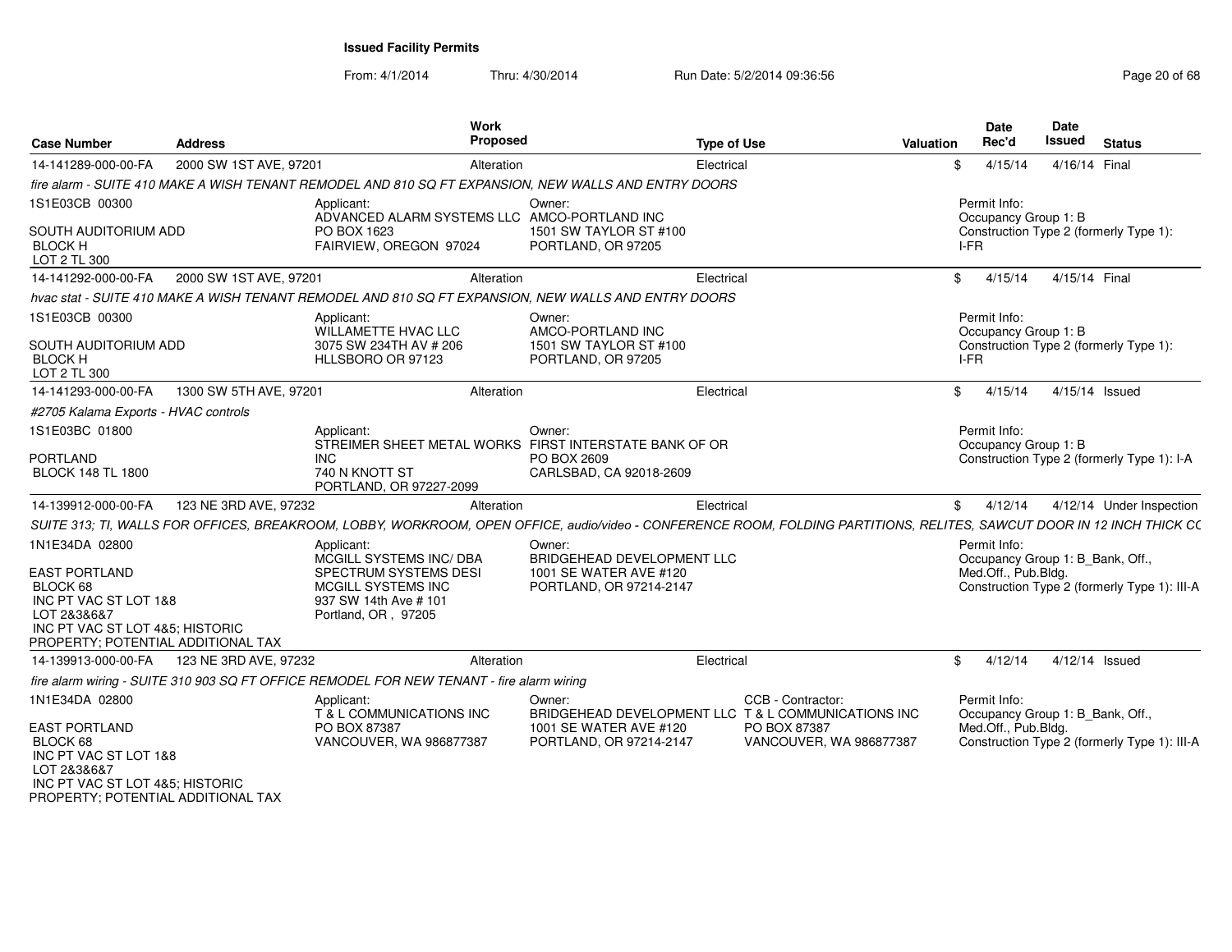**Issued Facility Permits**

From: 4/1/2014 Thru: 4/30/2014 Run Date: 5/2/2014 09:36:56

| Case Number | Address | Work Proposed | Type of Use | Valuation | Date Rec'd | Date Issued | Status |
|---|---|---|---|---|---|---|---|
| 14-141289-000-00-FA | 2000 SW 1ST AVE, 97201 | Alteration | Electrical | $ | 4/15/14 | 4/16/14 | Final |

*fire alarm - SUITE 410 MAKE A WISH TENANT REMODEL AND 810 SQ FT EXPANSION, NEW WALLS AND ENTRY DOORS*

1S1E03CB 00300
SOUTH AUDITORIUM ADD
BLOCK H
LOT 2 TL 300

Applicant:
ADVANCED ALARM SYSTEMS LLC
PO BOX 1623
FAIRVIEW, OREGON 97024

Owner:
AMCO-PORTLAND INC
1501 SW TAYLOR ST #100
PORTLAND, OR 97205

Permit Info:
Occupancy Group 1: B
Construction Type 2 (formerly Type 1): I-FR

| Case Number | Address | Work Proposed | Type of Use | Valuation | Date Rec'd | Date Issued | Status |
|---|---|---|---|---|---|---|---|
| 14-141292-000-00-FA | 2000 SW 1ST AVE, 97201 | Alteration | Electrical | $ | 4/15/14 | 4/15/14 | Final |

*hvac stat - SUITE 410 MAKE A WISH TENANT REMODEL AND 810 SQ FT EXPANSION, NEW WALLS AND ENTRY DOORS*

1S1E03CB 00300
SOUTH AUDITORIUM ADD
BLOCK H
LOT 2 TL 300

Applicant:
WILLAMETTE HVAC LLC
3075 SW 234TH AV # 206
HLLSBORO OR 97123

Owner:
AMCO-PORTLAND INC
1501 SW TAYLOR ST #100
PORTLAND, OR 97205

Permit Info:
Occupancy Group 1: B
Construction Type 2 (formerly Type 1): I-FR

| Case Number | Address | Work Proposed | Type of Use | Valuation | Date Rec'd | Date Issued | Status |
|---|---|---|---|---|---|---|---|
| 14-141293-000-00-FA | 1300 SW 5TH AVE, 97201 | Alteration | Electrical | $ | 4/15/14 | 4/15/14 | Issued |

*#2705 Kalama Exports - HVAC controls*

1S1E03BC 01800
PORTLAND
BLOCK 148 TL 1800

Applicant:
STREIMER SHEET METAL WORKS INC
740 N KNOTT ST
PORTLAND, OR 97227-2099

Owner:
FIRST INTERSTATE BANK OF OR
PO BOX 2609
CARLSBAD, CA 92018-2609

Permit Info:
Occupancy Group 1: B
Construction Type 2 (formerly Type 1): I-A

| Case Number | Address | Work Proposed | Type of Use | Valuation | Date Rec'd | Date Issued | Status |
|---|---|---|---|---|---|---|---|
| 14-139912-000-00-FA | 123 NE 3RD AVE, 97232 | Alteration | Electrical | $ | 4/12/14 | 4/12/14 | Under Inspection |

*SUITE 313; TI, WALLS FOR OFFICES, BREAKROOM, LOBBY, WORKROOM, OPEN OFFICE, audio/video - CONFERENCE ROOM, FOLDING PARTITIONS, RELITES, SAWCUT DOOR IN 12 INCH THICK CC*

1N1E34DA 02800
EAST PORTLAND
BLOCK 68
INC PT VAC ST LOT 1&8
LOT 2&3&6&7
INC PT VAC ST LOT 4&5; HISTORIC PROPERTY; POTENTIAL ADDITIONAL TAX

Applicant:
MCGILL SYSTEMS INC/ DBA SPECTRUM SYSTEMS DESI
MCGILL SYSTEMS INC
937 SW 14th Ave # 101
Portland, OR , 97205

Owner:
BRIDGEHEAD DEVELOPMENT LLC
1001 SE WATER AVE #120
PORTLAND, OR 97214-2147

Permit Info:
Occupancy Group 1: B_Bank, Off., Med.Off., Pub.Bldg.
Construction Type 2 (formerly Type 1): III-A

| Case Number | Address | Work Proposed | Type of Use | Valuation | Date Rec'd | Date Issued | Status |
|---|---|---|---|---|---|---|---|
| 14-139913-000-00-FA | 123 NE 3RD AVE, 97232 | Alteration | Electrical | $ | 4/12/14 | 4/12/14 | Issued |

*fire alarm wiring - SUITE 310 903 SQ FT OFFICE REMODEL FOR NEW TENANT - fire alarm wiring*

1N1E34DA 02800
EAST PORTLAND
BLOCK 68
INC PT VAC ST LOT 1&8
LOT 2&3&6&7
INC PT VAC ST LOT 4&5; HISTORIC PROPERTY; POTENTIAL ADDITIONAL TAX

Applicant:
T & L COMMUNICATIONS INC
PO BOX 87387
VANCOUVER, WA 986877387

Owner:
BRIDGEHEAD DEVELOPMENT LLC
1001 SE WATER AVE #120
PORTLAND, OR 97214-2147

CCB - Contractor:
T & L COMMUNICATIONS INC
PO BOX 87387
VANCOUVER, WA 986877387

Permit Info:
Occupancy Group 1: B_Bank, Off., Med.Off., Pub.Bldg.
Construction Type 2 (formerly Type 1): III-A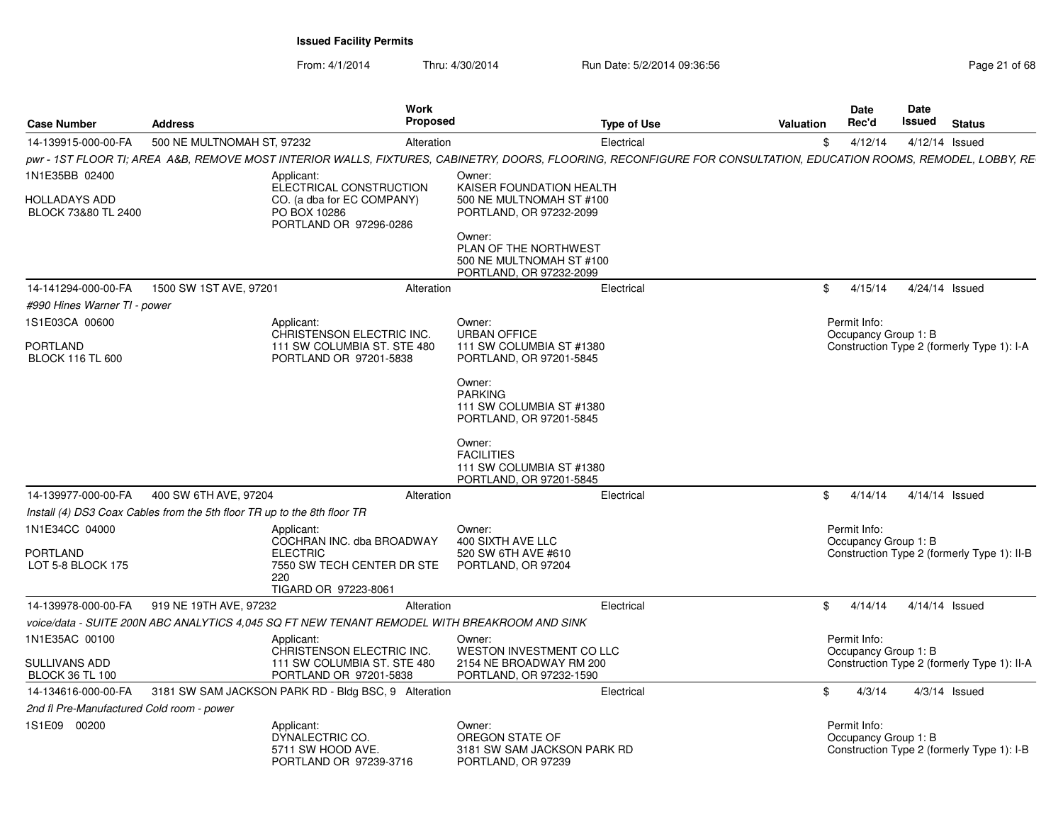**Issued Facility Permits**

From: 4/1/2014 Thru: 4/30/2014 Run Date: 5/2/2014 09:36:56

| Case Number | Address | Work Proposed | Type of Use | Valuation | Date Rec'd | Date Issued | Status |
|---|---|---|---|---|---|---|---|
| 14-139915-000-00-FA | 500 NE MULTNOMAH ST, 97232 | Alteration | Electrical | $ | 4/12/14 | 4/12/14 | Issued |

*pwr - 1ST FLOOR TI; AREA A&B, REMOVE MOST INTERIOR WALLS, FIXTURES, CABINETRY, DOORS, FLOORING, RECONFIGURE FOR CONSULTATION, EDUCATION ROOMS, REMODEL, LOBBY, RE*

1N1E35BB 02400

HOLLADAYS ADD
BLOCK 73&80 TL 2400

Applicant:
ELECTRICAL CONSTRUCTION CO. (a dba for EC COMPANY)
PO BOX 10286
PORTLAND OR 97296-0286

Owner:
KAISER FOUNDATION HEALTH
500 NE MULTNOMAH ST #100
PORTLAND, OR 97232-2099

Owner:
PLAN OF THE NORTHWEST
500 NE MULTNOMAH ST #100
PORTLAND, OR 97232-2099

---

| Case Number | Address | Work Proposed | Type of Use | Valuation | Date Rec'd | Date Issued | Status |
|---|---|---|---|---|---|---|---|
| 14-141294-000-00-FA | 1500 SW 1ST AVE, 97201 | Alteration | Electrical | $ | 4/15/14 | 4/24/14 | Issued |

*#990 Hines Warner TI - power*

1S1E03CA 00600

PORTLAND
BLOCK 116 TL 600

Applicant:
CHRISTENSON ELECTRIC INC.
111 SW COLUMBIA ST. STE 480
PORTLAND OR 97201-5838

Owner:
URBAN OFFICE
111 SW COLUMBIA ST #1380
PORTLAND, OR 97201-5845

Owner:
PARKING
111 SW COLUMBIA ST #1380
PORTLAND, OR 97201-5845

Owner:
FACILITIES
111 SW COLUMBIA ST #1380
PORTLAND, OR 97201-5845

Permit Info:
Occupancy Group 1: B
Construction Type 2 (formerly Type 1): I-A

---

| Case Number | Address | Work Proposed | Type of Use | Valuation | Date Rec'd | Date Issued | Status |
|---|---|---|---|---|---|---|---|
| 14-139977-000-00-FA | 400 SW 6TH AVE, 97204 | Alteration | Electrical | $ | 4/14/14 | 4/14/14 | Issued |

*Install (4) DS3 Coax Cables from the 5th floor TR up to the 8th floor TR*

1N1E34CC 04000

PORTLAND
LOT 5-8 BLOCK 175

Applicant:
COCHRAN INC. dba BROADWAY ELECTRIC
7550 SW TECH CENTER DR STE 220
TIGARD OR 97223-8061

Owner:
400 SIXTH AVE LLC
520 SW 6TH AVE #610
PORTLAND, OR 97204

Permit Info:
Occupancy Group 1: B
Construction Type 2 (formerly Type 1): II-B

---

| Case Number | Address | Work Proposed | Type of Use | Valuation | Date Rec'd | Date Issued | Status |
|---|---|---|---|---|---|---|---|
| 14-139978-000-00-FA | 919 NE 19TH AVE, 97232 | Alteration | Electrical | $ | 4/14/14 | 4/14/14 | Issued |

*voice/data - SUITE 200N ABC ANALYTICS 4,045 SQ FT NEW TENANT REMODEL WITH BREAKROOM AND SINK*

1N1E35AC 00100

SULLIVANS ADD
BLOCK 36 TL 100

Applicant:
CHRISTENSON ELECTRIC INC.
111 SW COLUMBIA ST. STE 480
PORTLAND OR 97201-5838

Owner:
WESTON INVESTMENT CO LLC
2154 NE BROADWAY RM 200
PORTLAND, OR 97232-1590

Permit Info:
Occupancy Group 1: B
Construction Type 2 (formerly Type 1): II-A

---

| Case Number | Address | Work Proposed | Type of Use | Valuation | Date Rec'd | Date Issued | Status |
|---|---|---|---|---|---|---|---|
| 14-134616-000-00-FA | 3181 SW SAM JACKSON PARK RD - Bldg BSC, 9 | Alteration | Electrical | $ | 4/3/14 | 4/3/14 | Issued |

*2nd fl Pre-Manufactured Cold room - power*

1S1E09 00200

Applicant:
DYNALECTRIC CO.
5711 SW HOOD AVE.
PORTLAND OR 97239-3716

Owner:
OREGON STATE OF
3181 SW SAM JACKSON PARK RD
PORTLAND, OR 97239

Permit Info:
Occupancy Group 1: B
Construction Type 2 (formerly Type 1): I-B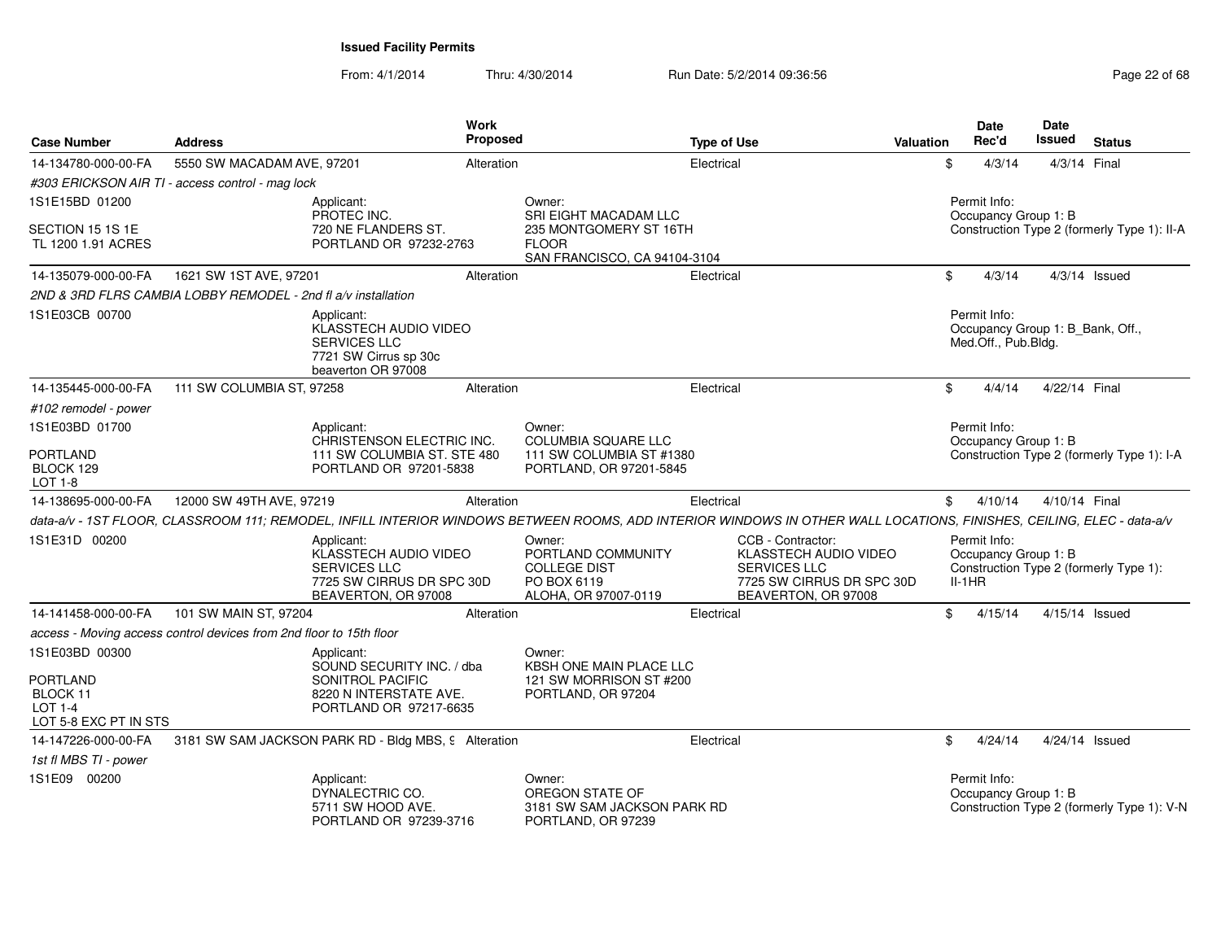**Issued Facility Permits**

From: 4/1/2014 Thru: 4/30/2014 Run Date: 5/2/2014 09:36:56

| Case Number | Address | Work Proposed | Type of Use | Valuation | Date Rec'd | Date Issued | Status |
|---|---|---|---|---|---|---|---|
| 14-134780-000-00-FA | 5550 SW MACADAM AVE, 97201 | Alteration | Electrical | $ | 4/3/14 | 4/3/14 | Final |

#303 ERICKSON AIR TI - access control - mag lock

1S1E15BD 01200

SECTION 15 1S 1E
TL 1200 1.91 ACRES

Applicant:
PROTEC INC.
720 NE FLANDERS ST.
PORTLAND OR 97232-2763

Owner:
SRI EIGHT MACADAM LLC
235 MONTGOMERY ST 16TH FLOOR
SAN FRANCISCO, CA 94104-3104

Permit Info:
Occupancy Group 1: B
Construction Type 2 (formerly Type 1): II-A

---

| Case Number | Address | Work Proposed | Type of Use | Valuation | Date Rec'd | Date Issued | Status |
|---|---|---|---|---|---|---|---|
| 14-135079-000-00-FA | 1621 SW 1ST AVE, 97201 | Alteration | Electrical | $ | 4/3/14 | 4/3/14 | Issued |

2ND & 3RD FLRS CAMBIA LOBBY REMODEL - 2nd fl a/v installation

1S1E03CB 00700

Applicant:
KLASSTECH AUDIO VIDEO SERVICES LLC
7721 SW Cirrus sp 30c
beaverton OR 97008

Permit Info:
Occupancy Group 1: B_Bank, Off., Med.Off., Pub.Bldg.

---

| Case Number | Address | Work Proposed | Type of Use | Valuation | Date Rec'd | Date Issued | Status |
|---|---|---|---|---|---|---|---|
| 14-135445-000-00-FA | 111 SW COLUMBIA ST, 97258 | Alteration | Electrical | $ | 4/4/14 | 4/22/14 | Final |

#102 remodel - power

1S1E03BD 01700

PORTLAND
BLOCK 129
LOT 1-8

Applicant:
CHRISTENSON ELECTRIC INC.
111 SW COLUMBIA ST. STE 480
PORTLAND OR 97201-5838

Owner:
COLUMBIA SQUARE LLC
111 SW COLUMBIA ST #1380
PORTLAND, OR 97201-5845

Permit Info:
Occupancy Group 1: B
Construction Type 2 (formerly Type 1): I-A

---

| Case Number | Address | Work Proposed | Type of Use | Valuation | Date Rec'd | Date Issued | Status |
|---|---|---|---|---|---|---|---|
| 14-138695-000-00-FA | 12000 SW 49TH AVE, 97219 | Alteration | Electrical | $ | 4/10/14 | 4/10/14 | Final |

data-a/v - 1ST FLOOR, CLASSROOM 111; REMODEL, INFILL INTERIOR WINDOWS BETWEEN ROOMS, ADD INTERIOR WINDOWS IN OTHER WALL LOCATIONS, FINISHES, CEILING, ELEC - data-a/v

1S1E31D 00200

Applicant:
KLASSTECH AUDIO VIDEO SERVICES LLC
7725 SW CIRRUS DR SPC 30D
BEAVERTON, OR 97008

Owner:
PORTLAND COMMUNITY COLLEGE DIST
PO BOX 6119
ALOHA, OR 97007-0119

CCB - Contractor:
KLASSTECH AUDIO VIDEO SERVICES LLC
7725 SW CIRRUS DR SPC 30D
BEAVERTON, OR 97008

Permit Info:
Occupancy Group 1: B
Construction Type 2 (formerly Type 1): II-1HR

---

| Case Number | Address | Work Proposed | Type of Use | Valuation | Date Rec'd | Date Issued | Status |
|---|---|---|---|---|---|---|---|
| 14-141458-000-00-FA | 101 SW MAIN ST, 97204 | Alteration | Electrical | $ | 4/15/14 | 4/15/14 | Issued |

access - Moving access control devices from 2nd floor to 15th floor

1S1E03BD 00300

PORTLAND
BLOCK 11
LOT 1-4
LOT 5-8 EXC PT IN STS

Applicant:
SOUND SECURITY INC. / dba SONITROL PACIFIC
8220 N INTERSTATE AVE.
PORTLAND OR 97217-6635

Owner:
KBSH ONE MAIN PLACE LLC
121 SW MORRISON ST #200
PORTLAND, OR 97204

---

| Case Number | Address | Work Proposed | Type of Use | Valuation | Date Rec'd | Date Issued | Status |
|---|---|---|---|---|---|---|---|
| 14-147226-000-00-FA | 3181 SW SAM JACKSON PARK RD - Bldg MBS, 9 | Alteration | Electrical | $ | 4/24/14 | 4/24/14 | Issued |

1st fl MBS TI - power

1S1E09 00200

Applicant:
DYNALECTRIC CO.
5711 SW HOOD AVE.
PORTLAND OR 97239-3716

Owner:
OREGON STATE OF
3181 SW SAM JACKSON PARK RD
PORTLAND, OR 97239

Permit Info:
Occupancy Group 1: B
Construction Type 2 (formerly Type 1): V-N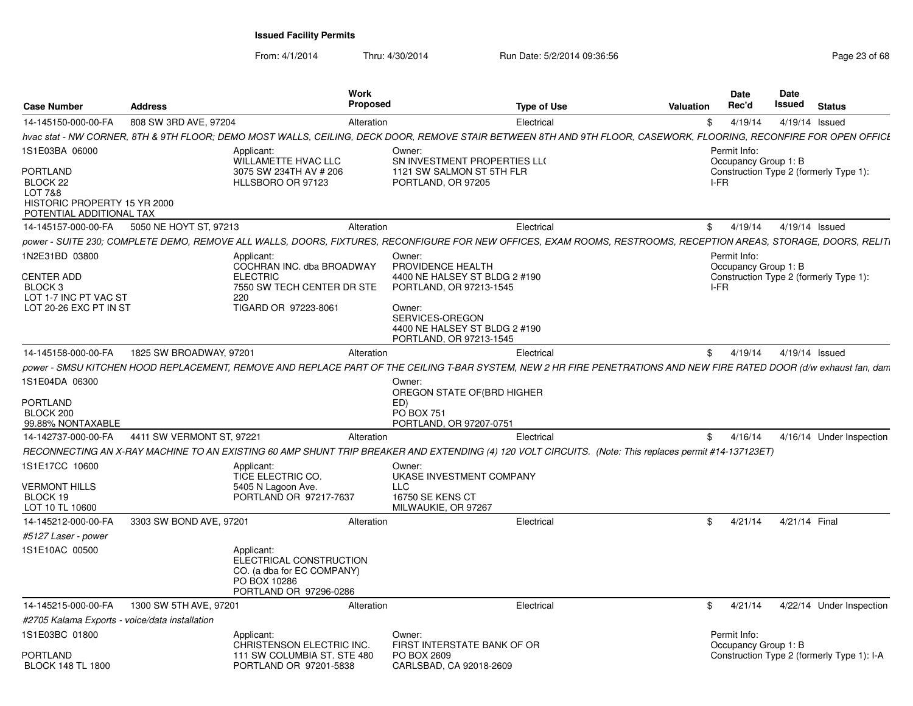**Issued Facility Permits**

From: 4/1/2014 Thru: 4/30/2014 Run Date: 5/2/2014 09:36:56

| Case Number | Address | Work Proposed | Type of Use | Valuation | Date Rec'd | Date Issued | Status |
|---|---|---|---|---|---|---|---|
| 14-145150-000-00-FA | 808 SW 3RD AVE, 97204 | Alteration | Electrical | $ | 4/19/14 | 4/19/14 | Issued |

*hvac stat - NW CORNER, 8TH & 9TH FLOOR; DEMO MOST WALLS, CEILING, DECK DOOR, REMOVE STAIR BETWEEN 8TH AND 9TH FLOOR, CASEWORK, FLOORING, RECONFIRE FOR OPEN OFFICE*

1S1E03BA 06000
PORTLAND
BLOCK 22
LOT 7&8
HISTORIC PROPERTY 15 YR 2000
POTENTIAL ADDITIONAL TAX

Applicant:
WILLAMETTE HVAC LLC
3075 SW 234TH AV # 206
HLLSBORO OR 97123

Owner:
SN INVESTMENT PROPERTIES LL(
1121 SW SALMON ST 5TH FLR
PORTLAND, OR 97205

Permit Info:
Occupancy Group 1: B
Construction Type 2 (formerly Type 1): I-FR

| Case Number | Address | Work Proposed | Type of Use | Valuation | Date Rec'd | Date Issued | Status |
|---|---|---|---|---|---|---|---|
| 14-145157-000-00-FA | 5050 NE HOYT ST, 97213 | Alteration | Electrical | $ | 4/19/14 | 4/19/14 | Issued |

*power - SUITE 230; COMPLETE DEMO, REMOVE ALL WALLS, DOORS, FIXTURES, RECONFIGURE FOR NEW OFFICES, EXAM ROOMS, RESTROOMS, RECEPTION AREAS, STORAGE, DOORS, RELIT*

1N2E31BD 03800
CENTER ADD
BLOCK 3
LOT 1-7 INC PT VAC ST
LOT 20-26 EXC PT IN ST

Applicant:
COCHRAN INC. dba BROADWAY ELECTRIC
7550 SW TECH CENTER DR STE 220
TIGARD OR 97223-8061

Owner:
PROVIDENCE HEALTH
4400 NE HALSEY ST BLDG 2 #190
PORTLAND, OR 97213-1545

Owner:
SERVICES-OREGON
4400 NE HALSEY ST BLDG 2 #190
PORTLAND, OR 97213-1545

Permit Info:
Occupancy Group 1: B
Construction Type 2 (formerly Type 1): I-FR

| Case Number | Address | Work Proposed | Type of Use | Valuation | Date Rec'd | Date Issued | Status |
|---|---|---|---|---|---|---|---|
| 14-145158-000-00-FA | 1825 SW BROADWAY, 97201 | Alteration | Electrical | $ | 4/19/14 | 4/19/14 | Issued |

*power - SMSU KITCHEN HOOD REPLACEMENT, REMOVE AND REPLACE PART OF THE CEILING T-BAR SYSTEM, NEW 2 HR FIRE PENETRATIONS AND NEW FIRE RATED DOOR (d/w exhaust fan, dam*

1S1E04DA 06300
PORTLAND
BLOCK 200
99.88% NONTAXABLE

Owner:
OREGON STATE OF(BRD HIGHER ED)
PO BOX 751
PORTLAND, OR 97207-0751

| Case Number | Address | Work Proposed | Type of Use | Valuation | Date Rec'd | Date Issued | Status |
|---|---|---|---|---|---|---|---|
| 14-142737-000-00-FA | 4411 SW VERMONT ST, 97221 | Alteration | Electrical | $ | 4/16/14 | 4/16/14 | Under Inspection |

*RECONNECTING AN X-RAY MACHINE TO AN EXISTING 60 AMP SHUNT TRIP BREAKER AND EXTENDING (4) 120 VOLT CIRCUITS. (Note: This replaces permit #14-137123ET)*

1S1E17CC 10600
VERMONT HILLS
BLOCK 19
LOT 10 TL 10600

Applicant:
TICE ELECTRIC CO.
5405 N Lagoon Ave.
PORTLAND OR 97217-7637

Owner:
UKASE INVESTMENT COMPANY LLC
16750 SE KENS CT
MILWAUKIE, OR 97267

| Case Number | Address | Work Proposed | Type of Use | Valuation | Date Rec'd | Date Issued | Status |
|---|---|---|---|---|---|---|---|
| 14-145212-000-00-FA | 3303 SW BOND AVE, 97201 | Alteration | Electrical | $ | 4/21/14 | 4/21/14 | Final |

*#5127 Laser - power*

1S1E10AC 00500

Applicant:
ELECTRICAL CONSTRUCTION CO. (a dba for EC COMPANY)
PO BOX 10286
PORTLAND OR 97296-0286

| Case Number | Address | Work Proposed | Type of Use | Valuation | Date Rec'd | Date Issued | Status |
|---|---|---|---|---|---|---|---|
| 14-145215-000-00-FA | 1300 SW 5TH AVE, 97201 | Alteration | Electrical | $ | 4/21/14 | 4/22/14 | Under Inspection |

*#2705 Kalama Exports - voice/data installation*

1S1E03BC 01800
PORTLAND
BLOCK 148 TL 1800

Applicant:
CHRISTENSON ELECTRIC INC.
111 SW COLUMBIA ST. STE 480
PORTLAND OR 97201-5838

Owner:
FIRST INTERSTATE BANK OF OR
PO BOX 2609
CARLSBAD, CA 92018-2609

Permit Info:
Occupancy Group 1: B
Construction Type 2 (formerly Type 1): I-A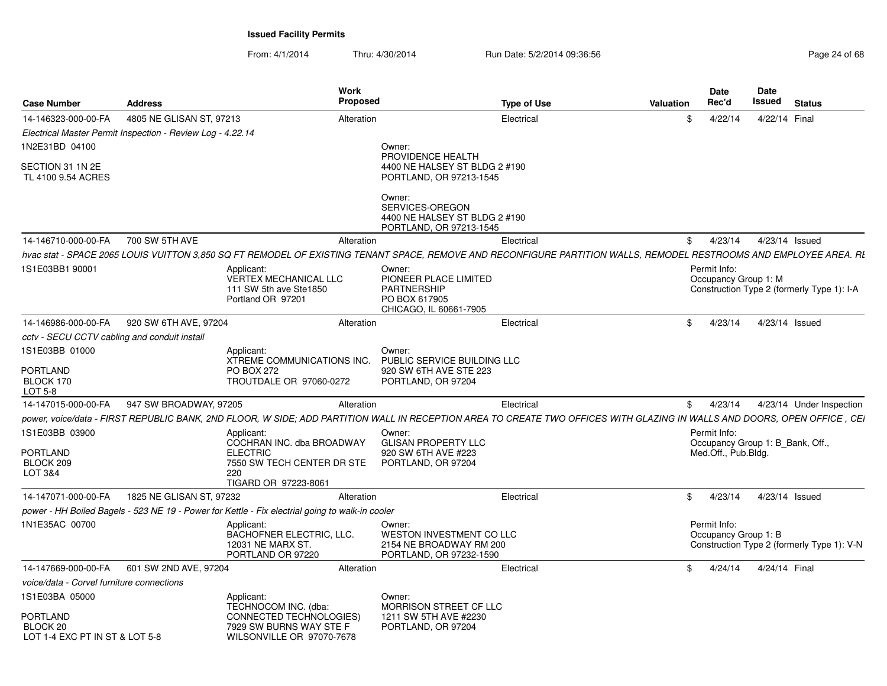**Issued Facility Permits**

From: 4/1/2014 Thru: 4/30/2014 Run Date: 5/2/2014 09:36:56

| Case Number | Address | Work Proposed | Type of Use | Valuation | Date Rec'd | Date Issued | Status |
|---|---|---|---|---|---|---|---|
| 14-146323-000-00-FA | 4805 NE GLISAN ST, 97213 | Alteration | Electrical | $ | 4/22/14 | 4/22/14 | Final |
| 14-146710-000-00-FA | 700 SW 5TH AVE | Alteration | Electrical | $ | 4/23/14 | 4/23/14 | Issued |
| 14-146986-000-00-FA | 920 SW 6TH AVE, 97204 | Alteration | Electrical | $ | 4/23/14 | 4/23/14 | Issued |
| 14-147015-000-00-FA | 947 SW BROADWAY, 97205 | Alteration | Electrical | $ | 4/23/14 | 4/23/14 | Under Inspection |
| 14-147071-000-00-FA | 1825 NE GLISAN ST, 97232 | Alteration | Electrical | $ | 4/23/14 | 4/23/14 | Issued |
| 14-147669-000-00-FA | 601 SW 2ND AVE, 97204 | Alteration | Electrical | $ | 4/24/14 | 4/24/14 | Final |

**14-146323-000-00-FA** — 4805 NE GLISAN ST, 97213

*Electrical Master Permit Inspection - Review Log - 4.22.14*

1N2E31BD 04100

SECTION 31 1N 2E
TL 4100 9.54 ACRES

Owner:
PROVIDENCE HEALTH
4400 NE HALSEY ST BLDG 2 #190
PORTLAND, OR 97213-1545

Owner:
SERVICES-OREGON
4400 NE HALSEY ST BLDG 2 #190
PORTLAND, OR 97213-1545

**14-146710-000-00-FA** — 700 SW 5TH AVE

*hvac stat - SPACE 2065 LOUIS VUITTON 3,850 SQ FT REMODEL OF EXISTING TENANT SPACE, REMOVE AND RECONFIGURE PARTITION WALLS, REMODEL RESTROOMS AND EMPLOYEE AREA. RE*

1S1E03BB1 90001

Applicant:
VERTEX MECHANICAL LLC
111 SW 5th ave Ste1850
Portland OR 97201

Owner:
PIONEER PLACE LIMITED
PARTNERSHIP
PO BOX 617905
CHICAGO, IL 60661-7905

Permit Info:
Occupancy Group 1: M
Construction Type 2 (formerly Type 1): I-A

**14-146986-000-00-FA** — 920 SW 6TH AVE, 97204

*cctv - SECU CCTV cabling and conduit install*

1S1E03BB 01000

PORTLAND
BLOCK 170
LOT 5-8

Applicant:
XTREME COMMUNICATIONS INC.
PO BOX 272
TROUTDALE OR 97060-0272

Owner:
PUBLIC SERVICE BUILDING LLC
920 SW 6TH AVE STE 223
PORTLAND, OR 97204

**14-147015-000-00-FA** — 947 SW BROADWAY, 97205

*power, voice/data - FIRST REPUBLIC BANK, 2ND FLOOR, W SIDE; ADD PARTITION WALL IN RECEPTION AREA TO CREATE TWO OFFICES WITH GLAZING IN WALLS AND DOORS, OPEN OFFICE , CE*

1S1E03BB 03900

PORTLAND
BLOCK 209
LOT 3&4

Applicant:
COCHRAN INC. dba BROADWAY
ELECTRIC
7550 SW TECH CENTER DR STE
220
TIGARD OR 97223-8061

Owner:
GLISAN PROPERTY LLC
920 SW 6TH AVE #223
PORTLAND, OR 97204

Permit Info:
Occupancy Group 1: B_Bank, Off., Med.Off., Pub.Bldg.

**14-147071-000-00-FA** — 1825 NE GLISAN ST, 97232

*power - HH Boiled Bagels - 523 NE 19 - Power for Kettle - Fix electrial going to walk-in cooler*

1N1E35AC 00700

Applicant:
BACHOFNER ELECTRIC, LLC.
12031 NE MARX ST.
PORTLAND OR 97220

Owner:
WESTON INVESTMENT CO LLC
2154 NE BROADWAY RM 200
PORTLAND, OR 97232-1590

Permit Info:
Occupancy Group 1: B
Construction Type 2 (formerly Type 1): V-N

**14-147669-000-00-FA** — 601 SW 2ND AVE, 97204

*voice/data - Corvel furniture connections*

1S1E03BA 05000

PORTLAND
BLOCK 20
LOT 1-4 EXC PT IN ST & LOT 5-8

Applicant:
TECHNOCOM INC. (dba:
CONNECTED TECHNOLOGIES)
7929 SW BURNS WAY STE F
WILSONVILLE OR 97070-7678

Owner:
MORRISON STREET CF LLC
1211 SW 5TH AVE #2230
PORTLAND, OR 97204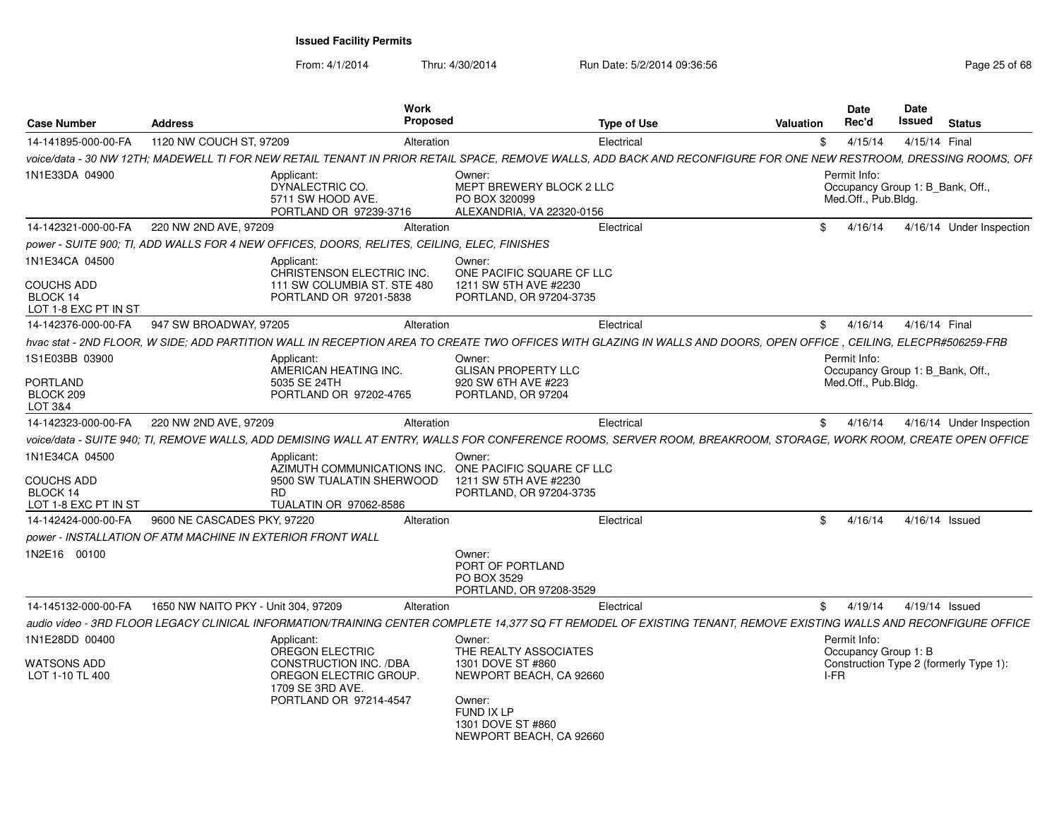**Issued Facility Permits**

From: 4/1/2014 Thru: 4/30/2014 Run Date: 5/2/2014 09:36:56

| Case Number | Address | Work Proposed | Type of Use | Valuation | Date Rec'd | Date Issued | Status |
|---|---|---|---|---|---|---|---|
| 14-141895-000-00-FA | 1120 NW COUCH ST, 97209 | Alteration | Electrical | $ | 4/15/14 | 4/15/14 | Final |
| voice/data - 30 NW 12TH; MADEWELL TI FOR NEW RETAIL TENANT IN PRIOR RETAIL SPACE, REMOVE WALLS, ADD BACK AND RECONFIGURE FOR ONE NEW RESTROOM, DRESSING ROOMS, OFF | | | | | | | |
| 1N1E33DA 04900 | Applicant: DYNALECTRIC CO. 5711 SW HOOD AVE. PORTLAND OR 97239-3716 | Owner: MEPT BREWERY BLOCK 2 LLC PO BOX 320099 ALEXANDRIA, VA 22320-0156 | | | Permit Info: Occupancy Group 1: B_Bank, Off., Med.Off., Pub.Bldg. | | |
| 14-142321-000-00-FA | 220 NW 2ND AVE, 97209 | Alteration | Electrical | $ | 4/16/14 | 4/16/14 | Under Inspection |
| power - SUITE 900; TI, ADD WALLS FOR 4 NEW OFFICES, DOORS, RELITES, CEILING, ELEC, FINISHES | | | | | | | |
| 1N1E34CA 04500 COUCHS ADD BLOCK 14 LOT 1-8 EXC PT IN ST | Applicant: CHRISTENSON ELECTRIC INC. 111 SW COLUMBIA ST. STE 480 PORTLAND OR 97201-5838 | Owner: ONE PACIFIC SQUARE CF LLC 1211 SW 5TH AVE #2230 PORTLAND, OR 97204-3735 | | | | | |
| 14-142376-000-00-FA | 947 SW BROADWAY, 97205 | Alteration | Electrical | $ | 4/16/14 | 4/16/14 | Final |
| hvac stat - 2ND FLOOR, W SIDE; ADD PARTITION WALL IN RECEPTION AREA TO CREATE TWO OFFICES WITH GLAZING IN WALLS AND DOORS, OPEN OFFICE , CEILING, ELECPR#506259-FRB | | | | | | | |
| 1S1E03BB 03900 PORTLAND BLOCK 209 LOT 3&4 | Applicant: AMERICAN HEATING INC. 5035 SE 24TH PORTLAND OR 97202-4765 | Owner: GLISAN PROPERTY LLC 920 SW 6TH AVE #223 PORTLAND, OR 97204 | | | Permit Info: Occupancy Group 1: B_Bank, Off., Med.Off., Pub.Bldg. | | |
| 14-142323-000-00-FA | 220 NW 2ND AVE, 97209 | Alteration | Electrical | $ | 4/16/14 | 4/16/14 | Under Inspection |
| voice/data - SUITE 940; TI, REMOVE WALLS, ADD DEMISING WALL AT ENTRY, WALLS FOR CONFERENCE ROOMS, SERVER ROOM, BREAKROOM, STORAGE, WORK ROOM, CREATE OPEN OFFICE | | | | | | | |
| 1N1E34CA 04500 COUCHS ADD BLOCK 14 LOT 1-8 EXC PT IN ST | Applicant: AZIMUTH COMMUNICATIONS INC. 9500 SW TUALATIN SHERWOOD RD TUALATIN OR 97062-8586 | Owner: ONE PACIFIC SQUARE CF LLC 1211 SW 5TH AVE #2230 PORTLAND, OR 97204-3735 | | | | | |
| 14-142424-000-00-FA | 9600 NE CASCADES PKY, 97220 | Alteration | Electrical | $ | 4/16/14 | 4/16/14 | Issued |
| power - INSTALLATION OF ATM MACHINE IN EXTERIOR FRONT WALL | | | | | | | |
| 1N2E16 00100 | | Owner: PORT OF PORTLAND PO BOX 3529 PORTLAND, OR 97208-3529 | | | | | |
| 14-145132-000-00-FA | 1650 NW NAITO PKY - Unit 304, 97209 | Alteration | Electrical | $ | 4/19/14 | 4/19/14 | Issued |
| audio video - 3RD FLOOR LEGACY CLINICAL INFORMATION/TRAINING CENTER COMPLETE 14,377 SQ FT REMODEL OF EXISTING TENANT, REMOVE EXISTING WALLS AND RECONFIGURE OFFICE | | | | | | | |
| 1N1E28DD 00400 WATSONS ADD LOT 1-10 TL 400 | Applicant: OREGON ELECTRIC CONSTRUCTION INC. /DBA OREGON ELECTRIC GROUP. 1709 SE 3RD AVE. PORTLAND OR 97214-4547 | Owner: THE REALTY ASSOCIATES 1301 DOVE ST #860 NEWPORT BEACH, CA 92660 Owner: FUND IX LP 1301 DOVE ST #860 NEWPORT BEACH, CA 92660 | | | Permit Info: Occupancy Group 1: B Construction Type 2 (formerly Type 1): I-FR | | |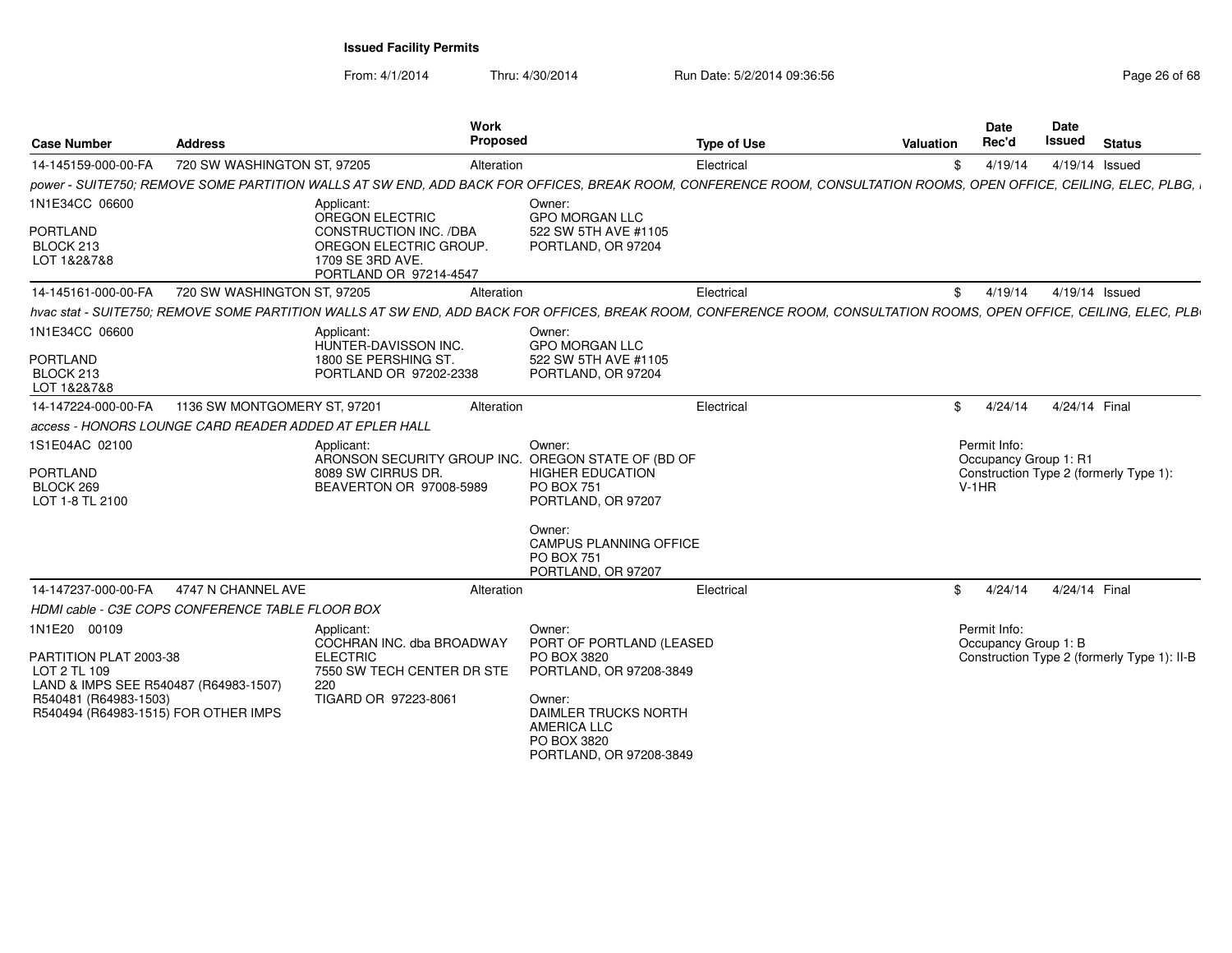**Issued Facility Permits**

From: 4/1/2014 Thru: 4/30/2014 Run Date: 5/2/2014 09:36:56

| Case Number | Address | Work Proposed | Type of Use | Valuation | Date Rec'd | Date Issued | Status |
|---|---|---|---|---|---|---|---|
| 14-145159-000-00-FA | 720 SW WASHINGTON ST, 97205 | Alteration | Electrical | $ | 4/19/14 | 4/19/14 | Issued |

*power - SUITE750; REMOVE SOME PARTITION WALLS AT SW END, ADD BACK FOR OFFICES, BREAK ROOM, CONFERENCE ROOM, CONSULTATION ROOMS, OPEN OFFICE, CEILING, ELEC, PLBG,*

1N1E34CC 06600
PORTLAND
BLOCK 213
LOT 1&2&7&8

Applicant:
OREGON ELECTRIC CONSTRUCTION INC. /DBA OREGON ELECTRIC GROUP.
1709 SE 3RD AVE.
PORTLAND OR 97214-4547

Owner:
GPO MORGAN LLC
522 SW 5TH AVE #1105
PORTLAND, OR 97204

| Case Number | Address | Work Proposed | Type of Use | Valuation | Date Rec'd | Date Issued | Status |
|---|---|---|---|---|---|---|---|
| 14-145161-000-00-FA | 720 SW WASHINGTON ST, 97205 | Alteration | Electrical | $ | 4/19/14 | 4/19/14 | Issued |

*hvac stat - SUITE750; REMOVE SOME PARTITION WALLS AT SW END, ADD BACK FOR OFFICES, BREAK ROOM, CONFERENCE ROOM, CONSULTATION ROOMS, OPEN OFFICE, CEILING, ELEC, PLB*

1N1E34CC 06600
PORTLAND
BLOCK 213
LOT 1&2&7&8

Applicant:
HUNTER-DAVISSON INC.
1800 SE PERSHING ST.
PORTLAND OR 97202-2338

Owner:
GPO MORGAN LLC
522 SW 5TH AVE #1105
PORTLAND, OR 97204

| Case Number | Address | Work Proposed | Type of Use | Valuation | Date Rec'd | Date Issued | Status |
|---|---|---|---|---|---|---|---|
| 14-147224-000-00-FA | 1136 SW MONTGOMERY ST, 97201 | Alteration | Electrical | $ | 4/24/14 | 4/24/14 | Final |

*access - HONORS LOUNGE CARD READER ADDED AT EPLER HALL*

1S1E04AC 02100
PORTLAND
BLOCK 269
LOT 1-8 TL 2100

Applicant:
ARONSON SECURITY GROUP INC.
8089 SW CIRRUS DR.
BEAVERTON OR 97008-5989

Owner:
OREGON STATE OF (BD OF HIGHER EDUCATION
PO BOX 751
PORTLAND, OR 97207

Owner:
CAMPUS PLANNING OFFICE
PO BOX 751
PORTLAND, OR 97207

Permit Info:
Occupancy Group 1: R1
Construction Type 2 (formerly Type 1): V-1HR

| Case Number | Address | Work Proposed | Type of Use | Valuation | Date Rec'd | Date Issued | Status |
|---|---|---|---|---|---|---|---|
| 14-147237-000-00-FA | 4747 N CHANNEL AVE | Alteration | Electrical | $ | 4/24/14 | 4/24/14 | Final |

*HDMI cable - C3E COPS CONFERENCE TABLE FLOOR BOX*

1N1E20 00109
PARTITION PLAT 2003-38
LOT 2 TL 109
LAND & IMPS SEE R540487 (R64983-1507)
R540481 (R64983-1503)
R540494 (R64983-1515) FOR OTHER IMPS

Applicant:
COCHRAN INC. dba BROADWAY ELECTRIC
7550 SW TECH CENTER DR STE 220
TIGARD OR 97223-8061

Owner:
PORT OF PORTLAND (LEASED
PO BOX 3820
PORTLAND, OR 97208-3849

Owner:
DAIMLER TRUCKS NORTH AMERICA LLC
PO BOX 3820
PORTLAND, OR 97208-3849

Permit Info:
Occupancy Group 1: B
Construction Type 2 (formerly Type 1): II-B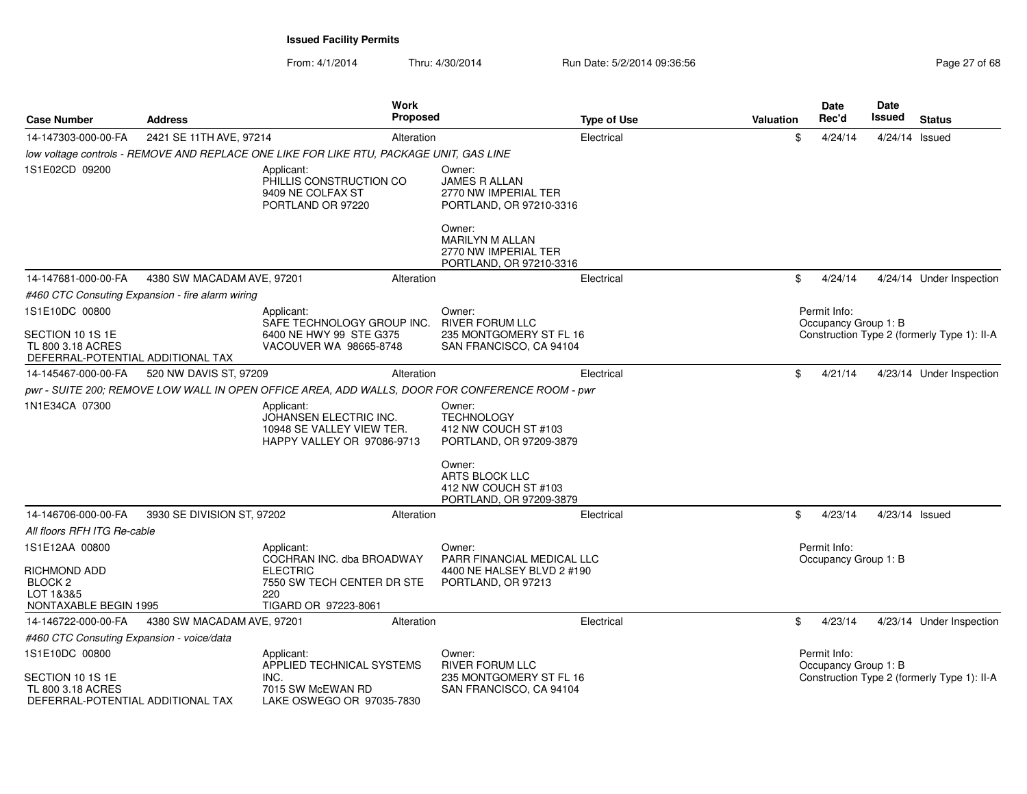**Issued Facility Permits**

From: 4/1/2014 Thru: 4/30/2014 Run Date: 5/2/2014 09:36:56

| Case Number | Address | Work Proposed | Type of Use | Valuation | Date Rec'd | Date Issued | Status |
|---|---|---|---|---|---|---|---|
| 14-147303-000-00-FA | 2421 SE 11TH AVE, 97214 | Alteration | Electrical | $ | 4/24/14 | 4/24/14 | Issued |
| low voltage controls - REMOVE AND REPLACE ONE LIKE FOR LIKE RTU, PACKAGE UNIT, GAS LINE | | | | | | | |
| 1S1E02CD 09200 | Applicant: PHILLIS CONSTRUCTION CO 9409 NE COLFAX ST PORTLAND OR 97220 | Owner: JAMES R ALLAN 2770 NW IMPERIAL TER PORTLAND, OR 97210-3316<br>Owner: MARILYN M ALLAN 2770 NW IMPERIAL TER PORTLAND, OR 97210-3316 | | | | | |
| 14-147681-000-00-FA | 4380 SW MACADAM AVE, 97201 | Alteration | Electrical | $ | 4/24/14 | 4/24/14 | Under Inspection |
| #460 CTC Consuting Expansion - fire alarm wiring | | | | | | | |
| 1S1E10DC 00800<br>SECTION 10 1S 1E<br>TL 800 3.18 ACRES<br>DEFERRAL-POTENTIAL ADDITIONAL TAX | Applicant: SAFE TECHNOLOGY GROUP INC. 6400 NE HWY 99 STE G375 VACOUVER WA 98665-8748 | Owner: RIVER FORUM LLC 235 MONTGOMERY ST FL 16 SAN FRANCISCO, CA 94104 | | | Permit Info: Occupancy Group 1: B Construction Type 2 (formerly Type 1): II-A | | |
| 14-145467-000-00-FA | 520 NW DAVIS ST, 97209 | Alteration | Electrical | $ | 4/21/14 | 4/23/14 | Under Inspection |
| pwr - SUITE 200; REMOVE LOW WALL IN OPEN OFFICE AREA, ADD WALLS, DOOR FOR CONFERENCE ROOM - pwr | | | | | | | |
| 1N1E34CA 07300 | Applicant: JOHANSEN ELECTRIC INC. 10948 SE VALLEY VIEW TER. HAPPY VALLEY OR 97086-9713 | Owner: TECHNOLOGY 412 NW COUCH ST #103 PORTLAND, OR 97209-3879<br>Owner: ARTS BLOCK LLC 412 NW COUCH ST #103 PORTLAND, OR 97209-3879 | | | | | |
| 14-146706-000-00-FA | 3930 SE DIVISION ST, 97202 | Alteration | Electrical | $ | 4/23/14 | 4/23/14 | Issued |
| All floors RFH ITG Re-cable | | | | | | | |
| 1S1E12AA 00800<br>RICHMOND ADD<br>BLOCK 2<br>LOT 1&3&5<br>NONTAXABLE BEGIN 1995 | Applicant: COCHRAN INC. dba BROADWAY ELECTRIC 7550 SW TECH CENTER DR STE 220 TIGARD OR 97223-8061 | Owner: PARR FINANCIAL MEDICAL LLC 4400 NE HALSEY BLVD 2 #190 PORTLAND, OR 97213 | | | Permit Info: Occupancy Group 1: B | | |
| 14-146722-000-00-FA | 4380 SW MACADAM AVE, 97201 | Alteration | Electrical | $ | 4/23/14 | 4/23/14 | Under Inspection |
| #460 CTC Consuting Expansion - voice/data | | | | | | | |
| 1S1E10DC 00800<br>SECTION 10 1S 1E<br>TL 800 3.18 ACRES<br>DEFERRAL-POTENTIAL ADDITIONAL TAX | Applicant: APPLIED TECHNICAL SYSTEMS INC. 7015 SW McEWAN RD LAKE OSWEGO OR 97035-7830 | Owner: RIVER FORUM LLC 235 MONTGOMERY ST FL 16 SAN FRANCISCO, CA 94104 | | | Permit Info: Occupancy Group 1: B Construction Type 2 (formerly Type 1): II-A | | |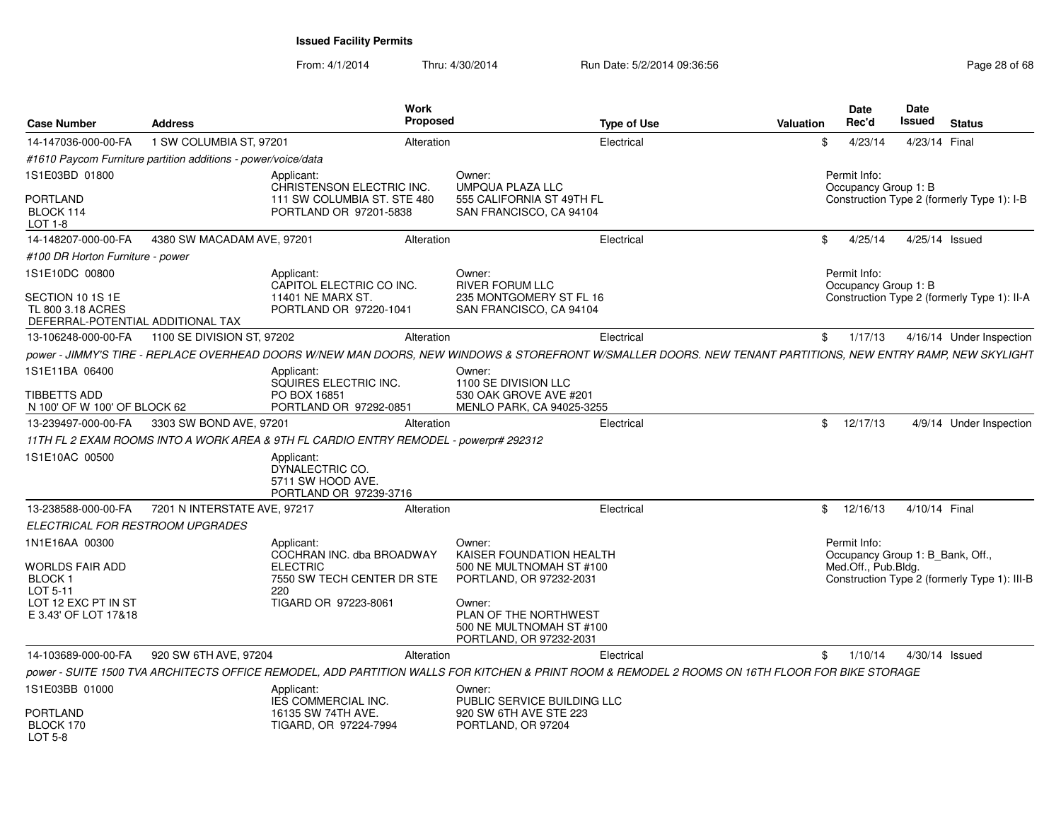**Issued Facility Permits**

From: 4/1/2014 Thru: 4/30/2014 Run Date: 5/2/2014 09:36:56

| Case Number | Address | Work Proposed | Type of Use | Valuation | Date Rec'd | Date Issued | Status |
|---|---|---|---|---|---|---|---|
| 14-147036-000-00-FA | 1 SW COLUMBIA ST, 97201 | Alteration | Electrical | $ | 4/23/14 | 4/23/14 | Final |

*#1610 Paycom Furniture partition additions - power/voice/data*

1S1E03BD 01800

PORTLAND
BLOCK 114
LOT 1-8

Applicant:
CHRISTENSON ELECTRIC INC.
111 SW COLUMBIA ST. STE 480
PORTLAND OR 97201-5838

Owner:
UMPQUA PLAZA LLC
555 CALIFORNIA ST 49TH FL
SAN FRANCISCO, CA 94104

Permit Info:
Occupancy Group 1: B
Construction Type 2 (formerly Type 1): I-B

| Case Number | Address | Work Proposed | Type of Use | Valuation | Date Rec'd | Date Issued | Status |
|---|---|---|---|---|---|---|---|
| 14-148207-000-00-FA | 4380 SW MACADAM AVE, 97201 | Alteration | Electrical | $ | 4/25/14 | 4/25/14 | Issued |

*#100 DR Horton Furniture - power*

1S1E10DC 00800

SECTION 10 1S 1E
TL 800 3.18 ACRES
DEFERRAL-POTENTIAL ADDITIONAL TAX

Applicant:
CAPITOL ELECTRIC CO INC.
11401 NE MARX ST.
PORTLAND OR 97220-1041

Owner:
RIVER FORUM LLC
235 MONTGOMERY ST FL 16
SAN FRANCISCO, CA 94104

Permit Info:
Occupancy Group 1: B
Construction Type 2 (formerly Type 1): II-A

| Case Number | Address | Work Proposed | Type of Use | Valuation | Date Rec'd | Date Issued | Status |
|---|---|---|---|---|---|---|---|
| 13-106248-000-00-FA | 1100 SE DIVISION ST, 97202 | Alteration | Electrical | $ | 1/17/13 | 4/16/14 | Under Inspection |

*power - JIMMY'S TIRE - REPLACE OVERHEAD DOORS W/NEW MAN DOORS, NEW WINDOWS & STOREFRONT W/SMALLER DOORS. NEW TENANT PARTITIONS, NEW ENTRY RAMP, NEW SKYLIGHT*

1S1E11BA 06400

TIBBETTS ADD
N 100' OF W 100' OF BLOCK 62

Applicant:
SQUIRES ELECTRIC INC.
PO BOX 16851
PORTLAND OR 97292-0851

Owner:
1100 SE DIVISION LLC
530 OAK GROVE AVE #201
MENLO PARK, CA 94025-3255

| Case Number | Address | Work Proposed | Type of Use | Valuation | Date Rec'd | Date Issued | Status |
|---|---|---|---|---|---|---|---|
| 13-239497-000-00-FA | 3303 SW BOND AVE, 97201 | Alteration | Electrical | $ | 12/17/13 | 4/9/14 | Under Inspection |

*11TH FL 2 EXAM ROOMS INTO A WORK AREA & 9TH FL CARDIO ENTRY REMODEL - powerpr# 292312*

1S1E10AC 00500

Applicant:
DYNALECTRIC CO.
5711 SW HOOD AVE.
PORTLAND OR 97239-3716

| Case Number | Address | Work Proposed | Type of Use | Valuation | Date Rec'd | Date Issued | Status |
|---|---|---|---|---|---|---|---|
| 13-238588-000-00-FA | 7201 N INTERSTATE AVE, 97217 | Alteration | Electrical | $ | 12/16/13 | 4/10/14 | Final |

*ELECTRICAL FOR RESTROOM UPGRADES*

1N1E16AA 00300

WORLDS FAIR ADD
BLOCK 1
LOT 5-11
LOT 12 EXC PT IN ST
E 3.43' OF LOT 17&18

Applicant:
COCHRAN INC. dba BROADWAY ELECTRIC
7550 SW TECH CENTER DR STE 220
TIGARD OR 97223-8061

Owner:
KAISER FOUNDATION HEALTH
500 NE MULTNOMAH ST #100
PORTLAND, OR 97232-2031

Owner:
PLAN OF THE NORTHWEST
500 NE MULTNOMAH ST #100
PORTLAND, OR 97232-2031

Permit Info:
Occupancy Group 1: B_Bank, Off., Med.Off., Pub.Bldg.
Construction Type 2 (formerly Type 1): III-B

| Case Number | Address | Work Proposed | Type of Use | Valuation | Date Rec'd | Date Issued | Status |
|---|---|---|---|---|---|---|---|
| 14-103689-000-00-FA | 920 SW 6TH AVE, 97204 | Alteration | Electrical | $ | 1/10/14 | 4/30/14 | Issued |

*power - SUITE 1500 TVA ARCHITECTS OFFICE REMODEL, ADD PARTITION WALLS FOR KITCHEN & PRINT ROOM & REMODEL 2 ROOMS ON 16TH FLOOR FOR BIKE STORAGE*

1S1E03BB 01000

PORTLAND
BLOCK 170
LOT 5-8

Applicant:
IES COMMERCIAL INC.
16135 SW 74TH AVE.
TIGARD, OR 97224-7994

Owner:
PUBLIC SERVICE BUILDING LLC
920 SW 6TH AVE STE 223
PORTLAND, OR 97204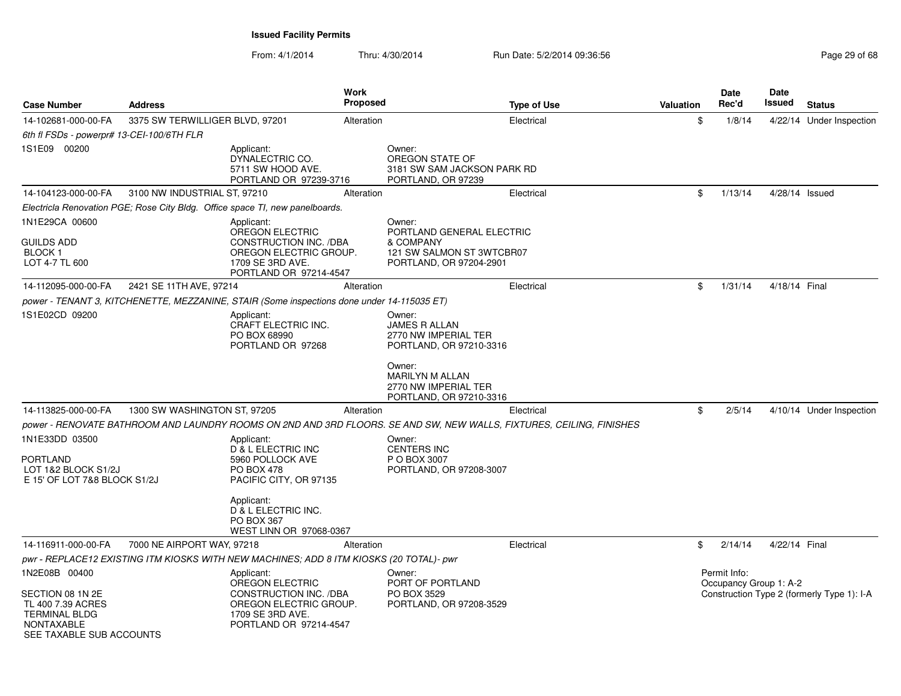# Issued Facility Permits

From: 4/1/2014 Thru: 4/30/2014 Run Date: 5/2/2014 09:36:56

| Case Number | Address | Work Proposed | Type of Use | Valuation | Date Rec'd | Date Issued | Status |
|---|---|---|---|---|---|---|---|
| 14-102681-000-00-FA | 3375 SW TERWILLIGER BLVD, 97201 | Alteration | Electrical | $ | 1/8/14 | 4/22/14 | Under Inspection |
| 6th fl FSDs - powerpr# 13-CEI-100/6TH FLR | | | | | | | |
| 1S1E09 00200 | Applicant: DYNALECTRIC CO. 5711 SW HOOD AVE. PORTLAND OR 97239-3716 | | Owner: OREGON STATE OF 3181 SW SAM JACKSON PARK RD PORTLAND, OR 97239 | | | | |
| 14-104123-000-00-FA | 3100 NW INDUSTRIAL ST, 97210 | Alteration | Electrical | $ | 1/13/14 | 4/28/14 | Issued |
| Electricla Renovation PGE; Rose City Bldg. Office space TI, new panelboards. | | | | | | | |
| 1N1E29CA 00600 GUILDS ADD BLOCK 1 LOT 4-7 TL 600 | Applicant: OREGON ELECTRIC CONSTRUCTION INC. /DBA OREGON ELECTRIC GROUP. 1709 SE 3RD AVE. PORTLAND OR 97214-4547 | | Owner: PORTLAND GENERAL ELECTRIC & COMPANY 121 SW SALMON ST 3WTCBR07 PORTLAND, OR 97204-2901 | | | | |
| 14-112095-000-00-FA | 2421 SE 11TH AVE, 97214 | Alteration | Electrical | $ | 1/31/14 | 4/18/14 | Final |
| power - TENANT 3, KITCHENETTE, MEZZANINE, STAIR (Some inspections done under 14-115035 ET) | | | | | | | |
| 1S1E02CD 09200 | Applicant: CRAFT ELECTRIC INC. PO BOX 68990 PORTLAND OR 97268 | | Owner: JAMES R ALLAN 2770 NW IMPERIAL TER PORTLAND, OR 97210-3316; Owner: MARILYN M ALLAN 2770 NW IMPERIAL TER PORTLAND, OR 97210-3316 | | | | |
| 14-113825-000-00-FA | 1300 SW WASHINGTON ST, 97205 | Alteration | Electrical | $ | 2/5/14 | 4/10/14 | Under Inspection |
| power - RENOVATE BATHROOM AND LAUNDRY ROOMS ON 2ND AND 3RD FLOORS. SE AND SW, NEW WALLS, FIXTURES, CEILING, FINISHES | | | | | | | |
| 1N1E33DD 03500 PORTLAND LOT 1&2 BLOCK S1/2J E 15' OF LOT 7&8 BLOCK S1/2J | Applicant: D & L ELECTRIC INC 5960 POLLOCK AVE PO BOX 478 PACIFIC CITY, OR 97135; Applicant: D & L ELECTRIC INC. PO BOX 367 WEST LINN OR 97068-0367 | | Owner: CENTERS INC P O BOX 3007 PORTLAND, OR 97208-3007 | | | | |
| 14-116911-000-00-FA | 7000 NE AIRPORT WAY, 97218 | Alteration | Electrical | $ | 2/14/14 | 4/22/14 | Final |
| pwr - REPLACE12 EXISTING ITM KIOSKS WITH NEW MACHINES; ADD 8 ITM KIOSKS (20 TOTAL)- pwr | | | | | | | |
| 1N2E08B 00400 SECTION 08 1N 2E TL 400 7.39 ACRES TERMINAL BLDG NONTAXABLE SEE TAXABLE SUB ACCOUNTS | Applicant: OREGON ELECTRIC CONSTRUCTION INC. /DBA OREGON ELECTRIC GROUP. 1709 SE 3RD AVE. PORTLAND OR 97214-4547 | | Owner: PORT OF PORTLAND PO BOX 3529 PORTLAND, OR 97208-3529 | | Permit Info: Occupancy Group 1: A-2 Construction Type 2 (formerly Type 1): I-A | | |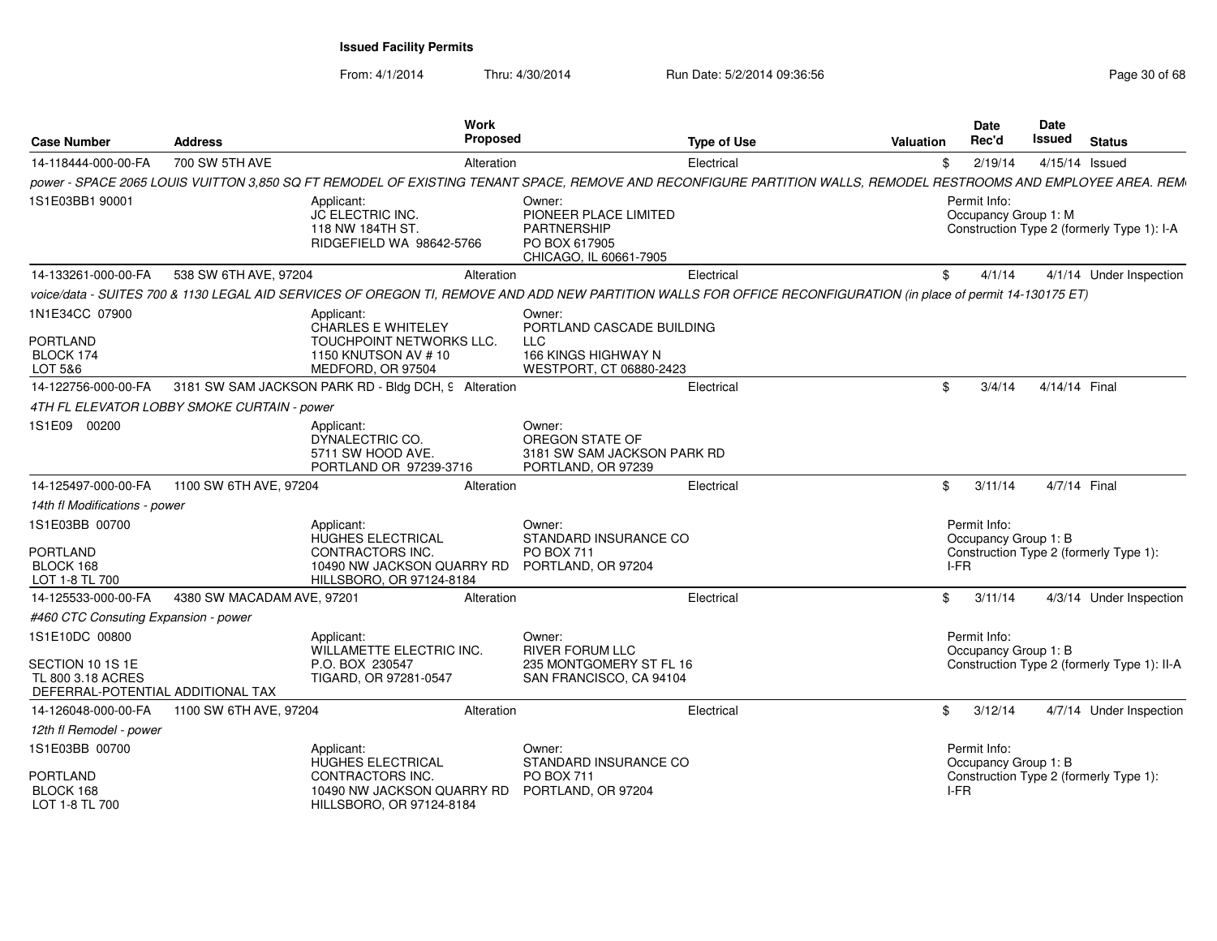**Issued Facility Permits**

From: 4/1/2014 Thru: 4/30/2014 Run Date: 5/2/2014 09:36:56

| Case Number | Address | Work Proposed | Type of Use | Valuation | Date Rec'd | Date Issued | Status |
|---|---|---|---|---|---|---|---|
| 14-118444-000-00-FA | 700 SW 5TH AVE | Alteration | Electrical | $ | 2/19/14 | 4/15/14 | Issued |

power - SPACE 2065 LOUIS VUITTON 3,850 SQ FT REMODEL OF EXISTING TENANT SPACE, REMOVE AND RECONFIGURE PARTITION WALLS, REMODEL RESTROOMS AND EMPLOYEE AREA. REM

1S1E03BB1 90001

Applicant: JC ELECTRIC INC. 118 NW 184TH ST. RIDGEFIELD WA 98642-5766

Owner: PIONEER PLACE LIMITED PARTNERSHIP PO BOX 617905 CHICAGO, IL 60661-7905

Permit Info: Occupancy Group 1: M; Construction Type 2 (formerly Type 1): I-A

| Case Number | Address | Work Proposed | Type of Use | Valuation | Date Rec'd | Date Issued | Status |
|---|---|---|---|---|---|---|---|
| 14-133261-000-00-FA | 538 SW 6TH AVE, 97204 | Alteration | Electrical | $ | 4/1/14 | 4/1/14 | Under Inspection |

voice/data - SUITES 700 & 1130 LEGAL AID SERVICES OF OREGON TI, REMOVE AND ADD NEW PARTITION WALLS FOR OFFICE RECONFIGURATION (in place of permit 14-130175 ET)

1N1E34CC 07900
PORTLAND
BLOCK 174
LOT 5&6

Applicant: CHARLES E WHITELEY TOUCHPOINT NETWORKS LLC. 1150 KNUTSON AV # 10 MEDFORD, OR 97504

Owner: PORTLAND CASCADE BUILDING LLC 166 KINGS HIGHWAY N WESTPORT, CT 06880-2423

| Case Number | Address | Work Proposed | Type of Use | Valuation | Date Rec'd | Date Issued | Status |
|---|---|---|---|---|---|---|---|
| 14-122756-000-00-FA | 3181 SW SAM JACKSON PARK RD - Bldg DCH, 9 | Alteration | Electrical | $ | 3/4/14 | 4/14/14 | Final |

4TH FL ELEVATOR LOBBY SMOKE CURTAIN - power

1S1E09 00200

Applicant: DYNALECTRIC CO. 5711 SW HOOD AVE. PORTLAND OR 97239-3716

Owner: OREGON STATE OF 3181 SW SAM JACKSON PARK RD PORTLAND, OR 97239

| Case Number | Address | Work Proposed | Type of Use | Valuation | Date Rec'd | Date Issued | Status |
|---|---|---|---|---|---|---|---|
| 14-125497-000-00-FA | 1100 SW 6TH AVE, 97204 | Alteration | Electrical | $ | 3/11/14 | 4/7/14 | Final |

14th fl Modifications - power

1S1E03BB 00700
PORTLAND
BLOCK 168
LOT 1-8 TL 700

Applicant: HUGHES ELECTRICAL CONTRACTORS INC. 10490 NW JACKSON QUARRY RD HILLSBORO, OR 97124-8184

Owner: STANDARD INSURANCE CO PO BOX 711 PORTLAND, OR 97204

Permit Info: Occupancy Group 1: B; Construction Type 2 (formerly Type 1): I-FR

| Case Number | Address | Work Proposed | Type of Use | Valuation | Date Rec'd | Date Issued | Status |
|---|---|---|---|---|---|---|---|
| 14-125533-000-00-FA | 4380 SW MACADAM AVE, 97201 | Alteration | Electrical | $ | 3/11/14 | 4/3/14 | Under Inspection |

#460 CTC Consuting Expansion - power

1S1E10DC 00800
SECTION 10 1S 1E
TL 800 3.18 ACRES
DEFERRAL-POTENTIAL ADDITIONAL TAX

Applicant: WILLAMETTE ELECTRIC INC. P.O. BOX 230547 TIGARD, OR 97281-0547

Owner: RIVER FORUM LLC 235 MONTGOMERY ST FL 16 SAN FRANCISCO, CA 94104

Permit Info: Occupancy Group 1: B; Construction Type 2 (formerly Type 1): II-A

| Case Number | Address | Work Proposed | Type of Use | Valuation | Date Rec'd | Date Issued | Status |
|---|---|---|---|---|---|---|---|
| 14-126048-000-00-FA | 1100 SW 6TH AVE, 97204 | Alteration | Electrical | $ | 3/12/14 | 4/7/14 | Under Inspection |

12th fl Remodel - power

1S1E03BB 00700
PORTLAND
BLOCK 168
LOT 1-8 TL 700

Applicant: HUGHES ELECTRICAL CONTRACTORS INC. 10490 NW JACKSON QUARRY RD HILLSBORO, OR 97124-8184

Owner: STANDARD INSURANCE CO PO BOX 711 PORTLAND, OR 97204

Permit Info: Occupancy Group 1: B; Construction Type 2 (formerly Type 1): I-FR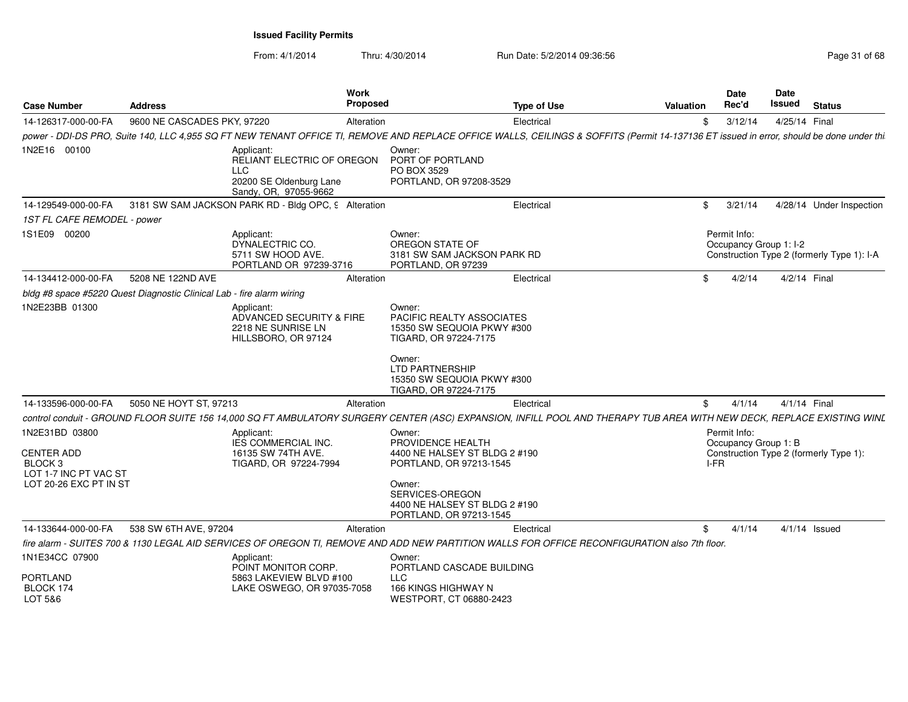**Issued Facility Permits**

From: 4/1/2014 Thru: 4/30/2014 Run Date: 5/2/2014 09:36:56

| Case Number | Address | Work Proposed | Type of Use | Valuation | Date Rec'd | Date Issued | Status |
|---|---|---|---|---|---|---|---|
| 14-126317-000-00-FA | 9600 NE CASCADES PKY, 97220 | Alteration | Electrical | $ | 3/12/14 | 4/25/14 | Final |

*power - DDI-DS PRO, Suite 140, LLC 4,955 SQ FT NEW TENANT OFFICE TI, REMOVE AND REPLACE OFFICE WALLS, CEILINGS & SOFFITS (Permit 14-137136 ET issued in error, should be done under thi*

1N2E16 00100

Applicant:
RELIANT ELECTRIC OF OREGON LLC
20200 SE Oldenburg Lane
Sandy, OR, 97055-9662

Owner:
PORT OF PORTLAND
PO BOX 3529
PORTLAND, OR 97208-3529

| Case Number | Address | Work Proposed | Type of Use | Valuation | Date Rec'd | Date Issued | Status |
|---|---|---|---|---|---|---|---|
| 14-129549-000-00-FA | 3181 SW SAM JACKSON PARK RD - Bldg OPC, 9 | Alteration | Electrical | $ | 3/21/14 | 4/28/14 | Under Inspection |

*1ST FL CAFE REMODEL - power*

1S1E09 00200

Applicant:
DYNALECTRIC CO.
5711 SW HOOD AVE.
PORTLAND OR 97239-3716

Owner:
OREGON STATE OF
3181 SW SAM JACKSON PARK RD
PORTLAND, OR 97239

Permit Info:
Occupancy Group 1: I-2
Construction Type 2 (formerly Type 1): I-A

| Case Number | Address | Work Proposed | Type of Use | Valuation | Date Rec'd | Date Issued | Status |
|---|---|---|---|---|---|---|---|
| 14-134412-000-00-FA | 5208 NE 122ND AVE | Alteration | Electrical | $ | 4/2/14 | 4/2/14 | Final |

*bldg #8 space #5220 Quest Diagnostic Clinical Lab - fire alarm wiring*

1N2E23BB 01300

Applicant:
ADVANCED SECURITY & FIRE
2218 NE SUNRISE LN
HILLSBORO, OR 97124

Owner:
PACIFIC REALTY ASSOCIATES
15350 SW SEQUOIA PKWY #300
TIGARD, OR 97224-7175

Owner:
LTD PARTNERSHIP
15350 SW SEQUOIA PKWY #300
TIGARD, OR 97224-7175

| Case Number | Address | Work Proposed | Type of Use | Valuation | Date Rec'd | Date Issued | Status |
|---|---|---|---|---|---|---|---|
| 14-133596-000-00-FA | 5050 NE HOYT ST, 97213 | Alteration | Electrical | $ | 4/1/14 | 4/1/14 | Final |

*control conduit - GROUND FLOOR SUITE 156 14,000 SQ FT AMBULATORY SURGERY CENTER (ASC) EXPANSION, INFILL POOL AND THERAPY TUB AREA WITH NEW DECK, REPLACE EXISTING WINL*

1N2E31BD 03800

CENTER ADD
BLOCK 3
LOT 1-7 INC PT VAC ST
LOT 20-26 EXC PT IN ST

Applicant:
IES COMMERCIAL INC.
16135 SW 74TH AVE.
TIGARD, OR 97224-7994

Owner:
PROVIDENCE HEALTH
4400 NE HALSEY ST BLDG 2 #190
PORTLAND, OR 97213-1545

Owner:
SERVICES-OREGON
4400 NE HALSEY ST BLDG 2 #190
PORTLAND, OR 97213-1545

Permit Info:
Occupancy Group 1: B
Construction Type 2 (formerly Type 1): I-FR

| Case Number | Address | Work Proposed | Type of Use | Valuation | Date Rec'd | Date Issued | Status |
|---|---|---|---|---|---|---|---|
| 14-133644-000-00-FA | 538 SW 6TH AVE, 97204 | Alteration | Electrical | $ | 4/1/14 | 4/1/14 | Issued |

*fire alarm - SUITES 700 & 1130 LEGAL AID SERVICES OF OREGON TI, REMOVE AND ADD NEW PARTITION WALLS FOR OFFICE RECONFIGURATION also 7th floor.*

1N1E34CC 07900

PORTLAND
BLOCK 174
LOT 5&6

Applicant:
POINT MONITOR CORP.
5863 LAKEVIEW BLVD #100
LAKE OSWEGO, OR 97035-7058

Owner:
PORTLAND CASCADE BUILDING LLC
166 KINGS HIGHWAY N
WESTPORT, CT 06880-2423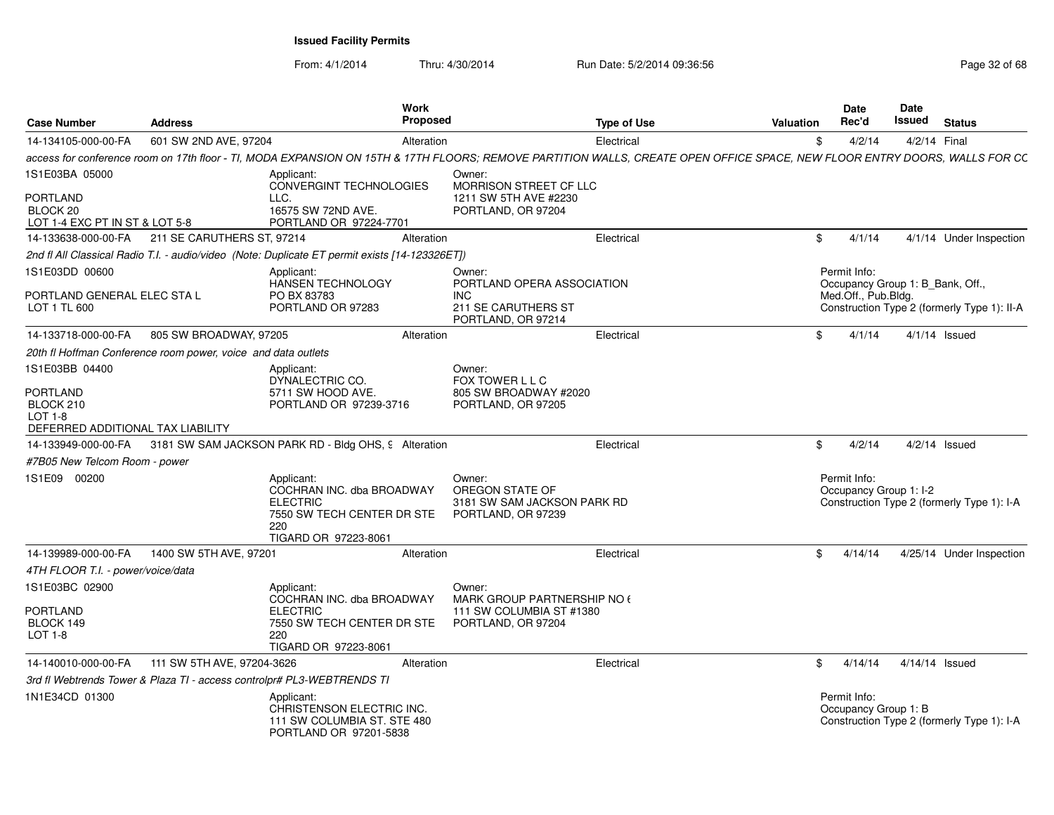**Issued Facility Permits**

From: 4/1/2014 Thru: 4/30/2014 Run Date: 5/2/2014 09:36:56

| Case Number | Address | Work Proposed | Type of Use | Valuation | Date Rec'd | Date Issued | Status |
|---|---|---|---|---|---|---|---|
| 14-134105-000-00-FA | 601 SW 2ND AVE, 97204 | Alteration | Electrical | $ | 4/2/14 | 4/2/14 | Final |

access for conference room on 17th floor - TI, MODA EXPANSION ON 15TH & 17TH FLOORS; REMOVE PARTITION WALLS, CREATE OPEN OFFICE SPACE, NEW FLOOR ENTRY DOORS, WALLS FOR CC

1S1E03BA 05000
PORTLAND
BLOCK 20
LOT 1-4 EXC PT IN ST & LOT 5-8

Applicant:
CONVERGINT TECHNOLOGIES LLC.
16575 SW 72ND AVE.
PORTLAND OR 97224-7701

Owner:
MORRISON STREET CF LLC
1211 SW 5TH AVE #2230
PORTLAND, OR 97204

| Case Number | Address | Work Proposed | Type of Use | Valuation | Date Rec'd | Date Issued | Status |
|---|---|---|---|---|---|---|---|
| 14-133638-000-00-FA | 211 SE CARUTHERS ST, 97214 | Alteration | Electrical | $ | 4/1/14 | 4/1/14 | Under Inspection |

2nd fl All Classical Radio T.I. - audio/video (Note: Duplicate ET permit exists [14-123326ET])

1S1E03DD 00600
PORTLAND GENERAL ELEC STA L
LOT 1 TL 600

Applicant:
HANSEN TECHNOLOGY
PO BX 83783
PORTLAND OR 97283

Owner:
PORTLAND OPERA ASSOCIATION INC
211 SE CARUTHERS ST
PORTLAND, OR 97214

Permit Info:
Occupancy Group 1: B_Bank, Off., Med.Off., Pub.Bldg.
Construction Type 2 (formerly Type 1): II-A

| Case Number | Address | Work Proposed | Type of Use | Valuation | Date Rec'd | Date Issued | Status |
|---|---|---|---|---|---|---|---|
| 14-133718-000-00-FA | 805 SW BROADWAY, 97205 | Alteration | Electrical | $ | 4/1/14 | 4/1/14 | Issued |

20th fl Hoffman Conference room power, voice and data outlets

1S1E03BB 04400
PORTLAND
BLOCK 210
LOT 1-8
DEFERRED ADDITIONAL TAX LIABILITY

Applicant:
DYNALECTRIC CO.
5711 SW HOOD AVE.
PORTLAND OR 97239-3716

Owner:
FOX TOWER L L C
805 SW BROADWAY #2020
PORTLAND, OR 97205

| Case Number | Address | Work Proposed | Type of Use | Valuation | Date Rec'd | Date Issued | Status |
|---|---|---|---|---|---|---|---|
| 14-133949-000-00-FA | 3181 SW SAM JACKSON PARK RD - Bldg OHS, 9 | Alteration | Electrical | $ | 4/2/14 | 4/2/14 | Issued |

#7B05 New Telcom Room - power

1S1E09 00200

Applicant:
COCHRAN INC. dba BROADWAY ELECTRIC
7550 SW TECH CENTER DR STE 220
TIGARD OR 97223-8061

Owner:
OREGON STATE OF
3181 SW SAM JACKSON PARK RD
PORTLAND, OR 97239

Permit Info:
Occupancy Group 1: I-2
Construction Type 2 (formerly Type 1): I-A

| Case Number | Address | Work Proposed | Type of Use | Valuation | Date Rec'd | Date Issued | Status |
|---|---|---|---|---|---|---|---|
| 14-139989-000-00-FA | 1400 SW 5TH AVE, 97201 | Alteration | Electrical | $ | 4/14/14 | 4/25/14 | Under Inspection |

4TH FLOOR T.I. - power/voice/data

1S1E03BC 02900
PORTLAND
BLOCK 149
LOT 1-8

Applicant:
COCHRAN INC. dba BROADWAY ELECTRIC
7550 SW TECH CENTER DR STE 220
TIGARD OR 97223-8061

Owner:
MARK GROUP PARTNERSHIP NO 6
111 SW COLUMBIA ST #1380
PORTLAND, OR 97204

| Case Number | Address | Work Proposed | Type of Use | Valuation | Date Rec'd | Date Issued | Status |
|---|---|---|---|---|---|---|---|
| 14-140010-000-00-FA | 111 SW 5TH AVE, 97204-3626 | Alteration | Electrical | $ | 4/14/14 | 4/14/14 | Issued |

3rd fl Webtrends Tower & Plaza TI - access controlpr# PL3-WEBTRENDS TI

1N1E34CD 01300

Applicant:
CHRISTENSON ELECTRIC INC.
111 SW COLUMBIA ST. STE 480
PORTLAND OR 97201-5838

Permit Info:
Occupancy Group 1: B
Construction Type 2 (formerly Type 1): I-A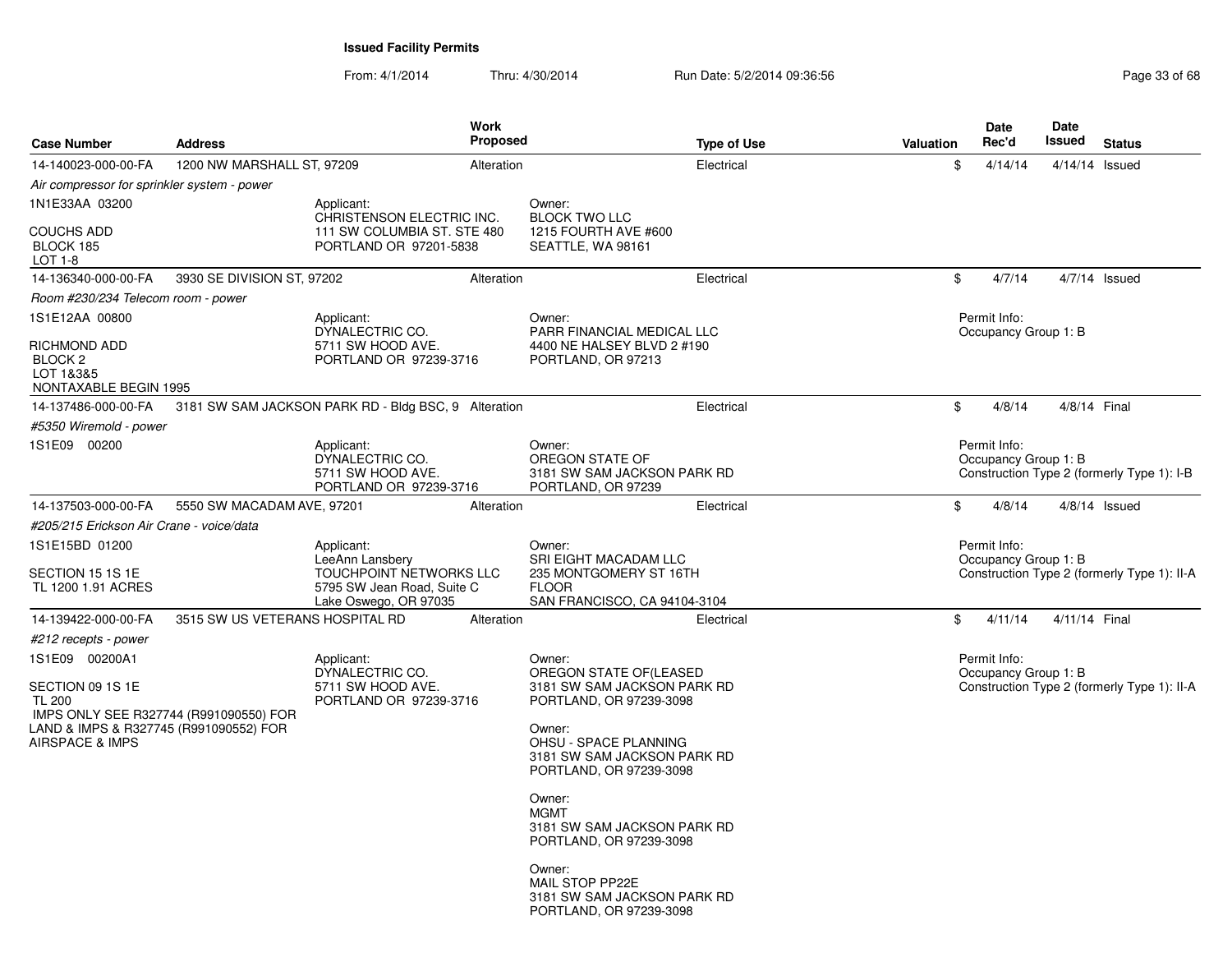**Issued Facility Permits**

From: 4/1/2014 Thru: 4/30/2014 Run Date: 5/2/2014 09:36:56

| Case Number | Address | Work Proposed | Type of Use | Valuation | Date Rec'd | Date Issued | Status |
|---|---|---|---|---|---|---|---|
| 14-140023-000-00-FA | 1200 NW MARSHALL ST, 97209 | Alteration | Electrical | $ | 4/14/14 | 4/14/14 | Issued |

*Air compressor for sprinkler system - power*

1N1E33AA 03200

COUCHS ADD
BLOCK 185
LOT 1-8

Applicant:
CHRISTENSON ELECTRIC INC.
111 SW COLUMBIA ST. STE 480
PORTLAND OR 97201-5838

Owner:
BLOCK TWO LLC
1215 FOURTH AVE #600
SEATTLE, WA 98161

| Case Number | Address | Work Proposed | Type of Use | Valuation | Date Rec'd | Date Issued | Status |
|---|---|---|---|---|---|---|---|
| 14-136340-000-00-FA | 3930 SE DIVISION ST, 97202 | Alteration | Electrical | $ | 4/7/14 | 4/7/14 | Issued |

*Room #230/234 Telecom room - power*

1S1E12AA 00800

RICHMOND ADD
BLOCK 2
LOT 1&3&5
NONTAXABLE BEGIN 1995

Applicant:
DYNALECTRIC CO.
5711 SW HOOD AVE.
PORTLAND OR 97239-3716

Owner:
PARR FINANCIAL MEDICAL LLC
4400 NE HALSEY BLVD 2 #190
PORTLAND, OR 97213

Permit Info:
Occupancy Group 1: B

| Case Number | Address | Work Proposed | Type of Use | Valuation | Date Rec'd | Date Issued | Status |
|---|---|---|---|---|---|---|---|
| 14-137486-000-00-FA | 3181 SW SAM JACKSON PARK RD - Bldg BSC, 9 | Alteration | Electrical | $ | 4/8/14 | 4/8/14 | Final |

*#5350 Wiremold - power*

1S1E09 00200

Applicant:
DYNALECTRIC CO.
5711 SW HOOD AVE.
PORTLAND OR 97239-3716

Owner:
OREGON STATE OF
3181 SW SAM JACKSON PARK RD
PORTLAND, OR 97239

Permit Info:
Occupancy Group 1: B
Construction Type 2 (formerly Type 1): I-B

| Case Number | Address | Work Proposed | Type of Use | Valuation | Date Rec'd | Date Issued | Status |
|---|---|---|---|---|---|---|---|
| 14-137503-000-00-FA | 5550 SW MACADAM AVE, 97201 | Alteration | Electrical | $ | 4/8/14 | 4/8/14 | Issued |

*#205/215 Erickson Air Crane - voice/data*

1S1E15BD 01200

SECTION 15 1S 1E
TL 1200 1.91 ACRES

Applicant:
LeeAnn Lansbery
TOUCHPOINT NETWORKS LLC
5795 SW Jean Road, Suite C
Lake Oswego, OR 97035

Owner:
SRI EIGHT MACADAM LLC
235 MONTGOMERY ST 16TH
FLOOR
SAN FRANCISCO, CA 94104-3104

Permit Info:
Occupancy Group 1: B
Construction Type 2 (formerly Type 1): II-A

| Case Number | Address | Work Proposed | Type of Use | Valuation | Date Rec'd | Date Issued | Status |
|---|---|---|---|---|---|---|---|
| 14-139422-000-00-FA | 3515 SW US VETERANS HOSPITAL RD | Alteration | Electrical | $ | 4/11/14 | 4/11/14 | Final |

*#212 recepts - power*

1S1E09 00200A1

SECTION 09 1S 1E
TL 200
IMPS ONLY SEE R327744 (R991090550) FOR LAND & IMPS & R327745 (R991090552) FOR AIRSPACE & IMPS

Applicant:
DYNALECTRIC CO.
5711 SW HOOD AVE.
PORTLAND OR 97239-3716

Owner:
OREGON STATE OF(LEASED
3181 SW SAM JACKSON PARK RD
PORTLAND, OR 97239-3098

Owner:
OHSU - SPACE PLANNING
3181 SW SAM JACKSON PARK RD
PORTLAND, OR 97239-3098

Owner:
MGMT
3181 SW SAM JACKSON PARK RD
PORTLAND, OR 97239-3098

Owner:
MAIL STOP PP22E
3181 SW SAM JACKSON PARK RD
PORTLAND, OR 97239-3098

Permit Info:
Occupancy Group 1: B
Construction Type 2 (formerly Type 1): II-A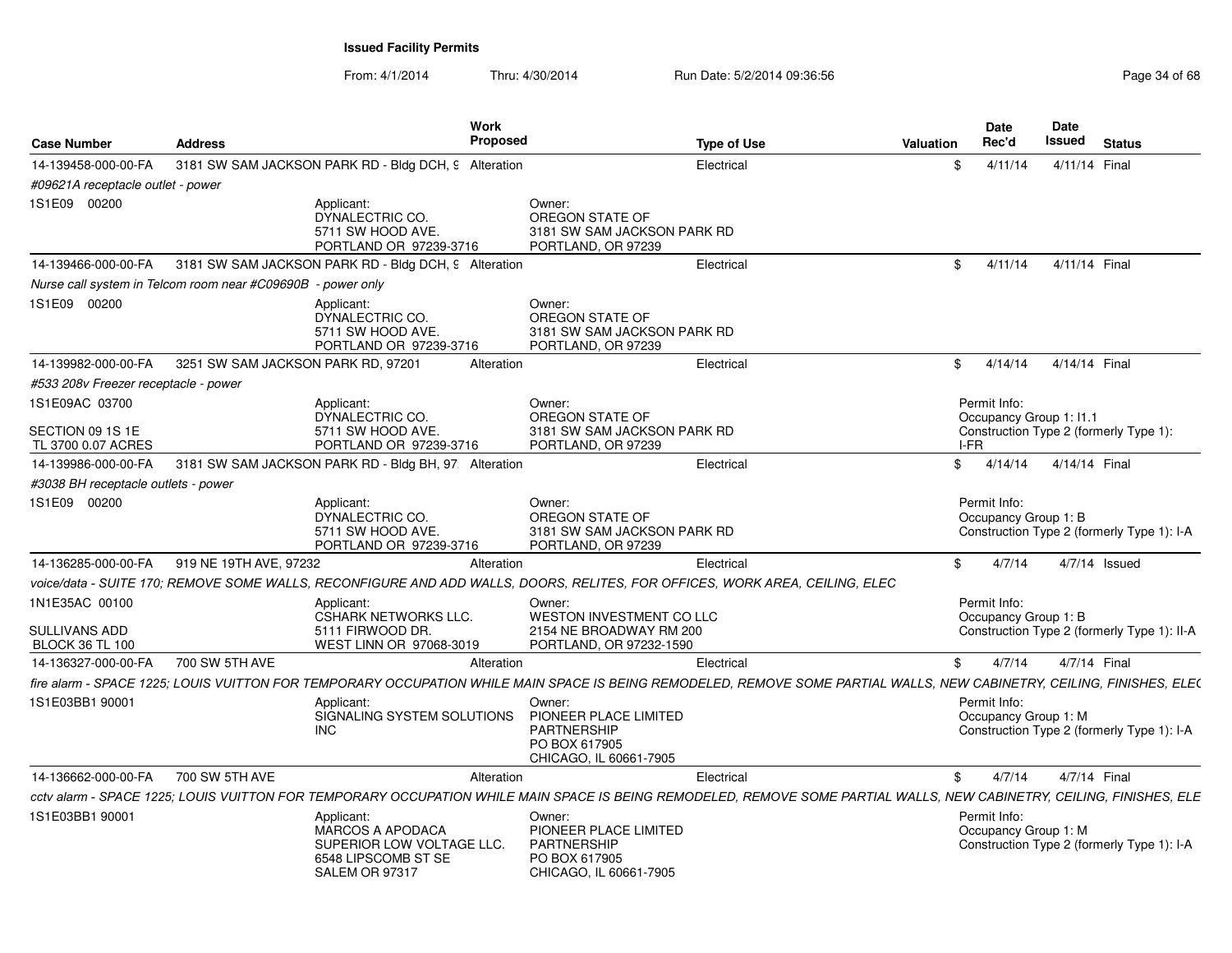**Issued Facility Permits**

From: 4/1/2014 Thru: 4/30/2014 Run Date: 5/2/2014 09:36:56

| Case Number | Address | Work Proposed | Type of Use | Valuation | Date Rec'd | Date Issued | Status |
|---|---|---|---|---|---|---|---|
| 14-139458-000-00-FA | 3181 SW SAM JACKSON PARK RD - Bldg DCH, 9 | Alteration | Electrical | $ | 4/11/14 | 4/11/14 | Final |
| *#09621A receptacle outlet - power* | | | | | | | |
| 1S1E09 00200 | Applicant: DYNALECTRIC CO. 5711 SW HOOD AVE. PORTLAND OR 97239-3716 | | Owner: OREGON STATE OF 3181 SW SAM JACKSON PARK RD PORTLAND, OR 97239 | | | | |
| 14-139466-000-00-FA | 3181 SW SAM JACKSON PARK RD - Bldg DCH, 9 | Alteration | Electrical | $ | 4/11/14 | 4/11/14 | Final |
| *Nurse call system in Telcom room near #C09690B - power only* | | | | | | | |
| 1S1E09 00200 | Applicant: DYNALECTRIC CO. 5711 SW HOOD AVE. PORTLAND OR 97239-3716 | | Owner: OREGON STATE OF 3181 SW SAM JACKSON PARK RD PORTLAND, OR 97239 | | | | |
| 14-139982-000-00-FA | 3251 SW SAM JACKSON PARK RD, 97201 | Alteration | Electrical | $ | 4/14/14 | 4/14/14 | Final |
| *#533 208v Freezer receptacle - power* | | | | | | | |
| 1S1E09AC 03700 SECTION 09 1S 1E TL 3700 0.07 ACRES | Applicant: DYNALECTRIC CO. 5711 SW HOOD AVE. PORTLAND OR 97239-3716 | | Owner: OREGON STATE OF 3181 SW SAM JACKSON PARK RD PORTLAND, OR 97239 | | Permit Info: Occupancy Group 1: I1.1 Construction Type 2 (formerly Type 1): I-FR | | |
| 14-139986-000-00-FA | 3181 SW SAM JACKSON PARK RD - Bldg BH, 97 | Alteration | Electrical | $ | 4/14/14 | 4/14/14 | Final |
| *#3038 BH receptacle outlets - power* | | | | | | | |
| 1S1E09 00200 | Applicant: DYNALECTRIC CO. 5711 SW HOOD AVE. PORTLAND OR 97239-3716 | | Owner: OREGON STATE OF 3181 SW SAM JACKSON PARK RD PORTLAND, OR 97239 | | Permit Info: Occupancy Group 1: B Construction Type 2 (formerly Type 1): I-A | | |
| 14-136285-000-00-FA | 919 NE 19TH AVE, 97232 | Alteration | Electrical | $ | 4/7/14 | 4/7/14 | Issued |
| *voice/data - SUITE 170; REMOVE SOME WALLS, RECONFIGURE AND ADD WALLS, DOORS, RELITES, FOR OFFICES, WORK AREA, CEILING, ELEC* | | | | | | | |
| 1N1E35AC 00100 SULLIVANS ADD BLOCK 36 TL 100 | Applicant: CSHARK NETWORKS LLC. 5111 FIRWOOD DR. WEST LINN OR 97068-3019 | | Owner: WESTON INVESTMENT CO LLC 2154 NE BROADWAY RM 200 PORTLAND, OR 97232-1590 | | Permit Info: Occupancy Group 1: B Construction Type 2 (formerly Type 1): II-A | | |
| 14-136327-000-00-FA | 700 SW 5TH AVE | Alteration | Electrical | $ | 4/7/14 | 4/7/14 | Final |
| *fire alarm - SPACE 1225; LOUIS VUITTON FOR TEMPORARY OCCUPATION WHILE MAIN SPACE IS BEING REMODELED, REMOVE SOME PARTIAL WALLS, NEW CABINETRY, CEILING, FINISHES, ELEC* | | | | | | | |
| 1S1E03BB1 90001 | Applicant: SIGNALING SYSTEM SOLUTIONS INC | | Owner: PIONEER PLACE LIMITED PARTNERSHIP PO BOX 617905 CHICAGO, IL 60661-7905 | | Permit Info: Occupancy Group 1: M Construction Type 2 (formerly Type 1): I-A | | |
| 14-136662-000-00-FA | 700 SW 5TH AVE | Alteration | Electrical | $ | 4/7/14 | 4/7/14 | Final |
| *cctv alarm - SPACE 1225; LOUIS VUITTON FOR TEMPORARY OCCUPATION WHILE MAIN SPACE IS BEING REMODELED, REMOVE SOME PARTIAL WALLS, NEW CABINETRY, CEILING, FINISHES, ELE* | | | | | | | |
| 1S1E03BB1 90001 | Applicant: MARCOS A APODACA SUPERIOR LOW VOLTAGE LLC. 6548 LIPSCOMB ST SE SALEM OR 97317 | | Owner: PIONEER PLACE LIMITED PARTNERSHIP PO BOX 617905 CHICAGO, IL 60661-7905 | | Permit Info: Occupancy Group 1: M Construction Type 2 (formerly Type 1): I-A | | |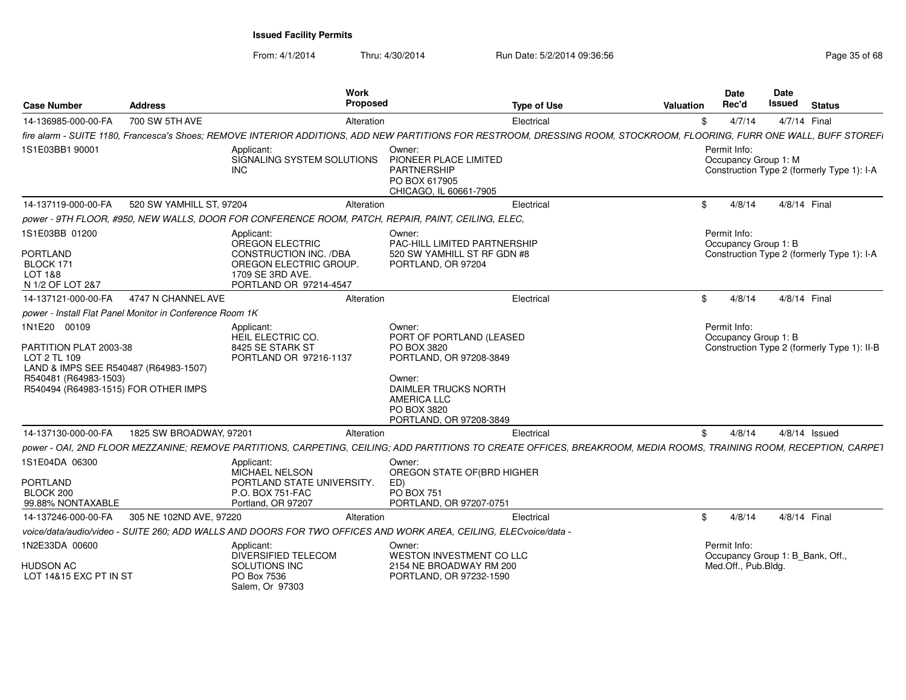**Issued Facility Permits**

From: 4/1/2014 Thru: 4/30/2014 Run Date: 5/2/2014 09:36:56

| Case Number | Address | Work Proposed | Type of Use | Valuation | Date Rec'd | Date Issued | Status |
|---|---|---|---|---|---|---|---|
| 14-136985-000-00-FA | 700 SW 5TH AVE | Alteration | Electrical | $ | 4/7/14 | 4/7/14 | Final |

*fire alarm - SUITE 1180, Francesca's Shoes; REMOVE INTERIOR ADDITIONS, ADD NEW PARTITIONS FOR RESTROOM, DRESSING ROOM, STOCKROOM, FLOORING, FURR ONE WALL, BUFF STOREF*

1S1E03BB1 90001

Applicant: SIGNALING SYSTEM SOLUTIONS INC

Owner: PIONEER PLACE LIMITED PARTNERSHIP, PO BOX 617905, CHICAGO, IL 60661-7905

Permit Info: Occupancy Group 1: M; Construction Type 2 (formerly Type 1): I-A

| Case Number | Address | Work Proposed | Type of Use | Valuation | Date Rec'd | Date Issued | Status |
|---|---|---|---|---|---|---|---|
| 14-137119-000-00-FA | 520 SW YAMHILL ST, 97204 | Alteration | Electrical | $ | 4/8/14 | 4/8/14 | Final |

*power - 9TH FLOOR, #950, NEW WALLS, DOOR FOR CONFERENCE ROOM, PATCH, REPAIR, PAINT, CEILING, ELEC,*

1S1E03BB 01200
PORTLAND
BLOCK 171
LOT 1&8
N 1/2 OF LOT 2&7

Applicant: OREGON ELECTRIC CONSTRUCTION INC. /DBA OREGON ELECTRIC GROUP., 1709 SE 3RD AVE., PORTLAND OR 97214-4547

Owner: PAC-HILL LIMITED PARTNERSHIP, 520 SW YAMHILL ST RF GDN #8, PORTLAND, OR 97204

Permit Info: Occupancy Group 1: B; Construction Type 2 (formerly Type 1): I-A

| Case Number | Address | Work Proposed | Type of Use | Valuation | Date Rec'd | Date Issued | Status |
|---|---|---|---|---|---|---|---|
| 14-137121-000-00-FA | 4747 N CHANNEL AVE | Alteration | Electrical | $ | 4/8/14 | 4/8/14 | Final |

*power - Install Flat Panel Monitor in Conference Room 1K*

1N1E20 00109
PARTITION PLAT 2003-38
LOT 2 TL 109
LAND & IMPS SEE R540487 (R64983-1507)
R540481 (R64983-1503)
R540494 (R64983-1515) FOR OTHER IMPS

Applicant: HEIL ELECTRIC CO., 8425 SE STARK ST, PORTLAND OR 97216-1137

Owner: PORT OF PORTLAND (LEASED, PO BOX 3820, PORTLAND, OR 97208-3849

Owner: DAIMLER TRUCKS NORTH AMERICA LLC, PO BOX 3820, PORTLAND, OR 97208-3849

Permit Info: Occupancy Group 1: B; Construction Type 2 (formerly Type 1): II-B

| Case Number | Address | Work Proposed | Type of Use | Valuation | Date Rec'd | Date Issued | Status |
|---|---|---|---|---|---|---|---|
| 14-137130-000-00-FA | 1825 SW BROADWAY, 97201 | Alteration | Electrical | $ | 4/8/14 | 4/8/14 | Issued |

*power - OAI, 2ND FLOOR MEZZANINE; REMOVE PARTITIONS, CARPETING, CEILING; ADD PARTITIONS TO CREATE OFFICES, BREAKROOM, MEDIA ROOMS, TRAINING ROOM, RECEPTION, CARPET*

1S1E04DA 06300
PORTLAND
BLOCK 200
99.88% NONTAXABLE

Applicant: MICHAEL NELSON, PORTLAND STATE UNIVERSITY., P.O. BOX 751-FAC, Portland, OR 97207

Owner: OREGON STATE OF(BRD HIGHER ED), PO BOX 751, PORTLAND, OR 97207-0751

| Case Number | Address | Work Proposed | Type of Use | Valuation | Date Rec'd | Date Issued | Status |
|---|---|---|---|---|---|---|---|
| 14-137246-000-00-FA | 305 NE 102ND AVE, 97220 | Alteration | Electrical | $ | 4/8/14 | 4/8/14 | Final |

*voice/data/audio/video - SUITE 260; ADD WALLS AND DOORS FOR TWO OFFICES AND WORK AREA, CEILING, ELECvoice/data -*

1N2E33DA 00600
HUDSON AC
LOT 14&15 EXC PT IN ST

Applicant: DIVERSIFIED TELECOM SOLUTIONS INC, PO Box 7536, Salem, Or 97303

Owner: WESTON INVESTMENT CO LLC, 2154 NE BROADWAY RM 200, PORTLAND, OR 97232-1590

Permit Info: Occupancy Group 1: B_Bank, Off., Med.Off., Pub.Bldg.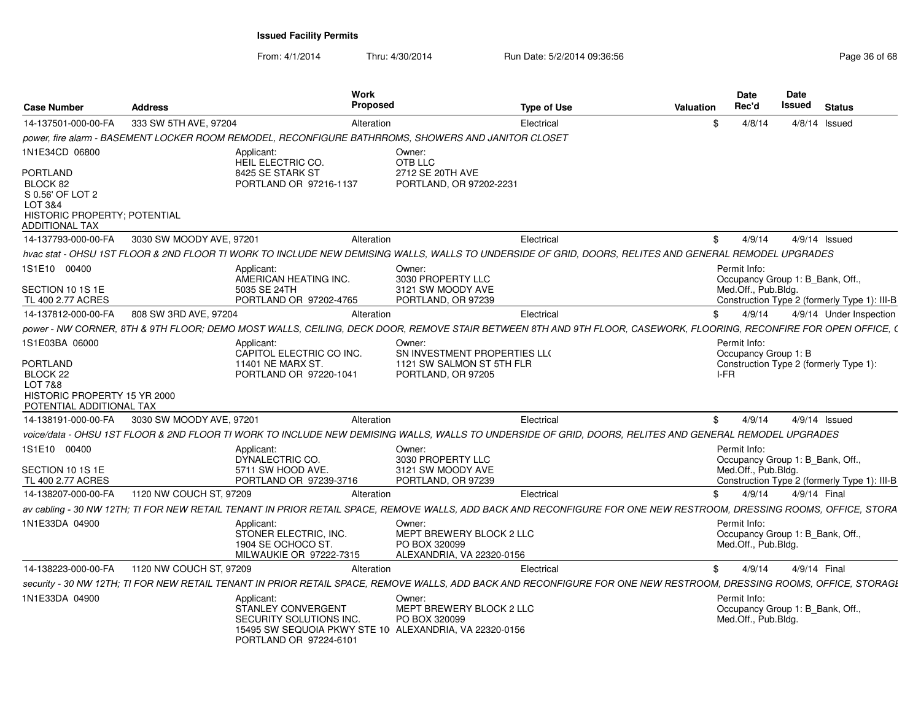# Issued Facility Permits

From: 4/1/2014 Thru: 4/30/2014 Run Date: 5/2/2014 09:36:56

| Case Number | Address | Work Proposed | Type of Use | Valuation | Date Rec'd | Date Issued | Status |
|---|---|---|---|---|---|---|---|
| 14-137501-000-00-FA | 333 SW 5TH AVE, 97204 | Alteration | Electrical | $ | 4/8/14 | 4/8/14 | Issued |

*power, fire alarm - BASEMENT LOCKER ROOM REMODEL, RECONFIGURE BATHRROMS, SHOWERS AND JANITOR CLOSET*

1N1E34CD 06800

PORTLAND
BLOCK 82
S 0.56' OF LOT 2
LOT 3&4
HISTORIC PROPERTY; POTENTIAL ADDITIONAL TAX

Applicant:
HEIL ELECTRIC CO.
8425 SE STARK ST
PORTLAND OR 97216-1137

Owner:
OTB LLC
2712 SE 20TH AVE
PORTLAND, OR 97202-2231

| Case Number | Address | Work Proposed | Type of Use | Valuation | Date Rec'd | Date Issued | Status |
|---|---|---|---|---|---|---|---|
| 14-137793-000-00-FA | 3030 SW MOODY AVE, 97201 | Alteration | Electrical | $ | 4/9/14 | 4/9/14 | Issued |

*hvac stat - OHSU 1ST FLOOR & 2ND FLOOR TI WORK TO INCLUDE NEW DEMISING WALLS, WALLS TO UNDERSIDE OF GRID, DOORS, RELITES AND GENERAL REMODEL UPGRADES*

1S1E10 00400

SECTION 10 1S 1E
TL 400 2.77 ACRES

Applicant:
AMERICAN HEATING INC.
5035 SE 24TH
PORTLAND OR 97202-4765

Owner:
3030 PROPERTY LLC
3121 SW MOODY AVE
PORTLAND, OR 97239

Permit Info:
Occupancy Group 1: B_Bank, Off., Med.Off., Pub.Bldg.
Construction Type 2 (formerly Type 1): III-B

| Case Number | Address | Work Proposed | Type of Use | Valuation | Date Rec'd | Date Issued | Status |
|---|---|---|---|---|---|---|---|
| 14-137812-000-00-FA | 808 SW 3RD AVE, 97204 | Alteration | Electrical | $ | 4/9/14 | 4/9/14 | Under Inspection |

*power - NW CORNER, 8TH & 9TH FLOOR; DEMO MOST WALLS, CEILING, DECK DOOR, REMOVE STAIR BETWEEN 8TH AND 9TH FLOOR, CASEWORK, FLOORING, RECONFIRE FOR OPEN OFFICE, (*

1S1E03BA 06000

PORTLAND
BLOCK 22
LOT 7&8
HISTORIC PROPERTY 15 YR 2000
POTENTIAL ADDITIONAL TAX

Applicant:
CAPITOL ELECTRIC CO INC.
11401 NE MARX ST.
PORTLAND OR 97220-1041

Owner:
SN INVESTMENT PROPERTIES LL(
1121 SW SALMON ST 5TH FLR
PORTLAND, OR 97205

Permit Info:
Occupancy Group 1: B
Construction Type 2 (formerly Type 1): I-FR

| Case Number | Address | Work Proposed | Type of Use | Valuation | Date Rec'd | Date Issued | Status |
|---|---|---|---|---|---|---|---|
| 14-138191-000-00-FA | 3030 SW MOODY AVE, 97201 | Alteration | Electrical | $ | 4/9/14 | 4/9/14 | Issued |

*voice/data - OHSU 1ST FLOOR & 2ND FLOOR TI WORK TO INCLUDE NEW DEMISING WALLS, WALLS TO UNDERSIDE OF GRID, DOORS, RELITES AND GENERAL REMODEL UPGRADES*

1S1E10 00400

SECTION 10 1S 1E
TL 400 2.77 ACRES

Applicant:
DYNALECTRIC CO.
5711 SW HOOD AVE.
PORTLAND OR 97239-3716

Owner:
3030 PROPERTY LLC
3121 SW MOODY AVE
PORTLAND, OR 97239

Permit Info:
Occupancy Group 1: B_Bank, Off., Med.Off., Pub.Bldg.
Construction Type 2 (formerly Type 1): III-B

| Case Number | Address | Work Proposed | Type of Use | Valuation | Date Rec'd | Date Issued | Status |
|---|---|---|---|---|---|---|---|
| 14-138207-000-00-FA | 1120 NW COUCH ST, 97209 | Alteration | Electrical | $ | 4/9/14 | 4/9/14 | Final |

*av cabling - 30 NW 12TH; TI FOR NEW RETAIL TENANT IN PRIOR RETAIL SPACE, REMOVE WALLS, ADD BACK AND RECONFIGURE FOR ONE NEW RESTROOM, DRESSING ROOMS, OFFICE, STORA*

1N1E33DA 04900

Applicant:
STONER ELECTRIC, INC.
1904 SE OCHOCO ST.
MILWAUKIE OR 97222-7315

Owner:
MEPT BREWERY BLOCK 2 LLC
PO BOX 320099
ALEXANDRIA, VA 22320-0156

Permit Info:
Occupancy Group 1: B_Bank, Off., Med.Off., Pub.Bldg.

| Case Number | Address | Work Proposed | Type of Use | Valuation | Date Rec'd | Date Issued | Status |
|---|---|---|---|---|---|---|---|
| 14-138223-000-00-FA | 1120 NW COUCH ST, 97209 | Alteration | Electrical | $ | 4/9/14 | 4/9/14 | Final |

*security - 30 NW 12TH; TI FOR NEW RETAIL TENANT IN PRIOR RETAIL SPACE, REMOVE WALLS, ADD BACK AND RECONFIGURE FOR ONE NEW RESTROOM, DRESSING ROOMS, OFFICE, STORAGI*

1N1E33DA 04900

Applicant:
STANLEY CONVERGENT SECURITY SOLUTIONS INC.
15495 SW SEQUOIA PKWY STE 10
PORTLAND OR 97224-6101

Owner:
MEPT BREWERY BLOCK 2 LLC
PO BOX 320099
ALEXANDRIA, VA 22320-0156

Permit Info:
Occupancy Group 1: B_Bank, Off., Med.Off., Pub.Bldg.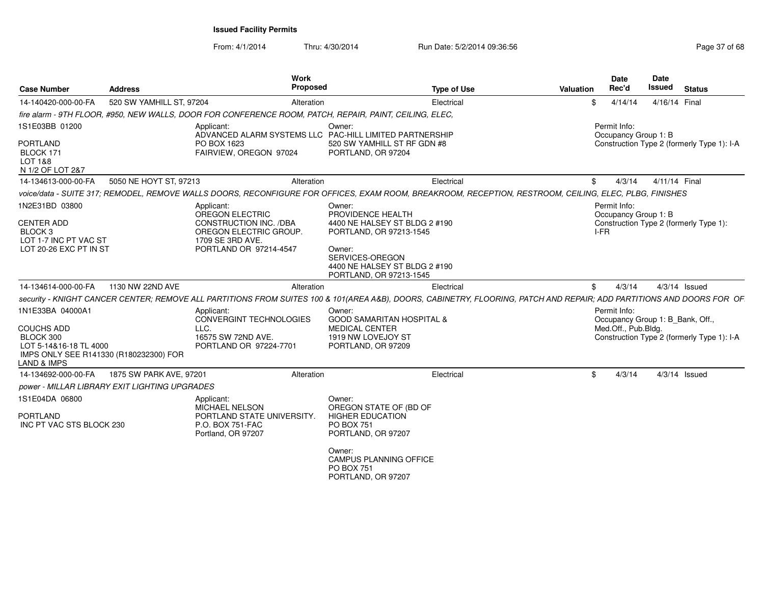**Issued Facility Permits**

From: 4/1/2014 Thru: 4/30/2014 Run Date: 5/2/2014 09:36:56

| Case Number | Address | Work Proposed | Type of Use | Valuation | Date Rec'd | Date Issued | Status |
|---|---|---|---|---|---|---|---|
| 14-140420-000-00-FA | 520 SW YAMHILL ST, 97204 | Alteration | Electrical | $ | 4/14/14 | 4/16/14 | Final |

*fire alarm - 9TH FLOOR, #950, NEW WALLS, DOOR FOR CONFERENCE ROOM, PATCH, REPAIR, PAINT, CEILING, ELEC,*

1S1E03BB 01200

PORTLAND
BLOCK 171
LOT 1&8
N 1/2 OF LOT 2&7

Applicant:
ADVANCED ALARM SYSTEMS LLC
PO BOX 1623
FAIRVIEW, OREGON 97024

Owner:
PAC-HILL LIMITED PARTNERSHIP
520 SW YAMHILL ST RF GDN #8
PORTLAND, OR 97204

Permit Info:
Occupancy Group 1: B
Construction Type 2 (formerly Type 1): I-A

| Case Number | Address | Work Proposed | Type of Use | Valuation | Date Rec'd | Date Issued | Status |
|---|---|---|---|---|---|---|---|
| 14-134613-000-00-FA | 5050 NE HOYT ST, 97213 | Alteration | Electrical | $ | 4/3/14 | 4/11/14 | Final |

*voice/data - SUITE 317; REMODEL, REMOVE WALLS DOORS, RECONFIGURE FOR OFFICES, EXAM ROOM, BREAKROOM, RECEPTION, RESTROOM, CEILING, ELEC, PLBG, FINISHES*

1N2E31BD 03800

CENTER ADD
BLOCK 3
LOT 1-7 INC PT VAC ST
LOT 20-26 EXC PT IN ST

Applicant:
OREGON ELECTRIC CONSTRUCTION INC. /DBA OREGON ELECTRIC GROUP.
1709 SE 3RD AVE.
PORTLAND OR 97214-4547

Owner:
PROVIDENCE HEALTH
4400 NE HALSEY ST BLDG 2 #190
PORTLAND, OR 97213-1545

Owner:
SERVICES-OREGON
4400 NE HALSEY ST BLDG 2 #190
PORTLAND, OR 97213-1545

Permit Info:
Occupancy Group 1: B
Construction Type 2 (formerly Type 1): I-FR

| Case Number | Address | Work Proposed | Type of Use | Valuation | Date Rec'd | Date Issued | Status |
|---|---|---|---|---|---|---|---|
| 14-134614-000-00-FA | 1130 NW 22ND AVE | Alteration | Electrical | $ | 4/3/14 | 4/3/14 | Issued |

*security - KNIGHT CANCER CENTER; REMOVE ALL PARTITIONS FROM SUITES 100 & 101(AREA A&B), DOORS, CABINETRY, FLOORING, PATCH AND REPAIR; ADD PARTITIONS AND DOORS FOR OF*

1N1E33BA 04000A1

COUCHS ADD
BLOCK 300
LOT 5-14&16-18 TL 4000
IMPS ONLY SEE R141330 (R180232300) FOR LAND & IMPS

Applicant:
CONVERGINT TECHNOLOGIES LLC.
16575 SW 72ND AVE.
PORTLAND OR 97224-7701

Owner:
GOOD SAMARITAN HOSPITAL & MEDICAL CENTER
1919 NW LOVEJOY ST
PORTLAND, OR 97209

Permit Info:
Occupancy Group 1: B_Bank, Off., Med.Off., Pub.Bldg.
Construction Type 2 (formerly Type 1): I-A

| Case Number | Address | Work Proposed | Type of Use | Valuation | Date Rec'd | Date Issued | Status |
|---|---|---|---|---|---|---|---|
| 14-134692-000-00-FA | 1875 SW PARK AVE, 97201 | Alteration | Electrical | $ | 4/3/14 | 4/3/14 | Issued |

*power - MILLAR LIBRARY EXIT LIGHTING UPGRADES*

1S1E04DA 06800

PORTLAND
INC PT VAC STS BLOCK 230

Applicant:
MICHAEL NELSON
PORTLAND STATE UNIVERSITY.
P.O. BOX 751-FAC
Portland, OR 97207

Owner:
OREGON STATE OF (BD OF HIGHER EDUCATION
PO BOX 751
PORTLAND, OR 97207

Owner:
CAMPUS PLANNING OFFICE
PO BOX 751
PORTLAND, OR 97207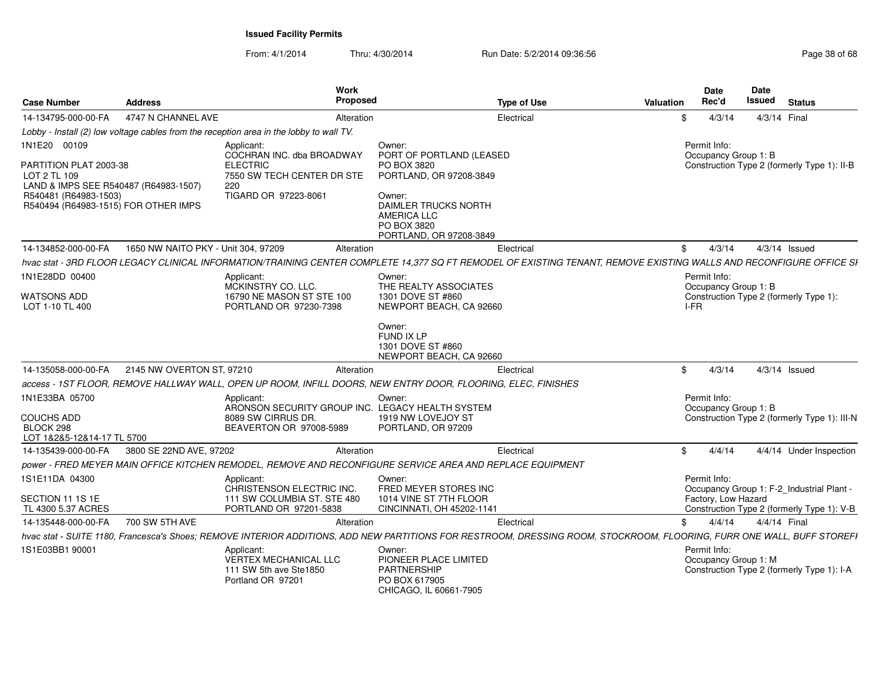**Issued Facility Permits**

From: 4/1/2014 Thru: 4/30/2014 Run Date: 5/2/2014 09:36:56

| Case Number | Address | Work Proposed | Type of Use | Valuation | Date Rec'd | Date Issued | Status |
|---|---|---|---|---|---|---|---|
| 14-134795-000-00-FA | 4747 N CHANNEL AVE | Alteration | Electrical | $ | 4/3/14 | 4/3/14 | Final |

*Lobby - Install (2) low voltage cables from the reception area in the lobby to wall TV.*

1N1E20 00109

PARTITION PLAT 2003-38
LOT 2 TL 109
LAND & IMPS SEE R540487 (R64983-1507)
R540481 (R64983-1503)
R540494 (R64983-1515) FOR OTHER IMPS

Applicant:
COCHRAN INC. dba BROADWAY ELECTRIC
7550 SW TECH CENTER DR STE 220
TIGARD OR 97223-8061

Owner:
PORT OF PORTLAND (LEASED
PO BOX 3820
PORTLAND, OR 97208-3849

Owner:
DAIMLER TRUCKS NORTH AMERICA LLC
PO BOX 3820
PORTLAND, OR 97208-3849

Permit Info:
Occupancy Group 1: B
Construction Type 2 (formerly Type 1): II-B

| Case Number | Address | Work Proposed | Type of Use | Valuation | Date Rec'd | Date Issued | Status |
|---|---|---|---|---|---|---|---|
| 14-134852-000-00-FA | 1650 NW NAITO PKY - Unit 304, 97209 | Alteration | Electrical | $ | 4/3/14 | 4/3/14 | Issued |

*hvac stat - 3RD FLOOR LEGACY CLINICAL INFORMATION/TRAINING CENTER COMPLETE 14,377 SQ FT REMODEL OF EXISTING TENANT, REMOVE EXISTING WALLS AND RECONFIGURE OFFICE SI*

1N1E28DD 00400

WATSONS ADD
LOT 1-10 TL 400

Applicant:
MCKINSTRY CO. LLC.
16790 NE MASON ST STE 100
PORTLAND OR 97230-7398

Owner:
THE REALTY ASSOCIATES
1301 DOVE ST #860
NEWPORT BEACH, CA 92660

Owner:
FUND IX LP
1301 DOVE ST #860
NEWPORT BEACH, CA 92660

Permit Info:
Occupancy Group 1: B
Construction Type 2 (formerly Type 1): I-FR

| Case Number | Address | Work Proposed | Type of Use | Valuation | Date Rec'd | Date Issued | Status |
|---|---|---|---|---|---|---|---|
| 14-135058-000-00-FA | 2145 NW OVERTON ST, 97210 | Alteration | Electrical | $ | 4/3/14 | 4/3/14 | Issued |

*access - 1ST FLOOR, REMOVE HALLWAY WALL, OPEN UP ROOM, INFILL DOORS, NEW ENTRY DOOR, FLOORING, ELEC, FINISHES*

1N1E33BA 05700

COUCHS ADD
BLOCK 298
LOT 1&2&5-12&14-17 TL 5700

Applicant:
ARONSON SECURITY GROUP INC.
8089 SW CIRRUS DR.
BEAVERTON OR 97008-5989

Owner:
LEGACY HEALTH SYSTEM
1919 NW LOVEJOY ST
PORTLAND, OR 97209

Permit Info:
Occupancy Group 1: B
Construction Type 2 (formerly Type 1): III-N

| Case Number | Address | Work Proposed | Type of Use | Valuation | Date Rec'd | Date Issued | Status |
|---|---|---|---|---|---|---|---|
| 14-135439-000-00-FA | 3800 SE 22ND AVE, 97202 | Alteration | Electrical | $ | 4/4/14 | 4/4/14 | Under Inspection |

*power - FRED MEYER MAIN OFFICE KITCHEN REMODEL, REMOVE AND RECONFIGURE SERVICE AREA AND REPLACE EQUIPMENT*

1S1E11DA 04300

SECTION 11 1S 1E
TL 4300 5.37 ACRES

Applicant:
CHRISTENSON ELECTRIC INC.
111 SW COLUMBIA ST. STE 480
PORTLAND OR 97201-5838

Owner:
FRED MEYER STORES INC
1014 VINE ST 7TH FLOOR
CINCINNATI, OH 45202-1141

Permit Info:
Occupancy Group 1: F-2_Industrial Plant - Factory, Low Hazard
Construction Type 2 (formerly Type 1): V-B

| Case Number | Address | Work Proposed | Type of Use | Valuation | Date Rec'd | Date Issued | Status |
|---|---|---|---|---|---|---|---|
| 14-135448-000-00-FA | 700 SW 5TH AVE | Alteration | Electrical | $ | 4/4/14 | 4/4/14 | Final |

*hvac stat - SUITE 1180, Francesca's Shoes; REMOVE INTERIOR ADDITIONS, ADD NEW PARTITIONS FOR RESTROOM, DRESSING ROOM, STOCKROOM, FLOORING, FURR ONE WALL, BUFF STOREFI*

1S1E03BB1 90001

Applicant:
VERTEX MECHANICAL LLC
111 SW 5th ave Ste1850
Portland OR 97201

Owner:
PIONEER PLACE LIMITED PARTNERSHIP
PO BOX 617905
CHICAGO, IL 60661-7905

Permit Info:
Occupancy Group 1: M
Construction Type 2 (formerly Type 1): I-A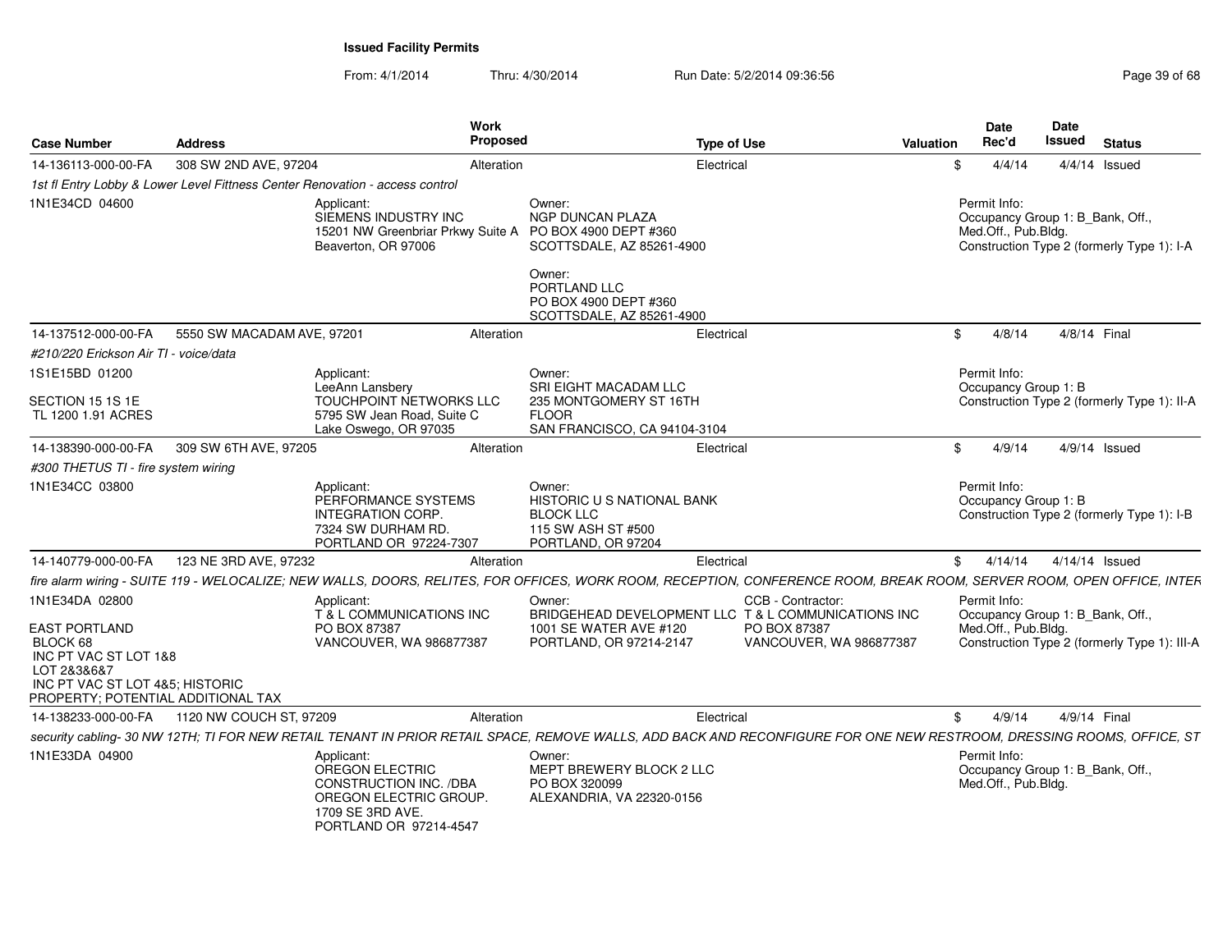# Issued Facility Permits

From: 4/1/2014 Thru: 4/30/2014 Run Date: 5/2/2014 09:36:56

| Case Number | Address | Work Proposed | Type of Use | Valuation | Date Rec'd | Date Issued | Status |
|---|---|---|---|---|---|---|---|
| 14-136113-000-00-FA | 308 SW 2ND AVE, 97204 | Alteration | Electrical | $ | 4/4/14 | 4/4/14 | Issued |

*1st fl Entry Lobby & Lower Level Fittness Center Renovation - access control*

1N1E34CD 04600

Applicant:
SIEMENS INDUSTRY INC
15201 NW Greenbriar Prkwy Suite A
Beaverton, OR 97006

Owner:
NGP DUNCAN PLAZA
PO BOX 4900 DEPT #360
SCOTTSDALE, AZ 85261-4900

Owner:
PORTLAND LLC
PO BOX 4900 DEPT #360
SCOTTSDALE, AZ 85261-4900

Permit Info:
Occupancy Group 1: B_Bank, Off., Med.Off., Pub.Bldg.
Construction Type 2 (formerly Type 1): I-A

| Case Number | Address | Work Proposed | Type of Use | Valuation | Date Rec'd | Date Issued | Status |
|---|---|---|---|---|---|---|---|
| 14-137512-000-00-FA | 5550 SW MACADAM AVE, 97201 | Alteration | Electrical | $ | 4/8/14 | 4/8/14 | Final |

*#210/220 Erickson Air TI - voice/data*

1S1E15BD 01200

SECTION 15 1S 1E
TL 1200 1.91 ACRES

Applicant:
LeeAnn Lansbery
TOUCHPOINT NETWORKS LLC
5795 SW Jean Road, Suite C
Lake Oswego, OR 97035

Owner:
SRI EIGHT MACADAM LLC
235 MONTGOMERY ST 16TH FLOOR
SAN FRANCISCO, CA 94104-3104

Permit Info:
Occupancy Group 1: B
Construction Type 2 (formerly Type 1): II-A

| Case Number | Address | Work Proposed | Type of Use | Valuation | Date Rec'd | Date Issued | Status |
|---|---|---|---|---|---|---|---|
| 14-138390-000-00-FA | 309 SW 6TH AVE, 97205 | Alteration | Electrical | $ | 4/9/14 | 4/9/14 | Issued |

*#300 THETUS TI - fire system wiring*

1N1E34CC 03800

Applicant:
PERFORMANCE SYSTEMS INTEGRATION CORP.
7324 SW DURHAM RD.
PORTLAND OR 97224-7307

Owner:
HISTORIC U S NATIONAL BANK BLOCK LLC
115 SW ASH ST #500
PORTLAND, OR 97204

Permit Info:
Occupancy Group 1: B
Construction Type 2 (formerly Type 1): I-B

| Case Number | Address | Work Proposed | Type of Use | Valuation | Date Rec'd | Date Issued | Status |
|---|---|---|---|---|---|---|---|
| 14-140779-000-00-FA | 123 NE 3RD AVE, 97232 | Alteration | Electrical | $ | 4/14/14 | 4/14/14 | Issued |

*fire alarm wiring - SUITE 119 - WELOCALIZE; NEW WALLS, DOORS, RELITES, FOR OFFICES, WORK ROOM, RECEPTION, CONFERENCE ROOM, BREAK ROOM, SERVER ROOM, OPEN OFFICE, INTER*

1N1E34DA 02800

EAST PORTLAND
BLOCK 68
INC PT VAC ST LOT 1&8
LOT 2&3&6&7
INC PT VAC ST LOT 4&5; HISTORIC PROPERTY; POTENTIAL ADDITIONAL TAX

Applicant:
T & L COMMUNICATIONS INC
PO BOX 87387
VANCOUVER, WA 986877387

Owner:
BRIDGEHEAD DEVELOPMENT LLC
1001 SE WATER AVE #120
PORTLAND, OR 97214-2147

CCB - Contractor:
T & L COMMUNICATIONS INC
PO BOX 87387
VANCOUVER, WA 986877387

Permit Info:
Occupancy Group 1: B_Bank, Off., Med.Off., Pub.Bldg.
Construction Type 2 (formerly Type 1): III-A

| Case Number | Address | Work Proposed | Type of Use | Valuation | Date Rec'd | Date Issued | Status |
|---|---|---|---|---|---|---|---|
| 14-138233-000-00-FA | 1120 NW COUCH ST, 97209 | Alteration | Electrical | $ | 4/9/14 | 4/9/14 | Final |

*security cabling- 30 NW 12TH; TI FOR NEW RETAIL TENANT IN PRIOR RETAIL SPACE, REMOVE WALLS, ADD BACK AND RECONFIGURE FOR ONE NEW RESTROOM, DRESSING ROOMS, OFFICE, ST*

1N1E33DA 04900

Applicant:
OREGON ELECTRIC CONSTRUCTION INC. /DBA OREGON ELECTRIC GROUP.
1709 SE 3RD AVE.
PORTLAND OR 97214-4547

Owner:
MEPT BREWERY BLOCK 2 LLC
PO BOX 320099
ALEXANDRIA, VA 22320-0156

Permit Info:
Occupancy Group 1: B_Bank, Off., Med.Off., Pub.Bldg.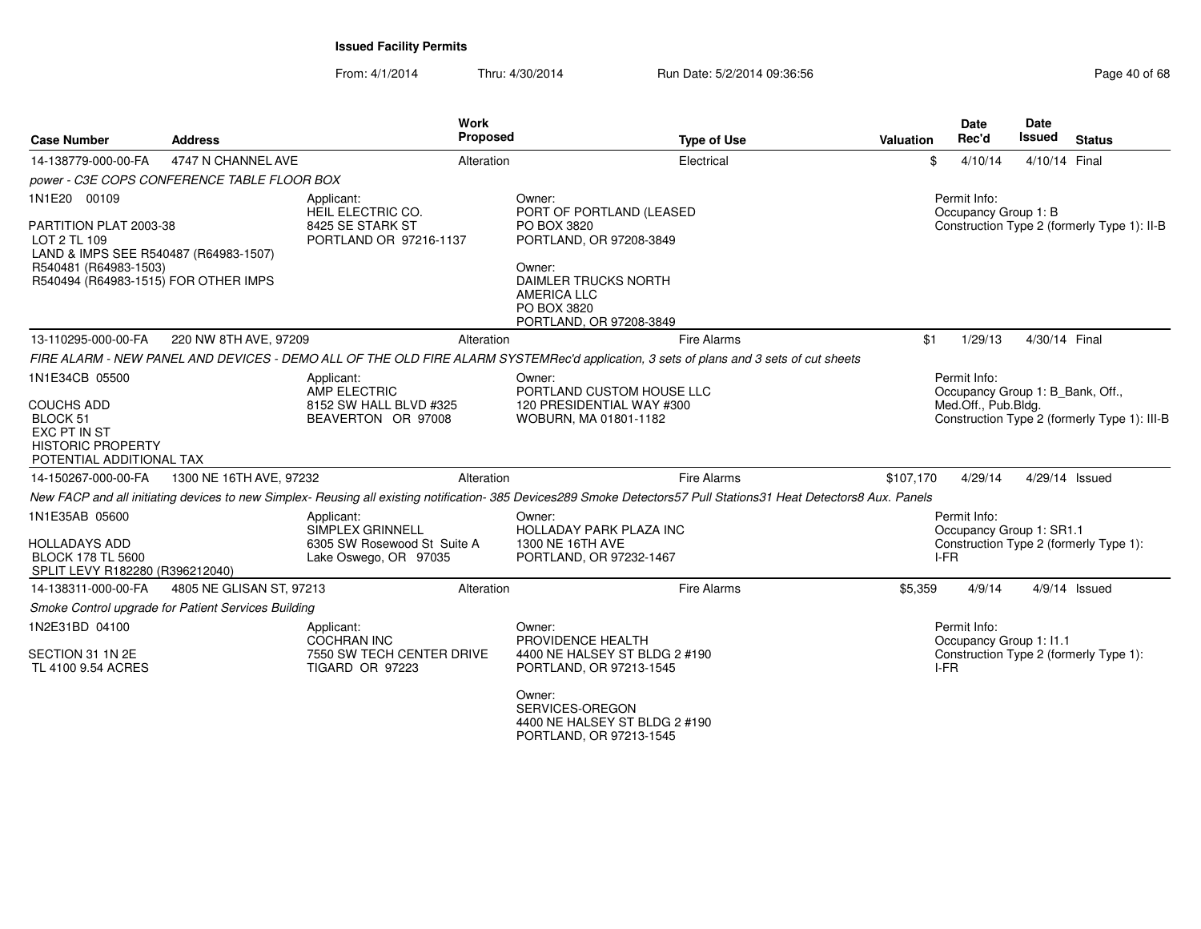**Issued Facility Permits**

From: 4/1/2014 Thru: 4/30/2014 Run Date: 5/2/2014 09:36:56

| Case Number | Address | Work Proposed | Type of Use | Valuation | Date Rec'd | Date Issued | Status |
|---|---|---|---|---|---|---|---|
| 14-138779-000-00-FA | 4747 N CHANNEL AVE | Alteration | Electrical | $ | 4/10/14 | 4/10/14 | Final |

*power - C3E COPS CONFERENCE TABLE FLOOR BOX*

1N1E20 00109

PARTITION PLAT 2003-38
LOT 2 TL 109
LAND & IMPS SEE R540487 (R64983-1507)
R540481 (R64983-1503)
R540494 (R64983-1515) FOR OTHER IMPS

Applicant:
HEIL ELECTRIC CO.
8425 SE STARK ST
PORTLAND OR 97216-1137

Owner:
PORT OF PORTLAND (LEASED
PO BOX 3820
PORTLAND, OR 97208-3849

Owner:
DAIMLER TRUCKS NORTH
AMERICA LLC
PO BOX 3820
PORTLAND, OR 97208-3849

Permit Info:
Occupancy Group 1: B
Construction Type 2 (formerly Type 1): II-B

| Case Number | Address | Work Proposed | Type of Use | Valuation | Date Rec'd | Date Issued | Status |
|---|---|---|---|---|---|---|---|
| 13-110295-000-00-FA | 220 NW 8TH AVE, 97209 | Alteration | Fire Alarms | $1 | 1/29/13 | 4/30/14 | Final |

*FIRE ALARM - NEW PANEL AND DEVICES - DEMO ALL OF THE OLD FIRE ALARM SYSTEMRec'd application, 3 sets of plans and 3 sets of cut sheets*

1N1E34CB 05500

COUCHS ADD
BLOCK 51
EXC PT IN ST
HISTORIC PROPERTY
POTENTIAL ADDITIONAL TAX

Applicant:
AMP ELECTRIC
8152 SW HALL BLVD #325
BEAVERTON OR 97008

Owner:
PORTLAND CUSTOM HOUSE LLC
120 PRESIDENTIAL WAY #300
WOBURN, MA 01801-1182

Permit Info:
Occupancy Group 1: B_Bank, Off., Med.Off., Pub.Bldg.
Construction Type 2 (formerly Type 1): III-B

| Case Number | Address | Work Proposed | Type of Use | Valuation | Date Rec'd | Date Issued | Status |
|---|---|---|---|---|---|---|---|
| 14-150267-000-00-FA | 1300 NE 16TH AVE, 97232 | Alteration | Fire Alarms | $107,170 | 4/29/14 | 4/29/14 | Issued |

*New FACP and all initiating devices to new Simplex- Reusing all existing notification- 385 Devices289 Smoke Detectors57 Pull Stations31 Heat Detectors8 Aux. Panels*

1N1E35AB 05600

HOLLADAYS ADD
BLOCK 178 TL 5600
SPLIT LEVY R182280 (R396212040)

Applicant:
SIMPLEX GRINNELL
6305 SW Rosewood St Suite A
Lake Oswego, OR 97035

Owner:
HOLLADAY PARK PLAZA INC
1300 NE 16TH AVE
PORTLAND, OR 97232-1467

Permit Info:
Occupancy Group 1: SR1.1
Construction Type 2 (formerly Type 1): I-FR

| Case Number | Address | Work Proposed | Type of Use | Valuation | Date Rec'd | Date Issued | Status |
|---|---|---|---|---|---|---|---|
| 14-138311-000-00-FA | 4805 NE GLISAN ST, 97213 | Alteration | Fire Alarms | $5,359 | 4/9/14 | 4/9/14 | Issued |

*Smoke Control upgrade for Patient Services Building*

1N2E31BD 04100

SECTION 31 1N 2E
TL 4100 9.54 ACRES

Applicant:
COCHRAN INC
7550 SW TECH CENTER DRIVE
TIGARD OR 97223

Owner:
PROVIDENCE HEALTH
4400 NE HALSEY ST BLDG 2 #190
PORTLAND, OR 97213-1545

Owner:
SERVICES-OREGON
4400 NE HALSEY ST BLDG 2 #190
PORTLAND, OR 97213-1545

Permit Info:
Occupancy Group 1: I1.1
Construction Type 2 (formerly Type 1): I-FR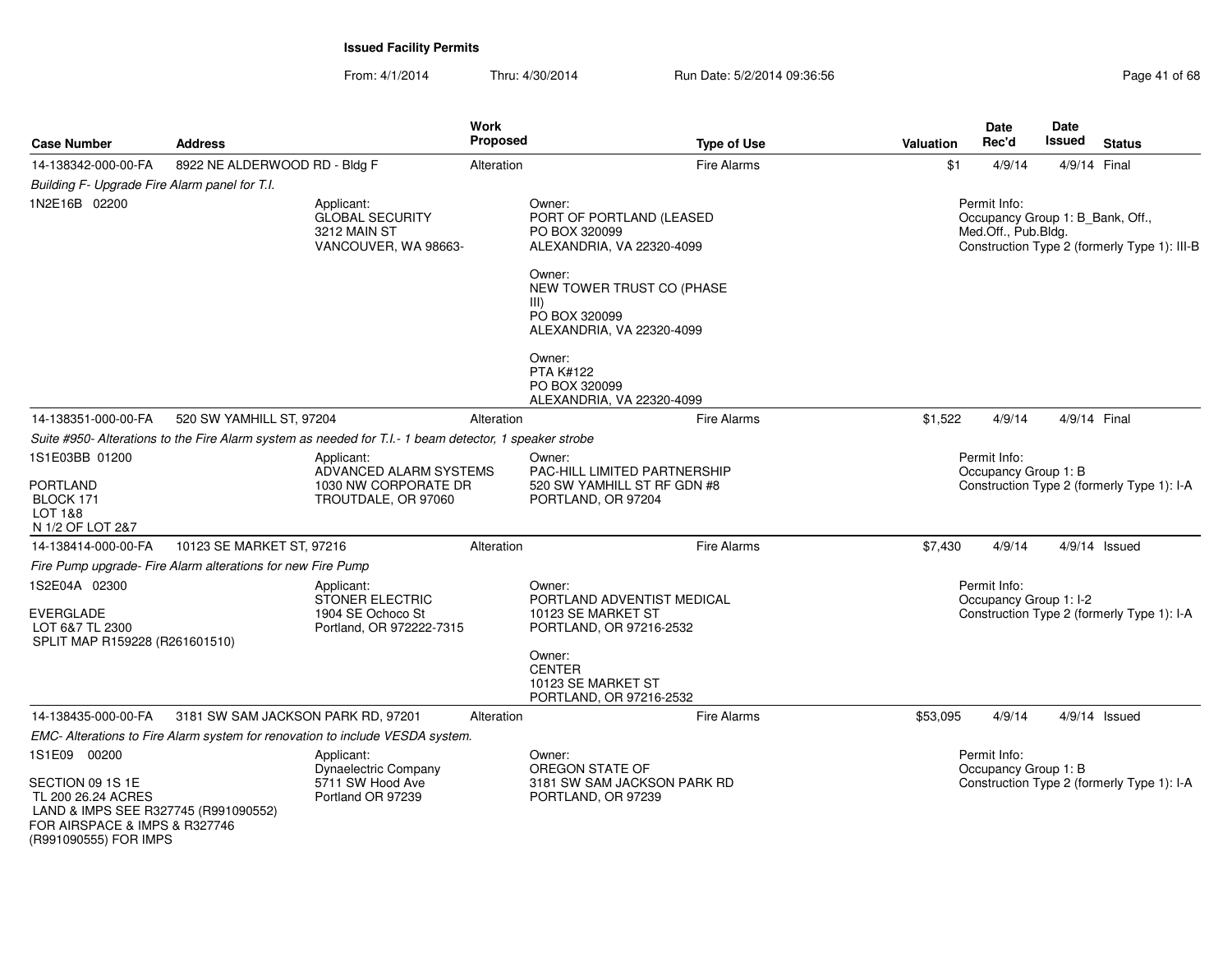**Issued Facility Permits**

From: 4/1/2014 Thru: 4/30/2014 Run Date: 5/2/2014 09:36:56

| Case Number | Address | Work Proposed | Type of Use | Valuation | Date Rec'd | Date Issued | Status |
|---|---|---|---|---|---|---|---|
| 14-138342-000-00-FA | 8922 NE ALDERWOOD RD - Bldg F | Alteration | Fire Alarms | $1 | 4/9/14 | 4/9/14 | Final |

*Building F- Upgrade Fire Alarm panel for T.I.*

1N2E16B 02200

Applicant:
GLOBAL SECURITY
3212 MAIN ST
VANCOUVER, WA 98663-

Owner:
PORT OF PORTLAND (LEASED
PO BOX 320099
ALEXANDRIA, VA 22320-4099

Owner:
NEW TOWER TRUST CO (PHASE III)
PO BOX 320099
ALEXANDRIA, VA 22320-4099

Owner:
PTA K#122
PO BOX 320099
ALEXANDRIA, VA 22320-4099

Permit Info:
Occupancy Group 1: B_Bank, Off., Med.Off., Pub.Bldg.
Construction Type 2 (formerly Type 1): III-B

| Case Number | Address | Work Proposed | Type of Use | Valuation | Date Rec'd | Date Issued | Status |
|---|---|---|---|---|---|---|---|
| 14-138351-000-00-FA | 520 SW YAMHILL ST, 97204 | Alteration | Fire Alarms | $1,522 | 4/9/14 | 4/9/14 | Final |

*Suite #950- Alterations to the Fire Alarm system as needed for T.I.- 1 beam detector, 1 speaker strobe*

1S1E03BB 01200

PORTLAND
BLOCK 171
LOT 1&8
N 1/2 OF LOT 2&7

Applicant:
ADVANCED ALARM SYSTEMS
1030 NW CORPORATE DR
TROUTDALE, OR 97060

Owner:
PAC-HILL LIMITED PARTNERSHIP
520 SW YAMHILL ST RF GDN #8
PORTLAND, OR 97204

Permit Info:
Occupancy Group 1: B
Construction Type 2 (formerly Type 1): I-A

| Case Number | Address | Work Proposed | Type of Use | Valuation | Date Rec'd | Date Issued | Status |
|---|---|---|---|---|---|---|---|
| 14-138414-000-00-FA | 10123 SE MARKET ST, 97216 | Alteration | Fire Alarms | $7,430 | 4/9/14 | 4/9/14 | Issued |

*Fire Pump upgrade- Fire Alarm alterations for new Fire Pump*

1S2E04A 02300

EVERGLADE
LOT 6&7 TL 2300
SPLIT MAP R159228 (R261601510)

Applicant:
STONER ELECTRIC
1904 SE Ochoco St
Portland, OR 972222-7315

Owner:
PORTLAND ADVENTIST MEDICAL
10123 SE MARKET ST
PORTLAND, OR 97216-2532

Owner:
CENTER
10123 SE MARKET ST
PORTLAND, OR 97216-2532

Permit Info:
Occupancy Group 1: I-2
Construction Type 2 (formerly Type 1): I-A

| Case Number | Address | Work Proposed | Type of Use | Valuation | Date Rec'd | Date Issued | Status |
|---|---|---|---|---|---|---|---|
| 14-138435-000-00-FA | 3181 SW SAM JACKSON PARK RD, 97201 | Alteration | Fire Alarms | $53,095 | 4/9/14 | 4/9/14 | Issued |

*EMC- Alterations to Fire Alarm system for renovation to include VESDA system.*

1S1E09 00200

SECTION 09 1S 1E
TL 200 26.24 ACRES
LAND & IMPS SEE R327745 (R991090552)
FOR AIRSPACE & IMPS & R327746
(R991090555) FOR IMPS

Applicant:
Dynaelectric Company
5711 SW Hood Ave
Portland OR 97239

Owner:
OREGON STATE OF
3181 SW SAM JACKSON PARK RD
PORTLAND, OR 97239

Permit Info:
Occupancy Group 1: B
Construction Type 2 (formerly Type 1): I-A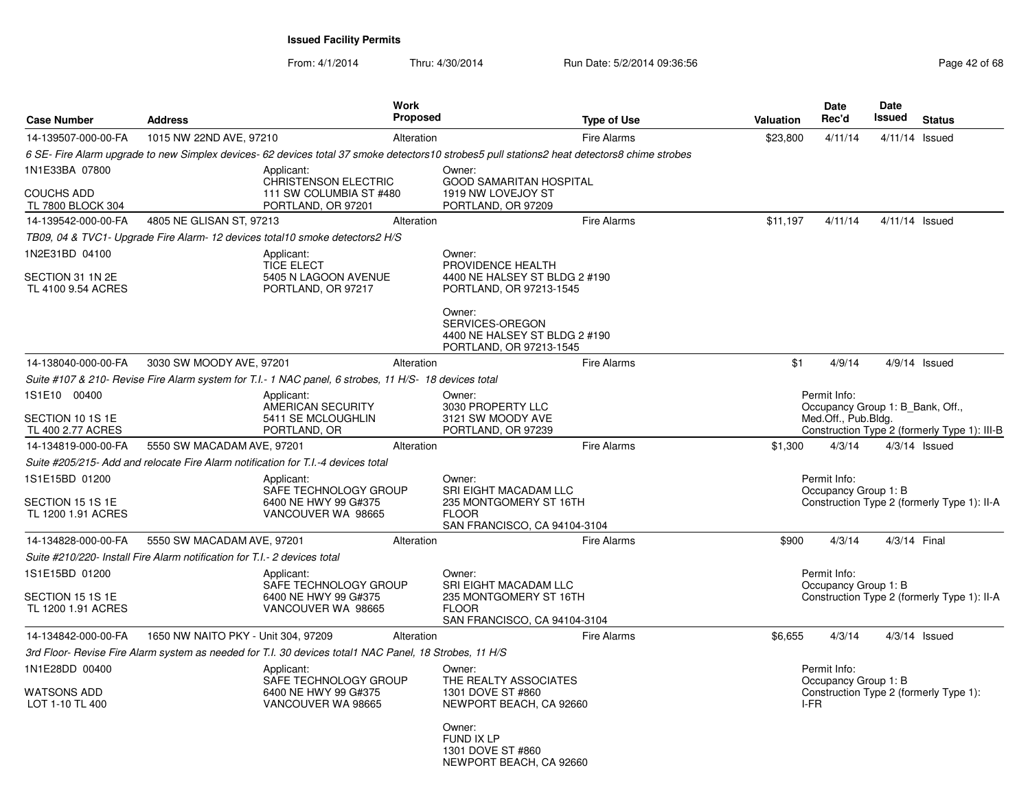**Issued Facility Permits**

From: 4/1/2014 Thru: 4/30/2014 Run Date: 5/2/2014 09:36:56

| Case Number | Address | Work Proposed | Type of Use | Valuation | Date Rec'd | Date Issued | Status |
|---|---|---|---|---|---|---|---|
| 14-139507-000-00-FA | 1015 NW 22ND AVE, 97210 | Alteration | Fire Alarms | $23,800 | 4/11/14 | 4/11/14 | Issued |

*6 SE- Fire Alarm upgrade to new Simplex devices- 62 devices total 37 smoke detectors10 strobes5 pull stations2 heat detectors8 chime strobes*

1N1E33BA 07800
COUCHS ADD
TL 7800 BLOCK 304

Applicant:
CHRISTENSON ELECTRIC
111 SW COLUMBIA ST #480
PORTLAND, OR 97201

Owner:
GOOD SAMARITAN HOSPITAL
1919 NW LOVEJOY ST
PORTLAND, OR 97209

| Case Number | Address | Work Proposed | Type of Use | Valuation | Date Rec'd | Date Issued | Status |
|---|---|---|---|---|---|---|---|
| 14-139542-000-00-FA | 4805 NE GLISAN ST, 97213 | Alteration | Fire Alarms | $11,197 | 4/11/14 | 4/11/14 | Issued |

*TB09, 04 & TVC1- Upgrade Fire Alarm- 12 devices total10 smoke detectors2 H/S*

1N2E31BD 04100
SECTION 31 1N 2E
TL 4100 9.54 ACRES

Applicant:
TICE ELECT
5405 N LAGOON AVENUE
PORTLAND, OR 97217

Owner:
PROVIDENCE HEALTH
4400 NE HALSEY ST BLDG 2 #190
PORTLAND, OR 97213-1545

Owner:
SERVICES-OREGON
4400 NE HALSEY ST BLDG 2 #190
PORTLAND, OR 97213-1545

| Case Number | Address | Work Proposed | Type of Use | Valuation | Date Rec'd | Date Issued | Status |
|---|---|---|---|---|---|---|---|
| 14-138040-000-00-FA | 3030 SW MOODY AVE, 97201 | Alteration | Fire Alarms | $1 | 4/9/14 | 4/9/14 | Issued |

*Suite #107 & 210- Revise Fire Alarm system for T.I.- 1 NAC panel, 6 strobes, 11 H/S- 18 devices total*

1S1E10 00400
SECTION 10 1S 1E
TL 400 2.77 ACRES

Applicant:
AMERICAN SECURITY
5411 SE MCLOUGHLIN
PORTLAND, OR

Owner:
3030 PROPERTY LLC
3121 SW MOODY AVE
PORTLAND, OR 97239

Permit Info:
Occupancy Group 1: B_Bank, Off., Med.Off., Pub.Bldg.
Construction Type 2 (formerly Type 1): III-B

| Case Number | Address | Work Proposed | Type of Use | Valuation | Date Rec'd | Date Issued | Status |
|---|---|---|---|---|---|---|---|
| 14-134819-000-00-FA | 5550 SW MACADAM AVE, 97201 | Alteration | Fire Alarms | $1,300 | 4/3/14 | 4/3/14 | Issued |

*Suite #205/215- Add and relocate Fire Alarm notification for T.I.-4 devices total*

1S1E15BD 01200
SECTION 15 1S 1E
TL 1200 1.91 ACRES

Applicant:
SAFE TECHNOLOGY GROUP
6400 NE HWY 99 G#375
VANCOUVER WA 98665

Owner:
SRI EIGHT MACADAM LLC
235 MONTGOMERY ST 16TH FLOOR
SAN FRANCISCO, CA 94104-3104

Permit Info:
Occupancy Group 1: B
Construction Type 2 (formerly Type 1): II-A

| Case Number | Address | Work Proposed | Type of Use | Valuation | Date Rec'd | Date Issued | Status |
|---|---|---|---|---|---|---|---|
| 14-134828-000-00-FA | 5550 SW MACADAM AVE, 97201 | Alteration | Fire Alarms | $900 | 4/3/14 | 4/3/14 | Final |

*Suite #210/220- Install Fire Alarm notification for T.I.- 2 devices total*

1S1E15BD 01200
SECTION 15 1S 1E
TL 1200 1.91 ACRES

Applicant:
SAFE TECHNOLOGY GROUP
6400 NE HWY 99 G#375
VANCOUVER WA 98665

Owner:
SRI EIGHT MACADAM LLC
235 MONTGOMERY ST 16TH FLOOR
SAN FRANCISCO, CA 94104-3104

Permit Info:
Occupancy Group 1: B
Construction Type 2 (formerly Type 1): II-A

| Case Number | Address | Work Proposed | Type of Use | Valuation | Date Rec'd | Date Issued | Status |
|---|---|---|---|---|---|---|---|
| 14-134842-000-00-FA | 1650 NW NAITO PKY - Unit 304, 97209 | Alteration | Fire Alarms | $6,655 | 4/3/14 | 4/3/14 | Issued |

*3rd Floor- Revise Fire Alarm system as needed for T.I. 30 devices total1 NAC Panel, 18 Strobes, 11 H/S*

1N1E28DD 00400
WATSONS ADD
LOT 1-10 TL 400

Applicant:
SAFE TECHNOLOGY GROUP
6400 NE HWY 99 G#375
VANCOUVER WA 98665

Owner:
THE REALTY ASSOCIATES
1301 DOVE ST #860
NEWPORT BEACH, CA 92660

Owner:
FUND IX LP
1301 DOVE ST #860
NEWPORT BEACH, CA 92660

Permit Info:
Occupancy Group 1: B
Construction Type 2 (formerly Type 1): I-FR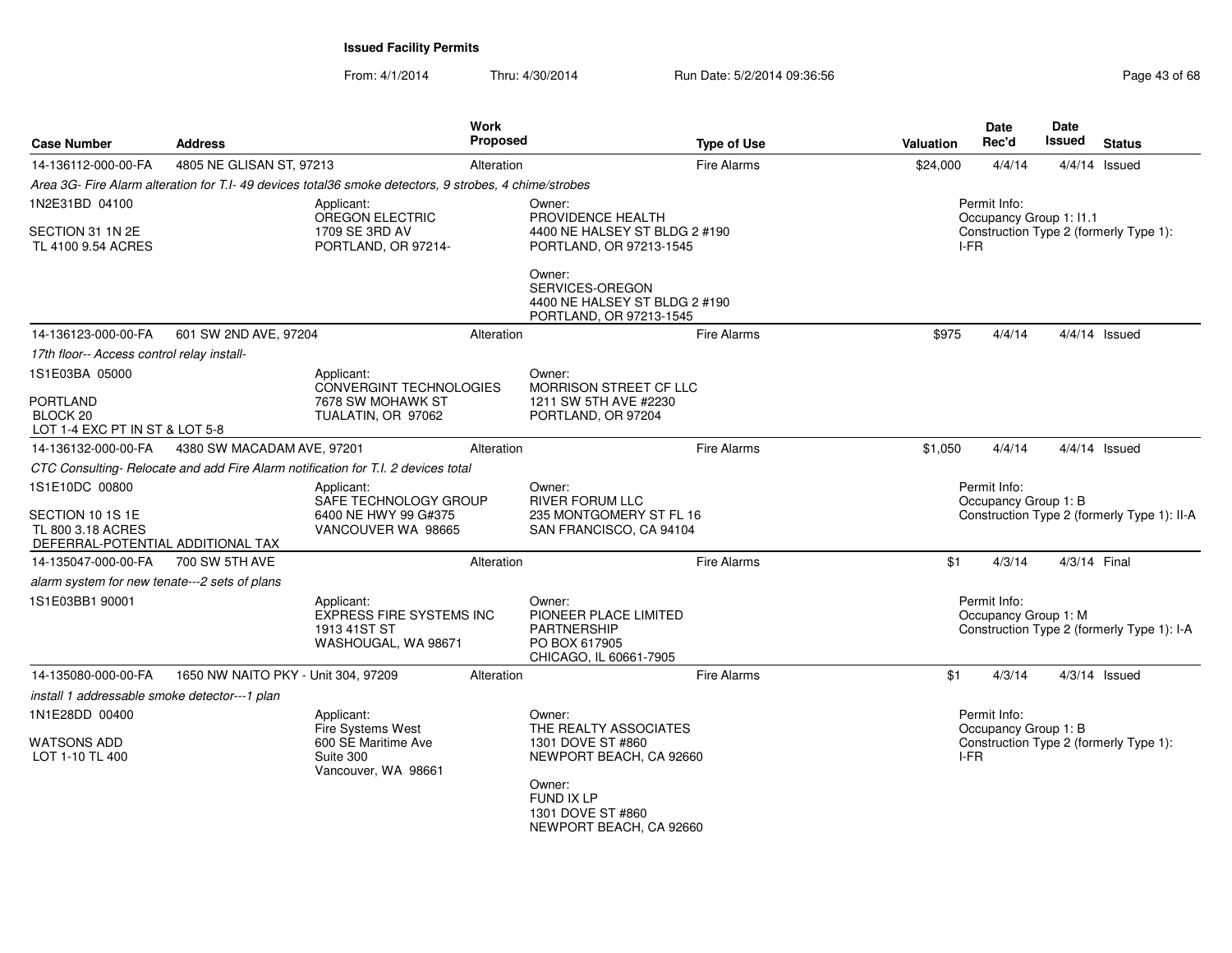**Issued Facility Permits**

From: 4/1/2014 Thru: 4/30/2014 Run Date: 5/2/2014 09:36:56

| Case Number | Address | Work Proposed | Type of Use | Valuation | Date Rec'd | Date Issued | Status |
|---|---|---|---|---|---|---|---|
| 14-136112-000-00-FA | 4805 NE GLISAN ST, 97213 | Alteration | Fire Alarms | $24,000 | 4/4/14 | 4/4/14 | Issued |

*Area 3G- Fire Alarm alteration for T.I- 49 devices total36 smoke detectors, 9 strobes, 4 chime/strobes*

1N2E31BD 04100

SECTION 31 1N 2E
TL 4100 9.54 ACRES

Applicant:
OREGON ELECTRIC
1709 SE 3RD AV
PORTLAND, OR 97214-

Owner:
PROVIDENCE HEALTH
4400 NE HALSEY ST BLDG 2 #190
PORTLAND, OR 97213-1545

Owner:
SERVICES-OREGON
4400 NE HALSEY ST BLDG 2 #190
PORTLAND, OR 97213-1545

Permit Info:
Occupancy Group 1: I1.1
Construction Type 2 (formerly Type 1): I-FR

| Case Number | Address | Work Proposed | Type of Use | Valuation | Date Rec'd | Date Issued | Status |
|---|---|---|---|---|---|---|---|
| 14-136123-000-00-FA | 601 SW 2ND AVE, 97204 | Alteration | Fire Alarms | $975 | 4/4/14 | 4/4/14 | Issued |

*17th floor-- Access control relay install-*

1S1E03BA 05000

PORTLAND
BLOCK 20
LOT 1-4 EXC PT IN ST & LOT 5-8

Applicant:
CONVERGINT TECHNOLOGIES
7678 SW MOHAWK ST
TUALATIN, OR 97062

Owner:
MORRISON STREET CF LLC
1211 SW 5TH AVE #2230
PORTLAND, OR 97204

| Case Number | Address | Work Proposed | Type of Use | Valuation | Date Rec'd | Date Issued | Status |
|---|---|---|---|---|---|---|---|
| 14-136132-000-00-FA | 4380 SW MACADAM AVE, 97201 | Alteration | Fire Alarms | $1,050 | 4/4/14 | 4/4/14 | Issued |

*CTC Consulting- Relocate and add Fire Alarm notification for T.I. 2 devices total*

1S1E10DC 00800

SECTION 10 1S 1E
TL 800 3.18 ACRES
DEFERRAL-POTENTIAL ADDITIONAL TAX

Applicant:
SAFE TECHNOLOGY GROUP
6400 NE HWY 99 G#375
VANCOUVER WA 98665

Owner:
RIVER FORUM LLC
235 MONTGOMERY ST FL 16
SAN FRANCISCO, CA 94104

Permit Info:
Occupancy Group 1: B
Construction Type 2 (formerly Type 1): II-A

| Case Number | Address | Work Proposed | Type of Use | Valuation | Date Rec'd | Date Issued | Status |
|---|---|---|---|---|---|---|---|
| 14-135047-000-00-FA | 700 SW 5TH AVE | Alteration | Fire Alarms | $1 | 4/3/14 | 4/3/14 | Final |

*alarm system for new tenate---2 sets of plans*

1S1E03BB1 90001

Applicant:
EXPRESS FIRE SYSTEMS INC
1913 41ST ST
WASHOUGAL, WA 98671

Owner:
PIONEER PLACE LIMITED
PARTNERSHIP
PO BOX 617905
CHICAGO, IL 60661-7905

Permit Info:
Occupancy Group 1: M
Construction Type 2 (formerly Type 1): I-A

| Case Number | Address | Work Proposed | Type of Use | Valuation | Date Rec'd | Date Issued | Status |
|---|---|---|---|---|---|---|---|
| 14-135080-000-00-FA | 1650 NW NAITO PKY - Unit 304, 97209 | Alteration | Fire Alarms | $1 | 4/3/14 | 4/3/14 | Issued |

*install 1 addressable smoke detector---1 plan*

1N1E28DD 00400

WATSONS ADD
LOT 1-10 TL 400

Applicant:
Fire Systems West
600 SE Maritime Ave
Suite 300
Vancouver, WA 98661

Owner:
THE REALTY ASSOCIATES
1301 DOVE ST #860
NEWPORT BEACH, CA 92660

Owner:
FUND IX LP
1301 DOVE ST #860
NEWPORT BEACH, CA 92660

Permit Info:
Occupancy Group 1: B
Construction Type 2 (formerly Type 1): I-FR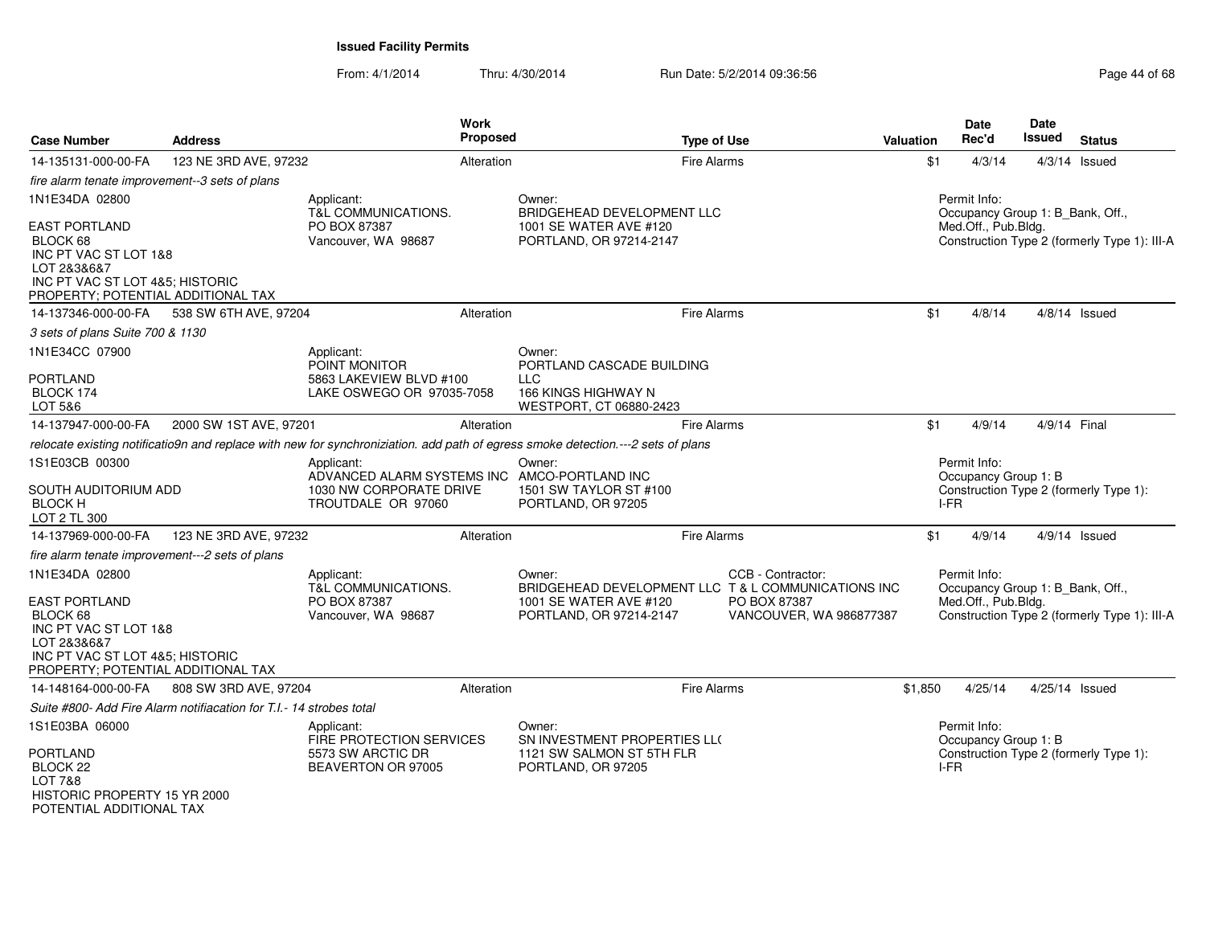# Issued Facility Permits

From: 4/1/2014 Thru: 4/30/2014 Run Date: 5/2/2014 09:36:56

| Case Number | Address | Work Proposed | Type of Use | Valuation | Date Rec'd | Date Issued | Status |
|---|---|---|---|---|---|---|---|
| 14-135131-000-00-FA | 123 NE 3RD AVE, 97232 | Alteration | Fire Alarms | $1 | 4/3/14 | 4/3/14 | Issued |

*fire alarm tenate improvement--3 sets of plans*

1N1E34DA 02800

EAST PORTLAND
BLOCK 68
INC PT VAC ST LOT 1&8
LOT 2&3&6&7
INC PT VAC ST LOT 4&5; HISTORIC
PROPERTY; POTENTIAL ADDITIONAL TAX

Applicant:
T&L COMMUNICATIONS.
PO BOX 87387
Vancouver, WA 98687

Owner:
BRIDGEHEAD DEVELOPMENT LLC
1001 SE WATER AVE #120
PORTLAND, OR 97214-2147

Permit Info:
Occupancy Group 1: B_Bank, Off., Med.Off., Pub.Bldg.
Construction Type 2 (formerly Type 1): III-A

| Case Number | Address | Work Proposed | Type of Use | Valuation | Date Rec'd | Date Issued | Status |
|---|---|---|---|---|---|---|---|
| 14-137346-000-00-FA | 538 SW 6TH AVE, 97204 | Alteration | Fire Alarms | $1 | 4/8/14 | 4/8/14 | Issued |

*3 sets of plans Suite 700 & 1130*

1N1E34CC 07900

PORTLAND
BLOCK 174
LOT 5&6

Applicant:
POINT MONITOR
5863 LAKEVIEW BLVD #100
LAKE OSWEGO OR 97035-7058

Owner:
PORTLAND CASCADE BUILDING LLC
166 KINGS HIGHWAY N
WESTPORT, CT 06880-2423

| Case Number | Address | Work Proposed | Type of Use | Valuation | Date Rec'd | Date Issued | Status |
|---|---|---|---|---|---|---|---|
| 14-137947-000-00-FA | 2000 SW 1ST AVE, 97201 | Alteration | Fire Alarms | $1 | 4/9/14 | 4/9/14 | Final |

*relocate existing notificatio9n and replace with new for synchroniziation. add path of egress smoke detection.---2 sets of plans*

1S1E03CB 00300

SOUTH AUDITORIUM ADD
BLOCK H
LOT 2 TL 300

Applicant:
ADVANCED ALARM SYSTEMS INC
1030 NW CORPORATE DRIVE
TROUTDALE OR 97060

Owner:
AMCO-PORTLAND INC
1501 SW TAYLOR ST #100
PORTLAND, OR 97205

Permit Info:
Occupancy Group 1: B
Construction Type 2 (formerly Type 1): I-FR

| Case Number | Address | Work Proposed | Type of Use | Valuation | Date Rec'd | Date Issued | Status |
|---|---|---|---|---|---|---|---|
| 14-137969-000-00-FA | 123 NE 3RD AVE, 97232 | Alteration | Fire Alarms | $1 | 4/9/14 | 4/9/14 | Issued |

*fire alarm tenate improvement---2 sets of plans*

1N1E34DA 02800

EAST PORTLAND
BLOCK 68
INC PT VAC ST LOT 1&8
LOT 2&3&6&7
INC PT VAC ST LOT 4&5; HISTORIC
PROPERTY; POTENTIAL ADDITIONAL TAX

Applicant:
T&L COMMUNICATIONS.
PO BOX 87387
Vancouver, WA 98687

Owner:
BRIDGEHEAD DEVELOPMENT LLC
1001 SE WATER AVE #120
PORTLAND, OR 97214-2147

CCB - Contractor:
T & L COMMUNICATIONS INC
PO BOX 87387
VANCOUVER, WA 986877387

Permit Info:
Occupancy Group 1: B_Bank, Off., Med.Off., Pub.Bldg.
Construction Type 2 (formerly Type 1): III-A

| Case Number | Address | Work Proposed | Type of Use | Valuation | Date Rec'd | Date Issued | Status |
|---|---|---|---|---|---|---|---|
| 14-148164-000-00-FA | 808 SW 3RD AVE, 97204 | Alteration | Fire Alarms | $1,850 | 4/25/14 | 4/25/14 | Issued |

*Suite #800- Add Fire Alarm notifiacation for T.I.- 14 strobes total*

1S1E03BA 06000

PORTLAND
BLOCK 22
LOT 7&8
HISTORIC PROPERTY 15 YR 2000
POTENTIAL ADDITIONAL TAX

Applicant:
FIRE PROTECTION SERVICES
5573 SW ARCTIC DR
BEAVERTON OR 97005

Owner:
SN INVESTMENT PROPERTIES LL(
1121 SW SALMON ST 5TH FLR
PORTLAND, OR 97205

Permit Info:
Occupancy Group 1: B
Construction Type 2 (formerly Type 1): I-FR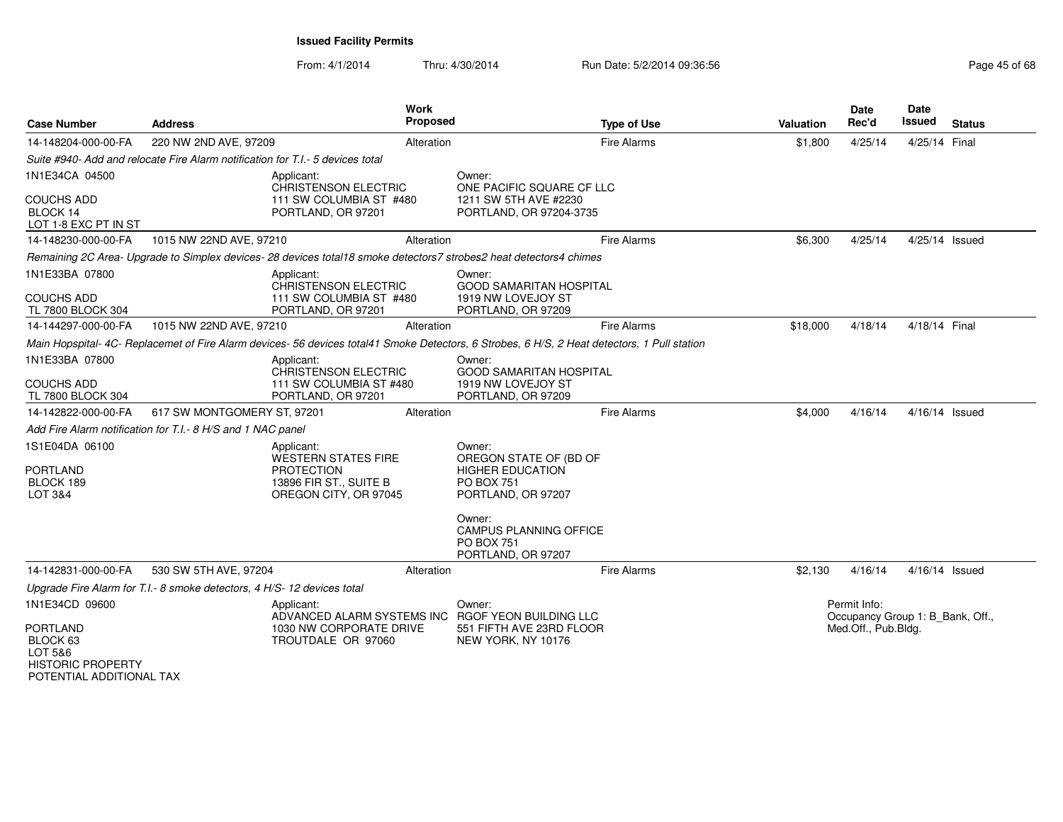**Issued Facility Permits**

From: 4/1/2014 Thru: 4/30/2014 Run Date: 5/2/2014 09:36:56

| Case Number | Address | Work Proposed | Type of Use | Valuation | Date Rec'd | Date Issued | Status |
|---|---|---|---|---|---|---|---|
| 14-148204-000-00-FA | 220 NW 2ND AVE, 97209 | Alteration | Fire Alarms | $1,800 | 4/25/14 | 4/25/14 | Final |

*Suite #940- Add and relocate Fire Alarm notification for T.I.- 5 devices total*

1N1E34CA 04500
COUCHS ADD
BLOCK 14
LOT 1-8 EXC PT IN ST

Applicant:
CHRISTENSON ELECTRIC
111 SW COLUMBIA ST #480
PORTLAND, OR 97201

Owner:
ONE PACIFIC SQUARE CF LLC
1211 SW 5TH AVE #2230
PORTLAND, OR 97204-3735

| Case Number | Address | Work Proposed | Type of Use | Valuation | Date Rec'd | Date Issued | Status |
|---|---|---|---|---|---|---|---|
| 14-148230-000-00-FA | 1015 NW 22ND AVE, 97210 | Alteration | Fire Alarms | $6,300 | 4/25/14 | 4/25/14 | Issued |

*Remaining 2C Area- Upgrade to Simplex devices- 28 devices total18 smoke detectors7 strobes2 heat detectors4 chimes*

1N1E33BA 07800
COUCHS ADD
TL 7800 BLOCK 304

Applicant:
CHRISTENSON ELECTRIC
111 SW COLUMBIA ST #480
PORTLAND, OR 97201

Owner:
GOOD SAMARITAN HOSPITAL
1919 NW LOVEJOY ST
PORTLAND, OR 97209

| Case Number | Address | Work Proposed | Type of Use | Valuation | Date Rec'd | Date Issued | Status |
|---|---|---|---|---|---|---|---|
| 14-144297-000-00-FA | 1015 NW 22ND AVE, 97210 | Alteration | Fire Alarms | $18,000 | 4/18/14 | 4/18/14 | Final |

*Main Hopspital- 4C- Replacemet of Fire Alarm devices- 56 devices total41 Smoke Detectors, 6 Strobes, 6 H/S, 2 Heat detectors, 1 Pull station*

1N1E33BA 07800
COUCHS ADD
TL 7800 BLOCK 304

Applicant:
CHRISTENSON ELECTRIC
111 SW COLUMBIA ST #480
PORTLAND, OR 97201

Owner:
GOOD SAMARITAN HOSPITAL
1919 NW LOVEJOY ST
PORTLAND, OR 97209

| Case Number | Address | Work Proposed | Type of Use | Valuation | Date Rec'd | Date Issued | Status |
|---|---|---|---|---|---|---|---|
| 14-142822-000-00-FA | 617 SW MONTGOMERY ST, 97201 | Alteration | Fire Alarms | $4,000 | 4/16/14 | 4/16/14 | Issued |

*Add Fire Alarm notification for T.I.- 8 H/S and 1 NAC panel*

1S1E04DA 06100
PORTLAND
BLOCK 189
LOT 3&4

Applicant:
WESTERN STATES FIRE PROTECTION
13896 FIR ST., SUITE B
OREGON CITY, OR 97045

Owner:
OREGON STATE OF (BD OF HIGHER EDUCATION
PO BOX 751
PORTLAND, OR 97207

Owner:
CAMPUS PLANNING OFFICE
PO BOX 751
PORTLAND, OR 97207

| Case Number | Address | Work Proposed | Type of Use | Valuation | Date Rec'd | Date Issued | Status |
|---|---|---|---|---|---|---|---|
| 14-142831-000-00-FA | 530 SW 5TH AVE, 97204 | Alteration | Fire Alarms | $2,130 | 4/16/14 | 4/16/14 | Issued |

*Upgrade Fire Alarm for T.I.- 8 smoke detectors, 4 H/S- 12 devices total*

1N1E34CD 09600
PORTLAND
BLOCK 63
LOT 5&6
HISTORIC PROPERTY
POTENTIAL ADDITIONAL TAX

Applicant:
ADVANCED ALARM SYSTEMS INC
1030 NW CORPORATE DRIVE
TROUTDALE OR 97060

Owner:
RGOF YEON BUILDING LLC
551 FIFTH AVE 23RD FLOOR
NEW YORK, NY 10176

Permit Info:
Occupancy Group 1: B_Bank, Off., Med.Off., Pub.Bldg.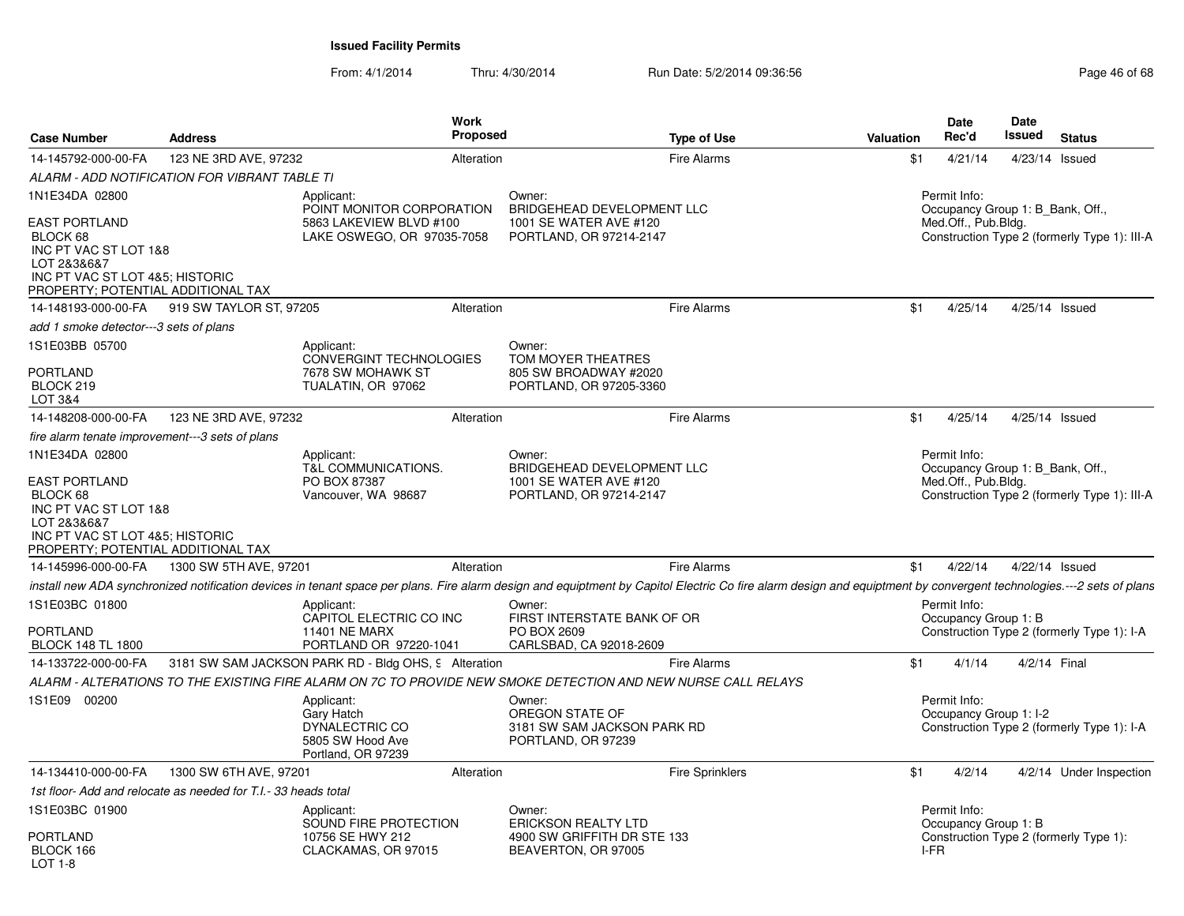**Issued Facility Permits**

From: 4/1/2014 Thru: 4/30/2014 Run Date: 5/2/2014 09:36:56

| Case Number | Address | Work Proposed | Type of Use | Valuation | Date Rec'd | Date Issued | Status |
|---|---|---|---|---|---|---|---|
| 14-145792-000-00-FA | 123 NE 3RD AVE, 97232 | Alteration | Fire Alarms | $1 | 4/21/14 | 4/23/14 | Issued |

*ALARM - ADD NOTIFICATION FOR VIBRANT TABLE TI*

1N1E34DA 02800

EAST PORTLAND
BLOCK 68
INC PT VAC ST LOT 1&8
LOT 2&3&6&7
INC PT VAC ST LOT 4&5; HISTORIC
PROPERTY; POTENTIAL ADDITIONAL TAX

Applicant:
POINT MONITOR CORPORATION
5863 LAKEVIEW BLVD #100
LAKE OSWEGO, OR 97035-7058

Owner:
BRIDGEHEAD DEVELOPMENT LLC
1001 SE WATER AVE #120
PORTLAND, OR 97214-2147

Permit Info:
Occupancy Group 1: B_Bank, Off., Med.Off., Pub.Bldg.
Construction Type 2 (formerly Type 1): III-A

| Case Number | Address | Work Proposed | Type of Use | Valuation | Date Rec'd | Date Issued | Status |
|---|---|---|---|---|---|---|---|
| 14-148193-000-00-FA | 919 SW TAYLOR ST, 97205 | Alteration | Fire Alarms | $1 | 4/25/14 | 4/25/14 | Issued |

*add 1 smoke detector---3 sets of plans*

1S1E03BB 05700

PORTLAND
BLOCK 219
LOT 3&4

Applicant:
CONVERGINT TECHNOLOGIES
7678 SW MOHAWK ST
TUALATIN, OR 97062

Owner:
TOM MOYER THEATRES
805 SW BROADWAY #2020
PORTLAND, OR 97205-3360

| Case Number | Address | Work Proposed | Type of Use | Valuation | Date Rec'd | Date Issued | Status |
|---|---|---|---|---|---|---|---|
| 14-148208-000-00-FA | 123 NE 3RD AVE, 97232 | Alteration | Fire Alarms | $1 | 4/25/14 | 4/25/14 | Issued |

*fire alarm tenate improvement---3 sets of plans*

1N1E34DA 02800

EAST PORTLAND
BLOCK 68
INC PT VAC ST LOT 1&8
LOT 2&3&6&7
INC PT VAC ST LOT 4&5; HISTORIC
PROPERTY; POTENTIAL ADDITIONAL TAX

Applicant:
T&L COMMUNICATIONS.
PO BOX 87387
Vancouver, WA 98687

Owner:
BRIDGEHEAD DEVELOPMENT LLC
1001 SE WATER AVE #120
PORTLAND, OR 97214-2147

Permit Info:
Occupancy Group 1: B_Bank, Off., Med.Off., Pub.Bldg.
Construction Type 2 (formerly Type 1): III-A

| Case Number | Address | Work Proposed | Type of Use | Valuation | Date Rec'd | Date Issued | Status |
|---|---|---|---|---|---|---|---|
| 14-145996-000-00-FA | 1300 SW 5TH AVE, 97201 | Alteration | Fire Alarms | $1 | 4/22/14 | 4/22/14 | Issued |

*install new ADA synchronized notification devices in tenant space per plans. Fire alarm design and equiptment by Capitol Electric Co fire alarm design and equiptment by convergent technologies.---2 sets of plans*

1S1E03BC 01800

PORTLAND
BLOCK 148 TL 1800

Applicant:
CAPITOL ELECTRIC CO INC
11401 NE MARX
PORTLAND OR 97220-1041

Owner:
FIRST INTERSTATE BANK OF OR
PO BOX 2609
CARLSBAD, CA 92018-2609

Permit Info:
Occupancy Group 1: B
Construction Type 2 (formerly Type 1): I-A

| Case Number | Address | Work Proposed | Type of Use | Valuation | Date Rec'd | Date Issued | Status |
|---|---|---|---|---|---|---|---|
| 14-133722-000-00-FA | 3181 SW SAM JACKSON PARK RD - Bldg OHS, 9 | Alteration | Fire Alarms | $1 | 4/1/14 | 4/2/14 | Final |

*ALARM - ALTERATIONS TO THE EXISTING FIRE ALARM ON 7C TO PROVIDE NEW SMOKE DETECTION AND NEW NURSE CALL RELAYS*

1S1E09 00200

Applicant:
Gary Hatch
DYNALECTRIC CO
5805 SW Hood Ave
Portland, OR 97239

Owner:
OREGON STATE OF
3181 SW SAM JACKSON PARK RD
PORTLAND, OR 97239

Permit Info:
Occupancy Group 1: I-2
Construction Type 2 (formerly Type 1): I-A

| Case Number | Address | Work Proposed | Type of Use | Valuation | Date Rec'd | Date Issued | Status |
|---|---|---|---|---|---|---|---|
| 14-134410-000-00-FA | 1300 SW 6TH AVE, 97201 | Alteration | Fire Sprinklers | $1 | 4/2/14 | 4/2/14 | Under Inspection |

*1st floor- Add and relocate as needed for T.I.- 33 heads total*

1S1E03BC 01900

PORTLAND
BLOCK 166
LOT 1-8

Applicant:
SOUND FIRE PROTECTION
10756 SE HWY 212
CLACKAMAS, OR 97015

Owner:
ERICKSON REALTY LTD
4900 SW GRIFFITH DR STE 133
BEAVERTON, OR 97005

Permit Info:
Occupancy Group 1: B
Construction Type 2 (formerly Type 1): I-FR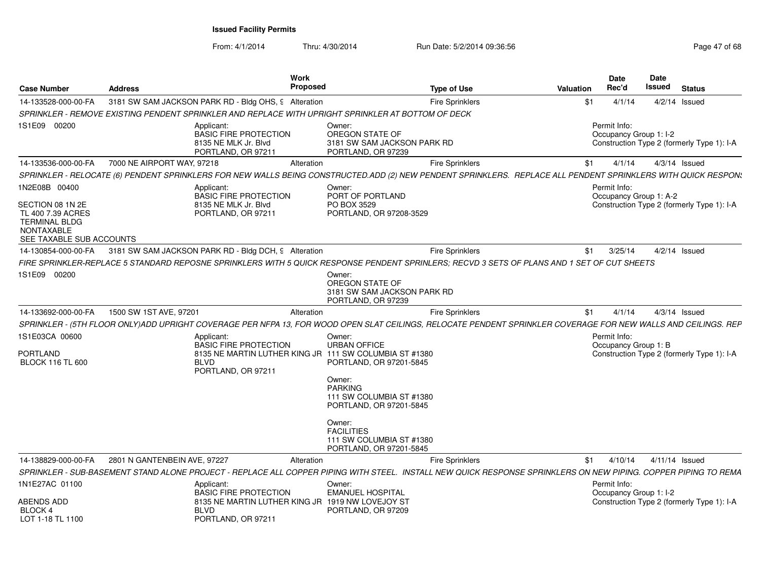**Issued Facility Permits**

From: 4/1/2014 Thru: 4/30/2014 Run Date: 5/2/2014 09:36:56

| Case Number | Address | Work Proposed | Type of Use | Valuation | Date Rec'd | Date Issued | Status |
|---|---|---|---|---|---|---|---|
| 14-133528-000-00-FA | 3181 SW SAM JACKSON PARK RD - Bldg OHS, 9 | Alteration | Fire Sprinklers | $1 | 4/1/14 | 4/2/14 | Issued |

*SPRINKLER - REMOVE EXISTING PENDENT SPRINKLER AND REPLACE WITH UPRIGHT SPRINKLER AT BOTTOM OF DECK*

1S1E09 00200

Applicant:
BASIC FIRE PROTECTION
8135 NE MLK Jr. Blvd
PORTLAND, OR 97211

Owner:
OREGON STATE OF
3181 SW SAM JACKSON PARK RD
PORTLAND, OR 97239

Permit Info:
Occupancy Group 1: I-2
Construction Type 2 (formerly Type 1): I-A

| Case Number | Address | Work Proposed | Type of Use | Valuation | Date Rec'd | Date Issued | Status |
|---|---|---|---|---|---|---|---|
| 14-133536-000-00-FA | 7000 NE AIRPORT WAY, 97218 | Alteration | Fire Sprinklers | $1 | 4/1/14 | 4/3/14 | Issued |

*SPRINKLER - RELOCATE (6) PENDENT SPRINKLERS FOR NEW WALLS BEING CONSTRUCTED.ADD (2) NEW PENDENT SPRINKLERS. REPLACE ALL PENDENT SPRINKLERS WITH QUICK RESPONS*

1N2E08B 00400

SECTION 08 1N 2E
TL 400 7.39 ACRES
TERMINAL BLDG
NONTAXABLE
SEE TAXABLE SUB ACCOUNTS

Applicant:
BASIC FIRE PROTECTION
8135 NE MLK Jr. Blvd
PORTLAND, OR 97211

Owner:
PORT OF PORTLAND
PO BOX 3529
PORTLAND, OR 97208-3529

Permit Info:
Occupancy Group 1: A-2
Construction Type 2 (formerly Type 1): I-A

| Case Number | Address | Work Proposed | Type of Use | Valuation | Date Rec'd | Date Issued | Status |
|---|---|---|---|---|---|---|---|
| 14-130854-000-00-FA | 3181 SW SAM JACKSON PARK RD - Bldg DCH, 9 | Alteration | Fire Sprinklers | $1 | 3/25/14 | 4/2/14 | Issued |

*FIRE SPRINKLER-REPLACE 5 STANDARD REPOSNE SPRINKLERS WITH 5 QUICK RESPONSE PENDENT SPRINLERS; RECVD 3 SETS OF PLANS AND 1 SET OF CUT SHEETS*

1S1E09 00200

Owner:
OREGON STATE OF
3181 SW SAM JACKSON PARK RD
PORTLAND, OR 97239

| Case Number | Address | Work Proposed | Type of Use | Valuation | Date Rec'd | Date Issued | Status |
|---|---|---|---|---|---|---|---|
| 14-133692-000-00-FA | 1500 SW 1ST AVE, 97201 | Alteration | Fire Sprinklers | $1 | 4/1/14 | 4/3/14 | Issued |

*SPRINKLER - (5TH FLOOR ONLY)ADD UPRIGHT COVERAGE PER NFPA 13, FOR WOOD OPEN SLAT CEILINGS, RELOCATE PENDENT SPRINKLER COVERAGE FOR NEW WALLS AND CEILINGS. REP*

1S1E03CA 00600

PORTLAND
BLOCK 116 TL 600

Applicant:
BASIC FIRE PROTECTION
8135 NE MARTIN LUTHER KING JR BLVD
PORTLAND, OR 97211

Owner:
URBAN OFFICE
111 SW COLUMBIA ST #1380
PORTLAND, OR 97201-5845

Owner:
PARKING
111 SW COLUMBIA ST #1380
PORTLAND, OR 97201-5845

Owner:
FACILITIES
111 SW COLUMBIA ST #1380
PORTLAND, OR 97201-5845

Permit Info:
Occupancy Group 1: B
Construction Type 2 (formerly Type 1): I-A

| Case Number | Address | Work Proposed | Type of Use | Valuation | Date Rec'd | Date Issued | Status |
|---|---|---|---|---|---|---|---|
| 14-138829-000-00-FA | 2801 N GANTENBEIN AVE, 97227 | Alteration | Fire Sprinklers | $1 | 4/10/14 | 4/11/14 | Issued |

*SPRINKLER - SUB-BASEMENT STAND ALONE PROJECT - REPLACE ALL COPPER PIPING WITH STEEL. INSTALL NEW QUICK RESPONSE SPRINKLERS ON NEW PIPING. COPPER PIPING TO REMA*

1N1E27AC 01100

ABENDS ADD
BLOCK 4
LOT 1-18 TL 1100

Applicant:
BASIC FIRE PROTECTION
8135 NE MARTIN LUTHER KING JR BLVD
PORTLAND, OR 97211

Owner:
EMANUEL HOSPITAL
1919 NW LOVEJOY ST
PORTLAND, OR 97209

Permit Info:
Occupancy Group 1: I-2
Construction Type 2 (formerly Type 1): I-A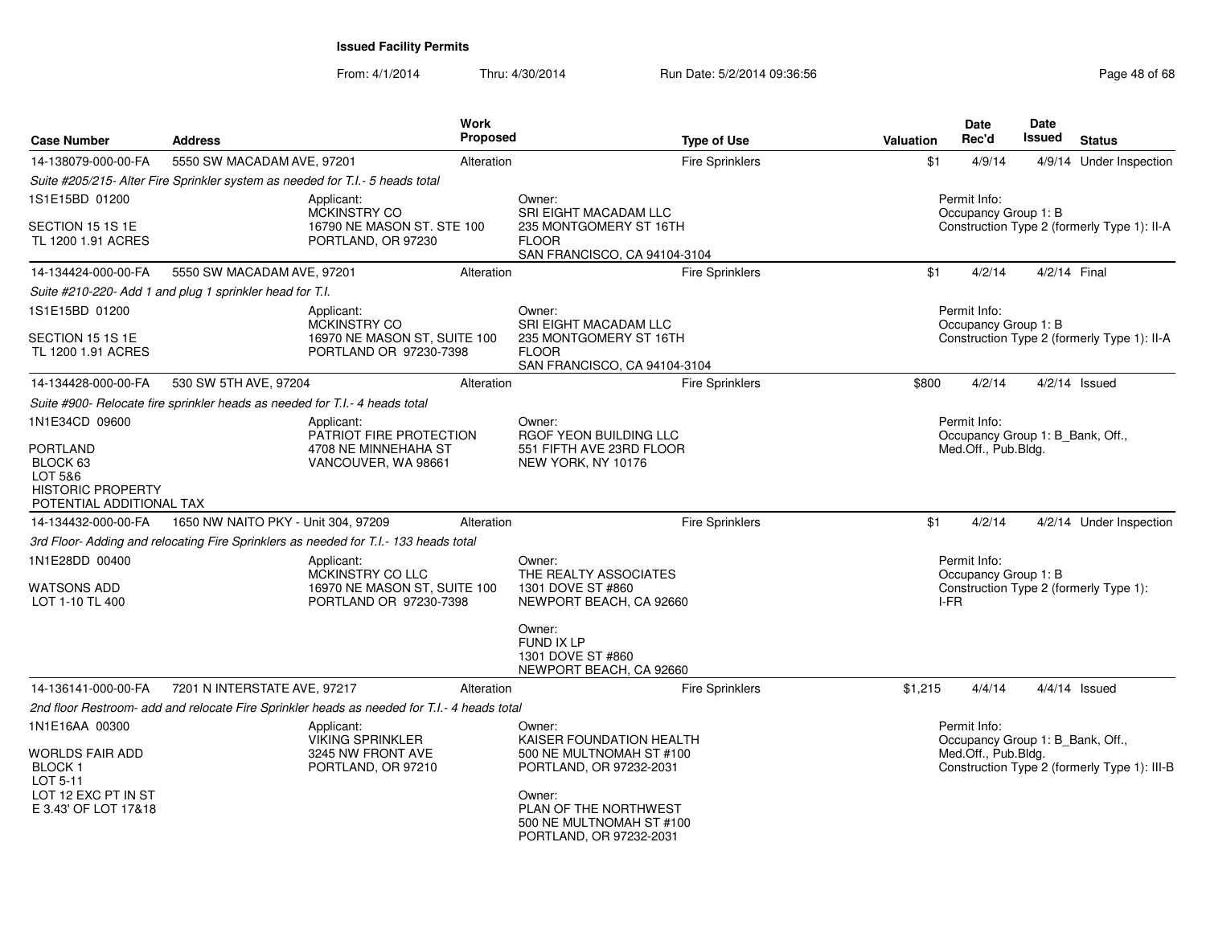**Issued Facility Permits**

From: 4/1/2014 Thru: 4/30/2014 Run Date: 5/2/2014 09:36:56

| Case Number | Address | Work Proposed | Type of Use | Valuation | Date Rec'd | Date Issued | Status |
|---|---|---|---|---|---|---|---|
| 14-138079-000-00-FA | 5550 SW MACADAM AVE, 97201 | Alteration | Fire Sprinklers | $1 | 4/9/14 | 4/9/14 | Under Inspection |

*Suite #205/215- Alter Fire Sprinkler system as needed for T.I.- 5 heads total*

1S1E15BD 01200
SECTION 15 1S 1E
TL 1200 1.91 ACRES

Applicant:
MCKINSTRY CO
16790 NE MASON ST. STE 100
PORTLAND, OR 97230

Owner:
SRI EIGHT MACADAM LLC
235 MONTGOMERY ST 16TH FLOOR
SAN FRANCISCO, CA 94104-3104

Permit Info:
Occupancy Group 1: B
Construction Type 2 (formerly Type 1): II-A

| Case Number | Address | Work Proposed | Type of Use | Valuation | Date Rec'd | Date Issued | Status |
|---|---|---|---|---|---|---|---|
| 14-134424-000-00-FA | 5550 SW MACADAM AVE, 97201 | Alteration | Fire Sprinklers | $1 | 4/2/14 | 4/2/14 | Final |

*Suite #210-220- Add 1 and plug 1 sprinkler head for T.I.*

1S1E15BD 01200
SECTION 15 1S 1E
TL 1200 1.91 ACRES

Applicant:
MCKINSTRY CO
16970 NE MASON ST, SUITE 100
PORTLAND OR 97230-7398

Owner:
SRI EIGHT MACADAM LLC
235 MONTGOMERY ST 16TH FLOOR
SAN FRANCISCO, CA 94104-3104

Permit Info:
Occupancy Group 1: B
Construction Type 2 (formerly Type 1): II-A

| Case Number | Address | Work Proposed | Type of Use | Valuation | Date Rec'd | Date Issued | Status |
|---|---|---|---|---|---|---|---|
| 14-134428-000-00-FA | 530 SW 5TH AVE, 97204 | Alteration | Fire Sprinklers | $800 | 4/2/14 | 4/2/14 | Issued |

*Suite #900- Relocate fire sprinkler heads as needed for T.I.- 4 heads total*

1N1E34CD 09600
PORTLAND
BLOCK 63
LOT 5&6
HISTORIC PROPERTY
POTENTIAL ADDITIONAL TAX

Applicant:
PATRIOT FIRE PROTECTION
4708 NE MINNEHAHA ST
VANCOUVER, WA 98661

Owner:
RGOF YEON BUILDING LLC
551 FIFTH AVE 23RD FLOOR
NEW YORK, NY 10176

Permit Info:
Occupancy Group 1: B_Bank, Off., Med.Off., Pub.Bldg.

| Case Number | Address | Work Proposed | Type of Use | Valuation | Date Rec'd | Date Issued | Status |
|---|---|---|---|---|---|---|---|
| 14-134432-000-00-FA | 1650 NW NAITO PKY - Unit 304, 97209 | Alteration | Fire Sprinklers | $1 | 4/2/14 | 4/2/14 | Under Inspection |

*3rd Floor- Adding and relocating Fire Sprinklers as needed for T.I.- 133 heads total*

1N1E28DD 00400
WATSONS ADD
LOT 1-10 TL 400

Applicant:
MCKINSTRY CO LLC
16970 NE MASON ST, SUITE 100
PORTLAND OR 97230-7398

Owner:
THE REALTY ASSOCIATES
1301 DOVE ST #860
NEWPORT BEACH, CA 92660

Owner:
FUND IX LP
1301 DOVE ST #860
NEWPORT BEACH, CA 92660

Permit Info:
Occupancy Group 1: B
Construction Type 2 (formerly Type 1): I-FR

| Case Number | Address | Work Proposed | Type of Use | Valuation | Date Rec'd | Date Issued | Status |
|---|---|---|---|---|---|---|---|
| 14-136141-000-00-FA | 7201 N INTERSTATE AVE, 97217 | Alteration | Fire Sprinklers | $1,215 | 4/4/14 | 4/4/14 | Issued |

*2nd floor Restroom- add and relocate Fire Sprinkler heads as needed for T.I.- 4 heads total*

1N1E16AA 00300
WORLDS FAIR ADD
BLOCK 1
LOT 5-11
LOT 12 EXC PT IN ST
E 3.43' OF LOT 17&18

Applicant:
VIKING SPRINKLER
3245 NW FRONT AVE
PORTLAND, OR 97210

Owner:
KAISER FOUNDATION HEALTH
500 NE MULTNOMAH ST #100
PORTLAND, OR 97232-2031

Owner:
PLAN OF THE NORTHWEST
500 NE MULTNOMAH ST #100
PORTLAND, OR 97232-2031

Permit Info:
Occupancy Group 1: B_Bank, Off., Med.Off., Pub.Bldg.
Construction Type 2 (formerly Type 1): III-B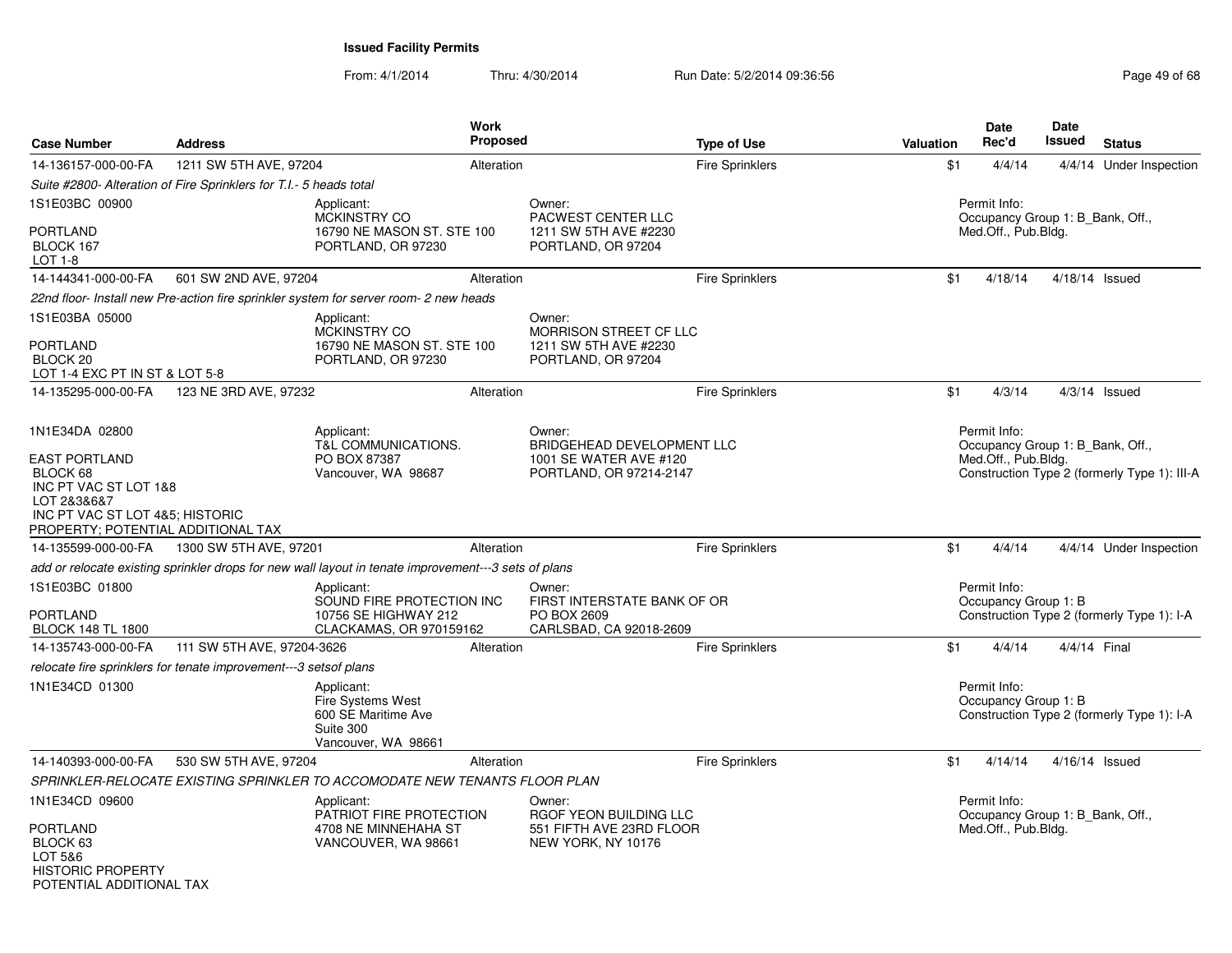**Issued Facility Permits**

From: 4/1/2014 Thru: 4/30/2014 Run Date: 5/2/2014 09:36:56

| Case Number | Address | Work Proposed | Type of Use | Valuation | Date Rec'd | Date Issued | Status |
|---|---|---|---|---|---|---|---|
| 14-136157-000-00-FA | 1211 SW 5TH AVE, 97204 | Alteration | Fire Sprinklers | $1 | 4/4/14 | 4/4/14 | Under Inspection |

*Suite #2800- Alteration of Fire Sprinklers for T.I.- 5 heads total*

1S1E03BC 00900

PORTLAND
BLOCK 167
LOT 1-8

Applicant:
MCKINSTRY CO
16790 NE MASON ST. STE 100
PORTLAND, OR 97230

Owner:
PACWEST CENTER LLC
1211 SW 5TH AVE #2230
PORTLAND, OR 97204

Permit Info:
Occupancy Group 1: B_Bank, Off., Med.Off., Pub.Bldg.

| Case Number | Address | Work Proposed | Type of Use | Valuation | Date Rec'd | Date Issued | Status |
|---|---|---|---|---|---|---|---|
| 14-144341-000-00-FA | 601 SW 2ND AVE, 97204 | Alteration | Fire Sprinklers | $1 | 4/18/14 | 4/18/14 | Issued |

*22nd floor- Install new Pre-action fire sprinkler system for server room- 2 new heads*

1S1E03BA 05000

PORTLAND
BLOCK 20
LOT 1-4 EXC PT IN ST & LOT 5-8

Applicant:
MCKINSTRY CO
16790 NE MASON ST. STE 100
PORTLAND, OR 97230

Owner:
MORRISON STREET CF LLC
1211 SW 5TH AVE #2230
PORTLAND, OR 97204

| Case Number | Address | Work Proposed | Type of Use | Valuation | Date Rec'd | Date Issued | Status |
|---|---|---|---|---|---|---|---|
| 14-135295-000-00-FA | 123 NE 3RD AVE, 97232 | Alteration | Fire Sprinklers | $1 | 4/3/14 | 4/3/14 | Issued |

1N1E34DA 02800

EAST PORTLAND
BLOCK 68
INC PT VAC ST LOT 1&8
LOT 2&3&6&7
INC PT VAC ST LOT 4&5; HISTORIC PROPERTY; POTENTIAL ADDITIONAL TAX

Applicant:
T&L COMMUNICATIONS.
PO BOX 87387
Vancouver, WA 98687

Owner:
BRIDGEHEAD DEVELOPMENT LLC
1001 SE WATER AVE #120
PORTLAND, OR 97214-2147

Permit Info:
Occupancy Group 1: B_Bank, Off., Med.Off., Pub.Bldg.
Construction Type 2 (formerly Type 1): III-A

| Case Number | Address | Work Proposed | Type of Use | Valuation | Date Rec'd | Date Issued | Status |
|---|---|---|---|---|---|---|---|
| 14-135599-000-00-FA | 1300 SW 5TH AVE, 97201 | Alteration | Fire Sprinklers | $1 | 4/4/14 | 4/4/14 | Under Inspection |

*add or relocate existing sprinkler drops for new wall layout in tenate improvement---3 sets of plans*

1S1E03BC 01800

PORTLAND
BLOCK 148 TL 1800

Applicant:
SOUND FIRE PROTECTION INC
10756 SE HIGHWAY 212
CLACKAMAS, OR 970159162

Owner:
FIRST INTERSTATE BANK OF OR
PO BOX 2609
CARLSBAD, CA 92018-2609

Permit Info:
Occupancy Group 1: B
Construction Type 2 (formerly Type 1): I-A

| Case Number | Address | Work Proposed | Type of Use | Valuation | Date Rec'd | Date Issued | Status |
|---|---|---|---|---|---|---|---|
| 14-135743-000-00-FA | 111 SW 5TH AVE, 97204-3626 | Alteration | Fire Sprinklers | $1 | 4/4/14 | 4/4/14 | Final |

*relocate fire sprinklers for tenate improvement---3 setsof plans*

1N1E34CD 01300

Applicant:
Fire Systems West
600 SE Maritime Ave
Suite 300
Vancouver, WA 98661

Permit Info:
Occupancy Group 1: B
Construction Type 2 (formerly Type 1): I-A

| Case Number | Address | Work Proposed | Type of Use | Valuation | Date Rec'd | Date Issued | Status |
|---|---|---|---|---|---|---|---|
| 14-140393-000-00-FA | 530 SW 5TH AVE, 97204 | Alteration | Fire Sprinklers | $1 | 4/14/14 | 4/16/14 | Issued |

*SPRINKLER-RELOCATE EXISTING SPRINKLER TO ACCOMODATE NEW TENANTS FLOOR PLAN*

1N1E34CD 09600

PORTLAND
BLOCK 63
LOT 5&6
HISTORIC PROPERTY
POTENTIAL ADDITIONAL TAX

Applicant:
PATRIOT FIRE PROTECTION
4708 NE MINNEHAHA ST
VANCOUVER, WA 98661

Owner:
RGOF YEON BUILDING LLC
551 FIFTH AVE 23RD FLOOR
NEW YORK, NY 10176

Permit Info:
Occupancy Group 1: B_Bank, Off., Med.Off., Pub.Bldg.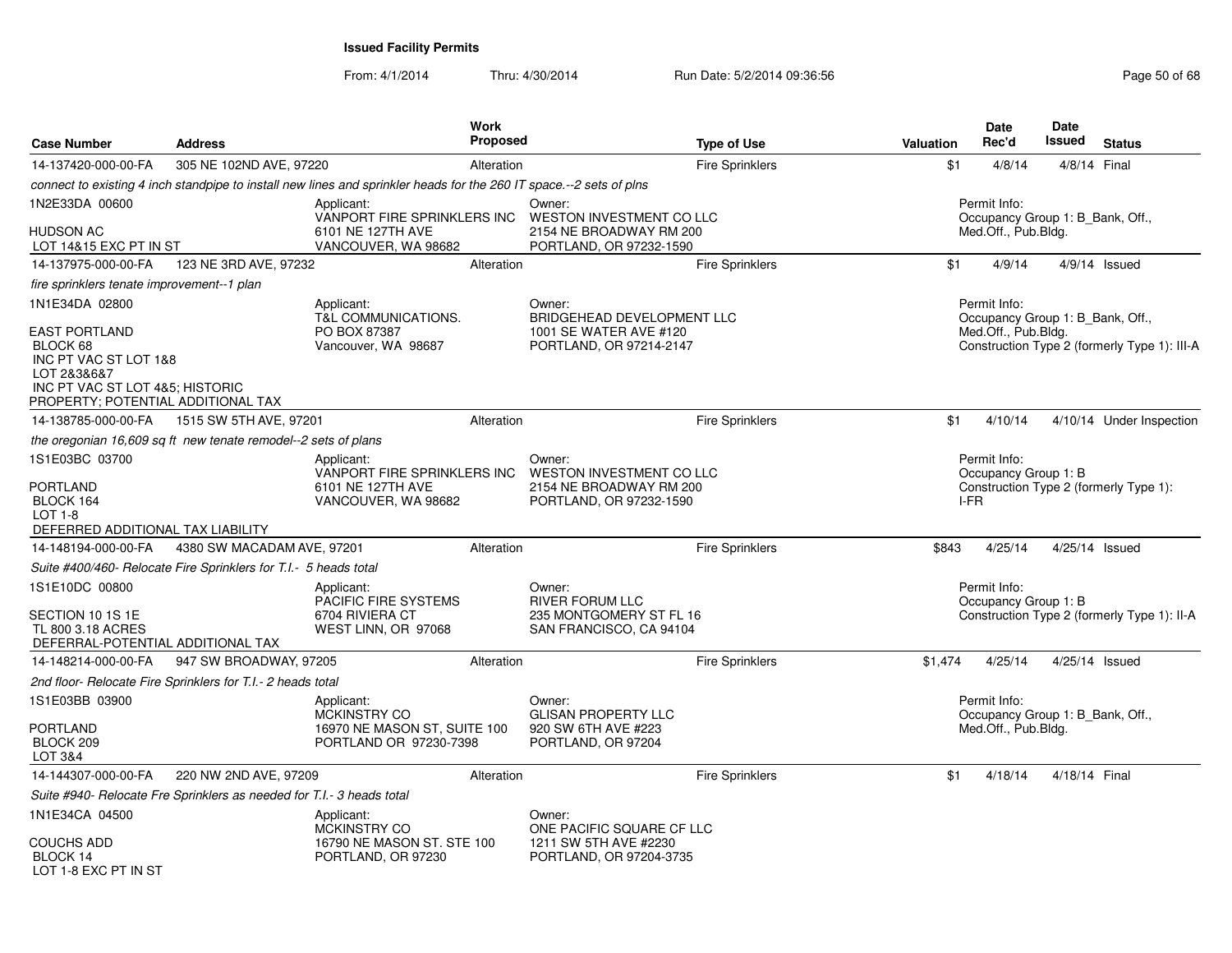# Issued Facility Permits

From: 4/1/2014 Thru: 4/30/2014 Run Date: 5/2/2014 09:36:56

| Case Number | Address | Work Proposed | Type of Use | Valuation | Date Rec'd | Date Issued | Status |
|---|---|---|---|---|---|---|---|
| 14-137420-000-00-FA | 305 NE 102ND AVE, 97220 | Alteration | Fire Sprinklers | $1 | 4/8/14 | 4/8/14 | Final |

*connect to existing 4 inch standpipe to install new lines and sprinkler heads for the 260 IT space.--2 sets of plns*

1N2E33DA 00600
HUDSON AC
LOT 14&15 EXC PT IN ST

Applicant:
VANPORT FIRE SPRINKLERS INC
6101 NE 127TH AVE
VANCOUVER, WA 98682

Owner:
WESTON INVESTMENT CO LLC
2154 NE BROADWAY RM 200
PORTLAND, OR 97232-1590

Permit Info:
Occupancy Group 1: B_Bank, Off., Med.Off., Pub.Bldg.

| Case Number | Address | Work Proposed | Type of Use | Valuation | Date Rec'd | Date Issued | Status |
|---|---|---|---|---|---|---|---|
| 14-137975-000-00-FA | 123 NE 3RD AVE, 97232 | Alteration | Fire Sprinklers | $1 | 4/9/14 | 4/9/14 | Issued |

*fire sprinklers tenate improvement--1 plan*

1N1E34DA 02800
EAST PORTLAND
BLOCK 68
INC PT VAC ST LOT 1&8
LOT 2&3&6&7
INC PT VAC ST LOT 4&5; HISTORIC PROPERTY; POTENTIAL ADDITIONAL TAX

Applicant:
T&L COMMUNICATIONS.
PO BOX 87387
Vancouver, WA 98687

Owner:
BRIDGEHEAD DEVELOPMENT LLC
1001 SE WATER AVE #120
PORTLAND, OR 97214-2147

Permit Info:
Occupancy Group 1: B_Bank, Off., Med.Off., Pub.Bldg.
Construction Type 2 (formerly Type 1): III-A

| Case Number | Address | Work Proposed | Type of Use | Valuation | Date Rec'd | Date Issued | Status |
|---|---|---|---|---|---|---|---|
| 14-138785-000-00-FA | 1515 SW 5TH AVE, 97201 | Alteration | Fire Sprinklers | $1 | 4/10/14 | 4/10/14 | Under Inspection |

*the oregonian 16,609 sq ft new tenate remodel--2 sets of plans*

1S1E03BC 03700
PORTLAND
BLOCK 164
LOT 1-8
DEFERRED ADDITIONAL TAX LIABILITY

Applicant:
VANPORT FIRE SPRINKLERS INC
6101 NE 127TH AVE
VANCOUVER, WA 98682

Owner:
WESTON INVESTMENT CO LLC
2154 NE BROADWAY RM 200
PORTLAND, OR 97232-1590

Permit Info:
Occupancy Group 1: B
Construction Type 2 (formerly Type 1): I-FR

| Case Number | Address | Work Proposed | Type of Use | Valuation | Date Rec'd | Date Issued | Status |
|---|---|---|---|---|---|---|---|
| 14-148194-000-00-FA | 4380 SW MACADAM AVE, 97201 | Alteration | Fire Sprinklers | $843 | 4/25/14 | 4/25/14 | Issued |

*Suite #400/460- Relocate Fire Sprinklers for T.I.- 5 heads total*

1S1E10DC 00800
SECTION 10 1S 1E
TL 800 3.18 ACRES
DEFERRAL-POTENTIAL ADDITIONAL TAX

Applicant:
PACIFIC FIRE SYSTEMS
6704 RIVIERA CT
WEST LINN, OR 97068

Owner:
RIVER FORUM LLC
235 MONTGOMERY ST FL 16
SAN FRANCISCO, CA 94104

Permit Info:
Occupancy Group 1: B
Construction Type 2 (formerly Type 1): II-A

| Case Number | Address | Work Proposed | Type of Use | Valuation | Date Rec'd | Date Issued | Status |
|---|---|---|---|---|---|---|---|
| 14-148214-000-00-FA | 947 SW BROADWAY, 97205 | Alteration | Fire Sprinklers | $1,474 | 4/25/14 | 4/25/14 | Issued |

*2nd floor- Relocate Fire Sprinklers for T.I.- 2 heads total*

1S1E03BB 03900
PORTLAND
BLOCK 209
LOT 3&4

Applicant:
MCKINSTRY CO
16970 NE MASON ST, SUITE 100
PORTLAND OR 97230-7398

Owner:
GLISAN PROPERTY LLC
920 SW 6TH AVE #223
PORTLAND, OR 97204

Permit Info:
Occupancy Group 1: B_Bank, Off., Med.Off., Pub.Bldg.

| Case Number | Address | Work Proposed | Type of Use | Valuation | Date Rec'd | Date Issued | Status |
|---|---|---|---|---|---|---|---|
| 14-144307-000-00-FA | 220 NW 2ND AVE, 97209 | Alteration | Fire Sprinklers | $1 | 4/18/14 | 4/18/14 | Final |

*Suite #940- Relocate Fre Sprinklers as needed for T.I.- 3 heads total*

1N1E34CA 04500
COUCHS ADD
BLOCK 14
LOT 1-8 EXC PT IN ST

Applicant:
MCKINSTRY CO
16790 NE MASON ST. STE 100
PORTLAND, OR 97230

Owner:
ONE PACIFIC SQUARE CF LLC
1211 SW 5TH AVE #2230
PORTLAND, OR 97204-3735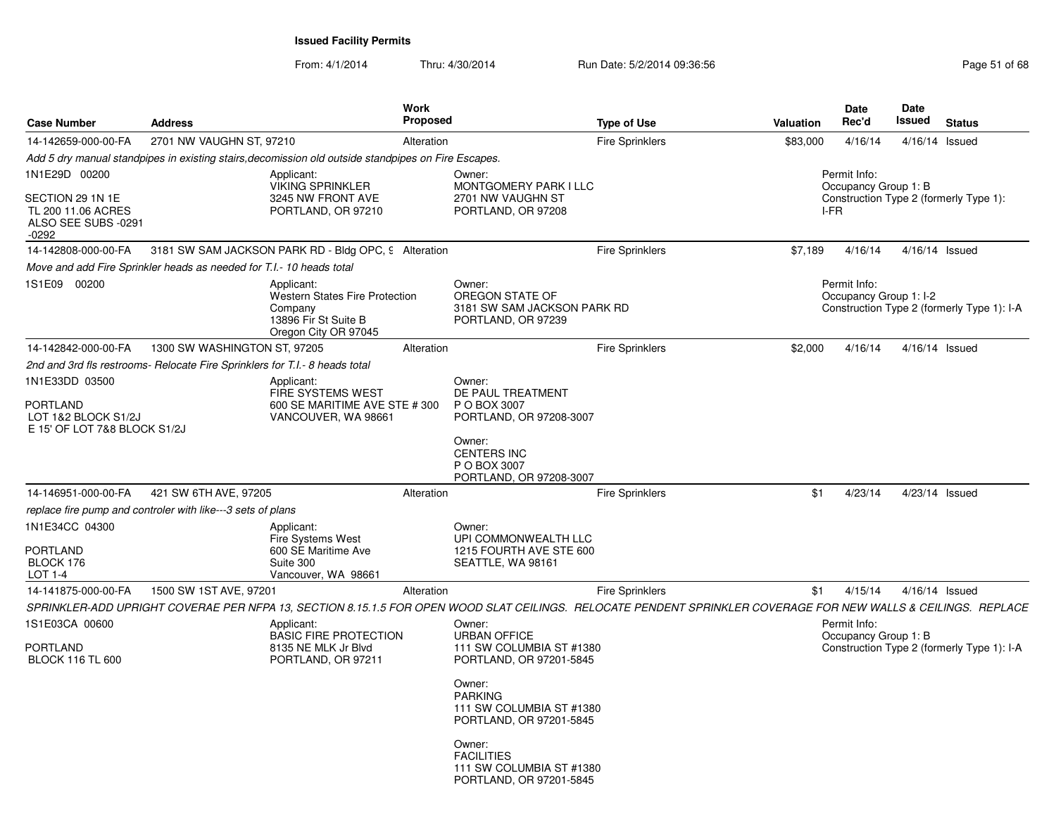**Issued Facility Permits**

From: 4/1/2014 Thru: 4/30/2014 Run Date: 5/2/2014 09:36:56

| Case Number | Address | Work Proposed | Type of Use | Valuation | Date Rec'd | Date Issued | Status |
|---|---|---|---|---|---|---|---|
| 14-142659-000-00-FA | 2701 NW VAUGHN ST, 97210 | Alteration | Fire Sprinklers | $83,000 | 4/16/14 | 4/16/14 | Issued |

*Add 5 dry manual standpipes in existing stairs,decomission old outside standpipes on Fire Escapes.*

1N1E29D 00200

SECTION 29 1N 1E
TL 200 11.06 ACRES
ALSO SEE SUBS -0291
-0292

Applicant:
VIKING SPRINKLER
3245 NW FRONT AVE
PORTLAND, OR 97210

Owner:
MONTGOMERY PARK I LLC
2701 NW VAUGHN ST
PORTLAND, OR 97208

Permit Info:
Occupancy Group 1: B
Construction Type 2 (formerly Type 1): I-FR

| Case Number | Address | Work Proposed | Type of Use | Valuation | Date Rec'd | Date Issued | Status |
|---|---|---|---|---|---|---|---|
| 14-142808-000-00-FA | 3181 SW SAM JACKSON PARK RD - Bldg OPC, 9 | Alteration | Fire Sprinklers | $7,189 | 4/16/14 | 4/16/14 | Issued |

*Move and add Fire Sprinkler heads as needed for T.I.- 10 heads total*

1S1E09 00200

Applicant:
Western States Fire Protection Company
13896 Fir St Suite B
Oregon City OR 97045

Owner:
OREGON STATE OF
3181 SW SAM JACKSON PARK RD
PORTLAND, OR 97239

Permit Info:
Occupancy Group 1: I-2
Construction Type 2 (formerly Type 1): I-A

| Case Number | Address | Work Proposed | Type of Use | Valuation | Date Rec'd | Date Issued | Status |
|---|---|---|---|---|---|---|---|
| 14-142842-000-00-FA | 1300 SW WASHINGTON ST, 97205 | Alteration | Fire Sprinklers | $2,000 | 4/16/14 | 4/16/14 | Issued |

*2nd and 3rd fls restrooms- Relocate Fire Sprinklers for T.I.- 8 heads total*

1N1E33DD 03500

PORTLAND
LOT 1&2 BLOCK S1/2J
E 15' OF LOT 7&8 BLOCK S1/2J

Applicant:
FIRE SYSTEMS WEST
600 SE MARITIME AVE STE # 300
VANCOUVER, WA 98661

Owner:
DE PAUL TREATMENT
P O BOX 3007
PORTLAND, OR 97208-3007

Owner:
CENTERS INC
P O BOX 3007
PORTLAND, OR 97208-3007

| Case Number | Address | Work Proposed | Type of Use | Valuation | Date Rec'd | Date Issued | Status |
|---|---|---|---|---|---|---|---|
| 14-146951-000-00-FA | 421 SW 6TH AVE, 97205 | Alteration | Fire Sprinklers | $1 | 4/23/14 | 4/23/14 | Issued |

*replace fire pump and controler with like---3 sets of plans*

1N1E34CC 04300

PORTLAND
BLOCK 176
LOT 1-4

Applicant:
Fire Systems West
600 SE Maritime Ave
Suite 300
Vancouver, WA 98661

Owner:
UPI COMMONWEALTH LLC
1215 FOURTH AVE STE 600
SEATTLE, WA 98161

| Case Number | Address | Work Proposed | Type of Use | Valuation | Date Rec'd | Date Issued | Status |
|---|---|---|---|---|---|---|---|
| 14-141875-000-00-FA | 1500 SW 1ST AVE, 97201 | Alteration | Fire Sprinklers | $1 | 4/15/14 | 4/16/14 | Issued |

*SPRINKLER-ADD UPRIGHT COVERAE PER NFPA 13, SECTION 8.15.1.5 FOR OPEN WOOD SLAT CEILINGS. RELOCATE PENDENT SPRINKLER COVERAGE FOR NEW WALLS & CEILINGS. REPLACE*

1S1E03CA 00600

PORTLAND
BLOCK 116 TL 600

Applicant:
BASIC FIRE PROTECTION
8135 NE MLK Jr Blvd
PORTLAND, OR 97211

Owner:
URBAN OFFICE
111 SW COLUMBIA ST #1380
PORTLAND, OR 97201-5845

Owner:
PARKING
111 SW COLUMBIA ST #1380
PORTLAND, OR 97201-5845

Owner:
FACILITIES
111 SW COLUMBIA ST #1380
PORTLAND, OR 97201-5845

Permit Info:
Occupancy Group 1: B
Construction Type 2 (formerly Type 1): I-A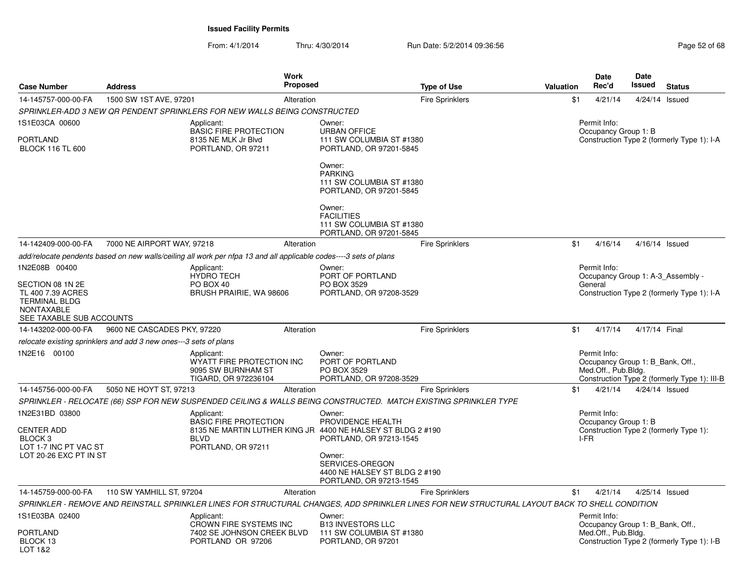**Issued Facility Permits**

From: 4/1/2014 Thru: 4/30/2014 Run Date: 5/2/2014 09:36:56

| Case Number | Address | Work Proposed | Type of Use | Valuation | Date Rec'd | Date Issued | Status |
|---|---|---|---|---|---|---|---|
| 14-145757-000-00-FA | 1500 SW 1ST AVE, 97201 | Alteration | Fire Sprinklers | $1 | 4/21/14 | 4/24/14 | Issued |

*SPRINKLER-ADD 3 NEW QR PENDENT SPRINKLERS FOR NEW WALLS BEING CONSTRUCTED*

1S1E03CA 00600
PORTLAND
BLOCK 116 TL 600

Applicant:
BASIC FIRE PROTECTION
8135 NE MLK Jr Blvd
PORTLAND, OR 97211

Owner:
URBAN OFFICE
111 SW COLUMBIA ST #1380
PORTLAND, OR 97201-5845

Owner:
PARKING
111 SW COLUMBIA ST #1380
PORTLAND, OR 97201-5845

Owner:
FACILITIES
111 SW COLUMBIA ST #1380
PORTLAND, OR 97201-5845

Permit Info:
Occupancy Group 1: B
Construction Type 2 (formerly Type 1): I-A

| Case Number | Address | Work Proposed | Type of Use | Valuation | Date Rec'd | Date Issued | Status |
|---|---|---|---|---|---|---|---|
| 14-142409-000-00-FA | 7000 NE AIRPORT WAY, 97218 | Alteration | Fire Sprinklers | $1 | 4/16/14 | 4/16/14 | Issued |

*add/relocate pendents based on new walls/ceiling all work per nfpa 13 and all applicable codes----3 sets of plans*

1N2E08B 00400
SECTION 08 1N 2E
TL 400 7.39 ACRES
TERMINAL BLDG
NONTAXABLE
SEE TAXABLE SUB ACCOUNTS

Applicant:
HYDRO TECH
PO BOX 40
BRUSH PRAIRIE, WA 98606

Owner:
PORT OF PORTLAND
PO BOX 3529
PORTLAND, OR 97208-3529

Permit Info:
Occupancy Group 1: A-3_Assembly - General
Construction Type 2 (formerly Type 1): I-A

| Case Number | Address | Work Proposed | Type of Use | Valuation | Date Rec'd | Date Issued | Status |
|---|---|---|---|---|---|---|---|
| 14-143202-000-00-FA | 9600 NE CASCADES PKY, 97220 | Alteration | Fire Sprinklers | $1 | 4/17/14 | 4/17/14 | Final |

*relocate existing sprinklers and add 3 new ones---3 sets of plans*

1N2E16 00100

Applicant:
WYATT FIRE PROTECTION INC
9095 SW BURNHAM ST
TIGARD, OR 972236104

Owner:
PORT OF PORTLAND
PO BOX 3529
PORTLAND, OR 97208-3529

Permit Info:
Occupancy Group 1: B_Bank, Off., Med.Off., Pub.Bldg.
Construction Type 2 (formerly Type 1): III-B

| Case Number | Address | Work Proposed | Type of Use | Valuation | Date Rec'd | Date Issued | Status |
|---|---|---|---|---|---|---|---|
| 14-145756-000-00-FA | 5050 NE HOYT ST, 97213 | Alteration | Fire Sprinklers | $1 | 4/21/14 | 4/24/14 | Issued |

*SPRINKLER - RELOCATE (66) SSP FOR NEW SUSPENDED CEILING & WALLS BEING CONSTRUCTED. MATCH EXISTING SPRINKLER TYPE*

1N2E31BD 03800
CENTER ADD
BLOCK 3
LOT 1-7 INC PT VAC ST
LOT 20-26 EXC PT IN ST

Applicant:
BASIC FIRE PROTECTION
8135 NE MARTIN LUTHER KING JR BLVD
PORTLAND, OR 97211

Owner:
PROVIDENCE HEALTH
4400 NE HALSEY ST BLDG 2 #190
PORTLAND, OR 97213-1545

Owner:
SERVICES-OREGON
4400 NE HALSEY ST BLDG 2 #190
PORTLAND, OR 97213-1545

Permit Info:
Occupancy Group 1: B
Construction Type 2 (formerly Type 1): I-FR

| Case Number | Address | Work Proposed | Type of Use | Valuation | Date Rec'd | Date Issued | Status |
|---|---|---|---|---|---|---|---|
| 14-145759-000-00-FA | 110 SW YAMHILL ST, 97204 | Alteration | Fire Sprinklers | $1 | 4/21/14 | 4/25/14 | Issued |

*SPRINKLER - REMOVE AND REINSTALL SPRINKLER LINES FOR STRUCTURAL CHANGES, ADD SPRINKLER LINES FOR NEW STRUCTURAL LAYOUT BACK TO SHELL CONDITION*

1S1E03BA 02400
PORTLAND
BLOCK 13
LOT 1&2

Applicant:
CROWN FIRE SYSTEMS INC
7402 SE JOHNSON CREEK BLVD
PORTLAND OR 97206

Owner:
B13 INVESTORS LLC
111 SW COLUMBIA ST #1380
PORTLAND, OR 97201

Permit Info:
Occupancy Group 1: B_Bank, Off., Med.Off., Pub.Bldg.
Construction Type 2 (formerly Type 1): I-B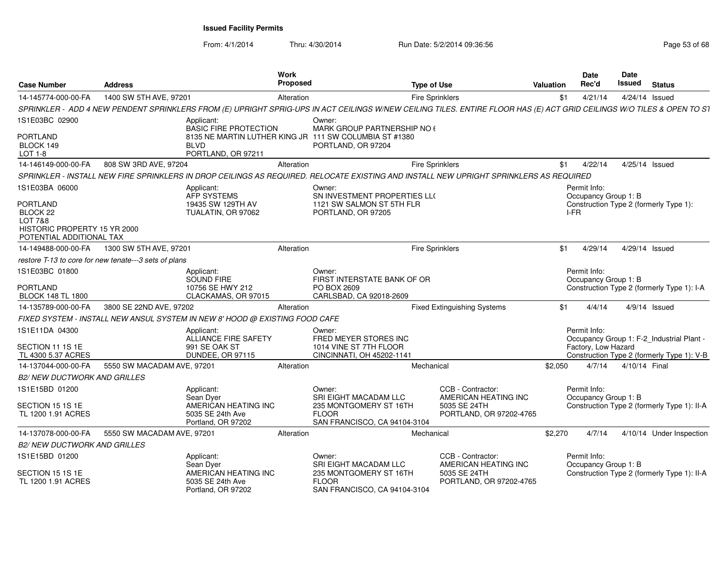# Issued Facility Permits

From: 4/1/2014 Thru: 4/30/2014 Run Date: 5/2/2014 09:36:56

| Case Number | Address | Work Proposed | Type of Use | Valuation | Date Rec'd | Date Issued | Status |
|---|---|---|---|---|---|---|---|
| 14-145774-000-00-FA | 1400 SW 5TH AVE, 97201 | Alteration | Fire Sprinklers | $1 | 4/21/14 | 4/24/14 | Issued |

*SPRINKLER - ADD 4 NEW PENDENT SPRINKLERS FROM (E) UPRIGHT SPRIG-UPS IN ACT CEILINGS W/NEW CEILING TILES. ENTIRE FLOOR HAS (E) ACT GRID CEILINGS W/O TILES & OPEN TO ST*

1S1E03BC 02900
PORTLAND
BLOCK 149
LOT 1-8

Applicant: BASIC FIRE PROTECTION, 8135 NE MARTIN LUTHER KING JR BLVD, PORTLAND, OR 97211

Owner: MARK GROUP PARTNERSHIP NO 6, 111 SW COLUMBIA ST #1380, PORTLAND, OR 97204

| Case Number | Address | Work Proposed | Type of Use | Valuation | Date Rec'd | Date Issued | Status |
|---|---|---|---|---|---|---|---|
| 14-146149-000-00-FA | 808 SW 3RD AVE, 97204 | Alteration | Fire Sprinklers | $1 | 4/22/14 | 4/25/14 | Issued |

*SPRINKLER - INSTALL NEW FIRE SPRINKLERS IN DROP CEILINGS AS REQUIRED. RELOCATE EXISTING AND INSTALL NEW UPRIGHT SPRINKLERS AS REQUIRED*

1S1E03BA 06000
PORTLAND
BLOCK 22
LOT 7&8
HISTORIC PROPERTY 15 YR 2000
POTENTIAL ADDITIONAL TAX

Applicant: AFP SYSTEMS, 19435 SW 129TH AV, TUALATIN, OR 97062

Owner: SN INVESTMENT PROPERTIES LLC, 1121 SW SALMON ST 5TH FLR, PORTLAND, OR 97205

Permit Info: Occupancy Group 1: B; Construction Type 2 (formerly Type 1): I-FR

| Case Number | Address | Work Proposed | Type of Use | Valuation | Date Rec'd | Date Issued | Status |
|---|---|---|---|---|---|---|---|
| 14-149488-000-00-FA | 1300 SW 5TH AVE, 97201 | Alteration | Fire Sprinklers | $1 | 4/29/14 | 4/29/14 | Issued |

*restore T-13 to core for new tenate---3 sets of plans*

1S1E03BC 01800
PORTLAND
BLOCK 148 TL 1800

Applicant: SOUND FIRE, 10756 SE HWY 212, CLACKAMAS, OR 97015

Owner: FIRST INTERSTATE BANK OF OR, PO BOX 2609, CARLSBAD, CA 92018-2609

Permit Info: Occupancy Group 1: B; Construction Type 2 (formerly Type 1): I-A

| Case Number | Address | Work Proposed | Type of Use | Valuation | Date Rec'd | Date Issued | Status |
|---|---|---|---|---|---|---|---|
| 14-135789-000-00-FA | 3800 SE 22ND AVE, 97202 | Alteration | Fixed Extinguishing Systems | $1 | 4/4/14 | 4/9/14 | Issued |

*FIXED SYSTEM - INSTALL NEW ANSUL SYSTEM IN NEW 8' HOOD @ EXISTING FOOD CAFE*

1S1E11DA 04300
SECTION 11 1S 1E
TL 4300 5.37 ACRES

Applicant: ALLIANCE FIRE SAFETY, 991 SE OAK ST, DUNDEE, OR 97115

Owner: FRED MEYER STORES INC, 1014 VINE ST 7TH FLOOR, CINCINNATI, OH 45202-1141

Permit Info: Occupancy Group 1: F-2_Industrial Plant - Factory, Low Hazard; Construction Type 2 (formerly Type 1): V-B

| Case Number | Address | Work Proposed | Type of Use | Valuation | Date Rec'd | Date Issued | Status |
|---|---|---|---|---|---|---|---|
| 14-137044-000-00-FA | 5550 SW MACADAM AVE, 97201 | Alteration | Mechanical | $2,050 | 4/7/14 | 4/10/14 | Final |

*B2/ NEW DUCTWORK AND GRILLES*

1S1E15BD 01200
SECTION 15 1S 1E
TL 1200 1.91 ACRES

Applicant: Sean Dyer, AMERICAN HEATING INC, 5035 SE 24th Ave, Portland, OR 97202

Owner: SRI EIGHT MACADAM LLC, 235 MONTGOMERY ST 16TH FLOOR, SAN FRANCISCO, CA 94104-3104

CCB - Contractor: AMERICAN HEATING INC, 5035 SE 24TH, PORTLAND, OR 97202-4765

Permit Info: Occupancy Group 1: B; Construction Type 2 (formerly Type 1): II-A

| Case Number | Address | Work Proposed | Type of Use | Valuation | Date Rec'd | Date Issued | Status |
|---|---|---|---|---|---|---|---|
| 14-137078-000-00-FA | 5550 SW MACADAM AVE, 97201 | Alteration | Mechanical | $2,270 | 4/7/14 | 4/10/14 | Under Inspection |

*B2/ NEW DUCTWORK AND GRILLES*

1S1E15BD 01200
SECTION 15 1S 1E
TL 1200 1.91 ACRES

Applicant: Sean Dyer, AMERICAN HEATING INC, 5035 SE 24th Ave, Portland, OR 97202

Owner: SRI EIGHT MACADAM LLC, 235 MONTGOMERY ST 16TH FLOOR, SAN FRANCISCO, CA 94104-3104

CCB - Contractor: AMERICAN HEATING INC, 5035 SE 24TH, PORTLAND, OR 97202-4765

Permit Info: Occupancy Group 1: B; Construction Type 2 (formerly Type 1): II-A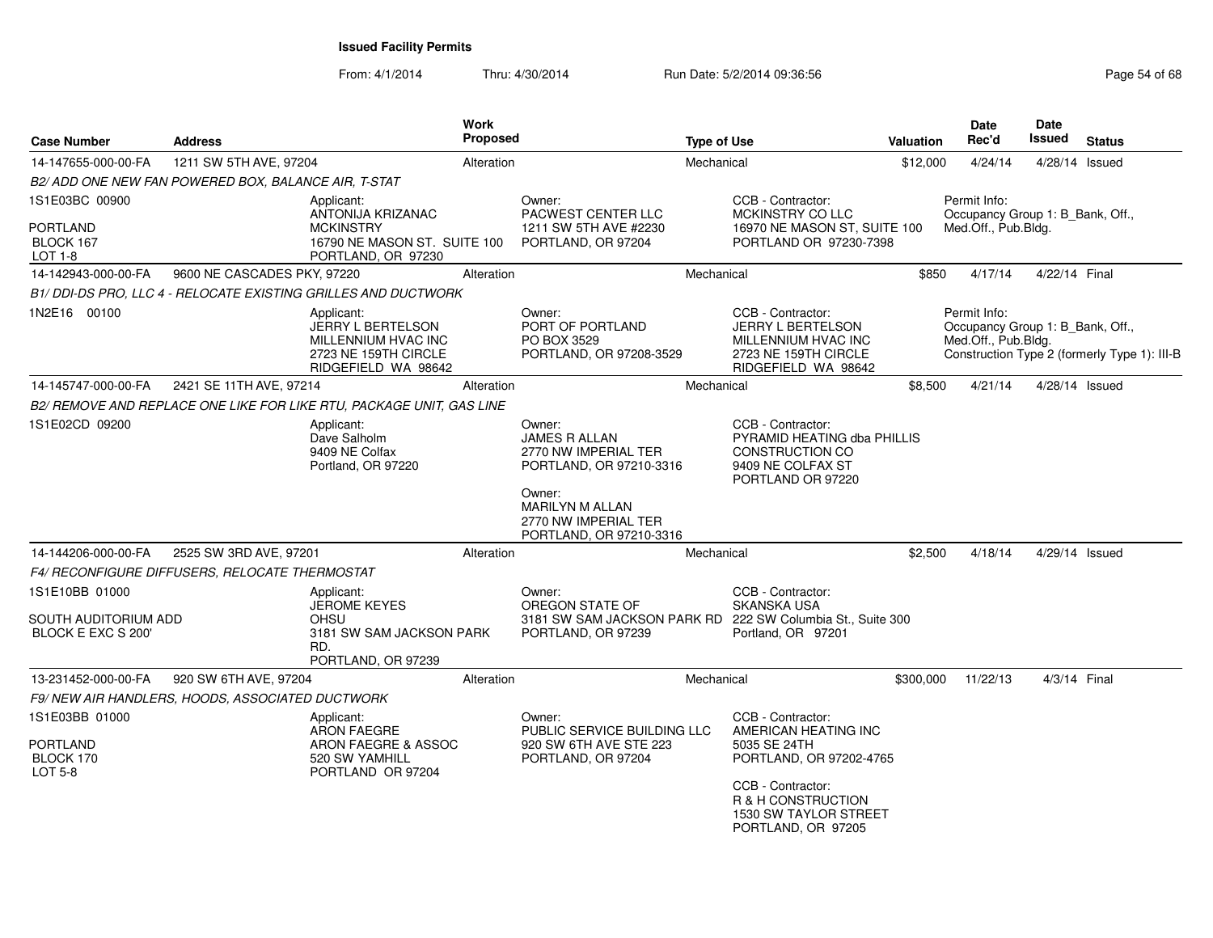**Issued Facility Permits**

From: 4/1/2014 Thru: 4/30/2014 Run Date: 5/2/2014 09:36:56

| Case Number | Address | Work Proposed | Type of Use | Valuation | Date Rec'd | Date Issued | Status |
|---|---|---|---|---|---|---|---|
| 14-147655-000-00-FA | 1211 SW 5TH AVE, 97204 | Alteration | Mechanical | $12,000 | 4/24/14 | 4/28/14 | Issued |

*B2/ ADD ONE NEW FAN POWERED BOX, BALANCE AIR, T-STAT*

1S1E03BC 00900
PORTLAND
BLOCK 167
LOT 1-8

Applicant: ANTONIJA KRIZANAC, MCKINSTRY, 16790 NE MASON ST. SUITE 100, PORTLAND, OR 97230

Owner: PACWEST CENTER LLC, 1211 SW 5TH AVE #2230, PORTLAND, OR 97204

CCB - Contractor: MCKINSTRY CO LLC, 16970 NE MASON ST, SUITE 100, PORTLAND OR 97230-7398

Permit Info: Occupancy Group 1: B_Bank, Off., Med.Off., Pub.Bldg.

| Case Number | Address | Work Proposed | Type of Use | Valuation | Date Rec'd | Date Issued | Status |
|---|---|---|---|---|---|---|---|
| 14-142943-000-00-FA | 9600 NE CASCADES PKY, 97220 | Alteration | Mechanical | $850 | 4/17/14 | 4/22/14 | Final |

*B1/ DDI-DS PRO, LLC 4 - RELOCATE EXISTING GRILLES AND DUCTWORK*

1N2E16 00100

Applicant: JERRY L BERTELSON, MILLENNIUM HVAC INC, 2723 NE 159TH CIRCLE, RIDGEFIELD WA 98642

Owner: PORT OF PORTLAND, PO BOX 3529, PORTLAND, OR 97208-3529

CCB - Contractor: JERRY L BERTELSON, MILLENNIUM HVAC INC, 2723 NE 159TH CIRCLE, RIDGEFIELD WA 98642

Permit Info: Occupancy Group 1: B_Bank, Off., Med.Off., Pub.Bldg. Construction Type 2 (formerly Type 1): III-B

| Case Number | Address | Work Proposed | Type of Use | Valuation | Date Rec'd | Date Issued | Status |
|---|---|---|---|---|---|---|---|
| 14-145747-000-00-FA | 2421 SE 11TH AVE, 97214 | Alteration | Mechanical | $8,500 | 4/21/14 | 4/28/14 | Issued |

*B2/ REMOVE AND REPLACE ONE LIKE FOR LIKE RTU, PACKAGE UNIT, GAS LINE*

1S1E02CD 09200

Applicant: Dave Salholm, 9409 NE Colfax, Portland, OR 97220

Owner: JAMES R ALLAN, 2770 NW IMPERIAL TER, PORTLAND, OR 97210-3316

Owner: MARILYN M ALLAN, 2770 NW IMPERIAL TER, PORTLAND, OR 97210-3316

CCB - Contractor: PYRAMID HEATING dba PHILLIS CONSTRUCTION CO, 9409 NE COLFAX ST, PORTLAND OR 97220

| Case Number | Address | Work Proposed | Type of Use | Valuation | Date Rec'd | Date Issued | Status |
|---|---|---|---|---|---|---|---|
| 14-144206-000-00-FA | 2525 SW 3RD AVE, 97201 | Alteration | Mechanical | $2,500 | 4/18/14 | 4/29/14 | Issued |

*F4/ RECONFIGURE DIFFUSERS, RELOCATE THERMOSTAT*

1S1E10BB 01000
SOUTH AUDITORIUM ADD
BLOCK E EXC S 200'

Applicant: JEROME KEYES, OHSU, 3181 SW SAM JACKSON PARK RD., PORTLAND, OR 97239

Owner: OREGON STATE OF, 3181 SW SAM JACKSON PARK RD, PORTLAND, OR 97239

CCB - Contractor: SKANSKA USA, 222 SW Columbia St., Suite 300, Portland, OR 97201

| Case Number | Address | Work Proposed | Type of Use | Valuation | Date Rec'd | Date Issued | Status |
|---|---|---|---|---|---|---|---|
| 13-231452-000-00-FA | 920 SW 6TH AVE, 97204 | Alteration | Mechanical | $300,000 | 11/22/13 | 4/3/14 | Final |

*F9/ NEW AIR HANDLERS, HOODS, ASSOCIATED DUCTWORK*

1S1E03BB 01000
PORTLAND
BLOCK 170
LOT 5-8

Applicant: ARON FAEGRE, ARON FAEGRE & ASSOC, 520 SW YAMHILL, PORTLAND OR 97204

Owner: PUBLIC SERVICE BUILDING LLC, 920 SW 6TH AVE STE 223, PORTLAND, OR 97204

CCB - Contractor: AMERICAN HEATING INC, 5035 SE 24TH, PORTLAND, OR 97202-4765

CCB - Contractor: R & H CONSTRUCTION, 1530 SW TAYLOR STREET, PORTLAND, OR 97205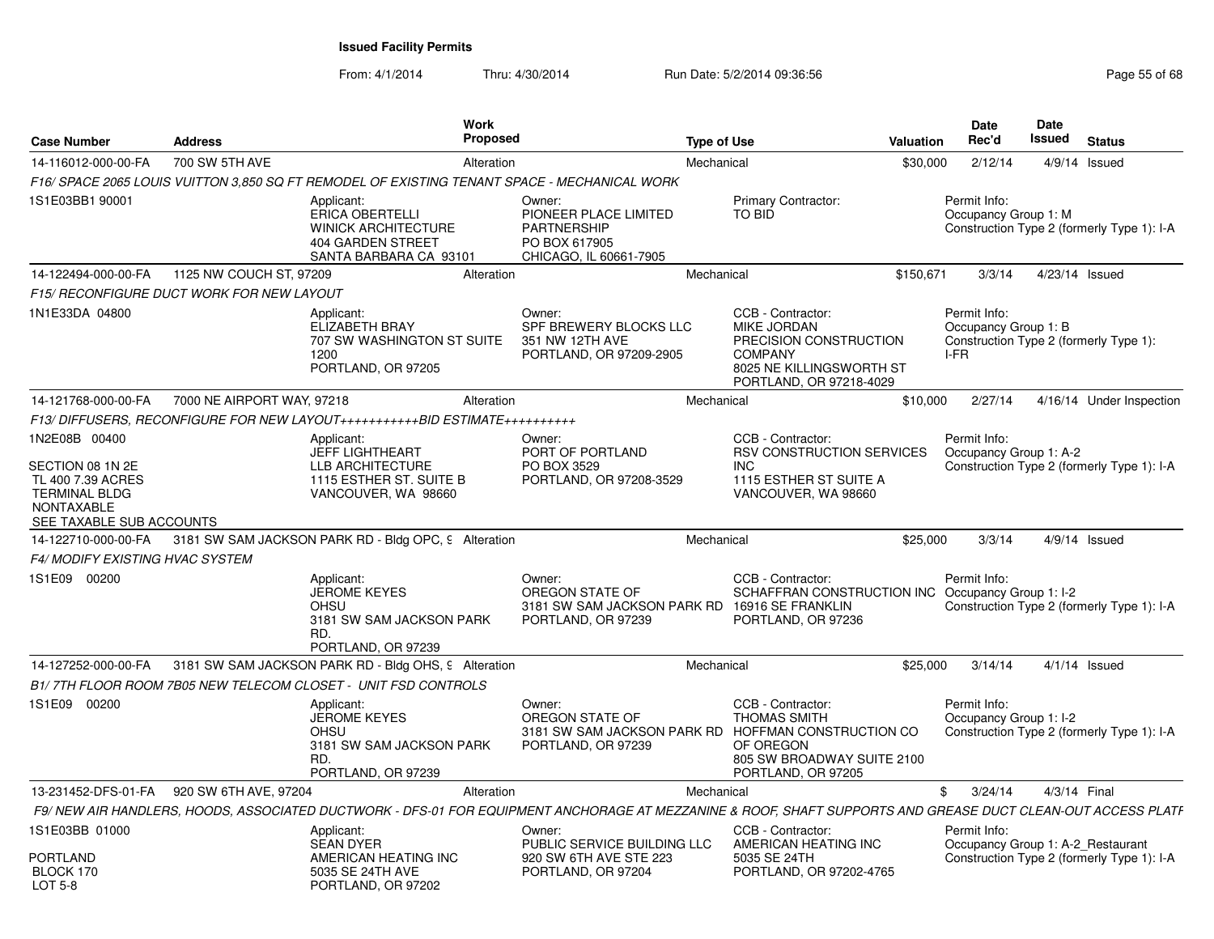# Issued Facility Permits

From: 4/1/2014 Thru: 4/30/2014 Run Date: 5/2/2014 09:36:56

| Case Number | Address | Work Proposed | Type of Use | Valuation | Date Rec'd | Date Issued | Status |
|---|---|---|---|---|---|---|---|
| 14-116012-000-00-FA | 700 SW 5TH AVE | Alteration | Mechanical | $30,000 | 2/12/14 | 4/9/14 | Issued |

*F16/ SPACE 2065 LOUIS VUITTON 3,850 SQ FT REMODEL OF EXISTING TENANT SPACE - MECHANICAL WORK*

1S1E03BB1 90001

Applicant: ERICA OBERTELLI, WINICK ARCHITECTURE, 404 GARDEN STREET, SANTA BARBARA CA 93101

Owner: PIONEER PLACE LIMITED PARTNERSHIP, PO BOX 617905, CHICAGO, IL 60661-7905

Primary Contractor: TO BID

Permit Info: Occupancy Group 1: M; Construction Type 2 (formerly Type 1): I-A

| Case Number | Address | Work Proposed | Type of Use | Valuation | Date Rec'd | Date Issued | Status |
|---|---|---|---|---|---|---|---|
| 14-122494-000-00-FA | 1125 NW COUCH ST, 97209 | Alteration | Mechanical | $150,671 | 3/3/14 | 4/23/14 | Issued |

*F15/ RECONFIGURE DUCT WORK FOR NEW LAYOUT*

1N1E33DA 04800

Applicant: ELIZABETH BRAY, 707 SW WASHINGTON ST SUITE 1200, PORTLAND, OR 97205

Owner: SPF BREWERY BLOCKS LLC, 351 NW 12TH AVE, PORTLAND, OR 97209-2905

CCB - Contractor: MIKE JORDAN, PRECISION CONSTRUCTION COMPANY, 8025 NE KILLINGSWORTH ST, PORTLAND, OR 97218-4029

Permit Info: Occupancy Group 1: B; Construction Type 2 (formerly Type 1): I-FR

| Case Number | Address | Work Proposed | Type of Use | Valuation | Date Rec'd | Date Issued | Status |
|---|---|---|---|---|---|---|---|
| 14-121768-000-00-FA | 7000 NE AIRPORT WAY, 97218 | Alteration | Mechanical | $10,000 | 2/27/14 | 4/16/14 | Under Inspection |

*F13/ DIFFUSERS, RECONFIGURE FOR NEW LAYOUT+++++++++++BID ESTIMATE++++++++++*

1N2E08B 00400

SECTION 08 1N 2E
TL 400 7.39 ACRES
TERMINAL BLDG
NONTAXABLE
SEE TAXABLE SUB ACCOUNTS

Applicant: JEFF LIGHTHEART, LLB ARCHITECTURE, 1115 ESTHER ST. SUITE B, VANCOUVER, WA 98660

Owner: PORT OF PORTLAND, PO BOX 3529, PORTLAND, OR 97208-3529

CCB - Contractor: RSV CONSTRUCTION SERVICES INC, 1115 ESTHER ST SUITE A, VANCOUVER, WA 98660

Permit Info: Occupancy Group 1: A-2; Construction Type 2 (formerly Type 1): I-A

| Case Number | Address | Work Proposed | Type of Use | Valuation | Date Rec'd | Date Issued | Status |
|---|---|---|---|---|---|---|---|
| 14-122710-000-00-FA | 3181 SW SAM JACKSON PARK RD - Bldg OPC, 9 | Alteration | Mechanical | $25,000 | 3/3/14 | 4/9/14 | Issued |

*F4/ MODIFY EXISTING HVAC SYSTEM*

1S1E09 00200

Applicant: JEROME KEYES, OHSU, 3181 SW SAM JACKSON PARK RD., PORTLAND, OR 97239

Owner: OREGON STATE OF, 3181 SW SAM JACKSON PARK RD, PORTLAND, OR 97239

CCB - Contractor: SCHAFFRAN CONSTRUCTION INC, 16916 SE FRANKLIN, PORTLAND, OR 97236

Permit Info: Occupancy Group 1: I-2; Construction Type 2 (formerly Type 1): I-A

| Case Number | Address | Work Proposed | Type of Use | Valuation | Date Rec'd | Date Issued | Status |
|---|---|---|---|---|---|---|---|
| 14-127252-000-00-FA | 3181 SW SAM JACKSON PARK RD - Bldg OHS, 9 | Alteration | Mechanical | $25,000 | 3/14/14 | 4/1/14 | Issued |

*B1/ 7TH FLOOR ROOM 7B05 NEW TELECOM CLOSET - UNIT FSD CONTROLS*

1S1E09 00200

Applicant: JEROME KEYES, OHSU, 3181 SW SAM JACKSON PARK RD., PORTLAND, OR 97239

Owner: OREGON STATE OF, 3181 SW SAM JACKSON PARK RD, PORTLAND, OR 97239

CCB - Contractor: THOMAS SMITH, HOFFMAN CONSTRUCTION CO OF OREGON, 805 SW BROADWAY SUITE 2100, PORTLAND, OR 97205

Permit Info: Occupancy Group 1: I-2; Construction Type 2 (formerly Type 1): I-A

| Case Number | Address | Work Proposed | Type of Use | Valuation | Date Rec'd | Date Issued | Status |
|---|---|---|---|---|---|---|---|
| 13-231452-DFS-01-FA | 920 SW 6TH AVE, 97204 | Alteration | Mechanical | $ | 3/24/14 | 4/3/14 | Final |

*F9/ NEW AIR HANDLERS, HOODS, ASSOCIATED DUCTWORK - DFS-01 FOR EQUIPMENT ANCHORAGE AT MEZZANINE & ROOF, SHAFT SUPPORTS AND GREASE DUCT CLEAN-OUT ACCESS PLATF*

1S1E03BB 01000

PORTLAND
BLOCK 170
LOT 5-8

Applicant: SEAN DYER, AMERICAN HEATING INC, 5035 SE 24TH AVE, PORTLAND, OR 97202

Owner: PUBLIC SERVICE BUILDING LLC, 920 SW 6TH AVE STE 223, PORTLAND, OR 97204

CCB - Contractor: AMERICAN HEATING INC, 5035 SE 24TH, PORTLAND, OR 97202-4765

Permit Info: Occupancy Group 1: A-2_Restaurant; Construction Type 2 (formerly Type 1): I-A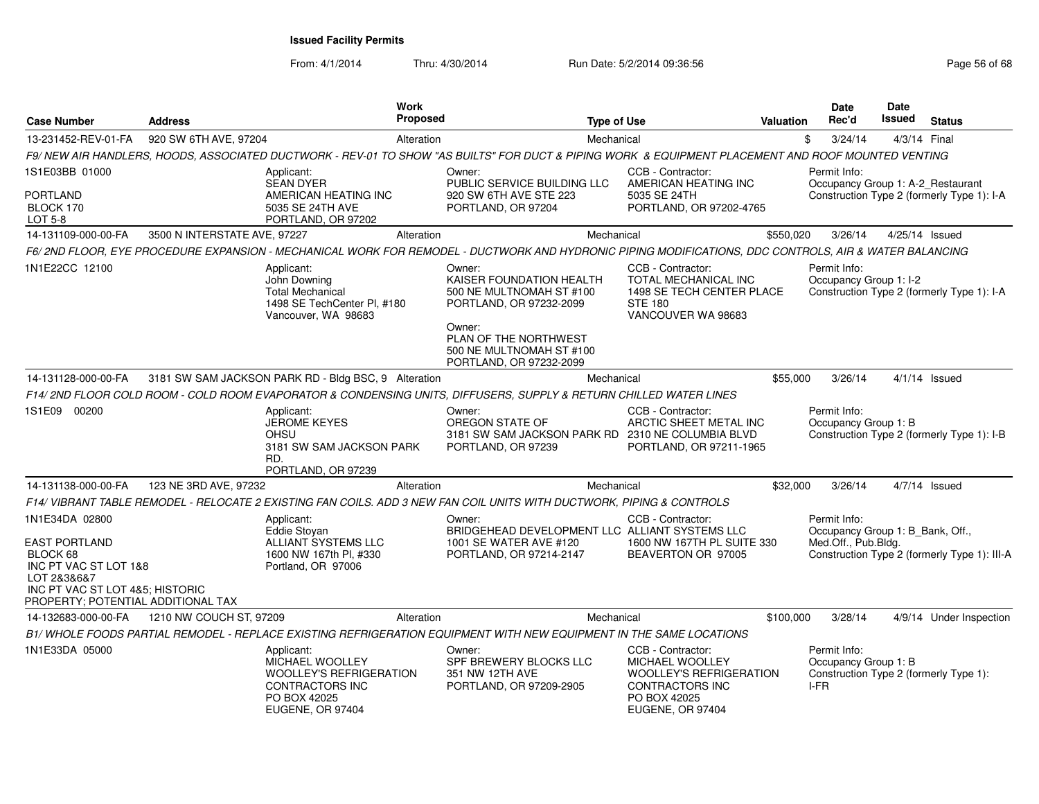# Issued Facility Permits

From: 4/1/2014 Thru: 4/30/2014 Run Date: 5/2/2014 09:36:56

| Case Number | Address | Work Proposed | Type of Use | Valuation | Date Rec'd | Date Issued | Status |
|---|---|---|---|---|---|---|---|
| 13-231452-REV-01-FA | 920 SW 6TH AVE, 97204 | Alteration | Mechanical | $ | 3/24/14 | 4/3/14 | Final |

F9/ NEW AIR HANDLERS, HOODS, ASSOCIATED DUCTWORK - REV-01 TO SHOW "AS BUILTS" FOR DUCT & PIPING WORK & EQUIPMENT PLACEMENT AND ROOF MOUNTED VENTING

1S1E03BB 01000
PORTLAND
BLOCK 170
LOT 5-8

Applicant:
SEAN DYER
AMERICAN HEATING INC
5035 SE 24TH AVE
PORTLAND, OR 97202

Owner:
PUBLIC SERVICE BUILDING LLC
920 SW 6TH AVE STE 223
PORTLAND, OR 97204

CCB - Contractor:
AMERICAN HEATING INC
5035 SE 24TH
PORTLAND, OR 97202-4765

Permit Info:
Occupancy Group 1: A-2_Restaurant
Construction Type 2 (formerly Type 1): I-A

---

| Case Number | Address | Work Proposed | Type of Use | Valuation | Date Rec'd | Date Issued | Status |
|---|---|---|---|---|---|---|---|
| 14-131109-000-00-FA | 3500 N INTERSTATE AVE, 97227 | Alteration | Mechanical | $550,020 | 3/26/14 | 4/25/14 | Issued |

F6/ 2ND FLOOR, EYE PROCEDURE EXPANSION - MECHANICAL WORK FOR REMODEL - DUCTWORK AND HYDRONIC PIPING MODIFICATIONS, DDC CONTROLS, AIR & WATER BALANCING

1N1E22CC 12100

Applicant:
John Downing
Total Mechanical
1498 SE TechCenter Pl, #180
Vancouver, WA 98683

Owner:
KAISER FOUNDATION HEALTH
500 NE MULTNOMAH ST #100
PORTLAND, OR 97232-2099

Owner:
PLAN OF THE NORTHWEST
500 NE MULTNOMAH ST #100
PORTLAND, OR 97232-2099

CCB - Contractor:
TOTAL MECHANICAL INC
1498 SE TECH CENTER PLACE
STE 180
VANCOUVER WA 98683

Permit Info:
Occupancy Group 1: I-2
Construction Type 2 (formerly Type 1): I-A

---

| Case Number | Address | Work Proposed | Type of Use | Valuation | Date Rec'd | Date Issued | Status |
|---|---|---|---|---|---|---|---|
| 14-131128-000-00-FA | 3181 SW SAM JACKSON PARK RD - Bldg BSC, 9 | Alteration | Mechanical | $55,000 | 3/26/14 | 4/1/14 | Issued |

F14/ 2ND FLOOR COLD ROOM - COLD ROOM EVAPORATOR & CONDENSING UNITS, DIFFUSERS, SUPPLY & RETURN CHILLED WATER LINES

1S1E09 00200

Applicant:
JEROME KEYES
OHSU
3181 SW SAM JACKSON PARK RD.
PORTLAND, OR 97239

Owner:
OREGON STATE OF
3181 SW SAM JACKSON PARK RD
PORTLAND, OR 97239

CCB - Contractor:
ARCTIC SHEET METAL INC
2310 NE COLUMBIA BLVD
PORTLAND, OR 97211-1965

Permit Info:
Occupancy Group 1: B
Construction Type 2 (formerly Type 1): I-B

---

| Case Number | Address | Work Proposed | Type of Use | Valuation | Date Rec'd | Date Issued | Status |
|---|---|---|---|---|---|---|---|
| 14-131138-000-00-FA | 123 NE 3RD AVE, 97232 | Alteration | Mechanical | $32,000 | 3/26/14 | 4/7/14 | Issued |

F14/ VIBRANT TABLE REMODEL - RELOCATE 2 EXISTING FAN COILS. ADD 3 NEW FAN COIL UNITS WITH DUCTWORK, PIPING & CONTROLS

1N1E34DA 02800
EAST PORTLAND
BLOCK 68
INC PT VAC ST LOT 1&8
LOT 2&3&6&7
INC PT VAC ST LOT 4&5; HISTORIC PROPERTY; POTENTIAL ADDITIONAL TAX

Applicant:
Eddie Stoyan
ALLIANT SYSTEMS LLC
1600 NW 167th Pl, #330
Portland, OR 97006

Owner:
BRIDGEHEAD DEVELOPMENT LLC
1001 SE WATER AVE #120
PORTLAND, OR 97214-2147

CCB - Contractor:
ALLIANT SYSTEMS LLC
1600 NW 167TH PL SUITE 330
BEAVERTON OR 97005

Permit Info:
Occupancy Group 1: B_Bank, Off., Med.Off., Pub.Bldg.
Construction Type 2 (formerly Type 1): III-A

---

| Case Number | Address | Work Proposed | Type of Use | Valuation | Date Rec'd | Date Issued | Status |
|---|---|---|---|---|---|---|---|
| 14-132683-000-00-FA | 1210 NW COUCH ST, 97209 | Alteration | Mechanical | $100,000 | 3/28/14 | 4/9/14 | Under Inspection |

B1/ WHOLE FOODS PARTIAL REMODEL - REPLACE EXISTING REFRIGERATION EQUIPMENT WITH NEW EQUIPMENT IN THE SAME LOCATIONS

1N1E33DA 05000

Applicant:
MICHAEL WOOLLEY
WOOLLEY'S REFRIGERATION CONTRACTORS INC
PO BOX 42025
EUGENE, OR 97404

Owner:
SPF BREWERY BLOCKS LLC
351 NW 12TH AVE
PORTLAND, OR 97209-2905

CCB - Contractor:
MICHAEL WOOLLEY
WOOLLEY'S REFRIGERATION CONTRACTORS INC
PO BOX 42025
EUGENE, OR 97404

Permit Info:
Occupancy Group 1: B
Construction Type 2 (formerly Type 1): I-FR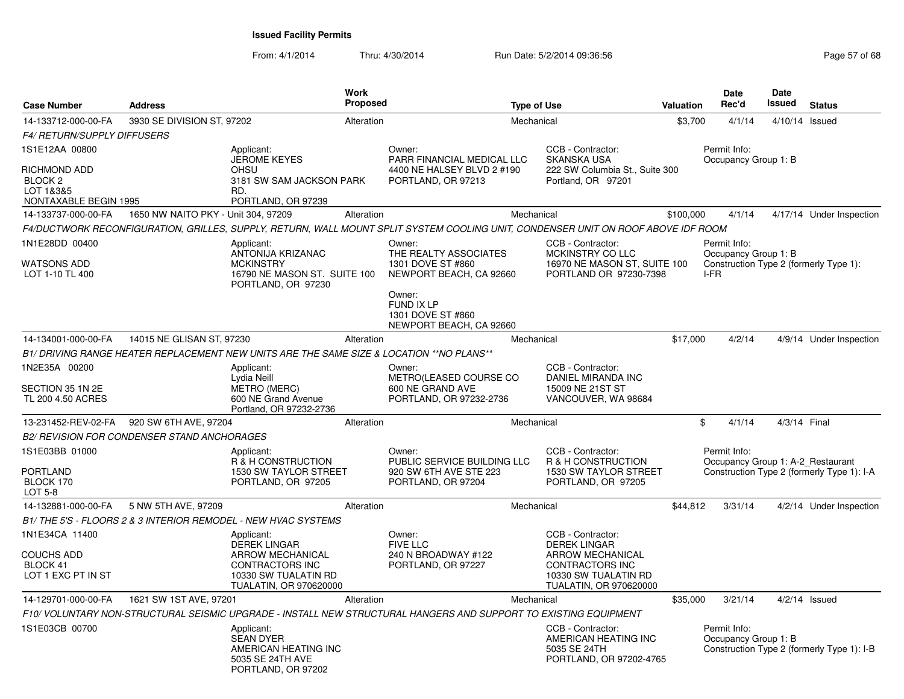**Issued Facility Permits**

From: 4/1/2014 Thru: 4/30/2014 Run Date: 5/2/2014 09:36:56

| Case Number | Address | Work Proposed | Type of Use | Valuation | Date Rec'd | Date Issued | Status |
|---|---|---|---|---|---|---|---|
| 14-133712-000-00-FA | 3930 SE DIVISION ST, 97202 | Alteration | Mechanical | $3,700 | 4/1/14 | 4/10/14 | Issued |

*F4/ RETURN/SUPPLY DIFFUSERS*

1S1E12AA 00800
RICHMOND ADD
BLOCK 2
LOT 1&3&5
NONTAXABLE BEGIN 1995

Applicant: JEROME KEYES, OHSU, 3181 SW SAM JACKSON PARK RD., PORTLAND, OR 97239

Owner: PARR FINANCIAL MEDICAL LLC, 4400 NE HALSEY BLVD 2 #190, PORTLAND, OR 97213

CCB - Contractor: SKANSKA USA, 222 SW Columbia St., Suite 300, Portland, OR 97201

Permit Info: Occupancy Group 1: B

| Case Number | Address | Work Proposed | Type of Use | Valuation | Date Rec'd | Date Issued | Status |
|---|---|---|---|---|---|---|---|
| 14-133737-000-00-FA | 1650 NW NAITO PKY - Unit 304, 97209 | Alteration | Mechanical | $100,000 | 4/1/14 | 4/17/14 | Under Inspection |

*F4/DUCTWORK RECONFIGURATION, GRILLES, SUPPLY, RETURN, WALL MOUNT SPLIT SYSTEM COOLING UNIT, CONDENSER UNIT ON ROOF ABOVE IDF ROOM*

1N1E28DD 00400
WATSONS ADD
LOT 1-10 TL 400

Applicant: ANTONIJA KRIZANAC, MCKINSTRY, 16790 NE MASON ST. SUITE 100, PORTLAND, OR 97230

Owner: THE REALTY ASSOCIATES, 1301 DOVE ST #860, NEWPORT BEACH, CA 92660

Owner: FUND IX LP, 1301 DOVE ST #860, NEWPORT BEACH, CA 92660

CCB - Contractor: MCKINSTRY CO LLC, 16970 NE MASON ST, SUITE 100, PORTLAND OR 97230-7398

Permit Info: Occupancy Group 1: B; Construction Type 2 (formerly Type 1): I-FR

| Case Number | Address | Work Proposed | Type of Use | Valuation | Date Rec'd | Date Issued | Status |
|---|---|---|---|---|---|---|---|
| 14-134001-000-00-FA | 14015 NE GLISAN ST, 97230 | Alteration | Mechanical | $17,000 | 4/2/14 | 4/9/14 | Under Inspection |

*B1/ DRIVING RANGE HEATER REPLACEMENT NEW UNITS ARE THE SAME SIZE & LOCATION \*\*NO PLANS\*\**

1N2E35A 00200
SECTION 35 1N 2E
TL 200 4.50 ACRES

Applicant: Lydia Neill, METRO (MERC), 600 NE Grand Avenue, Portland, OR 97232-2736

Owner: METRO(LEASED COURSE CO, 600 NE GRAND AVE, PORTLAND, OR 97232-2736

CCB - Contractor: DANIEL MIRANDA INC, 15009 NE 21ST ST, VANCOUVER, WA 98684

| Case Number | Address | Work Proposed | Type of Use | Valuation | Date Rec'd | Date Issued | Status |
|---|---|---|---|---|---|---|---|
| 13-231452-REV-02-FA | 920 SW 6TH AVE, 97204 | Alteration | Mechanical | $ | 4/1/14 | 4/3/14 | Final |

*B2/ REVISION FOR CONDENSER STAND ANCHORAGES*

1S1E03BB 01000
PORTLAND
BLOCK 170
LOT 5-8

Applicant: R & H CONSTRUCTION, 1530 SW TAYLOR STREET, PORTLAND, OR 97205

Owner: PUBLIC SERVICE BUILDING LLC, 920 SW 6TH AVE STE 223, PORTLAND, OR 97204

CCB - Contractor: R & H CONSTRUCTION, 1530 SW TAYLOR STREET, PORTLAND, OR 97205

Permit Info: Occupancy Group 1: A-2_Restaurant; Construction Type 2 (formerly Type 1): I-A

| Case Number | Address | Work Proposed | Type of Use | Valuation | Date Rec'd | Date Issued | Status |
|---|---|---|---|---|---|---|---|
| 14-132881-000-00-FA | 5 NW 5TH AVE, 97209 | Alteration | Mechanical | $44,812 | 3/31/14 | 4/2/14 | Under Inspection |

*B1/ THE 5'S - FLOORS 2 & 3 INTERIOR REMODEL - NEW HVAC SYSTEMS*

1N1E34CA 11400
COUCHS ADD
BLOCK 41
LOT 1 EXC PT IN ST

Applicant: DEREK LINGAR, ARROW MECHANICAL CONTRACTORS INC, 10330 SW TUALATIN RD, TUALATIN, OR 970620000

Owner: FIVE LLC, 240 N BROADWAY #122, PORTLAND, OR 97227

CCB - Contractor: DEREK LINGAR, ARROW MECHANICAL CONTRACTORS INC, 10330 SW TUALATIN RD, TUALATIN, OR 970620000

| Case Number | Address | Work Proposed | Type of Use | Valuation | Date Rec'd | Date Issued | Status |
|---|---|---|---|---|---|---|---|
| 14-129701-000-00-FA | 1621 SW 1ST AVE, 97201 | Alteration | Mechanical | $35,000 | 3/21/14 | 4/2/14 | Issued |

*F10/ VOLUNTARY NON-STRUCTURAL SEISMIC UPGRADE - INSTALL NEW STRUCTURAL HANGERS AND SUPPORT TO EXISTING EQUIPMENT*

1S1E03CB 00700

Applicant: SEAN DYER, AMERICAN HEATING INC, 5035 SE 24TH AVE, PORTLAND, OR 97202

CCB - Contractor: AMERICAN HEATING INC, 5035 SE 24TH, PORTLAND, OR 97202-4765

Permit Info: Occupancy Group 1: B; Construction Type 2 (formerly Type 1): I-B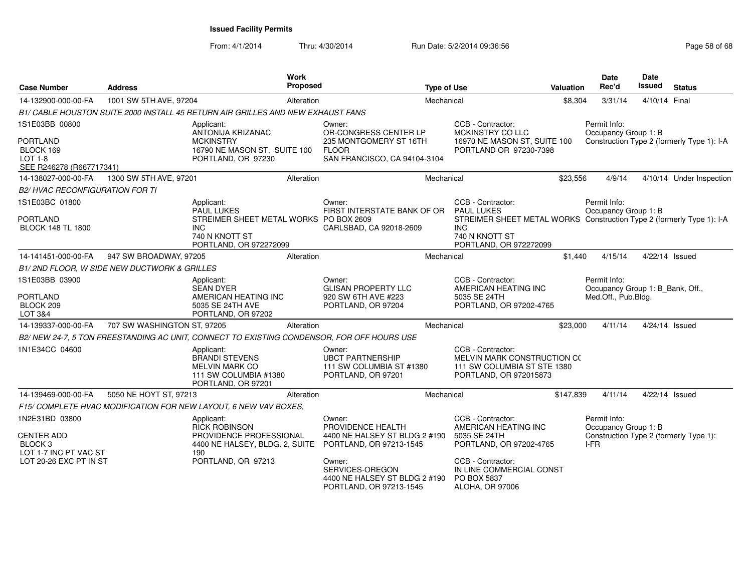**Issued Facility Permits**

From: 4/1/2014 Thru: 4/30/2014 Run Date: 5/2/2014 09:36:56

| Case Number | Address | Work Proposed | Type of Use | Valuation | Date Rec'd | Date Issued | Status |
|---|---|---|---|---|---|---|---|
| 14-132900-000-00-FA | 1001 SW 5TH AVE, 97204 | Alteration | Mechanical | $8,304 | 3/31/14 | 4/10/14 | Final |

B1/ CABLE HOUSTON SUITE 2000 INSTALL 45 RETURN AIR GRILLES AND NEW EXHAUST FANS

1S1E03BB 00800
PORTLAND
BLOCK 169
LOT 1-8
SEE R246278 (R667717341)

Applicant: ANTONIJA KRIZANAC, MCKINSTRY, 16790 NE MASON ST. SUITE 100, PORTLAND, OR 97230

Owner: OR-CONGRESS CENTER LP, 235 MONTGOMERY ST 16TH FLOOR, SAN FRANCISCO, CA 94104-3104

CCB - Contractor: MCKINSTRY CO LLC, 16970 NE MASON ST, SUITE 100, PORTLAND OR 97230-7398

Permit Info: Occupancy Group 1: B; Construction Type 2 (formerly Type 1): I-A

| Case Number | Address | Work Proposed | Type of Use | Valuation | Date Rec'd | Date Issued | Status |
|---|---|---|---|---|---|---|---|
| 14-138027-000-00-FA | 1300 SW 5TH AVE, 97201 | Alteration | Mechanical | $23,556 | 4/9/14 | 4/10/14 | Under Inspection |

B2/ HVAC RECONFIGURATION FOR TI

1S1E03BC 01800
PORTLAND
BLOCK 148 TL 1800

Applicant: PAUL LUKES, STREIMER SHEET METAL WORKS INC, 740 N KNOTT ST, PORTLAND, OR 972272099

Owner: FIRST INTERSTATE BANK OF OR, PO BOX 2609, CARLSBAD, CA 92018-2609

CCB - Contractor: PAUL LUKES, STREIMER SHEET METAL WORKS INC, 740 N KNOTT ST, PORTLAND, OR 972272099

Permit Info: Occupancy Group 1: B; Construction Type 2 (formerly Type 1): I-A

| Case Number | Address | Work Proposed | Type of Use | Valuation | Date Rec'd | Date Issued | Status |
|---|---|---|---|---|---|---|---|
| 14-141451-000-00-FA | 947 SW BROADWAY, 97205 | Alteration | Mechanical | $1,440 | 4/15/14 | 4/22/14 | Issued |

B1/ 2ND FLOOR, W SIDE NEW DUCTWORK & GRILLES

1S1E03BB 03900
PORTLAND
BLOCK 209
LOT 3&4

Applicant: SEAN DYER, AMERICAN HEATING INC, 5035 SE 24TH AVE, PORTLAND, OR 97202

Owner: GLISAN PROPERTY LLC, 920 SW 6TH AVE #223, PORTLAND, OR 97204

CCB - Contractor: AMERICAN HEATING INC, 5035 SE 24TH, PORTLAND, OR 97202-4765

Permit Info: Occupancy Group 1: B_Bank, Off., Med.Off., Pub.Bldg.

| Case Number | Address | Work Proposed | Type of Use | Valuation | Date Rec'd | Date Issued | Status |
|---|---|---|---|---|---|---|---|
| 14-139337-000-00-FA | 707 SW WASHINGTON ST, 97205 | Alteration | Mechanical | $23,000 | 4/11/14 | 4/24/14 | Issued |

B2/ NEW 24-7, 5 TON FREESTANDING AC UNIT, CONNECT TO EXISTING CONDENSOR, FOR OFF HOURS USE

1N1E34CC 04600

Applicant: BRANDI STEVENS, MELVIN MARK CO, 111 SW COLUMBIA #1380, PORTLAND, OR 97201

Owner: UBCT PARTNERSHIP, 111 SW COLUMBIA ST #1380, PORTLAND, OR 97201

CCB - Contractor: MELVIN MARK CONSTRUCTION C(, 111 SW COLUMBIA ST STE 1380, PORTLAND, OR 972015873

| Case Number | Address | Work Proposed | Type of Use | Valuation | Date Rec'd | Date Issued | Status |
|---|---|---|---|---|---|---|---|
| 14-139469-000-00-FA | 5050 NE HOYT ST, 97213 | Alteration | Mechanical | $147,839 | 4/11/14 | 4/22/14 | Issued |

F15/ COMPLETE HVAC MODIFICATION FOR NEW LAYOUT, 6 NEW VAV BOXES,

1N2E31BD 03800
CENTER ADD
BLOCK 3
LOT 1-7 INC PT VAC ST
LOT 20-26 EXC PT IN ST

Applicant: RICK ROBINSON, PROVIDENCE PROFESSIONAL, 4400 NE HALSEY, BLDG. 2, SUITE 190, PORTLAND, OR 97213

Owner: PROVIDENCE HEALTH, 4400 NE HALSEY ST BLDG 2 #190, PORTLAND, OR 97213-1545

Owner: SERVICES-OREGON, 4400 NE HALSEY ST BLDG 2 #190, PORTLAND, OR 97213-1545

CCB - Contractor: AMERICAN HEATING INC, 5035 SE 24TH, PORTLAND, OR 97202-4765

CCB - Contractor: IN LINE COMMERCIAL CONST, PO BOX 5837, ALOHA, OR 97006

Permit Info: Occupancy Group 1: B; Construction Type 2 (formerly Type 1): I-FR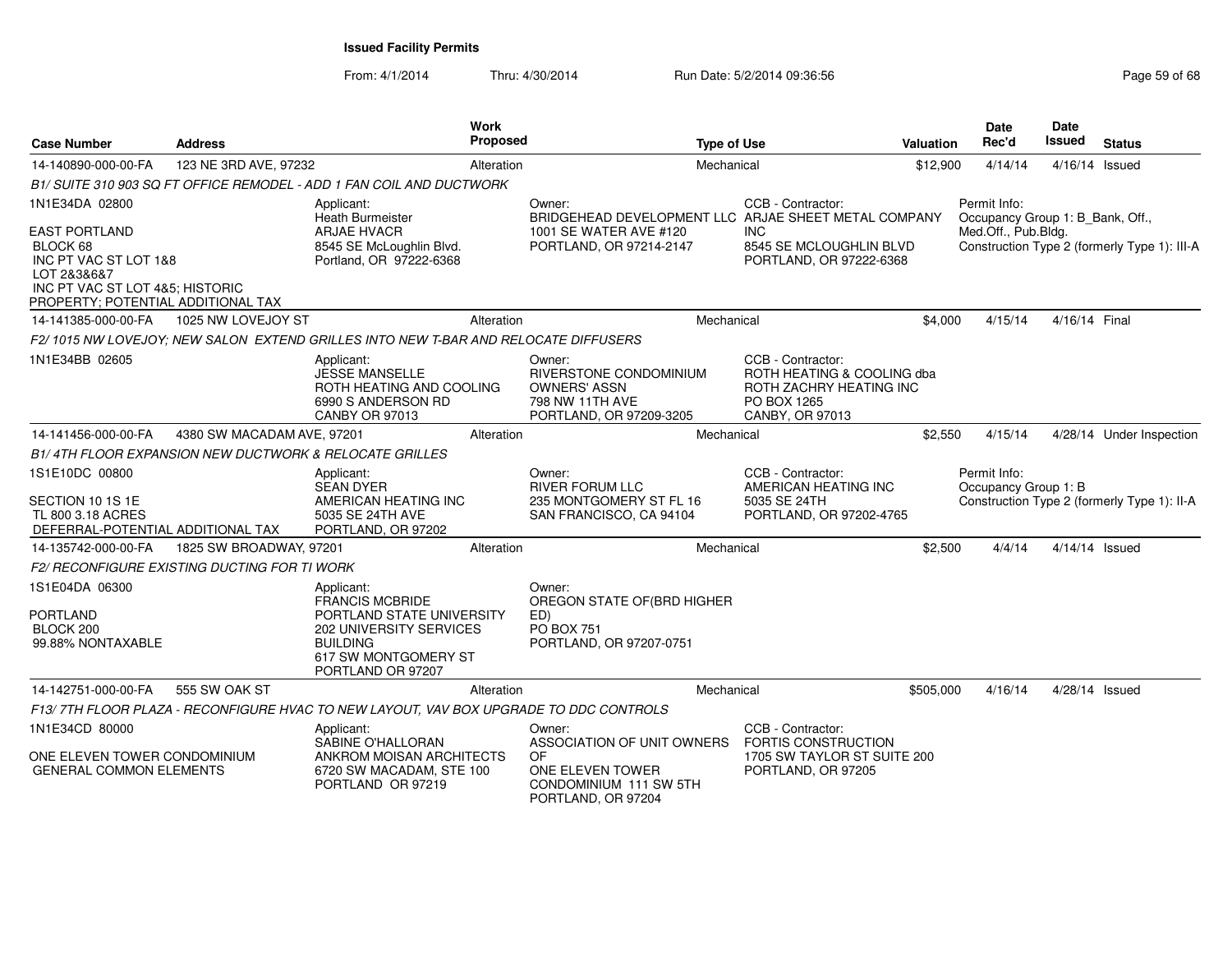**Issued Facility Permits**

From: 4/1/2014 Thru: 4/30/2014 Run Date: 5/2/2014 09:36:56

| Case Number | Address | Work Proposed | Type of Use | Valuation | Date Rec'd | Date Issued | Status |
|---|---|---|---|---|---|---|---|
| 14-140890-000-00-FA | 123 NE 3RD AVE, 97232 | Alteration | Mechanical | $12,900 | 4/14/14 | 4/16/14 | Issued |

*B1/ SUITE 310 903 SQ FT OFFICE REMODEL - ADD 1 FAN COIL AND DUCTWORK*

1N1E34DA 02800

EAST PORTLAND
BLOCK 68
INC PT VAC ST LOT 1&8
LOT 2&3&6&7
INC PT VAC ST LOT 4&5; HISTORIC
PROPERTY; POTENTIAL ADDITIONAL TAX

Applicant:
Heath Burmeister
ARJAE HVACR
8545 SE McLoughlin Blvd.
Portland, OR 97222-6368

Owner:
BRIDGEHEAD DEVELOPMENT LLC
1001 SE WATER AVE #120
PORTLAND, OR 97214-2147

CCB - Contractor:
ARJAE SHEET METAL COMPANY
INC
8545 SE MCLOUGHLIN BLVD
PORTLAND, OR 97222-6368

Permit Info:
Occupancy Group 1: B_Bank, Off., Med.Off., Pub.Bldg.
Construction Type 2 (formerly Type 1): III-A

---

| Case Number | Address | Work Proposed | Type of Use | Valuation | Date Rec'd | Date Issued | Status |
|---|---|---|---|---|---|---|---|
| 14-141385-000-00-FA | 1025 NW LOVEJOY ST | Alteration | Mechanical | $4,000 | 4/15/14 | 4/16/14 | Final |

*F2/ 1015 NW LOVEJOY; NEW SALON EXTEND GRILLES INTO NEW T-BAR AND RELOCATE DIFFUSERS*

1N1E34BB 02605

Applicant:
JESSE MANSELLE
ROTH HEATING AND COOLING
6990 S ANDERSON RD
CANBY OR 97013

Owner:
RIVERSTONE CONDOMINIUM
OWNERS' ASSN
798 NW 11TH AVE
PORTLAND, OR 97209-3205

CCB - Contractor:
ROTH HEATING & COOLING dba
ROTH ZACHRY HEATING INC
PO BOX 1265
CANBY, OR 97013

---

| Case Number | Address | Work Proposed | Type of Use | Valuation | Date Rec'd | Date Issued | Status |
|---|---|---|---|---|---|---|---|
| 14-141456-000-00-FA | 4380 SW MACADAM AVE, 97201 | Alteration | Mechanical | $2,550 | 4/15/14 | 4/28/14 | Under Inspection |

*B1/ 4TH FLOOR EXPANSION NEW DUCTWORK & RELOCATE GRILLES*

1S1E10DC 00800

SECTION 10 1S 1E
TL 800 3.18 ACRES
DEFERRAL-POTENTIAL ADDITIONAL TAX

Applicant:
SEAN DYER
AMERICAN HEATING INC
5035 SE 24TH AVE
PORTLAND, OR 97202

Owner:
RIVER FORUM LLC
235 MONTGOMERY ST FL 16
SAN FRANCISCO, CA 94104

CCB - Contractor:
AMERICAN HEATING INC
5035 SE 24TH
PORTLAND, OR 97202-4765

Permit Info:
Occupancy Group 1: B
Construction Type 2 (formerly Type 1): II-A

---

| Case Number | Address | Work Proposed | Type of Use | Valuation | Date Rec'd | Date Issued | Status |
|---|---|---|---|---|---|---|---|
| 14-135742-000-00-FA | 1825 SW BROADWAY, 97201 | Alteration | Mechanical | $2,500 | 4/4/14 | 4/14/14 | Issued |

*F2/ RECONFIGURE EXISTING DUCTING FOR TI WORK*

1S1E04DA 06300

PORTLAND
BLOCK 200
99.88% NONTAXABLE

Applicant:
FRANCIS MCBRIDE
PORTLAND STATE UNIVERSITY
202 UNIVERSITY SERVICES
BUILDING
617 SW MONTGOMERY ST
PORTLAND OR 97207

Owner:
OREGON STATE OF(BRD HIGHER
ED)
PO BOX 751
PORTLAND, OR 97207-0751

---

| Case Number | Address | Work Proposed | Type of Use | Valuation | Date Rec'd | Date Issued | Status |
|---|---|---|---|---|---|---|---|
| 14-142751-000-00-FA | 555 SW OAK ST | Alteration | Mechanical | $505,000 | 4/16/14 | 4/28/14 | Issued |

*F13/ 7TH FLOOR PLAZA - RECONFIGURE HVAC TO NEW LAYOUT, VAV BOX UPGRADE TO DDC CONTROLS*

1N1E34CD 80000

ONE ELEVEN TOWER CONDOMINIUM
GENERAL COMMON ELEMENTS

Applicant:
SABINE O'HALLORAN
ANKROM MOISAN ARCHITECTS
6720 SW MACADAM, STE 100
PORTLAND OR 97219

Owner:
ASSOCIATION OF UNIT OWNERS
OF
ONE ELEVEN TOWER
CONDOMINIUM 111 SW 5TH
PORTLAND, OR 97204

CCB - Contractor:
FORTIS CONSTRUCTION
1705 SW TAYLOR ST SUITE 200
PORTLAND, OR 97205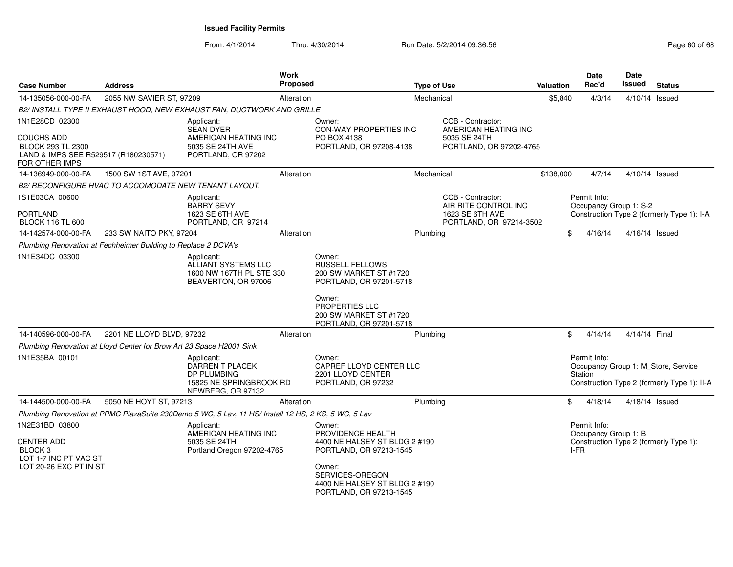**Issued Facility Permits**

From: 4/1/2014 Thru: 4/30/2014 Run Date: 5/2/2014 09:36:56

| Case Number | Address | Work Proposed | Type of Use | Valuation | Date Rec'd | Date Issued | Status |
|---|---|---|---|---|---|---|---|
| 14-135056-000-00-FA | 2055 NW SAVIER ST, 97209 | Alteration | Mechanical | $5,840 | 4/3/14 | 4/10/14 | Issued |

*B2/ INSTALL TYPE II EXHAUST HOOD, NEW EXHAUST FAN, DUCTWORK AND GRILLE*

1N1E28CD 02300
COUCHS ADD
BLOCK 293 TL 2300
LAND & IMPS SEE R529517 (R180230571) FOR OTHER IMPS

Applicant:
SEAN DYER
AMERICAN HEATING INC
5035 SE 24TH AVE
PORTLAND, OR 97202

Owner:
CON-WAY PROPERTIES INC
PO BOX 4138
PORTLAND, OR 97208-4138

CCB - Contractor:
AMERICAN HEATING INC
5035 SE 24TH
PORTLAND, OR 97202-4765

---

| Case Number | Address | Work Proposed | Type of Use | Valuation | Date Rec'd | Date Issued | Status |
|---|---|---|---|---|---|---|---|
| 14-136949-000-00-FA | 1500 SW 1ST AVE, 97201 | Alteration | Mechanical | $138,000 | 4/7/14 | 4/10/14 | Issued |

*B2/ RECONFIGURE HVAC TO ACCOMODATE NEW TENANT LAYOUT.*

1S1E03CA 00600
PORTLAND
BLOCK 116 TL 600

Applicant:
BARRY SEVY
1623 SE 6TH AVE
PORTLAND, OR 97214

CCB - Contractor:
AIR RITE CONTROL INC
1623 SE 6TH AVE
PORTLAND, OR 97214-3502

Permit Info:
Occupancy Group 1: S-2
Construction Type 2 (formerly Type 1): I-A

---

| Case Number | Address | Work Proposed | Type of Use | Valuation | Date Rec'd | Date Issued | Status |
|---|---|---|---|---|---|---|---|
| 14-142574-000-00-FA | 233 SW NAITO PKY, 97204 | Alteration | Plumbing | $ | 4/16/14 | 4/16/14 | Issued |

*Plumbing Renovation at Fechheimer Building to Replace 2 DCVA's*

1N1E34DC 03300

Applicant:
ALLIANT SYSTEMS LLC
1600 NW 167TH PL STE 330
BEAVERTON, OR 97006

Owner:
RUSSELL FELLOWS
200 SW MARKET ST #1720
PORTLAND, OR 97201-5718

Owner:
PROPERTIES LLC
200 SW MARKET ST #1720
PORTLAND, OR 97201-5718

---

| Case Number | Address | Work Proposed | Type of Use | Valuation | Date Rec'd | Date Issued | Status |
|---|---|---|---|---|---|---|---|
| 14-140596-000-00-FA | 2201 NE LLOYD BLVD, 97232 | Alteration | Plumbing | $ | 4/14/14 | 4/14/14 | Final |

*Plumbing Renovation at Lloyd Center for Brow Art 23 Space H2001 Sink*

1N1E35BA 00101

Applicant:
DARREN T PLACEK
DP PLUMBING
15825 NE SPRINGBROOK RD
NEWBERG, OR 97132

Owner:
CAPREF LLOYD CENTER LLC
2201 LLOYD CENTER
PORTLAND, OR 97232

Permit Info:
Occupancy Group 1: M_Store, Service Station
Construction Type 2 (formerly Type 1): II-A

---

| Case Number | Address | Work Proposed | Type of Use | Valuation | Date Rec'd | Date Issued | Status |
|---|---|---|---|---|---|---|---|
| 14-144500-000-00-FA | 5050 NE HOYT ST, 97213 | Alteration | Plumbing | $ | 4/18/14 | 4/18/14 | Issued |

*Plumbing Renovation at PPMC PlazaSuite 230Demo 5 WC, 5 Lav, 11 HS/ Install 12 HS, 2 KS, 5 WC, 5 Lav*

1N2E31BD 03800
CENTER ADD
BLOCK 3
LOT 1-7 INC PT VAC ST
LOT 20-26 EXC PT IN ST

Applicant:
AMERICAN HEATING INC
5035 SE 24TH
Portland Oregon 97202-4765

Owner:
PROVIDENCE HEALTH
4400 NE HALSEY ST BLDG 2 #190
PORTLAND, OR 97213-1545

Owner:
SERVICES-OREGON
4400 NE HALSEY ST BLDG 2 #190
PORTLAND, OR 97213-1545

Permit Info:
Occupancy Group 1: B
Construction Type 2 (formerly Type 1): I-FR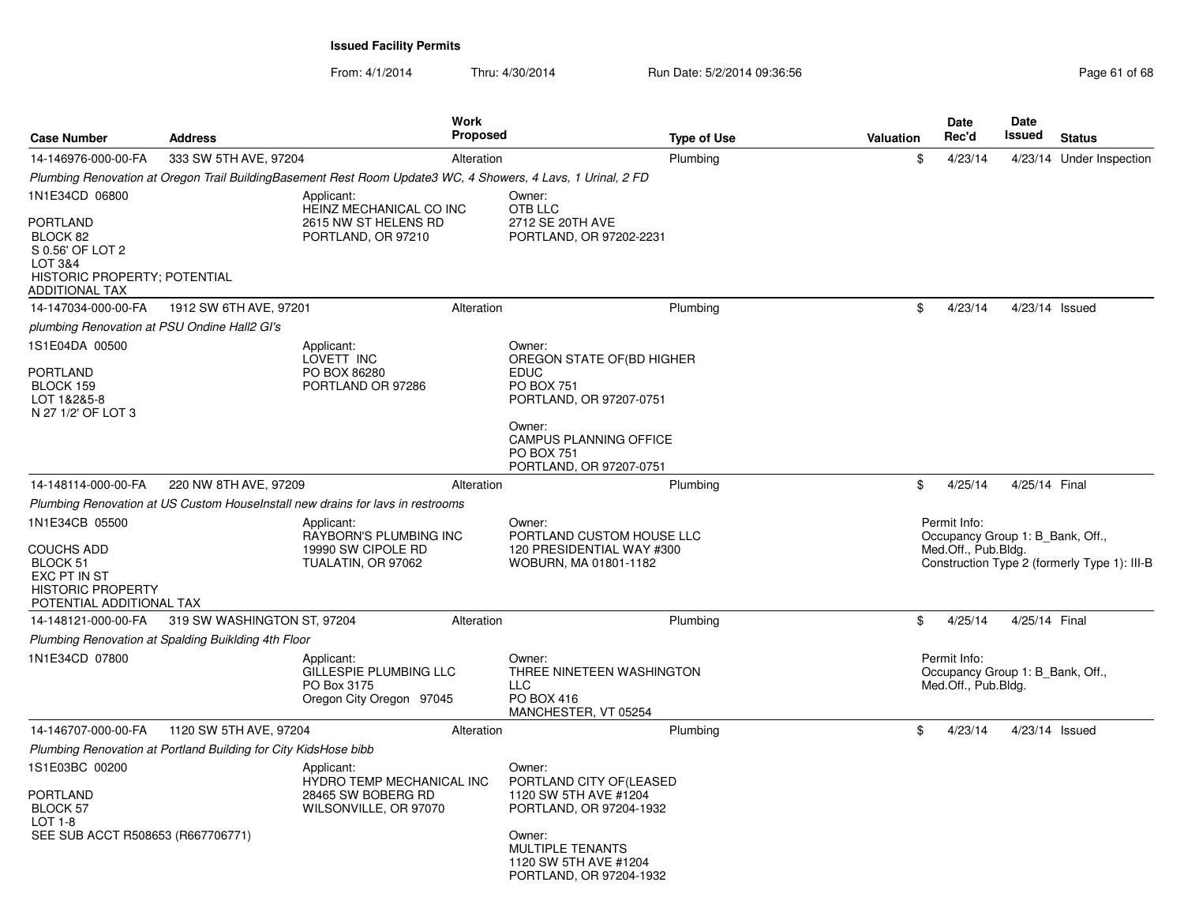**Issued Facility Permits**

From: 4/1/2014 Thru: 4/30/2014 Run Date: 5/2/2014 09:36:56

| Case Number | Address | Work Proposed | Type of Use | Valuation | Date Rec'd | Date Issued | Status |
|---|---|---|---|---|---|---|---|
| 14-146976-000-00-FA | 333 SW 5TH AVE, 97204 | Alteration | Plumbing | $ | 4/23/14 | 4/23/14 | Under Inspection |

*Plumbing Renovation at Oregon Trail BuildingBasement Rest Room Update3 WC, 4 Showers, 4 Lavs, 1 Urinal, 2 FD*

1N1E34CD 06800

PORTLAND
BLOCK 82
S 0.56' OF LOT 2
LOT 3&4
HISTORIC PROPERTY; POTENTIAL ADDITIONAL TAX

Applicant:
HEINZ MECHANICAL CO INC
2615 NW ST HELENS RD
PORTLAND, OR 97210

Owner:
OTB LLC
2712 SE 20TH AVE
PORTLAND, OR 97202-2231

| Case Number | Address | Work Proposed | Type of Use | Valuation | Date Rec'd | Date Issued | Status |
|---|---|---|---|---|---|---|---|
| 14-147034-000-00-FA | 1912 SW 6TH AVE, 97201 | Alteration | Plumbing | $ | 4/23/14 | 4/23/14 | Issued |

*plumbing Renovation at PSU Ondine Hall2 GI's*

1S1E04DA 00500

PORTLAND
BLOCK 159
LOT 1&2&5-8
N 27 1/2' OF LOT 3

Applicant:
LOVETT INC
PO BOX 86280
PORTLAND OR 97286

Owner:
OREGON STATE OF(BD HIGHER EDUC
PO BOX 751
PORTLAND, OR 97207-0751

Owner:
CAMPUS PLANNING OFFICE
PO BOX 751
PORTLAND, OR 97207-0751

| Case Number | Address | Work Proposed | Type of Use | Valuation | Date Rec'd | Date Issued | Status |
|---|---|---|---|---|---|---|---|
| 14-148114-000-00-FA | 220 NW 8TH AVE, 97209 | Alteration | Plumbing | $ | 4/25/14 | 4/25/14 | Final |

*Plumbing Renovation at US Custom HouseInstall new drains for lavs in restrooms*

1N1E34CB 05500

COUCHS ADD
BLOCK 51
EXC PT IN ST
HISTORIC PROPERTY
POTENTIAL ADDITIONAL TAX

Applicant:
RAYBORN'S PLUMBING INC
19990 SW CIPOLE RD
TUALATIN, OR 97062

Owner:
PORTLAND CUSTOM HOUSE LLC
120 PRESIDENTIAL WAY #300
WOBURN, MA 01801-1182

Permit Info:
Occupancy Group 1: B_Bank, Off., Med.Off., Pub.Bldg.
Construction Type 2 (formerly Type 1): III-B

| Case Number | Address | Work Proposed | Type of Use | Valuation | Date Rec'd | Date Issued | Status |
|---|---|---|---|---|---|---|---|
| 14-148121-000-00-FA | 319 SW WASHINGTON ST, 97204 | Alteration | Plumbing | $ | 4/25/14 | 4/25/14 | Final |

*Plumbing Renovation at Spalding Buiklding 4th Floor*

1N1E34CD 07800

Applicant:
GILLESPIE PLUMBING LLC
PO Box 3175
Oregon City Oregon 97045

Owner:
THREE NINETEEN WASHINGTON LLC
PO BOX 416
MANCHESTER, VT 05254

Permit Info:
Occupancy Group 1: B_Bank, Off., Med.Off., Pub.Bldg.

| Case Number | Address | Work Proposed | Type of Use | Valuation | Date Rec'd | Date Issued | Status |
|---|---|---|---|---|---|---|---|
| 14-146707-000-00-FA | 1120 SW 5TH AVE, 97204 | Alteration | Plumbing | $ | 4/23/14 | 4/23/14 | Issued |

*Plumbing Renovation at Portland Building for City KidsHose bibb*

1S1E03BC 00200

PORTLAND
BLOCK 57
LOT 1-8
SEE SUB ACCT R508653 (R667706771)

Applicant:
HYDRO TEMP MECHANICAL INC
28465 SW BOBERG RD
WILSONVILLE, OR 97070

Owner:
PORTLAND CITY OF(LEASED
1120 SW 5TH AVE #1204
PORTLAND, OR 97204-1932

Owner:
MULTIPLE TENANTS
1120 SW 5TH AVE #1204
PORTLAND, OR 97204-1932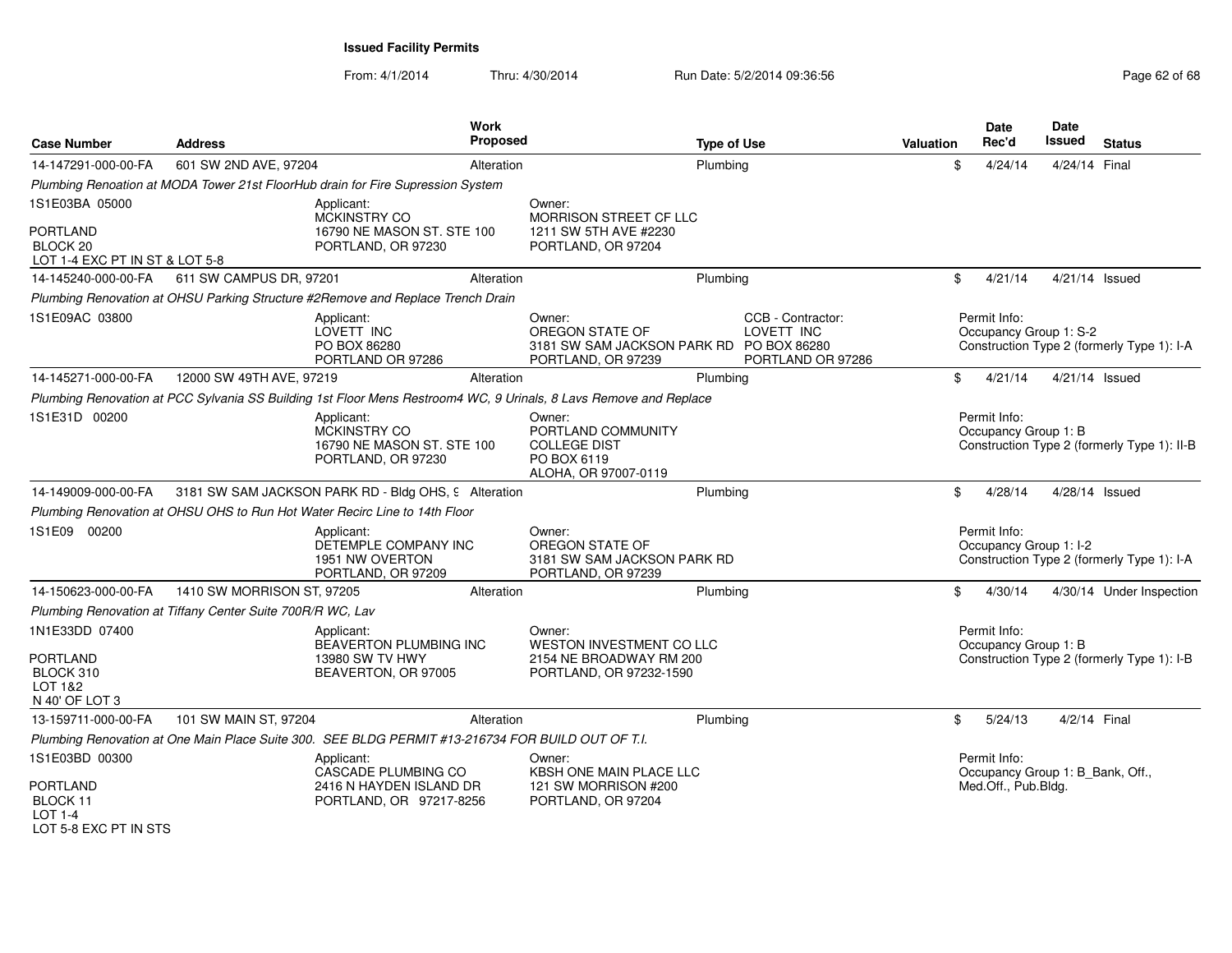## Issued Facility Permits

From: 4/1/2014 Thru: 4/30/2014 Run Date: 5/2/2014 09:36:56

| Case Number | Address | Work Proposed | Type of Use | Valuation | Date Rec'd | Date Issued | Status |
|---|---|---|---|---|---|---|---|
| 14-147291-000-00-FA | 601 SW 2ND AVE, 97204 | Alteration | Plumbing | $ | 4/24/14 | 4/24/14 | Final |

*Plumbing Renoation at MODA Tower 21st FloorHub drain for Fire Supression System*

1S1E03BA 05000

PORTLAND
BLOCK 20
LOT 1-4 EXC PT IN ST & LOT 5-8

Applicant:
MCKINSTRY CO
16790 NE MASON ST. STE 100
PORTLAND, OR 97230

Owner:
MORRISON STREET CF LLC
1211 SW 5TH AVE #2230
PORTLAND, OR 97204

---

| Case Number | Address | Work Proposed | Type of Use | Valuation | Date Rec'd | Date Issued | Status |
|---|---|---|---|---|---|---|---|
| 14-145240-000-00-FA | 611 SW CAMPUS DR, 97201 | Alteration | Plumbing | $ | 4/21/14 | 4/21/14 | Issued |

*Plumbing Renovation at OHSU Parking Structure #2Remove and Replace Trench Drain*

1S1E09AC 03800

Applicant:
LOVETT INC
PO BOX 86280
PORTLAND OR 97286

Owner:
OREGON STATE OF
3181 SW SAM JACKSON PARK RD
PORTLAND, OR 97239

CCB - Contractor:
LOVETT INC
PO BOX 86280
PORTLAND OR 97286

Permit Info:
Occupancy Group 1: S-2
Construction Type 2 (formerly Type 1): I-A

---

| Case Number | Address | Work Proposed | Type of Use | Valuation | Date Rec'd | Date Issued | Status |
|---|---|---|---|---|---|---|---|
| 14-145271-000-00-FA | 12000 SW 49TH AVE, 97219 | Alteration | Plumbing | $ | 4/21/14 | 4/21/14 | Issued |

*Plumbing Renovation at PCC Sylvania SS Building 1st Floor Mens Restroom4 WC, 9 Urinals, 8 Lavs Remove and Replace*

1S1E31D 00200

Applicant:
MCKINSTRY CO
16790 NE MASON ST. STE 100
PORTLAND, OR 97230

Owner:
PORTLAND COMMUNITY
COLLEGE DIST
PO BOX 6119
ALOHA, OR 97007-0119

Permit Info:
Occupancy Group 1: B
Construction Type 2 (formerly Type 1): II-B

---

| Case Number | Address | Work Proposed | Type of Use | Valuation | Date Rec'd | Date Issued | Status |
|---|---|---|---|---|---|---|---|
| 14-149009-000-00-FA | 3181 SW SAM JACKSON PARK RD - Bldg OHS, 9 | Alteration | Plumbing | $ | 4/28/14 | 4/28/14 | Issued |

*Plumbing Renovation at OHSU OHS to Run Hot Water Recirc Line to 14th Floor*

1S1E09 00200

Applicant:
DETEMPLE COMPANY INC
1951 NW OVERTON
PORTLAND, OR 97209

Owner:
OREGON STATE OF
3181 SW SAM JACKSON PARK RD
PORTLAND, OR 97239

Permit Info:
Occupancy Group 1: I-2
Construction Type 2 (formerly Type 1): I-A

---

| Case Number | Address | Work Proposed | Type of Use | Valuation | Date Rec'd | Date Issued | Status |
|---|---|---|---|---|---|---|---|
| 14-150623-000-00-FA | 1410 SW MORRISON ST, 97205 | Alteration | Plumbing | $ | 4/30/14 | 4/30/14 | Under Inspection |

*Plumbing Renovation at Tiffany Center Suite 700R/R WC, Lav*

1N1E33DD 07400

PORTLAND
BLOCK 310
LOT 1&2
N 40' OF LOT 3

Applicant:
BEAVERTON PLUMBING INC
13980 SW TV HWY
BEAVERTON, OR 97005

Owner:
WESTON INVESTMENT CO LLC
2154 NE BROADWAY RM 200
PORTLAND, OR 97232-1590

Permit Info:
Occupancy Group 1: B
Construction Type 2 (formerly Type 1): I-B

---

| Case Number | Address | Work Proposed | Type of Use | Valuation | Date Rec'd | Date Issued | Status |
|---|---|---|---|---|---|---|---|
| 13-159711-000-00-FA | 101 SW MAIN ST, 97204 | Alteration | Plumbing | $ | 5/24/13 | 4/2/14 | Final |

*Plumbing Renovation at One Main Place Suite 300. SEE BLDG PERMIT #13-216734 FOR BUILD OUT OF T.I.*

1S1E03BD 00300

PORTLAND
BLOCK 11
LOT 1-4
LOT 5-8 EXC PT IN STS

Applicant:
CASCADE PLUMBING CO
2416 N HAYDEN ISLAND DR
PORTLAND, OR 97217-8256

Owner:
KBSH ONE MAIN PLACE LLC
121 SW MORRISON #200
PORTLAND, OR 97204

Permit Info:
Occupancy Group 1: B_Bank, Off., Med.Off., Pub.Bldg.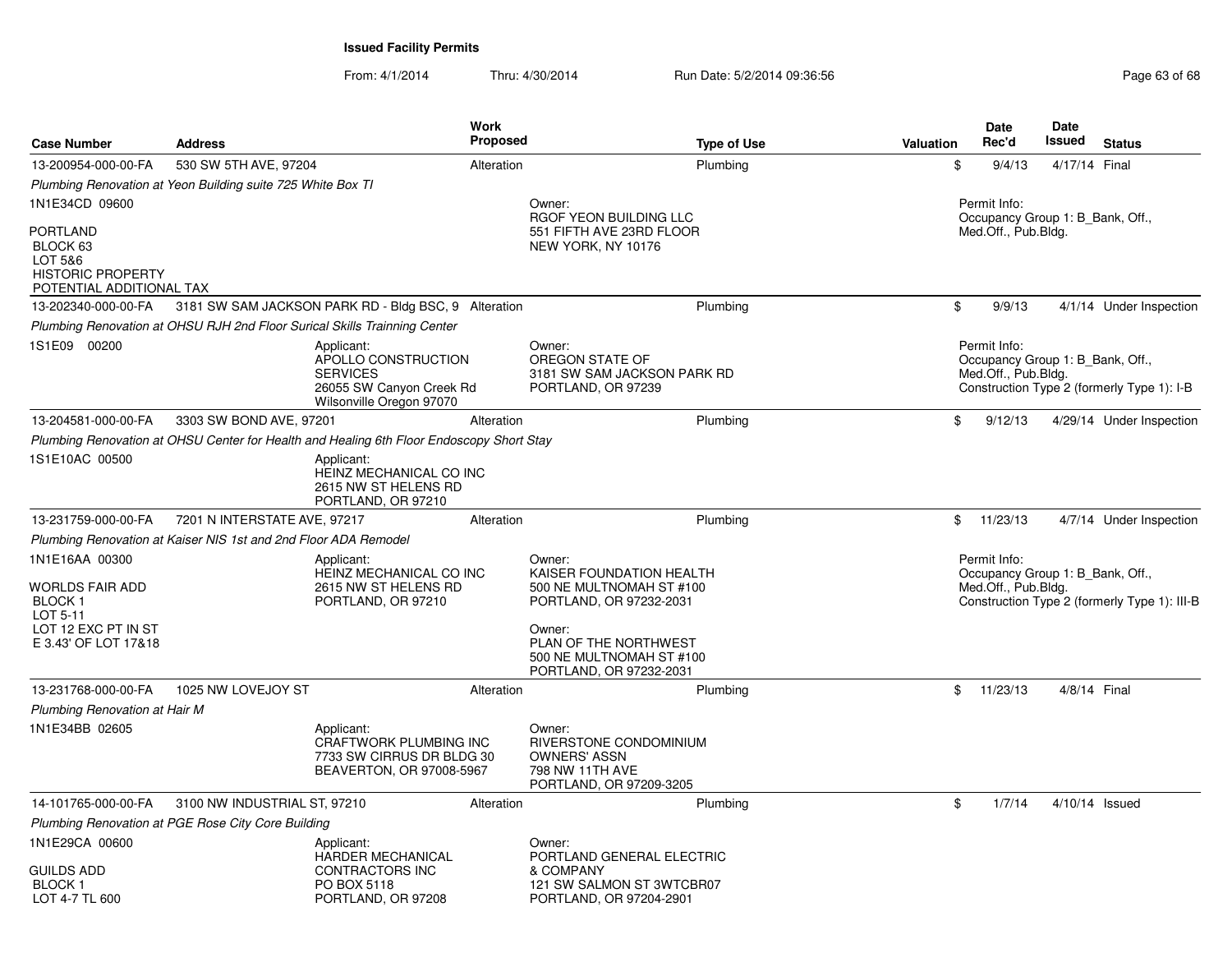**Issued Facility Permits**

From: 4/1/2014 Thru: 4/30/2014 Run Date: 5/2/2014 09:36:56

| Case Number | Address | Work Proposed | Type of Use | Valuation | Date Rec'd | Date Issued | Status |
|---|---|---|---|---|---|---|---|
| 13-200954-000-00-FA | 530 SW 5TH AVE, 97204 | Alteration | Plumbing | $ | 9/4/13 | 4/17/14 | Final |
| *Plumbing Renovation at Yeon Building suite 725 White Box TI* | | | | | | | |
| 1N1E34CD 09600<br>PORTLAND<br>BLOCK 63<br>LOT 5&6<br>HISTORIC PROPERTY<br>POTENTIAL ADDITIONAL TAX | | | Owner:<br>RGOF YEON BUILDING LLC<br>551 FIFTH AVE 23RD FLOOR<br>NEW YORK, NY 10176 | | Permit Info:<br>Occupancy Group 1: B_Bank, Off., Med.Off., Pub.Bldg. | | |
| 13-202340-000-00-FA | 3181 SW SAM JACKSON PARK RD - Bldg BSC, 9 | Alteration | Plumbing | $ | 9/9/13 | 4/1/14 | Under Inspection |
| *Plumbing Renovation at OHSU RJH 2nd Floor Surical Skills Trainning Center* | | | | | | | |
| 1S1E09 00200 | Applicant:<br>APOLLO CONSTRUCTION SERVICES<br>26055 SW Canyon Creek Rd<br>Wilsonville Oregon 97070 | | Owner:<br>OREGON STATE OF<br>3181 SW SAM JACKSON PARK RD<br>PORTLAND, OR 97239 | | Permit Info:<br>Occupancy Group 1: B_Bank, Off., Med.Off., Pub.Bldg.<br>Construction Type 2 (formerly Type 1): I-B | | |
| 13-204581-000-00-FA | 3303 SW BOND AVE, 97201 | Alteration | Plumbing | $ | 9/12/13 | 4/29/14 | Under Inspection |
| *Plumbing Renovation at OHSU Center for Health and Healing 6th Floor Endoscopy Short Stay* | | | | | | | |
| 1S1E10AC 00500 | Applicant:<br>HEINZ MECHANICAL CO INC<br>2615 NW ST HELENS RD<br>PORTLAND, OR 97210 | | | | | | |
| 13-231759-000-00-FA | 7201 N INTERSTATE AVE, 97217 | Alteration | Plumbing | $ | 11/23/13 | 4/7/14 | Under Inspection |
| *Plumbing Renovation at Kaiser NIS 1st and 2nd Floor ADA Remodel* | | | | | | | |
| 1N1E16AA 00300<br>WORLDS FAIR ADD<br>BLOCK 1<br>LOT 5-11<br>LOT 12 EXC PT IN ST<br>E 3.43' OF LOT 17&18 | Applicant:<br>HEINZ MECHANICAL CO INC<br>2615 NW ST HELENS RD<br>PORTLAND, OR 97210 | | Owner:<br>KAISER FOUNDATION HEALTH<br>500 NE MULTNOMAH ST #100<br>PORTLAND, OR 97232-2031<br>Owner:<br>PLAN OF THE NORTHWEST<br>500 NE MULTNOMAH ST #100<br>PORTLAND, OR 97232-2031 | | Permit Info:<br>Occupancy Group 1: B_Bank, Off., Med.Off., Pub.Bldg.<br>Construction Type 2 (formerly Type 1): III-B | | |
| 13-231768-000-00-FA | 1025 NW LOVEJOY ST | Alteration | Plumbing | $ | 11/23/13 | 4/8/14 | Final |
| *Plumbing Renovation at Hair M* | | | | | | | |
| 1N1E34BB 02605 | Applicant:<br>CRAFTWORK PLUMBING INC<br>7733 SW CIRRUS DR BLDG 30<br>BEAVERTON, OR 97008-5967 | | Owner:<br>RIVERSTONE CONDOMINIUM OWNERS' ASSN<br>798 NW 11TH AVE<br>PORTLAND, OR 97209-3205 | | | | |
| 14-101765-000-00-FA | 3100 NW INDUSTRIAL ST, 97210 | Alteration | Plumbing | $ | 1/7/14 | 4/10/14 | Issued |
| *Plumbing Renovation at PGE Rose City Core Building* | | | | | | | |
| 1N1E29CA 00600<br>GUILDS ADD<br>BLOCK 1<br>LOT 4-7 TL 600 | Applicant:<br>HARDER MECHANICAL CONTRACTORS INC<br>PO BOX 5118<br>PORTLAND, OR 97208 | | Owner:<br>PORTLAND GENERAL ELECTRIC & COMPANY<br>121 SW SALMON ST 3WTCBR07<br>PORTLAND, OR 97204-2901 | | | | |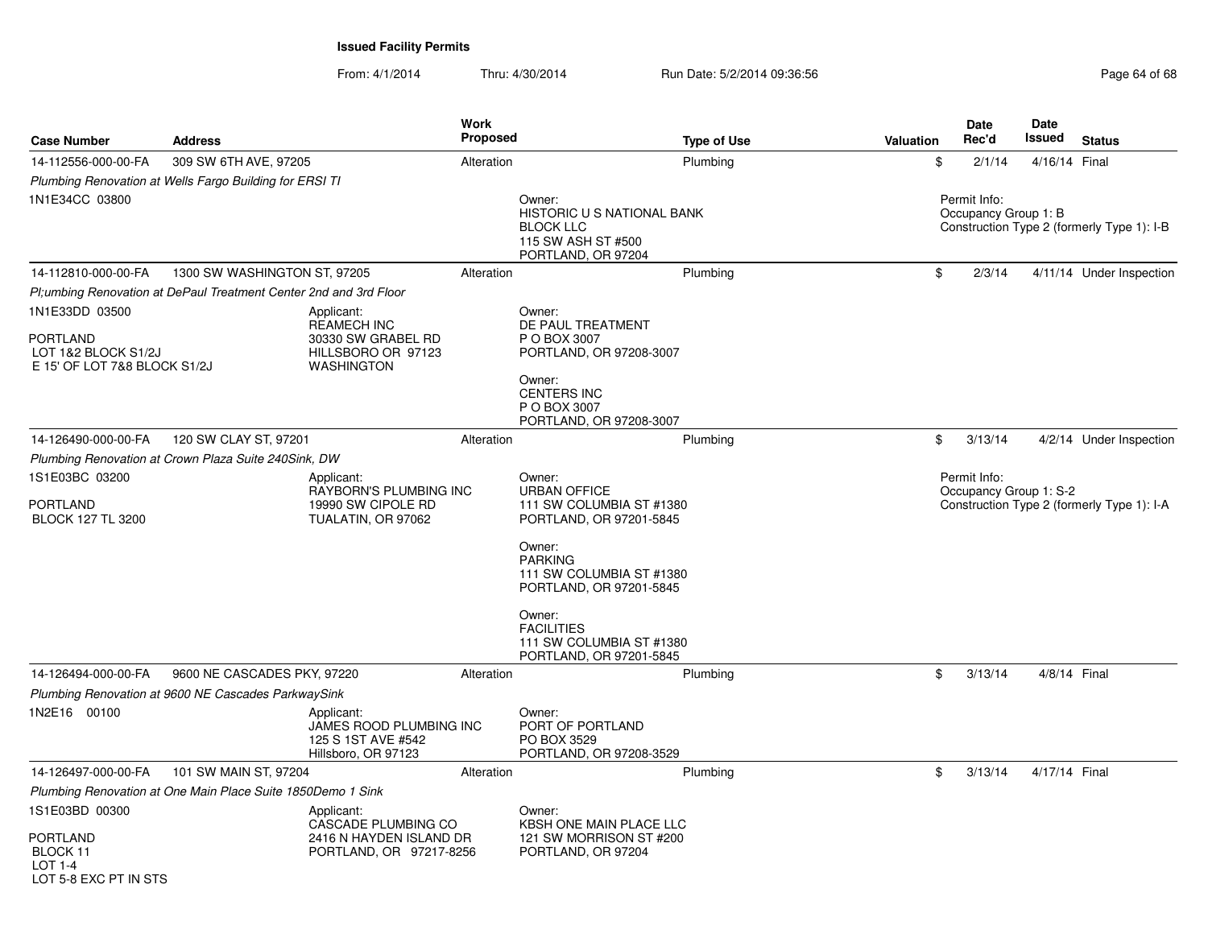**Issued Facility Permits**

From: 4/1/2014 Thru: 4/30/2014 Run Date: 5/2/2014 09:36:56

| Case Number | Address | Work Proposed | Type of Use | Valuation | Date Rec'd | Date Issued | Status |
|---|---|---|---|---|---|---|---|
| 14-112556-000-00-FA | 309 SW 6TH AVE, 97205 | Alteration | Plumbing | $ | 2/1/14 | 4/16/14 | Final |

*Plumbing Renovation at Wells Fargo Building for ERSI TI*

1N1E34CC 03800

Owner:
HISTORIC U S NATIONAL BANK BLOCK LLC
115 SW ASH ST #500
PORTLAND, OR 97204

Permit Info:
Occupancy Group 1: B
Construction Type 2 (formerly Type 1): I-B

| Case Number | Address | Work Proposed | Type of Use | Valuation | Date Rec'd | Date Issued | Status |
|---|---|---|---|---|---|---|---|
| 14-112810-000-00-FA | 1300 SW WASHINGTON ST, 97205 | Alteration | Plumbing | $ | 2/3/14 | 4/11/14 | Under Inspection |

*Pl;umbing Renovation at DePaul Treatment Center 2nd and 3rd Floor*

1N1E33DD 03500

PORTLAND
LOT 1&2 BLOCK S1/2J
E 15' OF LOT 7&8 BLOCK S1/2J

Applicant:
REAMECH INC
30330 SW GRABEL RD
HILLSBORO OR 97123
WASHINGTON

Owner:
DE PAUL TREATMENT
P O BOX 3007
PORTLAND, OR 97208-3007

Owner:
CENTERS INC
P O BOX 3007
PORTLAND, OR 97208-3007

| Case Number | Address | Work Proposed | Type of Use | Valuation | Date Rec'd | Date Issued | Status |
|---|---|---|---|---|---|---|---|
| 14-126490-000-00-FA | 120 SW CLAY ST, 97201 | Alteration | Plumbing | $ | 3/13/14 | 4/2/14 | Under Inspection |

*Plumbing Renovation at Crown Plaza Suite 240Sink, DW*

1S1E03BC 03200

PORTLAND
BLOCK 127 TL 3200

Applicant:
RAYBORN'S PLUMBING INC
19990 SW CIPOLE RD
TUALATIN, OR 97062

Owner:
URBAN OFFICE
111 SW COLUMBIA ST #1380
PORTLAND, OR 97201-5845

Owner:
PARKING
111 SW COLUMBIA ST #1380
PORTLAND, OR 97201-5845

Owner:
FACILITIES
111 SW COLUMBIA ST #1380
PORTLAND, OR 97201-5845

Permit Info:
Occupancy Group 1: S-2
Construction Type 2 (formerly Type 1): I-A

| Case Number | Address | Work Proposed | Type of Use | Valuation | Date Rec'd | Date Issued | Status |
|---|---|---|---|---|---|---|---|
| 14-126494-000-00-FA | 9600 NE CASCADES PKY, 97220 | Alteration | Plumbing | $ | 3/13/14 | 4/8/14 | Final |

*Plumbing Renovation at 9600 NE Cascades ParkwaySink*

1N2E16 00100

Applicant:
JAMES ROOD PLUMBING INC
125 S 1ST AVE #542
Hillsboro, OR 97123

Owner:
PORT OF PORTLAND
PO BOX 3529
PORTLAND, OR 97208-3529

| Case Number | Address | Work Proposed | Type of Use | Valuation | Date Rec'd | Date Issued | Status |
|---|---|---|---|---|---|---|---|
| 14-126497-000-00-FA | 101 SW MAIN ST, 97204 | Alteration | Plumbing | $ | 3/13/14 | 4/17/14 | Final |

*Plumbing Renovation at One Main Place Suite 1850Demo 1 Sink*

1S1E03BD 00300

PORTLAND
BLOCK 11
LOT 1-4
LOT 5-8 EXC PT IN STS

Applicant:
CASCADE PLUMBING CO
2416 N HAYDEN ISLAND DR
PORTLAND, OR 97217-8256

Owner:
KBSH ONE MAIN PLACE LLC
121 SW MORRISON ST #200
PORTLAND, OR 97204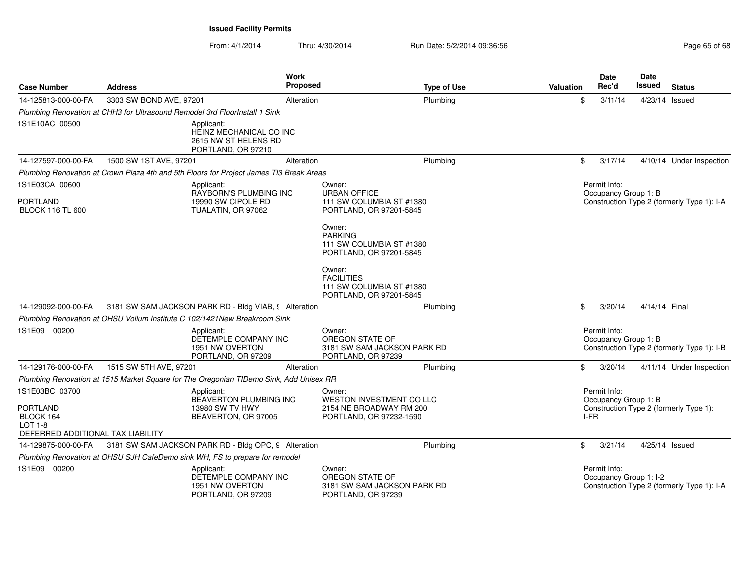**Issued Facility Permits**

From: 4/1/2014 Thru: 4/30/2014 Run Date: 5/2/2014 09:36:56

| Case Number | Address | Work Proposed | Type of Use | Valuation | Date Rec'd | Date Issued | Status |
|---|---|---|---|---|---|---|---|
| 14-125813-000-00-FA | 3303 SW BOND AVE, 97201 | Alteration | Plumbing | $ | 3/11/14 | 4/23/14 | Issued |

*Plumbing Renovation at CHH3 for Ultrasound Remodel 3rd FloorInstall 1 Sink*

1S1E10AC 00500

Applicant:
HEINZ MECHANICAL CO INC
2615 NW ST HELENS RD
PORTLAND, OR 97210

| Case Number | Address | Work Proposed | Type of Use | Valuation | Date Rec'd | Date Issued | Status |
|---|---|---|---|---|---|---|---|
| 14-127597-000-00-FA | 1500 SW 1ST AVE, 97201 | Alteration | Plumbing | $ | 3/17/14 | 4/10/14 | Under Inspection |

*Plumbing Renovation at Crown Plaza 4th and 5th Floors for Project James TI3 Break Areas*

1S1E03CA 00600
PORTLAND
BLOCK 116 TL 600

Applicant:
RAYBORN'S PLUMBING INC
19990 SW CIPOLE RD
TUALATIN, OR 97062

Owner:
URBAN OFFICE
111 SW COLUMBIA ST #1380
PORTLAND, OR 97201-5845

Owner:
PARKING
111 SW COLUMBIA ST #1380
PORTLAND, OR 97201-5845

Owner:
FACILITIES
111 SW COLUMBIA ST #1380
PORTLAND, OR 97201-5845

Permit Info:
Occupancy Group 1: B
Construction Type 2 (formerly Type 1): I-A

| Case Number | Address | Work Proposed | Type of Use | Valuation | Date Rec'd | Date Issued | Status |
|---|---|---|---|---|---|---|---|
| 14-129092-000-00-FA | 3181 SW SAM JACKSON PARK RD - Bldg VIAB, 9 | Alteration | Plumbing | $ | 3/20/14 | 4/14/14 | Final |

*Plumbing Renovation at OHSU Vollum Institute C 102/1421New Breakroom Sink*

1S1E09 00200

Applicant:
DETEMPLE COMPANY INC
1951 NW OVERTON
PORTLAND, OR 97209

Owner:
OREGON STATE OF
3181 SW SAM JACKSON PARK RD
PORTLAND, OR 97239

Permit Info:
Occupancy Group 1: B
Construction Type 2 (formerly Type 1): I-B

| Case Number | Address | Work Proposed | Type of Use | Valuation | Date Rec'd | Date Issued | Status |
|---|---|---|---|---|---|---|---|
| 14-129176-000-00-FA | 1515 SW 5TH AVE, 97201 | Alteration | Plumbing | $ | 3/20/14 | 4/11/14 | Under Inspection |

*Plumbing Renovation at 1515 Market Square for The Oregonian TIDemo Sink, Add Unisex RR*

1S1E03BC 03700
PORTLAND
BLOCK 164
LOT 1-8
DEFERRED ADDITIONAL TAX LIABILITY

Applicant:
BEAVERTON PLUMBING INC
13980 SW TV HWY
BEAVERTON, OR 97005

Owner:
WESTON INVESTMENT CO LLC
2154 NE BROADWAY RM 200
PORTLAND, OR 97232-1590

Permit Info:
Occupancy Group 1: B
Construction Type 2 (formerly Type 1): I-FR

| Case Number | Address | Work Proposed | Type of Use | Valuation | Date Rec'd | Date Issued | Status |
|---|---|---|---|---|---|---|---|
| 14-129875-000-00-FA | 3181 SW SAM JACKSON PARK RD - Bldg OPC, 9 | Alteration | Plumbing | $ | 3/21/14 | 4/25/14 | Issued |

*Plumbing Renovation at OHSU SJH CafeDemo sink WH, FS to prepare for remodel*

1S1E09 00200

Applicant:
DETEMPLE COMPANY INC
1951 NW OVERTON
PORTLAND, OR 97209

Owner:
OREGON STATE OF
3181 SW SAM JACKSON PARK RD
PORTLAND, OR 97239

Permit Info:
Occupancy Group 1: I-2
Construction Type 2 (formerly Type 1): I-A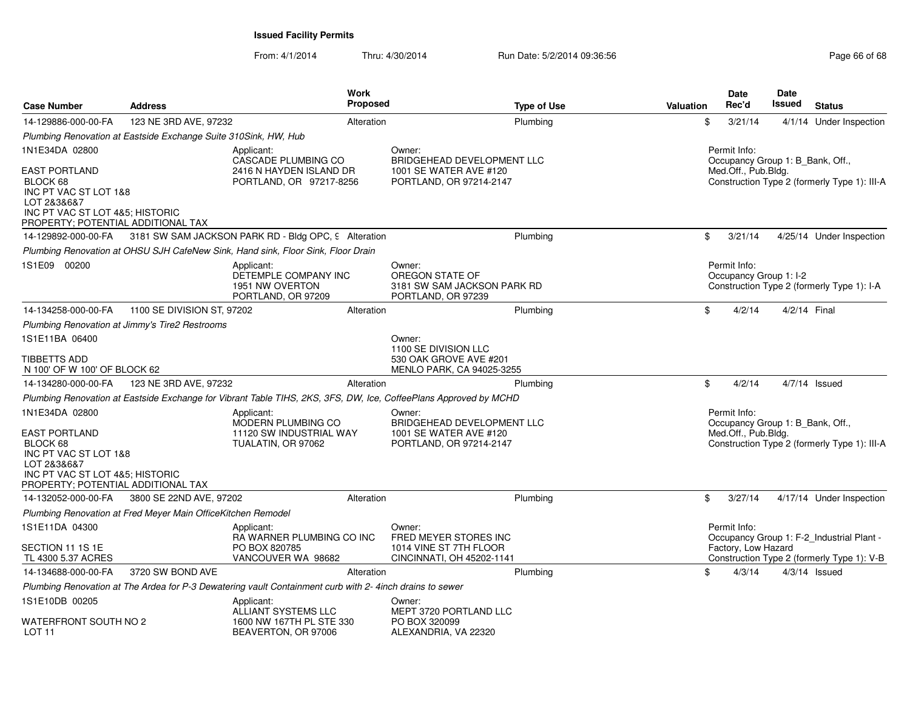**Issued Facility Permits**

From: 4/1/2014 Thru: 4/30/2014 Run Date: 5/2/2014 09:36:56

| Case Number | Address | Work Proposed | Type of Use | Valuation | Date Rec'd | Date Issued | Status |
|---|---|---|---|---|---|---|---|
| 14-129886-000-00-FA | 123 NE 3RD AVE, 97232 | Alteration | Plumbing | $ | 3/21/14 | 4/1/14 | Under Inspection |
| *Plumbing Renovation at Eastside Exchange Suite 310Sink, HW, Hub* | | | | | | | |
| 1N1E34DA 02800<br><br>EAST PORTLAND<br>BLOCK 68<br>INC PT VAC ST LOT 1&8<br>LOT 2&3&6&7<br>INC PT VAC ST LOT 4&5; HISTORIC PROPERTY; POTENTIAL ADDITIONAL TAX | Applicant:<br>CASCADE PLUMBING CO<br>2416 N HAYDEN ISLAND DR<br>PORTLAND, OR 97217-8256 | | Owner:<br>BRIDGEHEAD DEVELOPMENT LLC<br>1001 SE WATER AVE #120<br>PORTLAND, OR 97214-2147 | | Permit Info:<br>Occupancy Group 1: B_Bank, Off., Med.Off., Pub.Bldg.<br>Construction Type 2 (formerly Type 1): III-A | | |
| 14-129892-000-00-FA | 3181 SW SAM JACKSON PARK RD - Bldg OPC, 9 | Alteration | Plumbing | $ | 3/21/14 | 4/25/14 | Under Inspection |
| *Plumbing Renovation at OHSU SJH CafeNew Sink, Hand sink, Floor Sink, Floor Drain* | | | | | | | |
| 1S1E09 00200 | Applicant:<br>DETEMPLE COMPANY INC<br>1951 NW OVERTON<br>PORTLAND, OR 97209 | | Owner:<br>OREGON STATE OF<br>3181 SW SAM JACKSON PARK RD<br>PORTLAND, OR 97239 | | Permit Info:<br>Occupancy Group 1: I-2<br>Construction Type 2 (formerly Type 1): I-A | | |
| 14-134258-000-00-FA | 1100 SE DIVISION ST, 97202 | Alteration | Plumbing | $ | 4/2/14 | 4/2/14 | Final |
| *Plumbing Renovation at Jimmy's Tire2 Restrooms* | | | | | | | |
| 1S1E11BA 06400<br><br>TIBBETTS ADD<br>N 100' OF W 100' OF BLOCK 62 | | | Owner:<br>1100 SE DIVISION LLC<br>530 OAK GROVE AVE #201<br>MENLO PARK, CA 94025-3255 | | | | |
| 14-134280-000-00-FA | 123 NE 3RD AVE, 97232 | Alteration | Plumbing | $ | 4/2/14 | 4/7/14 | Issued |
| *Plumbing Renovation at Eastside Exchange for Vibrant Table TIHS, 2KS, 3FS, DW, Ice, CoffeePlans Approved by MCHD* | | | | | | | |
| 1N1E34DA 02800<br><br>EAST PORTLAND<br>BLOCK 68<br>INC PT VAC ST LOT 1&8<br>LOT 2&3&6&7<br>INC PT VAC ST LOT 4&5; HISTORIC PROPERTY; POTENTIAL ADDITIONAL TAX | Applicant:<br>MODERN PLUMBING CO<br>11120 SW INDUSTRIAL WAY<br>TUALATIN, OR 97062 | | Owner:<br>BRIDGEHEAD DEVELOPMENT LLC<br>1001 SE WATER AVE #120<br>PORTLAND, OR 97214-2147 | | Permit Info:<br>Occupancy Group 1: B_Bank, Off., Med.Off., Pub.Bldg.<br>Construction Type 2 (formerly Type 1): III-A | | |
| 14-132052-000-00-FA | 3800 SE 22ND AVE, 97202 | Alteration | Plumbing | $ | 3/27/14 | 4/17/14 | Under Inspection |
| *Plumbing Renovation at Fred Meyer Main OfficeKitchen Remodel* | | | | | | | |
| 1S1E11DA 04300<br><br>SECTION 11 1S 1E<br>TL 4300 5.37 ACRES | Applicant:<br>RA WARNER PLUMBING CO INC<br>PO BOX 820785<br>VANCOUVER WA 98682 | | Owner:<br>FRED MEYER STORES INC<br>1014 VINE ST 7TH FLOOR<br>CINCINNATI, OH 45202-1141 | | Permit Info:<br>Occupancy Group 1: F-2_Industrial Plant - Factory, Low Hazard<br>Construction Type 2 (formerly Type 1): V-B | | |
| 14-134688-000-00-FA | 3720 SW BOND AVE | Alteration | Plumbing | $ | 4/3/14 | 4/3/14 | Issued |
| *Plumbing Renovation at The Ardea for P-3 Dewatering vault Containment curb with 2- 4inch drains to sewer* | | | | | | | |
| 1S1E10DB 00205<br><br>WATERFRONT SOUTH NO 2<br>LOT 11 | Applicant:<br>ALLIANT SYSTEMS LLC<br>1600 NW 167TH PL STE 330<br>BEAVERTON, OR 97006 | | Owner:<br>MEPT 3720 PORTLAND LLC<br>PO BOX 320099<br>ALEXANDRIA, VA 22320 | | | | |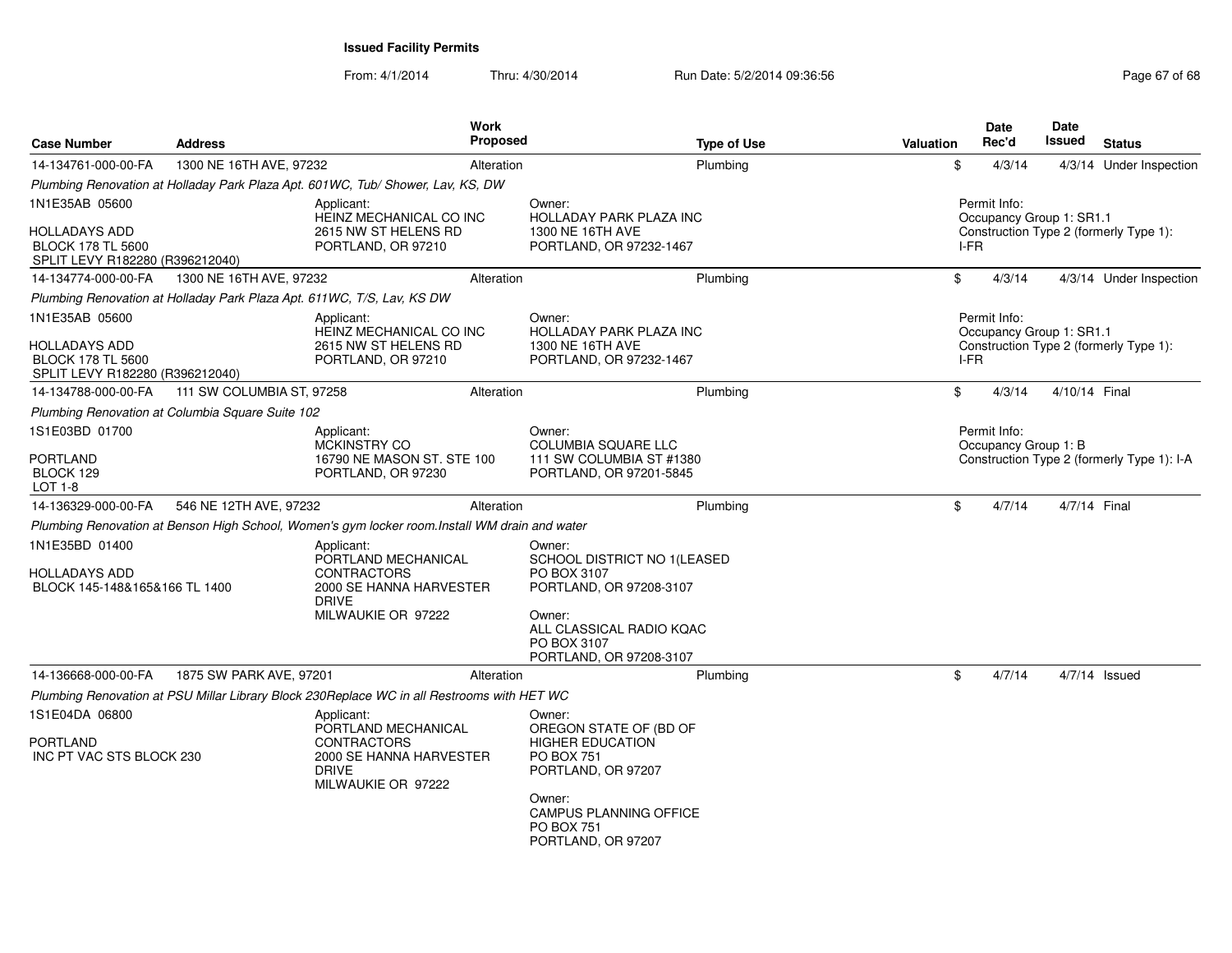**Issued Facility Permits**

From: 4/1/2014 Thru: 4/30/2014 Run Date: 5/2/2014 09:36:56

| Case Number | Address | Work Proposed | Type of Use | Valuation | Date Rec'd | Date Issued | Status |
|---|---|---|---|---|---|---|---|
| 14-134761-000-00-FA | 1300 NE 16TH AVE, 97232 | Alteration | Plumbing | $ | 4/3/14 | 4/3/14 | Under Inspection |

*Plumbing Renovation at Holladay Park Plaza Apt. 601WC, Tub/ Shower, Lav, KS, DW*

1N1E35AB 05600
HOLLADAYS ADD
BLOCK 178 TL 5600
SPLIT LEVY R182280 (R396212040)

Applicant:
HEINZ MECHANICAL CO INC
2615 NW ST HELENS RD
PORTLAND, OR 97210

Owner:
HOLLADAY PARK PLAZA INC
1300 NE 16TH AVE
PORTLAND, OR 97232-1467

Permit Info:
Occupancy Group 1: SR1.1
Construction Type 2 (formerly Type 1): I-FR

| Case Number | Address | Work Proposed | Type of Use | Valuation | Date Rec'd | Date Issued | Status |
|---|---|---|---|---|---|---|---|
| 14-134774-000-00-FA | 1300 NE 16TH AVE, 97232 | Alteration | Plumbing | $ | 4/3/14 | 4/3/14 | Under Inspection |

*Plumbing Renovation at Holladay Park Plaza Apt. 611WC, T/S, Lav, KS DW*

1N1E35AB 05600
HOLLADAYS ADD
BLOCK 178 TL 5600
SPLIT LEVY R182280 (R396212040)

Applicant:
HEINZ MECHANICAL CO INC
2615 NW ST HELENS RD
PORTLAND, OR 97210

Owner:
HOLLADAY PARK PLAZA INC
1300 NE 16TH AVE
PORTLAND, OR 97232-1467

Permit Info:
Occupancy Group 1: SR1.1
Construction Type 2 (formerly Type 1): I-FR

| Case Number | Address | Work Proposed | Type of Use | Valuation | Date Rec'd | Date Issued | Status |
|---|---|---|---|---|---|---|---|
| 14-134788-000-00-FA | 111 SW COLUMBIA ST, 97258 | Alteration | Plumbing | $ | 4/3/14 | 4/10/14 | Final |

*Plumbing Renovation at Columbia Square Suite 102*

1S1E03BD 01700
PORTLAND
BLOCK 129
LOT 1-8

Applicant:
MCKINSTRY CO
16790 NE MASON ST. STE 100
PORTLAND, OR 97230

Owner:
COLUMBIA SQUARE LLC
111 SW COLUMBIA ST #1380
PORTLAND, OR 97201-5845

Permit Info:
Occupancy Group 1: B
Construction Type 2 (formerly Type 1): I-A

| Case Number | Address | Work Proposed | Type of Use | Valuation | Date Rec'd | Date Issued | Status |
|---|---|---|---|---|---|---|---|
| 14-136329-000-00-FA | 546 NE 12TH AVE, 97232 | Alteration | Plumbing | $ | 4/7/14 | 4/7/14 | Final |

*Plumbing Renovation at Benson High School, Women's gym locker room.Install WM drain and water*

1N1E35BD 01400
HOLLADAYS ADD
BLOCK 145-148&165&166 TL 1400

Applicant:
PORTLAND MECHANICAL CONTRACTORS
2000 SE HANNA HARVESTER DRIVE
MILWAUKIE OR 97222

Owner:
SCHOOL DISTRICT NO 1(LEASED
PO BOX 3107
PORTLAND, OR 97208-3107

Owner:
ALL CLASSICAL RADIO KQAC
PO BOX 3107
PORTLAND, OR 97208-3107

| Case Number | Address | Work Proposed | Type of Use | Valuation | Date Rec'd | Date Issued | Status |
|---|---|---|---|---|---|---|---|
| 14-136668-000-00-FA | 1875 SW PARK AVE, 97201 | Alteration | Plumbing | $ | 4/7/14 | 4/7/14 | Issued |

*Plumbing Renovation at PSU Millar Library Block 230Replace WC in all Restrooms with HET WC*

1S1E04DA 06800
PORTLAND
INC PT VAC STS BLOCK 230

Applicant:
PORTLAND MECHANICAL CONTRACTORS
2000 SE HANNA HARVESTER DRIVE
MILWAUKIE OR 97222

Owner:
OREGON STATE OF (BD OF HIGHER EDUCATION
PO BOX 751
PORTLAND, OR 97207

Owner:
CAMPUS PLANNING OFFICE
PO BOX 751
PORTLAND, OR 97207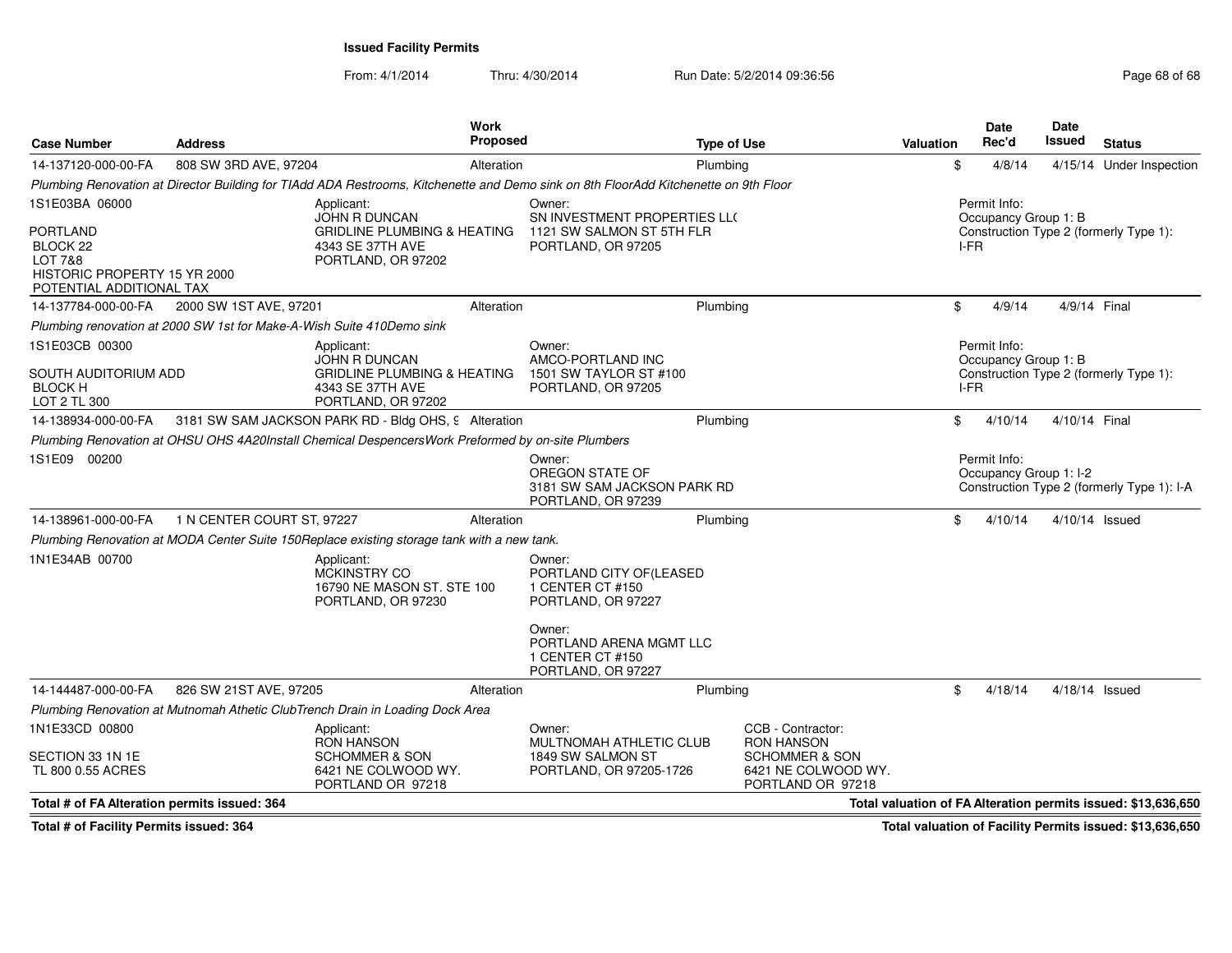**Issued Facility Permits**

From: 4/1/2014 Thru: 4/30/2014 Run Date: 5/2/2014 09:36:56

| Case Number | Address | Work Proposed | Type of Use | Valuation | Date Rec'd | Date Issued | Status |
|---|---|---|---|---|---|---|---|
| 14-137120-000-00-FA | 808 SW 3RD AVE, 97204 | Alteration | Plumbing | $ | 4/8/14 | 4/15/14 | Under Inspection |

*Plumbing Renovation at Director Building for TIAdd ADA Restrooms, Kitchenette and Demo sink on 8th FloorAdd Kitchenette on 9th Floor*

1S1E03BA 06000
PORTLAND
BLOCK 22
LOT 7&8
HISTORIC PROPERTY 15 YR 2000
POTENTIAL ADDITIONAL TAX

Applicant:
JOHN R DUNCAN
GRIDLINE PLUMBING & HEATING
4343 SE 37TH AVE
PORTLAND, OR 97202

Owner:
SN INVESTMENT PROPERTIES LL(
1121 SW SALMON ST 5TH FLR
PORTLAND, OR 97205

Permit Info:
Occupancy Group 1: B
Construction Type 2 (formerly Type 1): I-FR

| Case Number | Address | Work Proposed | Type of Use | Valuation | Date Rec'd | Date Issued | Status |
|---|---|---|---|---|---|---|---|
| 14-137784-000-00-FA | 2000 SW 1ST AVE, 97201 | Alteration | Plumbing | $ | 4/9/14 | 4/9/14 | Final |

*Plumbing renovation at 2000 SW 1st for Make-A-Wish Suite 410Demo sink*

1S1E03CB 00300
SOUTH AUDITORIUM ADD
BLOCK H
LOT 2 TL 300

Applicant:
JOHN R DUNCAN
GRIDLINE PLUMBING & HEATING
4343 SE 37TH AVE
PORTLAND, OR 97202

Owner:
AMCO-PORTLAND INC
1501 SW TAYLOR ST #100
PORTLAND, OR 97205

Permit Info:
Occupancy Group 1: B
Construction Type 2 (formerly Type 1): I-FR

| Case Number | Address | Work Proposed | Type of Use | Valuation | Date Rec'd | Date Issued | Status |
|---|---|---|---|---|---|---|---|
| 14-138934-000-00-FA | 3181 SW SAM JACKSON PARK RD - Bldg OHS, 9 | Alteration | Plumbing | $ | 4/10/14 | 4/10/14 | Final |

*Plumbing Renovation at OHSU OHS 4A20Install Chemical DespencersWork Preformed by on-site Plumbers*

1S1E09 00200

Owner:
OREGON STATE OF
3181 SW SAM JACKSON PARK RD
PORTLAND, OR 97239

Permit Info:
Occupancy Group 1: I-2
Construction Type 2 (formerly Type 1): I-A

| Case Number | Address | Work Proposed | Type of Use | Valuation | Date Rec'd | Date Issued | Status |
|---|---|---|---|---|---|---|---|
| 14-138961-000-00-FA | 1 N CENTER COURT ST, 97227 | Alteration | Plumbing | $ | 4/10/14 | 4/10/14 | Issued |

*Plumbing Renovation at MODA Center Suite 150Replace existing storage tank with a new tank.*

1N1E34AB 00700

Applicant:
MCKINSTRY CO
16790 NE MASON ST. STE 100
PORTLAND, OR 97230

Owner:
PORTLAND CITY OF(LEASED
1 CENTER CT #150
PORTLAND, OR 97227

Owner:
PORTLAND ARENA MGMT LLC
1 CENTER CT #150
PORTLAND, OR 97227

| Case Number | Address | Work Proposed | Type of Use | Valuation | Date Rec'd | Date Issued | Status |
|---|---|---|---|---|---|---|---|
| 14-144487-000-00-FA | 826 SW 21ST AVE, 97205 | Alteration | Plumbing | $ | 4/18/14 | 4/18/14 | Issued |

*Plumbing Renovation at Mutnomah Athetic ClubTrench Drain in Loading Dock Area*

1N1E33CD 00800
SECTION 33 1N 1E
TL 800 0.55 ACRES

Applicant:
RON HANSON
SCHOMMER & SON
6421 NE COLWOOD WY.
PORTLAND OR 97218

Owner:
MULTNOMAH ATHLETIC CLUB
1849 SW SALMON ST
PORTLAND, OR 97205-1726

CCB - Contractor:
RON HANSON
SCHOMMER & SON
6421 NE COLWOOD WY.
PORTLAND OR 97218

**Total # of FA Alteration permits issued: 364**

**Total valuation of FA Alteration permits issued: $13,636,650**

**Total # of Facility Permits issued: 364**

**Total valuation of Facility Permits issued: $13,636,650**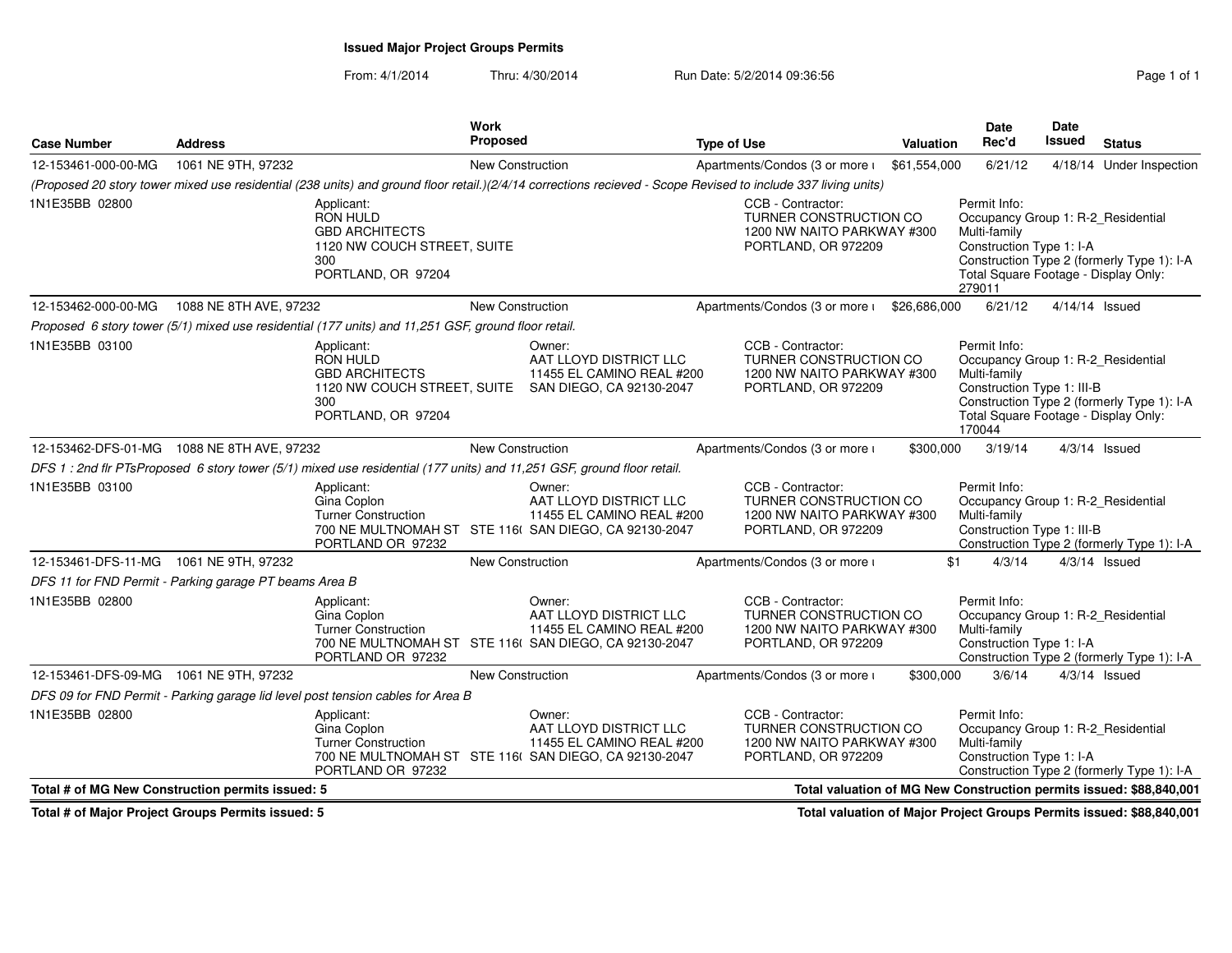# Issued Major Project Groups Permits

From: 4/1/2014 Thru: 4/30/2014 Run Date: 5/2/2014 09:36:56

| Case Number | Address | Work Proposed | Type of Use | Valuation | Date Rec'd | Date Issued | Status |
|---|---|---|---|---|---|---|---|
| 12-153461-000-00-MG | 1061 NE 9TH, 97232 | New Construction | Apartments/Condos (3 or more ι | $61,554,000 | 6/21/12 | 4/18/14 | Under Inspection |

*(Proposed 20 story tower mixed use residential (238 units) and ground floor retail.)(2/4/14 corrections recieved - Scope Revised to include 337 living units)*

1N1E35BB 02800

Applicant:
RON HULD
GBD ARCHITECTS
1120 NW COUCH STREET, SUITE 300
PORTLAND, OR 97204

CCB - Contractor:
TURNER CONSTRUCTION CO
1200 NW NAITO PARKWAY #300
PORTLAND, OR 972209

Permit Info:
Occupancy Group 1: R-2_Residential Multi-family
Construction Type 1: I-A
Construction Type 2 (formerly Type 1): I-A
Total Square Footage - Display Only: 279011

| Case Number | Address | Work Proposed | Type of Use | Valuation | Date Rec'd | Date Issued | Status |
|---|---|---|---|---|---|---|---|
| 12-153462-000-00-MG | 1088 NE 8TH AVE, 97232 | New Construction | Apartments/Condos (3 or more ι | $26,686,000 | 6/21/12 | 4/14/14 | Issued |

*Proposed 6 story tower (5/1) mixed use residential (177 units) and 11,251 GSF, ground floor retail.*

1N1E35BB 03100

Applicant:
RON HULD
GBD ARCHITECTS
1120 NW COUCH STREET, SUITE 300
PORTLAND, OR 97204

Owner:
AAT LLOYD DISTRICT LLC
11455 EL CAMINO REAL #200
SAN DIEGO, CA 92130-2047

CCB - Contractor:
TURNER CONSTRUCTION CO
1200 NW NAITO PARKWAY #300
PORTLAND, OR 972209

Permit Info:
Occupancy Group 1: R-2_Residential Multi-family
Construction Type 1: III-B
Construction Type 2 (formerly Type 1): I-A
Total Square Footage - Display Only: 170044

| Case Number | Address | Work Proposed | Type of Use | Valuation | Date Rec'd | Date Issued | Status |
|---|---|---|---|---|---|---|---|
| 12-153462-DFS-01-MG | 1088 NE 8TH AVE, 97232 | New Construction | Apartments/Condos (3 or more ι | $300,000 | 3/19/14 | 4/3/14 | Issued |

*DFS 1 : 2nd flr PTsProposed 6 story tower (5/1) mixed use residential (177 units) and 11,251 GSF, ground floor retail.*

1N1E35BB 03100

Applicant:
Gina Coplon
Turner Construction
700 NE MULTNOMAH ST STE 116(
PORTLAND OR 97232

Owner:
AAT LLOYD DISTRICT LLC
11455 EL CAMINO REAL #200
SAN DIEGO, CA 92130-2047

CCB - Contractor:
TURNER CONSTRUCTION CO
1200 NW NAITO PARKWAY #300
PORTLAND, OR 972209

Permit Info:
Occupancy Group 1: R-2_Residential Multi-family
Construction Type 1: III-B
Construction Type 2 (formerly Type 1): I-A

| Case Number | Address | Work Proposed | Type of Use | Valuation | Date Rec'd | Date Issued | Status |
|---|---|---|---|---|---|---|---|
| 12-153461-DFS-11-MG | 1061 NE 9TH, 97232 | New Construction | Apartments/Condos (3 or more ι | $1 | 4/3/14 | 4/3/14 | Issued |

*DFS 11 for FND Permit - Parking garage PT beams Area B*

1N1E35BB 02800

Applicant:
Gina Coplon
Turner Construction
700 NE MULTNOMAH ST STE 116(
PORTLAND OR 97232

Owner:
AAT LLOYD DISTRICT LLC
11455 EL CAMINO REAL #200
SAN DIEGO, CA 92130-2047

CCB - Contractor:
TURNER CONSTRUCTION CO
1200 NW NAITO PARKWAY #300
PORTLAND, OR 972209

Permit Info:
Occupancy Group 1: R-2_Residential Multi-family
Construction Type 1: I-A
Construction Type 2 (formerly Type 1): I-A

| Case Number | Address | Work Proposed | Type of Use | Valuation | Date Rec'd | Date Issued | Status |
|---|---|---|---|---|---|---|---|
| 12-153461-DFS-09-MG | 1061 NE 9TH, 97232 | New Construction | Apartments/Condos (3 or more ι | $300,000 | 3/6/14 | 4/3/14 | Issued |

*DFS 09 for FND Permit - Parking garage lid level post tension cables for Area B*

1N1E35BB 02800

Applicant:
Gina Coplon
Turner Construction
700 NE MULTNOMAH ST STE 116(
PORTLAND OR 97232

Owner:
AAT LLOYD DISTRICT LLC
11455 EL CAMINO REAL #200
SAN DIEGO, CA 92130-2047

CCB - Contractor:
TURNER CONSTRUCTION CO
1200 NW NAITO PARKWAY #300
PORTLAND, OR 972209

Permit Info:
Occupancy Group 1: R-2_Residential Multi-family
Construction Type 1: I-A
Construction Type 2 (formerly Type 1): I-A

**Total # of MG New Construction permits issued: 5** | **Total valuation of MG New Construction permits issued: $88,840,001**

**Total # of Major Project Groups Permits issued: 5** | **Total valuation of Major Project Groups Permits issued: $88,840,001**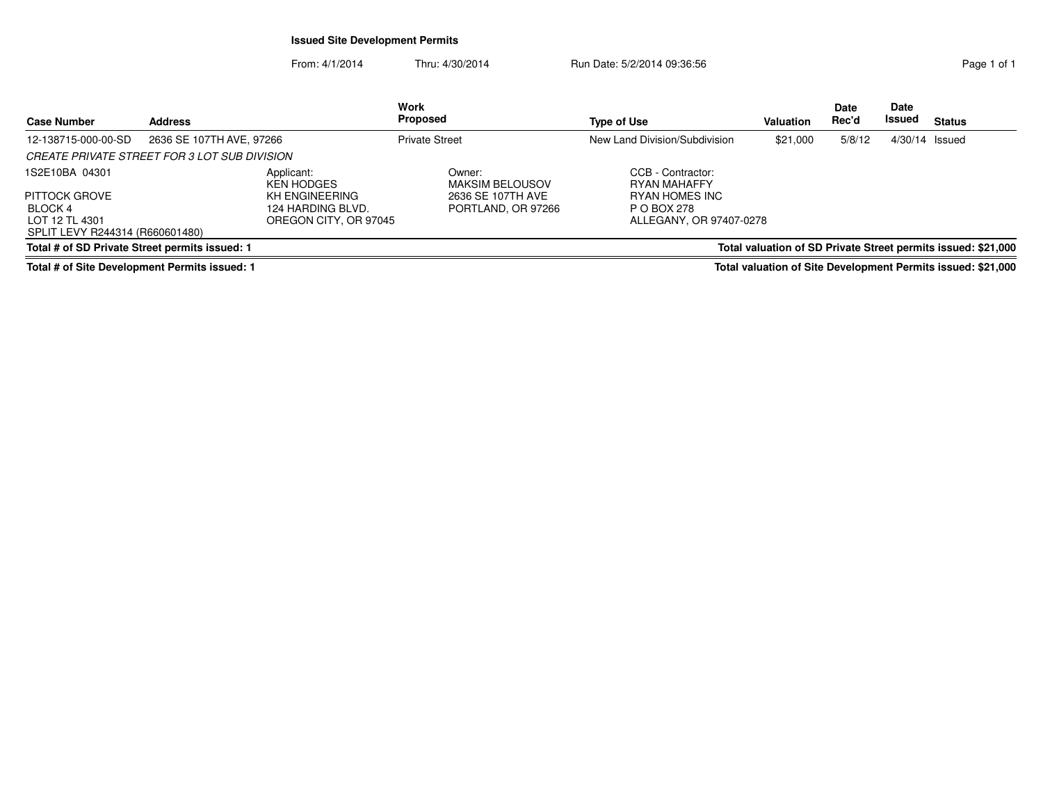**Issued Site Development Permits**

From: 4/1/2014 Thru: 4/30/2014 Run Date: 5/2/2014 09:36:56

| Case Number | Address | Work Proposed | Type of Use | Valuation | Date Rec'd | Date Issued | Status |
|---|---|---|---|---|---|---|---|
| 12-138715-000-00-SD | 2636 SE 107TH AVE, 97266 | Private Street | New Land Division/Subdivision | $21,000 | 5/8/12 | 4/30/14 | Issued |

*CREATE PRIVATE STREET FOR 3 LOT SUB DIVISION*

| | Applicant: | Owner: | CCB - Contractor: |
|---|---|---|---|
| 1S2E10BA 04301 | KEN HODGES | MAKSIM BELOUSOV | RYAN MAHAFFY |
| PITTOCK GROVE | KH ENGINEERING | 2636 SE 107TH AVE | RYAN HOMES INC |
| BLOCK 4 | 124 HARDING BLVD. | PORTLAND, OR 97266 | P O BOX 278 |
| LOT 12 TL 4301 | OREGON CITY, OR 97045 | | ALLEGANY, OR 97407-0278 |
| SPLIT LEVY R244314 (R660601480) | | | |

**Total # of SD Private Street permits issued: 1** — **Total valuation of SD Private Street permits issued: $21,000**

**Total # of Site Development Permits issued: 1** — **Total valuation of Site Development Permits issued: $21,000**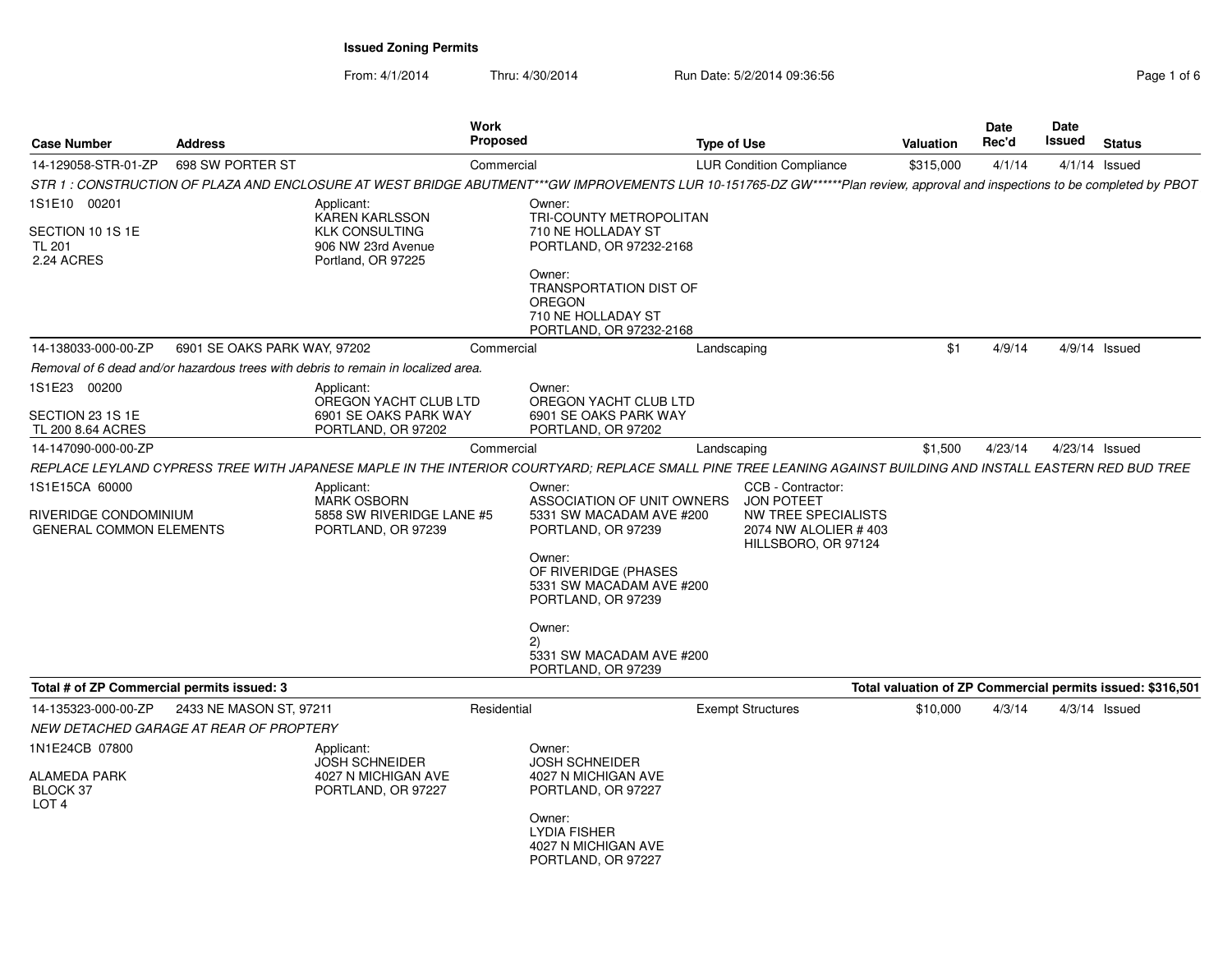**Issued Zoning Permits**

From: 4/1/2014 Thru: 4/30/2014 Run Date: 5/2/2014 09:36:56

| Case Number | Address | Work Proposed | Type of Use | Valuation | Date Rec'd | Date Issued | Status |
|---|---|---|---|---|---|---|---|
| 14-129058-STR-01-ZP | 698 SW PORTER ST | Commercial | LUR Condition Compliance | $315,000 | 4/1/14 | 4/1/14 | Issued |

*STR 1 : CONSTRUCTION OF PLAZA AND ENCLOSURE AT WEST BRIDGE ABUTMENT***GW IMPROVEMENTS LUR 10-151765-DZ GW******Plan review, approval and inspections to be completed by PBOT*

1S1E10 00201

SECTION 10 1S 1E
TL 201
2.24 ACRES

Applicant:
KAREN KARLSSON
KLK CONSULTING
906 NW 23rd Avenue
Portland, OR 97225

Owner:
TRI-COUNTY METROPOLITAN
710 NE HOLLADAY ST
PORTLAND, OR 97232-2168

Owner:
TRANSPORTATION DIST OF
OREGON
710 NE HOLLADAY ST
PORTLAND, OR 97232-2168

| Case Number | Address | Work Proposed | Type of Use | Valuation | Date Rec'd | Date Issued | Status |
|---|---|---|---|---|---|---|---|
| 14-138033-000-00-ZP | 6901 SE OAKS PARK WAY, 97202 | Commercial | Landscaping | $1 | 4/9/14 | 4/9/14 | Issued |

*Removal of 6 dead and/or hazardous trees with debris to remain in localized area.*

1S1E23 00200

SECTION 23 1S 1E
TL 200 8.64 ACRES

Applicant:
OREGON YACHT CLUB LTD
6901 SE OAKS PARK WAY
PORTLAND, OR 97202

Owner:
OREGON YACHT CLUB LTD
6901 SE OAKS PARK WAY
PORTLAND, OR 97202

| Case Number | Address | Work Proposed | Type of Use | Valuation | Date Rec'd | Date Issued | Status |
|---|---|---|---|---|---|---|---|
| 14-147090-000-00-ZP | | Commercial | Landscaping | $1,500 | 4/23/14 | 4/23/14 | Issued |

*REPLACE LEYLAND CYPRESS TREE WITH JAPANESE MAPLE IN THE INTERIOR COURTYARD; REPLACE SMALL PINE TREE LEANING AGAINST BUILDING AND INSTALL EASTERN RED BUD TREE*

1S1E15CA 60000

RIVERIDGE CONDOMINIUM
GENERAL COMMON ELEMENTS

Applicant:
MARK OSBORN
5858 SW RIVERIDGE LANE #5
PORTLAND, OR 97239

Owner:
ASSOCIATION OF UNIT OWNERS
5331 SW MACADAM AVE #200
PORTLAND, OR 97239

Owner:
OF RIVERIDGE (PHASES
5331 SW MACADAM AVE #200
PORTLAND, OR 97239

Owner:
2)
5331 SW MACADAM AVE #200
PORTLAND, OR 97239

CCB - Contractor:
JON POTEET
NW TREE SPECIALISTS
2074 NW ALOLIER # 403
HILLSBORO, OR 97124

**Total # of ZP Commercial permits issued: 3**

**Total valuation of ZP Commercial permits issued: $316,501**

| Case Number | Address | Work Proposed | Type of Use | Valuation | Date Rec'd | Date Issued | Status |
|---|---|---|---|---|---|---|---|
| 14-135323-000-00-ZP | 2433 NE MASON ST, 97211 | Residential | Exempt Structures | $10,000 | 4/3/14 | 4/3/14 | Issued |

*NEW DETACHED GARAGE AT REAR OF PROPTERY*

1N1E24CB 07800

ALAMEDA PARK
BLOCK 37
LOT 4

Applicant:
JOSH SCHNEIDER
4027 N MICHIGAN AVE
PORTLAND, OR 97227

Owner:
JOSH SCHNEIDER
4027 N MICHIGAN AVE
PORTLAND, OR 97227

Owner:
LYDIA FISHER
4027 N MICHIGAN AVE
PORTLAND, OR 97227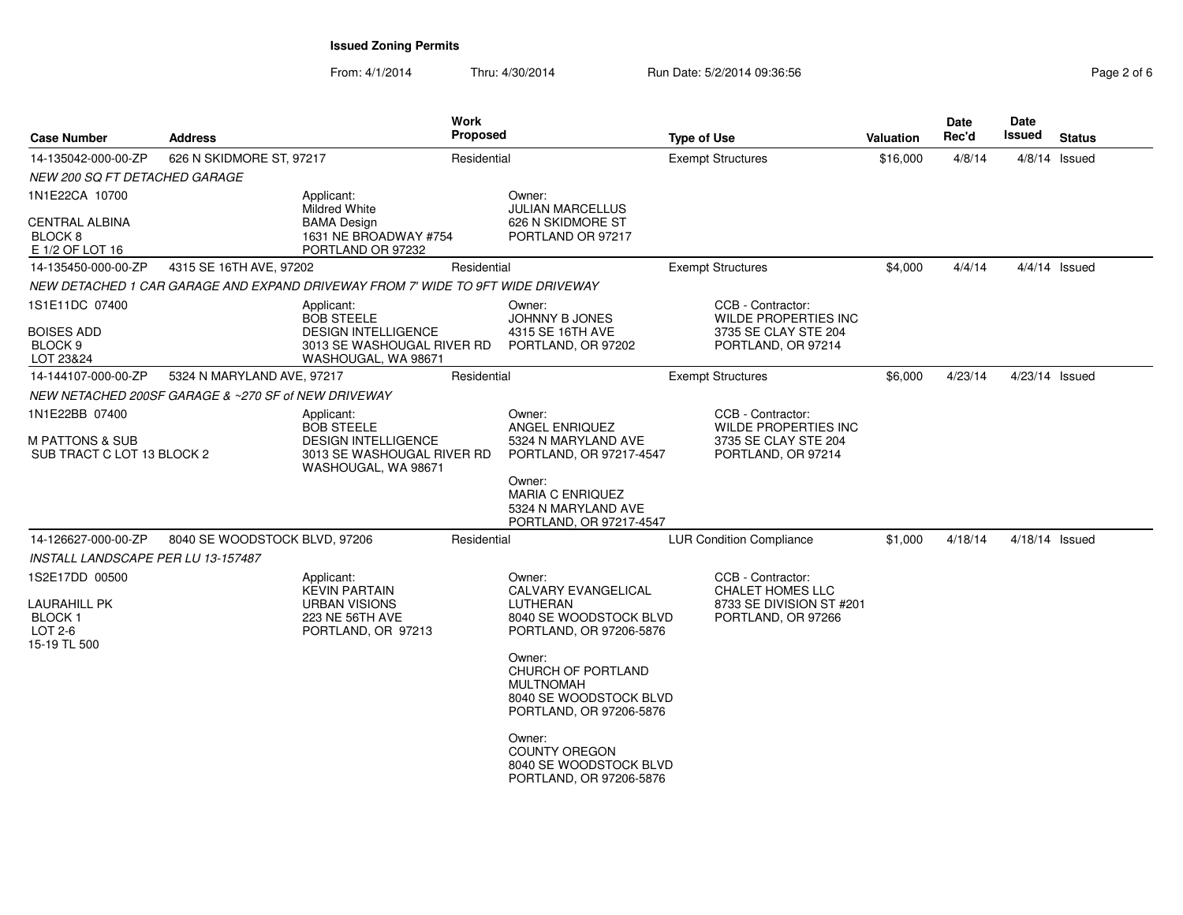**Issued Zoning Permits**

From: 4/1/2014 Thru: 4/30/2014 Run Date: 5/2/2014 09:36:56

| Case Number | Address | Work Proposed | Type of Use | Valuation | Date Rec'd | Date Issued | Status |
|---|---|---|---|---|---|---|---|
| 14-135042-000-00-ZP | 626 N SKIDMORE ST, 97217 | Residential | Exempt Structures | $16,000 | 4/8/14 | 4/8/14 | Issued |

*NEW 200 SQ FT DETACHED GARAGE*

1N1E22CA 10700

CENTRAL ALBINA
BLOCK 8
E 1/2 OF LOT 16

Applicant:
Mildred White
BAMA Design
1631 NE BROADWAY #754
PORTLAND OR 97232

Owner:
JULIAN MARCELLUS
626 N SKIDMORE ST
PORTLAND OR 97217

| Case Number | Address | Work Proposed | Type of Use | Valuation | Date Rec'd | Date Issued | Status |
|---|---|---|---|---|---|---|---|
| 14-135450-000-00-ZP | 4315 SE 16TH AVE, 97202 | Residential | Exempt Structures | $4,000 | 4/4/14 | 4/4/14 | Issued |

*NEW DETACHED 1 CAR GARAGE AND EXPAND DRIVEWAY FROM 7' WIDE TO 9FT WIDE DRIVEWAY*

1S1E11DC 07400

BOISES ADD
BLOCK 9
LOT 23&24

Applicant:
BOB STEELE
DESIGN INTELLIGENCE
3013 SE WASHOUGAL RIVER RD
WASHOUGAL, WA 98671

Owner:
JOHNNY B JONES
4315 SE 16TH AVE
PORTLAND, OR 97202

CCB - Contractor:
WILDE PROPERTIES INC
3735 SE CLAY STE 204
PORTLAND, OR 97214

| Case Number | Address | Work Proposed | Type of Use | Valuation | Date Rec'd | Date Issued | Status |
|---|---|---|---|---|---|---|---|
| 14-144107-000-00-ZP | 5324 N MARYLAND AVE, 97217 | Residential | Exempt Structures | $6,000 | 4/23/14 | 4/23/14 | Issued |

*NEW NETACHED 200SF GARAGE & ~270 SF of NEW DRIVEWAY*

1N1E22BB 07400

M PATTONS & SUB
SUB TRACT C LOT 13 BLOCK 2

Applicant:
BOB STEELE
DESIGN INTELLIGENCE
3013 SE WASHOUGAL RIVER RD
WASHOUGAL, WA 98671

Owner:
ANGEL ENRIQUEZ
5324 N MARYLAND AVE
PORTLAND, OR 97217-4547

Owner:
MARIA C ENRIQUEZ
5324 N MARYLAND AVE
PORTLAND, OR 97217-4547

CCB - Contractor:
WILDE PROPERTIES INC
3735 SE CLAY STE 204
PORTLAND, OR 97214

| Case Number | Address | Work Proposed | Type of Use | Valuation | Date Rec'd | Date Issued | Status |
|---|---|---|---|---|---|---|---|
| 14-126627-000-00-ZP | 8040 SE WOODSTOCK BLVD, 97206 | Residential | LUR Condition Compliance | $1,000 | 4/18/14 | 4/18/14 | Issued |

*INSTALL LANDSCAPE PER LU 13-157487*

1S2E17DD 00500

LAURAHILL PK
BLOCK 1
LOT 2-6
15-19 TL 500

Applicant:
KEVIN PARTAIN
URBAN VISIONS
223 NE 56TH AVE
PORTLAND, OR 97213

Owner:
CALVARY EVANGELICAL LUTHERAN
8040 SE WOODSTOCK BLVD
PORTLAND, OR 97206-5876

Owner:
CHURCH OF PORTLAND MULTNOMAH
8040 SE WOODSTOCK BLVD
PORTLAND, OR 97206-5876

Owner:
COUNTY OREGON
8040 SE WOODSTOCK BLVD
PORTLAND, OR 97206-5876

CCB - Contractor:
CHALET HOMES LLC
8733 SE DIVISION ST #201
PORTLAND, OR 97266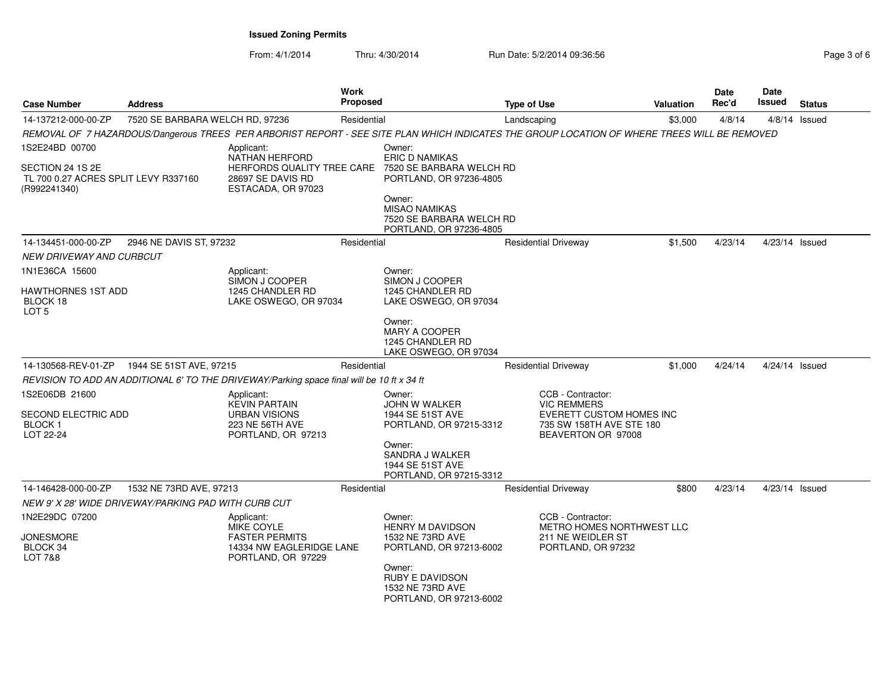**Issued Zoning Permits**

From: 4/1/2014 Thru: 4/30/2014 Run Date: 5/2/2014 09:36:56

| Case Number | Address | Work Proposed | Type of Use | Valuation | Date Rec'd | Date Issued | Status |
|---|---|---|---|---|---|---|---|
| 14-137212-000-00-ZP | 7520 SE BARBARA WELCH RD, 97236 | Residential | Landscaping | $3,000 | 4/8/14 | 4/8/14 | Issued |

REMOVAL OF 7 HAZARDOUS/Dangerous TREES PER ARBORIST REPORT - SEE SITE PLAN WHICH INDICATES THE GROUP LOCATION OF WHERE TREES WILL BE REMOVED

1S2E24BD 00700

SECTION 24 1S 2E
TL 700 0.27 ACRES SPLIT LEVY R337160
(R992241340)

Applicant:
NATHAN HERFORD
HERFORDS QUALITY TREE CARE
28697 SE DAVIS RD
ESTACADA, OR 97023

Owner:
ERIC D NAMIKAS
7520 SE BARBARA WELCH RD
PORTLAND, OR 97236-4805

Owner:
MISAO NAMIKAS
7520 SE BARBARA WELCH RD
PORTLAND, OR 97236-4805

| Case Number | Address | Work Proposed | Type of Use | Valuation | Date Rec'd | Date Issued | Status |
|---|---|---|---|---|---|---|---|
| 14-134451-000-00-ZP | 2946 NE DAVIS ST, 97232 | Residential | Residential Driveway | $1,500 | 4/23/14 | 4/23/14 | Issued |

NEW DRIVEWAY AND CURBCUT

1N1E36CA 15600

HAWTHORNES 1ST ADD
BLOCK 18
LOT 5

Applicant:
SIMON J COOPER
1245 CHANDLER RD
LAKE OSWEGO, OR 97034

Owner:
SIMON J COOPER
1245 CHANDLER RD
LAKE OSWEGO, OR 97034

Owner:
MARY A COOPER
1245 CHANDLER RD
LAKE OSWEGO, OR 97034

| Case Number | Address | Work Proposed | Type of Use | Valuation | Date Rec'd | Date Issued | Status |
|---|---|---|---|---|---|---|---|
| 14-130568-REV-01-ZP | 1944 SE 51ST AVE, 97215 | Residential | Residential Driveway | $1,000 | 4/24/14 | 4/24/14 | Issued |

REVISION TO ADD AN ADDITIONAL 6' TO THE DRIVEWAY/Parking space final will be 10 ft x 34 ft

1S2E06DB 21600

SECOND ELECTRIC ADD
BLOCK 1
LOT 22-24

Applicant:
KEVIN PARTAIN
URBAN VISIONS
223 NE 56TH AVE
PORTLAND, OR 97213

Owner:
JOHN W WALKER
1944 SE 51ST AVE
PORTLAND, OR 97215-3312

Owner:
SANDRA J WALKER
1944 SE 51ST AVE
PORTLAND, OR 97215-3312

CCB - Contractor:
VIC REMMERS
EVERETT CUSTOM HOMES INC
735 SW 158TH AVE STE 180
BEAVERTON OR 97008

| Case Number | Address | Work Proposed | Type of Use | Valuation | Date Rec'd | Date Issued | Status |
|---|---|---|---|---|---|---|---|
| 14-146428-000-00-ZP | 1532 NE 73RD AVE, 97213 | Residential | Residential Driveway | $800 | 4/23/14 | 4/23/14 | Issued |

NEW 9' X 28' WIDE DRIVEWAY/PARKING PAD WITH CURB CUT

1N2E29DC 07200

JONESMORE
BLOCK 34
LOT 7&8

Applicant:
MIKE COYLE
FASTER PERMITS
14334 NW EAGLERIDGE LANE
PORTLAND, OR 97229

Owner:
HENRY M DAVIDSON
1532 NE 73RD AVE
PORTLAND, OR 97213-6002

Owner:
RUBY E DAVIDSON
1532 NE 73RD AVE
PORTLAND, OR 97213-6002

CCB - Contractor:
METRO HOMES NORTHWEST LLC
211 NE WEIDLER ST
PORTLAND, OR 97232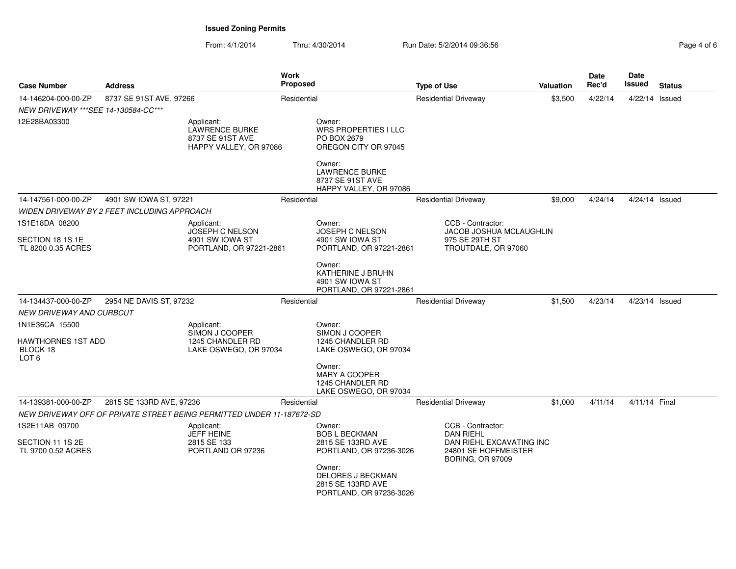**Issued Zoning Permits**

From: 4/1/2014 Thru: 4/30/2014 Run Date: 5/2/2014 09:36:56

| Case Number | Address | Work Proposed | Type of Use | Valuation | Date Rec'd | Date Issued | Status |
|---|---|---|---|---|---|---|---|
| 14-146204-000-00-ZP | 8737 SE 91ST AVE, 97266 | Residential | Residential Driveway | $3,500 | 4/22/14 | 4/22/14 | Issued |
| 14-147561-000-00-ZP | 4901 SW IOWA ST, 97221 | Residential | Residential Driveway | $9,000 | 4/24/14 | 4/24/14 | Issued |
| 14-134437-000-00-ZP | 2954 NE DAVIS ST, 97232 | Residential | Residential Driveway | $1,500 | 4/23/14 | 4/23/14 | Issued |
| 14-139381-000-00-ZP | 2815 SE 133RD AVE, 97236 | Residential | Residential Driveway | $1,000 | 4/11/14 | 4/11/14 | Final |

**14-146204-000-00-ZP**

*NEW DRIVEWAY \*\*\*SEE 14-130584-CC\*\*\**

12E28BA03300

Applicant:
LAWRENCE BURKE
8737 SE 91ST AVE
HAPPY VALLEY, OR 97086

Owner:
WRS PROPERTIES I LLC
PO BOX 2679
OREGON CITY OR 97045

Owner:
LAWRENCE BURKE
8737 SE 91ST AVE
HAPPY VALLEY, OR 97086

**14-147561-000-00-ZP**

*WIDEN DRIVEWAY BY 2 FEET INCLUDING APPROACH*

1S1E18DA 08200

SECTION 18 1S 1E
TL 8200 0.35 ACRES

Applicant:
JOSEPH C NELSON
4901 SW IOWA ST
PORTLAND, OR 97221-2861

Owner:
JOSEPH C NELSON
4901 SW IOWA ST
PORTLAND, OR 97221-2861

Owner:
KATHERINE J BRUHN
4901 SW IOWA ST
PORTLAND, OR 97221-2861

CCB - Contractor:
JACOB JOSHUA MCLAUGHLIN
975 SE 29TH ST
TROUTDALE, OR 97060

**14-134437-000-00-ZP**

*NEW DRIVEWAY AND CURBCUT*

1N1E36CA 15500

HAWTHORNES 1ST ADD
BLOCK 18
LOT 6

Applicant:
SIMON J COOPER
1245 CHANDLER RD
LAKE OSWEGO, OR 97034

Owner:
SIMON J COOPER
1245 CHANDLER RD
LAKE OSWEGO, OR 97034

Owner:
MARY A COOPER
1245 CHANDLER RD
LAKE OSWEGO, OR 97034

**14-139381-000-00-ZP**

*NEW DRIVEWAY OFF OF PRIVATE STREET BEING PERMITTED UNDER 11-187672-SD*

1S2E11AB 09700

SECTION 11 1S 2E
TL 9700 0.52 ACRES

Applicant:
JEFF HEINE
2815 SE 133
PORTLAND OR 97236

Owner:
BOB L BECKMAN
2815 SE 133RD AVE
PORTLAND, OR 97236-3026

Owner:
DELORES J BECKMAN
2815 SE 133RD AVE
PORTLAND, OR 97236-3026

CCB - Contractor:
DAN RIEHL
DAN RIEHL EXCAVATING INC
24801 SE HOFFMEISTER
BORING, OR 97009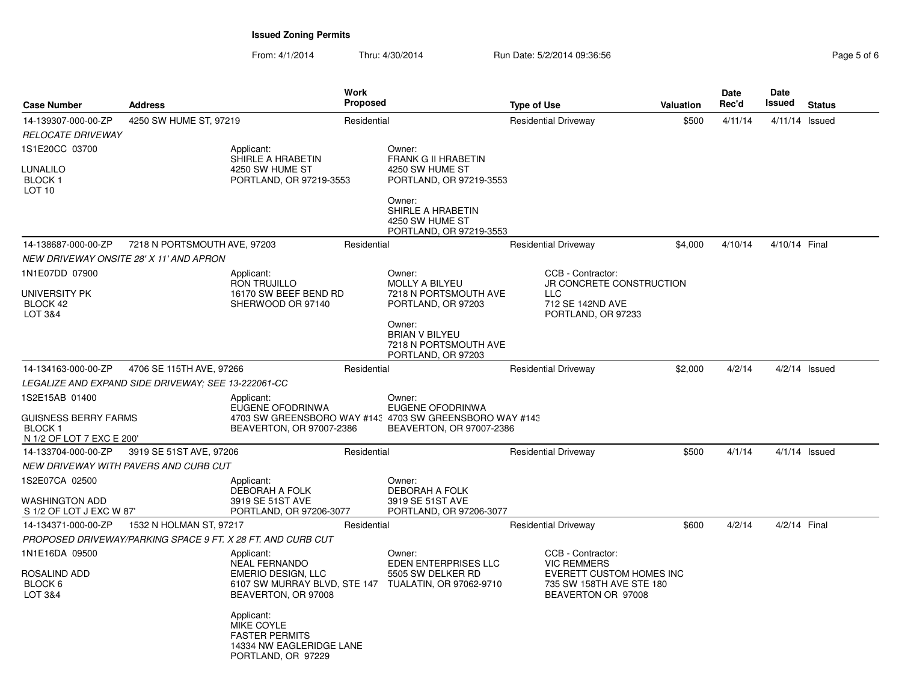# Issued Zoning Permits

From: 4/1/2014 Thru: 4/30/2014 Run Date: 5/2/2014 09:36:56

| Case Number | Address | Work Proposed | Type of Use | Valuation | Date Rec'd | Date Issued | Status |
|---|---|---|---|---|---|---|---|
| 14-139307-000-00-ZP | 4250 SW HUME ST, 97219 | Residential | Residential Driveway | $500 | 4/11/14 | 4/11/14 | Issued |
| 14-138687-000-00-ZP | 7218 N PORTSMOUTH AVE, 97203 | Residential | Residential Driveway | $4,000 | 4/10/14 | 4/10/14 | Final |
| 14-134163-000-00-ZP | 4706 SE 115TH AVE, 97266 | Residential | Residential Driveway | $2,000 | 4/2/14 | 4/2/14 | Issued |
| 14-133704-000-00-ZP | 3919 SE 51ST AVE, 97206 | Residential | Residential Driveway | $500 | 4/1/14 | 4/1/14 | Issued |
| 14-134371-000-00-ZP | 1532 N HOLMAN ST, 97217 | Residential | Residential Driveway | $600 | 4/2/14 | 4/2/14 | Final |

**14-139307-000-00-ZP** — 4250 SW HUME ST, 97219

*RELOCATE DRIVEWAY*

1S1E20CC 03700

LUNALILO
BLOCK 1
LOT 10

Applicant:
SHIRLE A HRABETIN
4250 SW HUME ST
PORTLAND, OR 97219-3553

Owner:
FRANK G II HRABETIN
4250 SW HUME ST
PORTLAND, OR 97219-3553

Owner:
SHIRLE A HRABETIN
4250 SW HUME ST
PORTLAND, OR 97219-3553

**14-138687-000-00-ZP** — 7218 N PORTSMOUTH AVE, 97203

*NEW DRIVEWAY ONSITE 28' X 11' AND APRON*

1N1E07DD 07900

UNIVERSITY PK
BLOCK 42
LOT 3&4

Applicant:
RON TRUJILLO
16170 SW BEEF BEND RD
SHERWOOD OR 97140

Owner:
MOLLY A BILYEU
7218 N PORTSMOUTH AVE
PORTLAND, OR 97203

Owner:
BRIAN V BILYEU
7218 N PORTSMOUTH AVE
PORTLAND, OR 97203

CCB - Contractor:
JR CONCRETE CONSTRUCTION LLC
712 SE 142ND AVE
PORTLAND, OR 97233

**14-134163-000-00-ZP** — 4706 SE 115TH AVE, 97266

*LEGALIZE AND EXPAND SIDE DRIVEWAY; SEE 13-222061-CC*

1S2E15AB 01400

GUISNESS BERRY FARMS
BLOCK 1
N 1/2 OF LOT 7 EXC E 200'

Applicant:
EUGENE OFODRINWA
4703 SW GREENSBORO WAY #143
BEAVERTON, OR 97007-2386

Owner:
EUGENE OFODRINWA
4703 SW GREENSBORO WAY #143
BEAVERTON, OR 97007-2386

**14-133704-000-00-ZP** — 3919 SE 51ST AVE, 97206

*NEW DRIVEWAY WITH PAVERS AND CURB CUT*

1S2E07CA 02500

WASHINGTON ADD
S 1/2 OF LOT J EXC W 87'

Applicant:
DEBORAH A FOLK
3919 SE 51ST AVE
PORTLAND, OR 97206-3077

Owner:
DEBORAH A FOLK
3919 SE 51ST AVE
PORTLAND, OR 97206-3077

**14-134371-000-00-ZP** — 1532 N HOLMAN ST, 97217

*PROPOSED DRIVEWAY/PARKING SPACE 9 FT. X 28 FT. AND CURB CUT*

1N1E16DA 09500

ROSALIND ADD
BLOCK 6
LOT 3&4

Applicant:
NEAL FERNANDO
EMERIO DESIGN, LLC
6107 SW MURRAY BLVD, STE 147
BEAVERTON, OR 97008

Applicant:
MIKE COYLE
FASTER PERMITS
14334 NW EAGLERIDGE LANE
PORTLAND, OR 97229

Owner:
EDEN ENTERPRISES LLC
5505 SW DELKER RD
TUALATIN, OR 97062-9710

CCB - Contractor:
VIC REMMERS
EVERETT CUSTOM HOMES INC
735 SW 158TH AVE STE 180
BEAVERTON OR 97008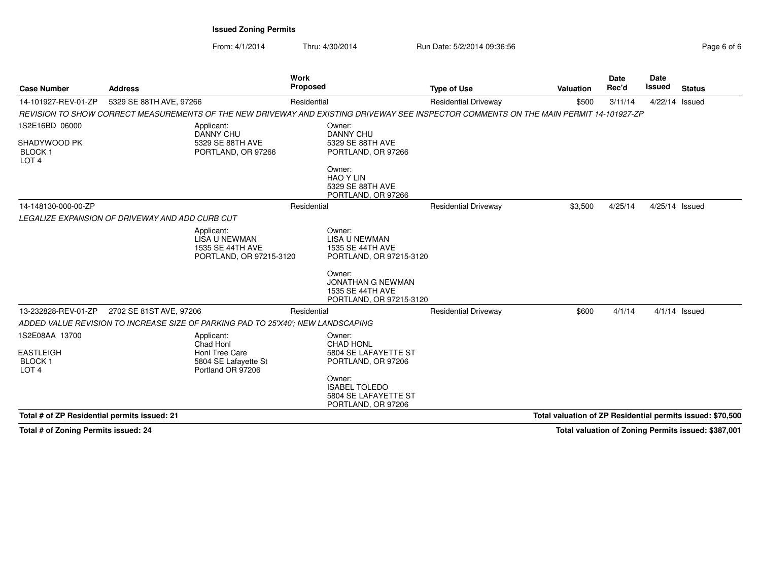**Issued Zoning Permits**

From: 4/1/2014 Thru: 4/30/2014 Run Date: 5/2/2014 09:36:56

| Case Number | Address | Work Proposed | Type of Use | Valuation | Date Rec'd | Date Issued | Status |
|---|---|---|---|---|---|---|---|
| 14-101927-REV-01-ZP | 5329 SE 88TH AVE, 97266 | Residential | Residential Driveway | $500 | 3/11/14 | 4/22/14 | Issued |

*REVISION TO SHOW CORRECT MEASUREMENTS OF THE NEW DRIVEWAY AND EXISTING DRIVEWAY SEE INSPECTOR COMMENTS ON THE MAIN PERMIT 14-101927-ZP*

1S2E16BD 06000

SHADYWOOD PK
BLOCK 1
LOT 4

Applicant:
DANNY CHU
5329 SE 88TH AVE
PORTLAND, OR 97266

Owner:
DANNY CHU
5329 SE 88TH AVE
PORTLAND, OR 97266

Owner:
HAO Y LIN
5329 SE 88TH AVE
PORTLAND, OR 97266

| Case Number | Address | Work Proposed | Type of Use | Valuation | Date Rec'd | Date Issued | Status |
|---|---|---|---|---|---|---|---|
| 14-148130-000-00-ZP | | Residential | Residential Driveway | $3,500 | 4/25/14 | 4/25/14 | Issued |

*LEGALIZE EXPANSION OF DRIVEWAY AND ADD CURB CUT*

Applicant:
LISA U NEWMAN
1535 SE 44TH AVE
PORTLAND, OR 97215-3120

Owner:
LISA U NEWMAN
1535 SE 44TH AVE
PORTLAND, OR 97215-3120

Owner:
JONATHAN G NEWMAN
1535 SE 44TH AVE
PORTLAND, OR 97215-3120

| Case Number | Address | Work Proposed | Type of Use | Valuation | Date Rec'd | Date Issued | Status |
|---|---|---|---|---|---|---|---|
| 13-232828-REV-01-ZP | 2702 SE 81ST AVE, 97206 | Residential | Residential Driveway | $600 | 4/1/14 | 4/1/14 | Issued |

*ADDED VALUE REVISION TO INCREASE SIZE OF PARKING PAD TO 25'X40'; NEW LANDSCAPING*

1S2E08AA 13700

EASTLEIGH
BLOCK 1
LOT 4

Applicant:
Chad Honl
Honl Tree Care
5804 SE Lafayette St
Portland OR 97206

Owner:
CHAD HONL
5804 SE LAFAYETTE ST
PORTLAND, OR 97206

Owner:
ISABEL TOLEDO
5804 SE LAFAYETTE ST
PORTLAND, OR 97206

**Total # of ZP Residential permits issued: 21**

**Total valuation of ZP Residential permits issued: $70,500**

**Total # of Zoning Permits issued: 24**

**Total valuation of Zoning Permits issued: $387,001**